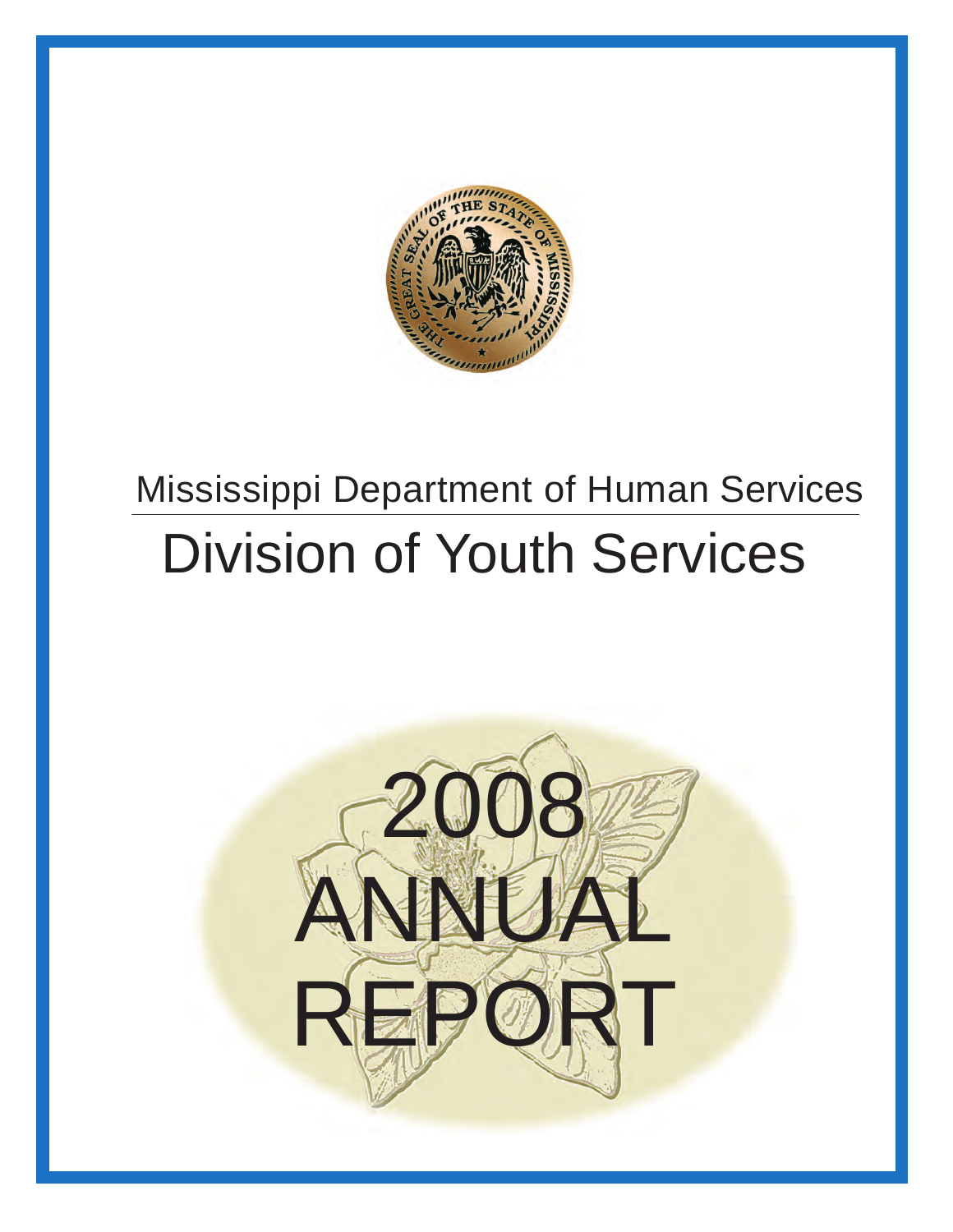Mississippi Department of Human Services

# Division of Youth Services

# 2008 ANNUAL REPORT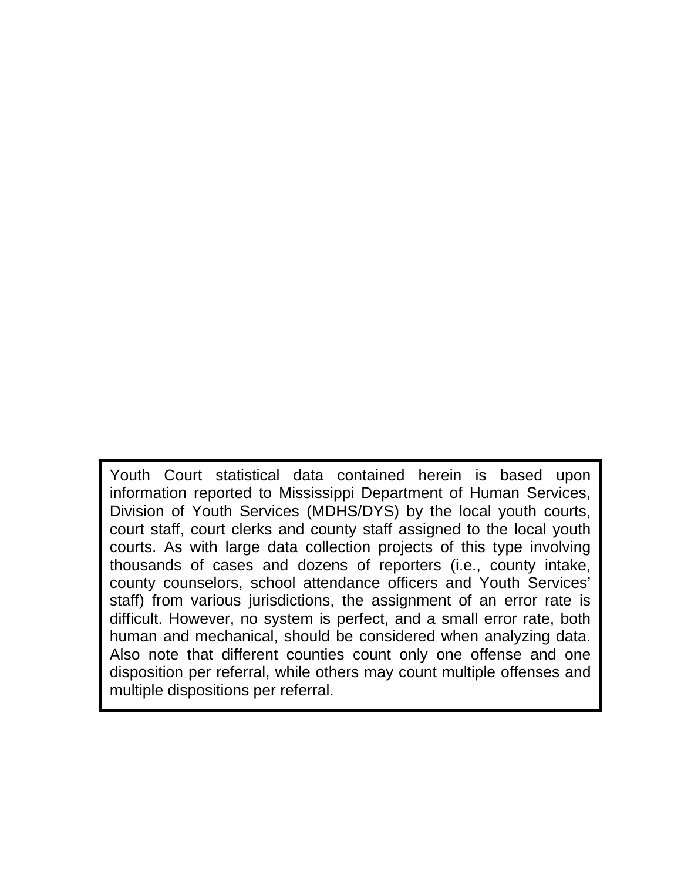Youth Court statistical data contained herein is based upon information reported to Mississippi Department of Human Services, Division of Youth Services (MDHS/DYS) by the local youth courts, court staff, court clerks and county staff assigned to the local youth courts. As with large data collection projects of this type involving thousands of cases and dozens of reporters (i.e., county intake, county counselors, school attendance officers and Youth Services' staff) from various jurisdictions, the assignment of an error rate is difficult. However, no system is perfect, and a small error rate, both human and mechanical, should be considered when analyzing data. Also note that different counties count only one offense and one disposition per referral, while others may count multiple offenses and multiple dispositions per referral.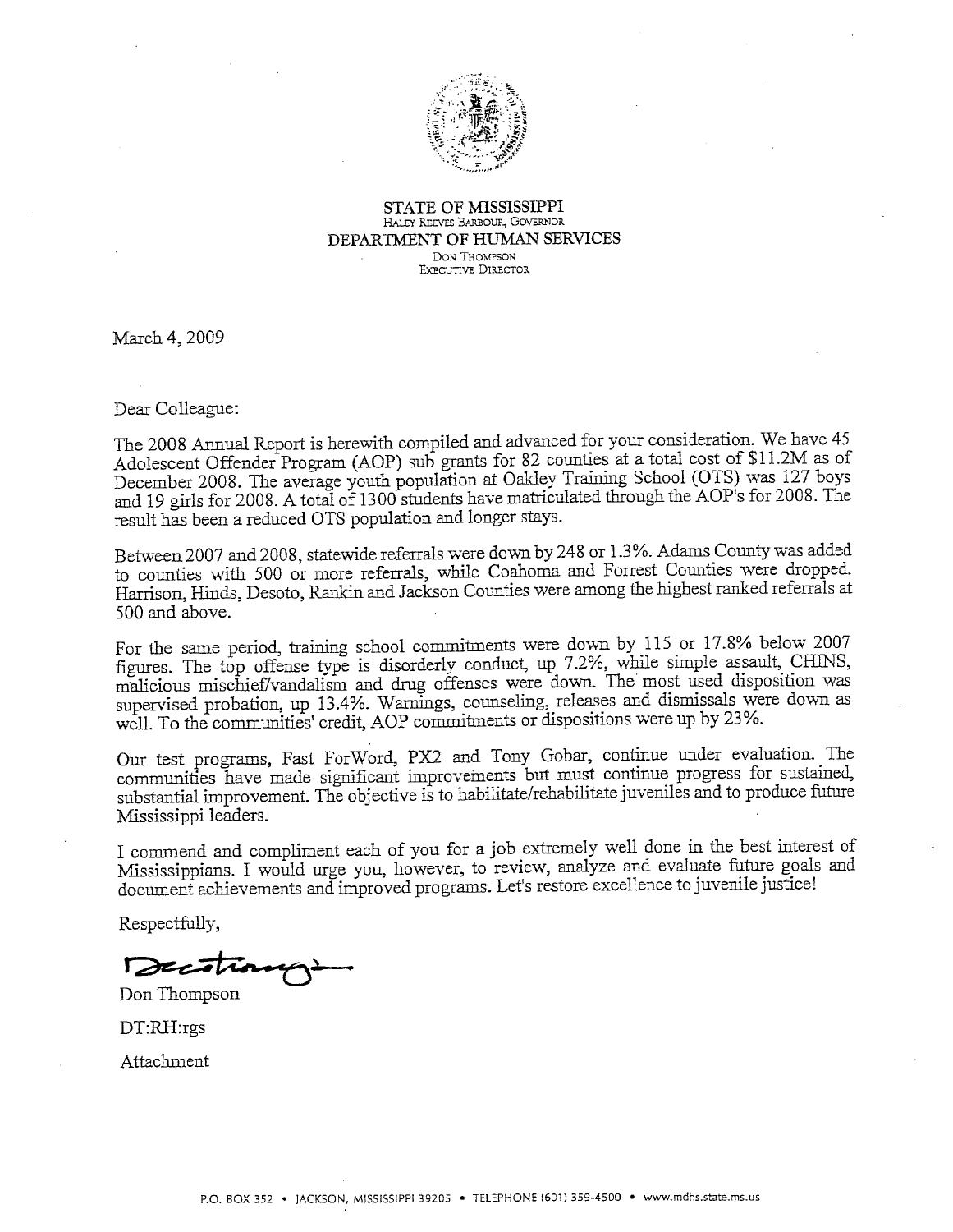STATE OF MISSISSIPPI
HALEY REEVES BARBOUR, GOVERNOR
DEPARTMENT OF HUMAN SERVICES
DON THOMPSON
EXECUTIVE DIRECTOR

March 4, 2009

Dear Colleague:

The 2008 Annual Report is herewith compiled and advanced for your consideration. We have 45 Adolescent Offender Program (AOP) sub grants for 82 counties at a total cost of $11.2M as of December 2008. The average youth population at Oakley Training School (OTS) was 127 boys and 19 girls for 2008. A total of 1300 students have matriculated through the AOP's for 2008. The result has been a reduced OTS population and longer stays.

Between 2007 and 2008, statewide referrals were down by 248 or 1.3%. Adams County was added to counties with 500 or more referrals, while Coahoma and Forrest Counties were dropped. Harrison, Hinds, Desoto, Rankin and Jackson Counties were among the highest ranked referrals at 500 and above.

For the same period, training school commitments were down by 115 or 17.8% below 2007 figures. The top offense type is disorderly conduct, up 7.2%, while simple assault, CHINS, malicious mischief/vandalism and drug offenses were down. The most used disposition was supervised probation, up 13.4%. Warnings, counseling, releases and dismissals were down as well. To the communities' credit, AOP commitments or dispositions were up by 23%.

Our test programs, Fast ForWord, PX2 and Tony Gobar, continue under evaluation. The communities have made significant improvements but must continue progress for sustained, substantial improvement. The objective is to habilitate/rehabilitate juveniles and to produce future Mississippi leaders.

I commend and compliment each of you for a job extremely well done in the best interest of Mississippians. I would urge you, however, to review, analyze and evaluate future goals and document achievements and improved programs. Let's restore excellence to juvenile justice!

Respectfully,

Don Thompson

DT:RH:rgs

Attachment

P.O. BOX 352 • JACKSON, MISSISSIPPI 39205 • TELEPHONE (601) 359-4500 • www.mdhs.state.ms.us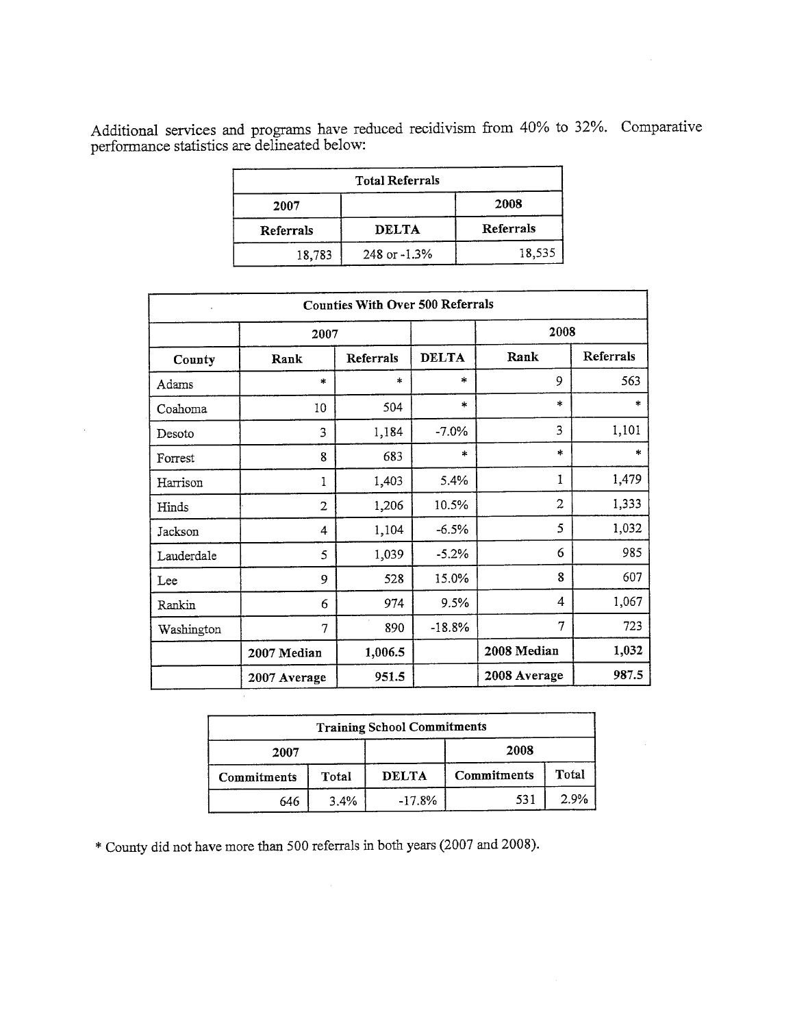Additional services and programs have reduced recidivism from 40% to 32%. Comparative performance statistics are delineated below:

| Total Referrals | | |
|---|---|---|
| 2007 | | 2008 |
| Referrals | DELTA | Referrals |
| 18,783 | 248 or -1.3% | 18,535 |

| Counties With Over 500 Referrals | | | | | |
|---|---|---|---|---|---|
| | 2007 | | | 2008 | |
| County | Rank | Referrals | DELTA | Rank | Referrals |
| Adams | * | * | * | 9 | 563 |
| Coahoma | 10 | 504 | * | * | * |
| Desoto | 3 | 1,184 | -7.0% | 3 | 1,101 |
| Forrest | 8 | 683 | * | * | * |
| Harrison | 1 | 1,403 | 5.4% | 1 | 1,479 |
| Hinds | 2 | 1,206 | 10.5% | 2 | 1,333 |
| Jackson | 4 | 1,104 | -6.5% | 5 | 1,032 |
| Lauderdale | 5 | 1,039 | -5.2% | 6 | 985 |
| Lee | 9 | 528 | 15.0% | 8 | 607 |
| Rankin | 6 | 974 | 9.5% | 4 | 1,067 |
| Washington | 7 | 890 | -18.8% | 7 | 723 |
| | **2007 Median** | **1,006.5** | | **2008 Median** | **1,032** |
| | **2007 Average** | **951.5** | | **2008 Average** | **987.5** |

| Training School Commitments | | | | |
|---|---|---|---|---|
| 2007 | | | 2008 | |
| Commitments | Total | DELTA | Commitments | Total |
| 646 | 3.4% | -17.8% | 531 | 2.9% |

* County did not have more than 500 referrals in both years (2007 and 2008).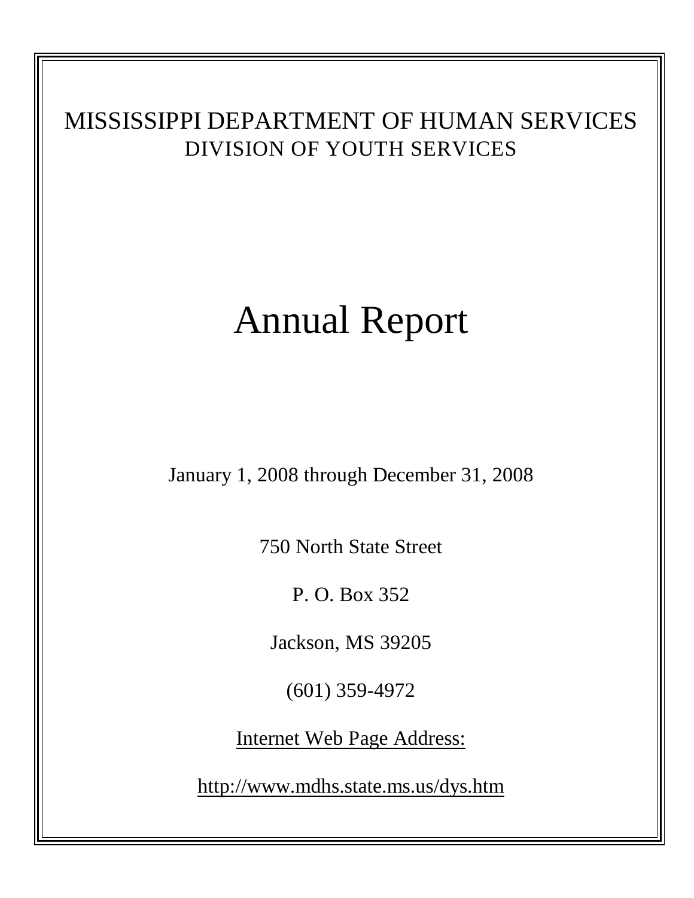# MISSISSIPPI DEPARTMENT OF HUMAN SERVICES

## DIVISION OF YOUTH SERVICES

# Annual Report

January 1, 2008 through December 31, 2008

750 North State Street

P. O. Box 352

Jackson, MS 39205

(601) 359-4972

Internet Web Page Address:

http://www.mdhs.state.ms.us/dys.htm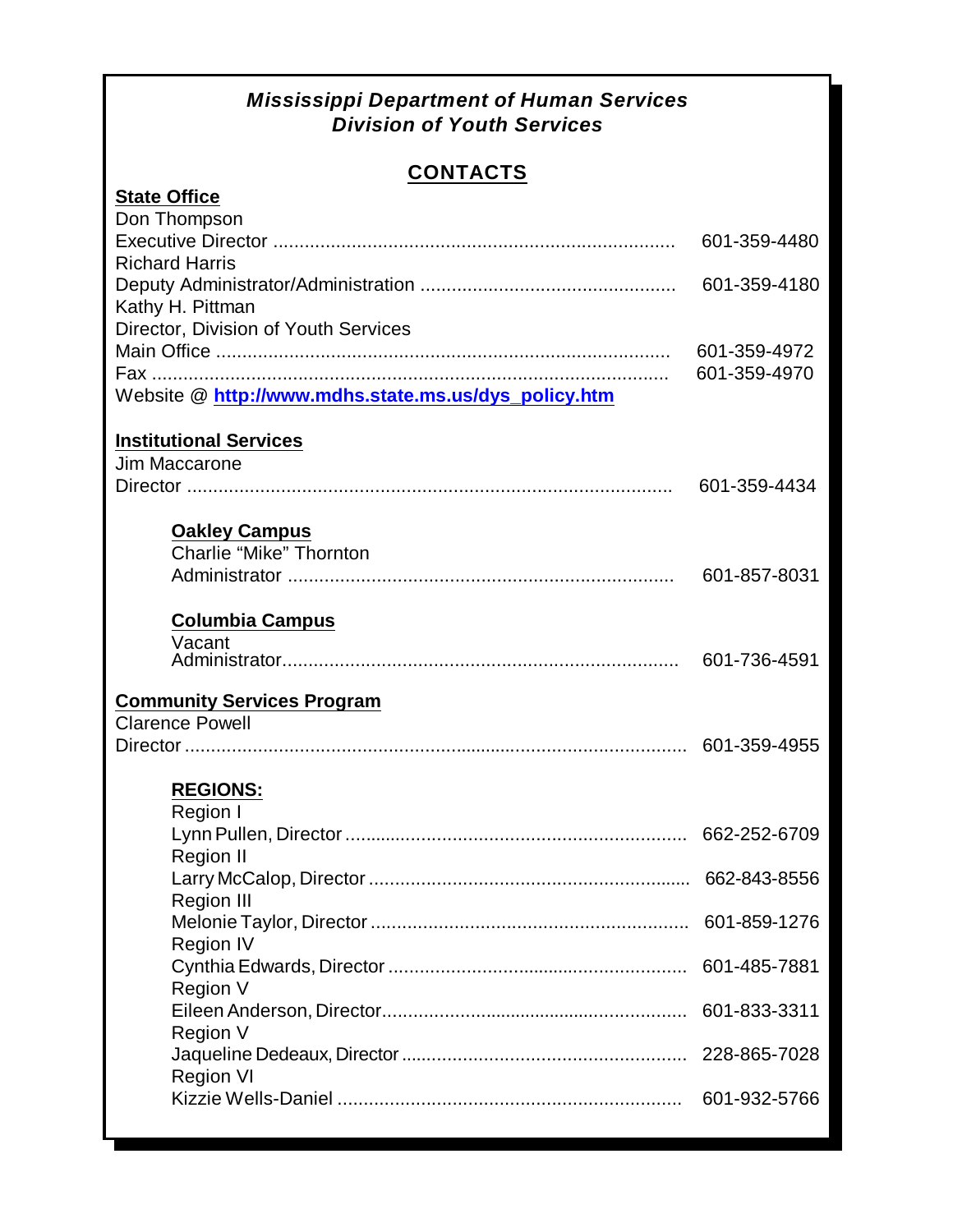# *Mississippi Department of Human Services*
# *Division of Youth Services*

## CONTACTS

**State Office**

Don Thompson
Executive Director ............................................................................ 601-359-4480

Richard Harris
Deputy Administrator/Administration ................................................ 601-359-4180

Kathy H. Pittman
Director, Division of Youth Services
Main Office ...................................................................................... 601-359-4972
Fax .................................................................................................. 601-359-4970
Website @ **http://www.mdhs.state.ms.us/dys_policy.htm**

**Institutional Services**

Jim Maccarone
Director ............................................................................................ 601-359-4434

**Oakley Campus**

Charlie "Mike" Thornton
Administrator ......................................................................... 601-857-8031

**Columbia Campus**

Vacant
Administrator........................................................................... 601-736-4591

**Community Services Program**

Clarence Powell
Director ................................................................................................ 601-359-4955

**REGIONS:**

Region I
Lynn Pullen, Director ................................................................. 662-252-6709

Region II
Larry McCalop, Director ............................................................. 662-843-8556

Region III
Melonie Taylor, Director ............................................................ 601-859-1276

Region IV
Cynthia Edwards, Director ......................................................... 601-485-7881

Region V
Eileen Anderson, Director........................................................... 601-833-3311

Region V
Jaqueline Dedeaux, Director ...................................................... 228-865-7028

Region VI
Kizzie Wells-Daniel ................................................................. 601-932-5766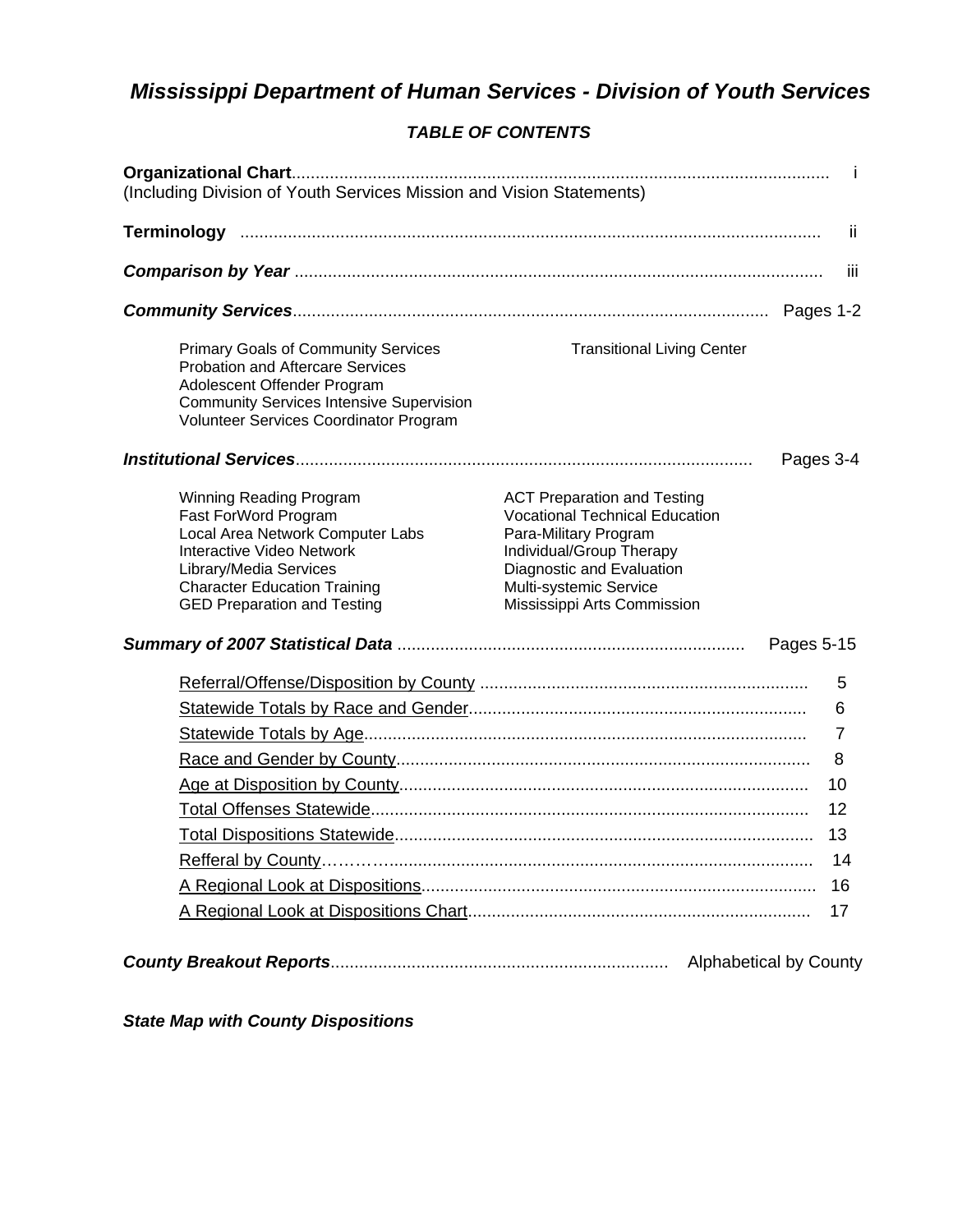# *Mississippi Department of Human Services - Division of Youth Services*

## *TABLE OF CONTENTS*

**Organizational Chart**................................................................................................................ i
(Including Division of Youth Services Mission and Vision Statements)

**Terminology** ........................................................................................................................ ii

***Comparison by Year*** .............................................................................................................. iii

***Community Services***.................................................................................................. Pages 1-2

- Primary Goals of Community Services
- Probation and Aftercare Services
- Adolescent Offender Program
- Community Services Intensive Supervision
- Volunteer Services Coordinator Program
- Transitional Living Center

***Institutional Services***................................................................................................ Pages 3-4

- Winning Reading Program
- Fast ForWord Program
- Local Area Network Computer Labs
- Interactive Video Network
- Library/Media Services
- Character Education Training
- GED Preparation and Testing
- ACT Preparation and Testing
- Vocational Technical Education
- Para-Military Program
- Individual/Group Therapy
- Diagnostic and Evaluation
- Multi-systemic Service
- Mississippi Arts Commission

***Summary of 2007 Statistical Data*** ........................................................................ Pages 5-15

- Referral/Offense/Disposition by County ..................................................................... 5
- Statewide Totals by Race and Gender...................................................................... 6
- Statewide Totals by Age............................................................................................ 7
- Race and Gender by County....................................................................................... 8
- Age at Disposition by County...................................................................................... 10
- Total Offenses Statewide............................................................................................ 12
- Total Dispositions Statewide........................................................................................ 13
- Refferal by County………….......................................................................................... 14
- A Regional Look at Dispositions.................................................................................. 16
- A Regional Look at Dispositions Chart........................................................................ 17

***County Breakout Reports***...................................................................... Alphabetical by County

***State Map with County Dispositions***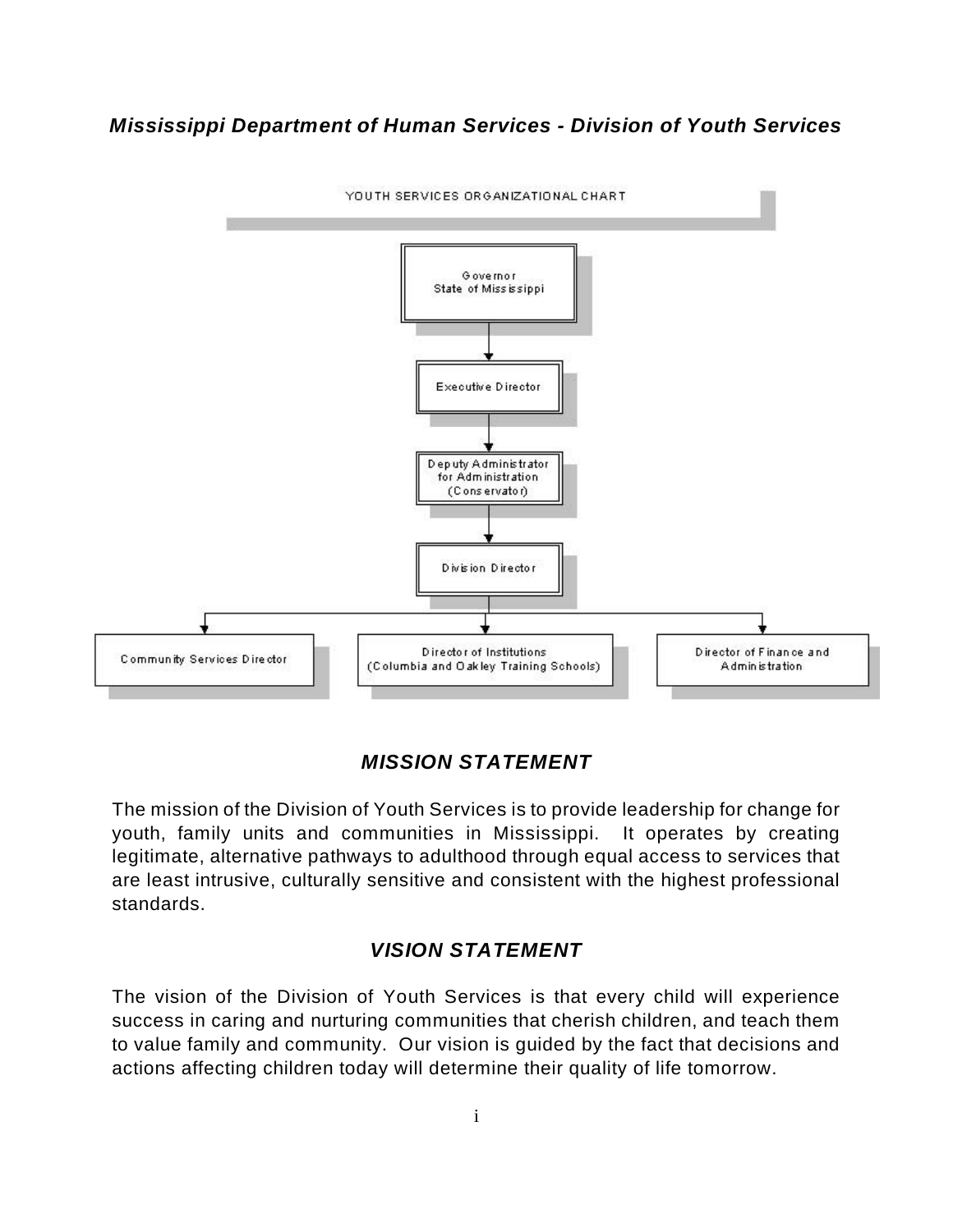## *Mississippi Department of Human Services - Division of Youth Services*

YOUTH SERVICES ORGANIZATIONAL CHART

- Governor, State of Mississippi
  - Executive Director
    - Deputy Administrator for Administration (Conservator)
      - Division Director
        - Community Services Director
        - Director of Institutions (Columbia and Oakley Training Schools)
        - Director of Finance and Administration

### *MISSION STATEMENT*

The mission of the Division of Youth Services is to provide leadership for change for youth, family units and communities in Mississippi. It operates by creating legitimate, alternative pathways to adulthood through equal access to services that are least intrusive, culturally sensitive and consistent with the highest professional standards.

### *VISION STATEMENT*

The vision of the Division of Youth Services is that every child will experience success in caring and nurturing communities that cherish children, and teach them to value family and community. Our vision is guided by the fact that decisions and actions affecting children today will determine their quality of life tomorrow.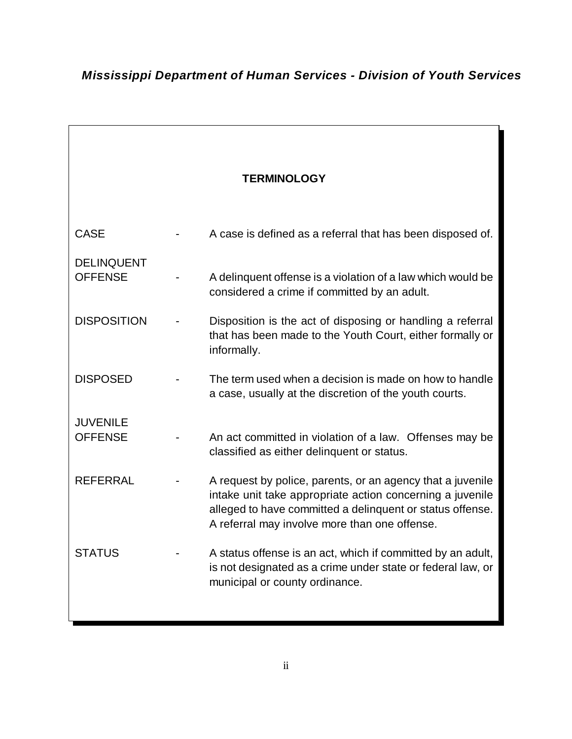## TERMINOLOGY

**CASE** - A case is defined as a referral that has been disposed of.

**DELINQUENT OFFENSE** - A delinquent offense is a violation of a law which would be considered a crime if committed by an adult.

**DISPOSITION** - Disposition is the act of disposing or handling a referral that has been made to the Youth Court, either formally or informally.

**DISPOSED** - The term used when a decision is made on how to handle a case, usually at the discretion of the youth courts.

**JUVENILE OFFENSE** - An act committed in violation of a law. Offenses may be classified as either delinquent or status.

**REFERRAL** - A request by police, parents, or an agency that a juvenile intake unit take appropriate action concerning a juvenile alleged to have committed a delinquent or status offense. A referral may involve more than one offense.

**STATUS** - A status offense is an act, which if committed by an adult, is not designated as a crime under state or federal law, or municipal or county ordinance.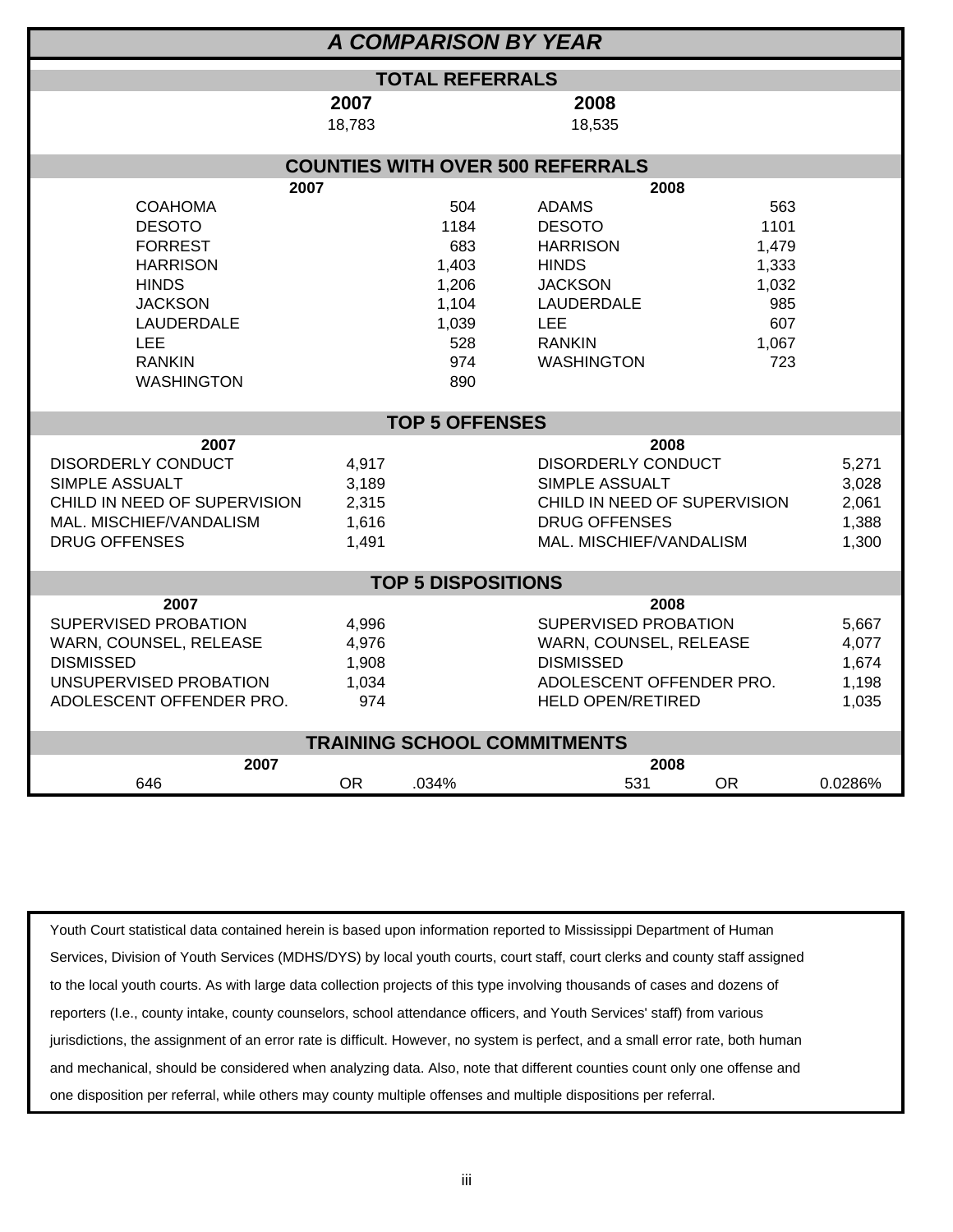# *A COMPARISON BY YEAR*

## TOTAL REFERRALS

| 2007 | 2008 |
|---|---|
| 18,783 | 18,535 |

## COUNTIES WITH OVER 500 REFERRALS

| 2007 | | 2008 | |
|---|---|---|---|
| COAHOMA | 504 | ADAMS | 563 |
| DESOTO | 1184 | DESOTO | 1101 |
| FORREST | 683 | HARRISON | 1,479 |
| HARRISON | 1,403 | HINDS | 1,333 |
| HINDS | 1,206 | JACKSON | 1,032 |
| JACKSON | 1,104 | LAUDERDALE | 985 |
| LAUDERDALE | 1,039 | LEE | 607 |
| LEE | 528 | RANKIN | 1,067 |
| RANKIN | 974 | WASHINGTON | 723 |
| WASHINGTON | 890 | | |

## TOP 5 OFFENSES

| 2007 | | 2008 | |
|---|---|---|---|
| DISORDERLY CONDUCT | 4,917 | DISORDERLY CONDUCT | 5,271 |
| SIMPLE ASSUALT | 3,189 | SIMPLE ASSUALT | 3,028 |
| CHILD IN NEED OF SUPERVISION | 2,315 | CHILD IN NEED OF SUPERVISION | 2,061 |
| MAL. MISCHIEF/VANDALISM | 1,616 | DRUG OFFENSES | 1,388 |
| DRUG OFFENSES | 1,491 | MAL. MISCHIEF/VANDALISM | 1,300 |

## TOP 5 DISPOSITIONS

| 2007 | | 2008 | |
|---|---|---|---|
| SUPERVISED PROBATION | 4,996 | SUPERVISED PROBATION | 5,667 |
| WARN, COUNSEL, RELEASE | 4,976 | WARN, COUNSEL, RELEASE | 4,077 |
| DISMISSED | 1,908 | DISMISSED | 1,674 |
| UNSUPERVISED PROBATION | 1,034 | ADOLESCENT OFFENDER PRO. | 1,198 |
| ADOLESCENT OFFENDER PRO. | 974 | HELD OPEN/RETIRED | 1,035 |

## TRAINING SCHOOL COMMITMENTS

| 2007 | | | 2008 | | |
|---|---|---|---|---|---|
| 646 | OR | .034% | 531 | OR | 0.0286% |

Youth Court statistical data contained herein is based upon information reported to Mississippi Department of Human Services, Division of Youth Services (MDHS/DYS) by local youth courts, court staff, court clerks and county staff assigned to the local youth courts. As with large data collection projects of this type involving thousands of cases and dozens of reporters (I.e., county intake, county counselors, school attendance officers, and Youth Services' staff) from various jurisdictions, the assignment of an error rate is difficult. However, no system is perfect, and a small error rate, both human and mechanical, should be considered when analyzing data. Also, note that different counties count only one offense and one disposition per referral, while others may county multiple offenses and multiple dispositions per referral.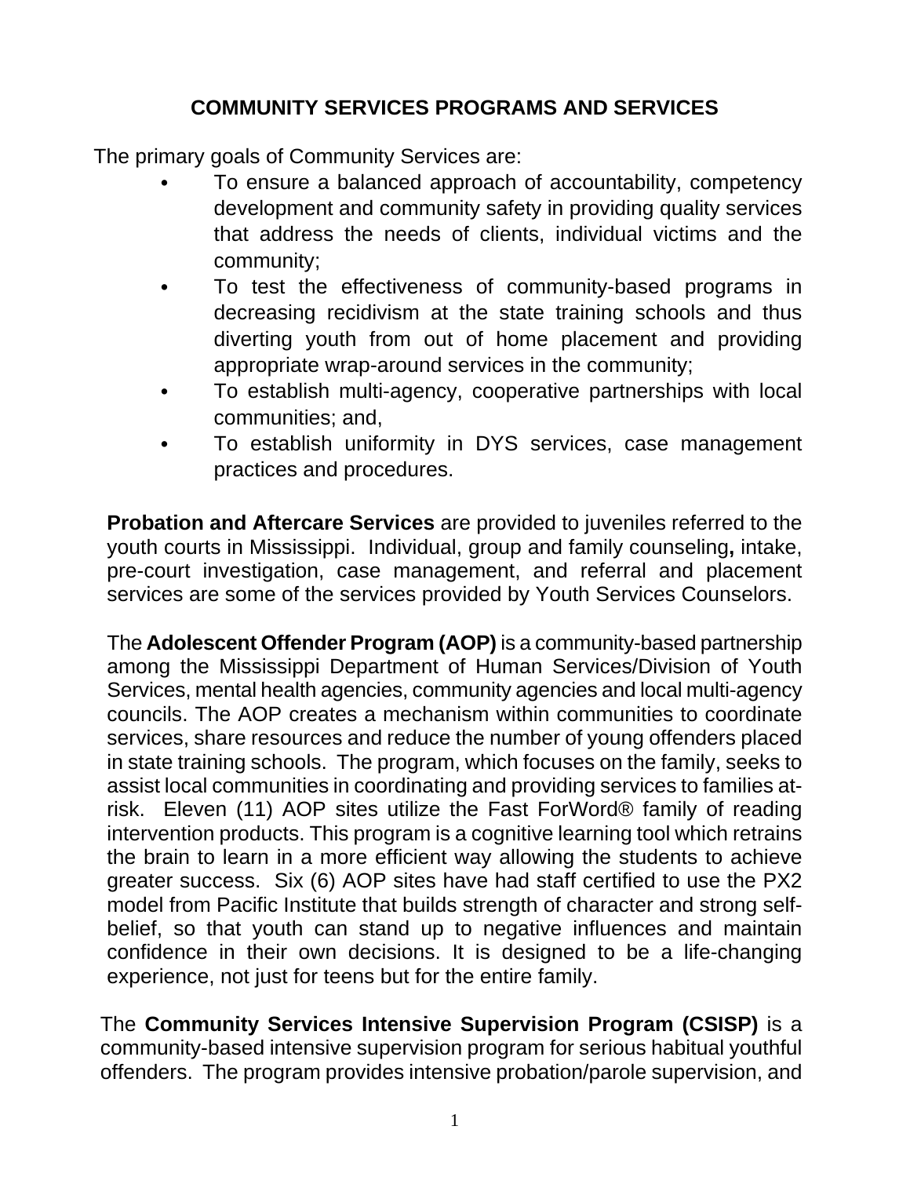## COMMUNITY SERVICES PROGRAMS AND SERVICES

The primary goals of Community Services are:

- To ensure a balanced approach of accountability, competency development and community safety in providing quality services that address the needs of clients, individual victims and the community;
- To test the effectiveness of community-based programs in decreasing recidivism at the state training schools and thus diverting youth from out of home placement and providing appropriate wrap-around services in the community;
- To establish multi-agency, cooperative partnerships with local communities; and,
- To establish uniformity in DYS services, case management practices and procedures.

**Probation and Aftercare Services** are provided to juveniles referred to the youth courts in Mississippi. Individual, group and family counseling**,** intake, pre-court investigation, case management, and referral and placement services are some of the services provided by Youth Services Counselors.

The **Adolescent Offender Program (AOP)** is a community-based partnership among the Mississippi Department of Human Services/Division of Youth Services, mental health agencies, community agencies and local multi-agency councils. The AOP creates a mechanism within communities to coordinate services, share resources and reduce the number of young offenders placed in state training schools. The program, which focuses on the family, seeks to assist local communities in coordinating and providing services to families at-risk. Eleven (11) AOP sites utilize the Fast ForWord® family of reading intervention products. This program is a cognitive learning tool which retrains the brain to learn in a more efficient way allowing the students to achieve greater success. Six (6) AOP sites have had staff certified to use the PX2 model from Pacific Institute that builds strength of character and strong self-belief, so that youth can stand up to negative influences and maintain confidence in their own decisions. It is designed to be a life-changing experience, not just for teens but for the entire family.

The **Community Services Intensive Supervision Program (CSISP)** is a community-based intensive supervision program for serious habitual youthful offenders. The program provides intensive probation/parole supervision, and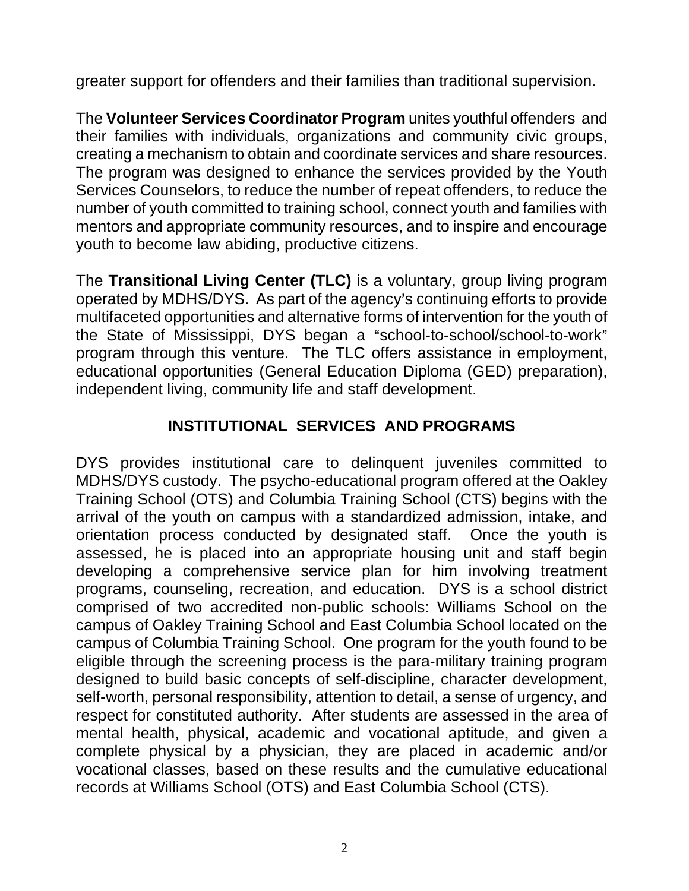greater support for offenders and their families than traditional supervision.

The **Volunteer Services Coordinator Program** unites youthful offenders and their families with individuals, organizations and community civic groups, creating a mechanism to obtain and coordinate services and share resources. The program was designed to enhance the services provided by the Youth Services Counselors, to reduce the number of repeat offenders, to reduce the number of youth committed to training school, connect youth and families with mentors and appropriate community resources, and to inspire and encourage youth to become law abiding, productive citizens.

The **Transitional Living Center (TLC)** is a voluntary, group living program operated by MDHS/DYS. As part of the agency's continuing efforts to provide multifaceted opportunities and alternative forms of intervention for the youth of the State of Mississippi, DYS began a "school-to-school/school-to-work" program through this venture. The TLC offers assistance in employment, educational opportunities (General Education Diploma (GED) preparation), independent living, community life and staff development.

## INSTITUTIONAL SERVICES AND PROGRAMS

DYS provides institutional care to delinquent juveniles committed to MDHS/DYS custody. The psycho-educational program offered at the Oakley Training School (OTS) and Columbia Training School (CTS) begins with the arrival of the youth on campus with a standardized admission, intake, and orientation process conducted by designated staff. Once the youth is assessed, he is placed into an appropriate housing unit and staff begin developing a comprehensive service plan for him involving treatment programs, counseling, recreation, and education. DYS is a school district comprised of two accredited non-public schools: Williams School on the campus of Oakley Training School and East Columbia School located on the campus of Columbia Training School. One program for the youth found to be eligible through the screening process is the para-military training program designed to build basic concepts of self-discipline, character development, self-worth, personal responsibility, attention to detail, a sense of urgency, and respect for constituted authority. After students are assessed in the area of mental health, physical, academic and vocational aptitude, and given a complete physical by a physician, they are placed in academic and/or vocational classes, based on these results and the cumulative educational records at Williams School (OTS) and East Columbia School (CTS).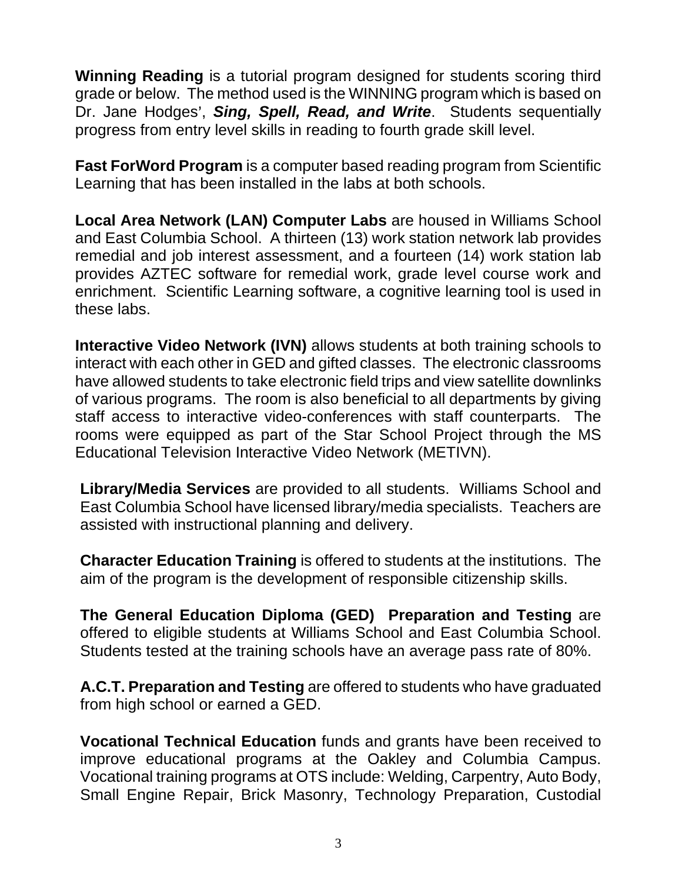**Winning Reading** is a tutorial program designed for students scoring third grade or below. The method used is the WINNING program which is based on Dr. Jane Hodges', ***Sing, Spell, Read, and Write***. Students sequentially progress from entry level skills in reading to fourth grade skill level.

**Fast ForWord Program** is a computer based reading program from Scientific Learning that has been installed in the labs at both schools.

**Local Area Network (LAN) Computer Labs** are housed in Williams School and East Columbia School. A thirteen (13) work station network lab provides remedial and job interest assessment, and a fourteen (14) work station lab provides AZTEC software for remedial work, grade level course work and enrichment. Scientific Learning software, a cognitive learning tool is used in these labs.

**Interactive Video Network (IVN)** allows students at both training schools to interact with each other in GED and gifted classes. The electronic classrooms have allowed students to take electronic field trips and view satellite downlinks of various programs. The room is also beneficial to all departments by giving staff access to interactive video-conferences with staff counterparts. The rooms were equipped as part of the Star School Project through the MS Educational Television Interactive Video Network (METIVN).

**Library/Media Services** are provided to all students. Williams School and East Columbia School have licensed library/media specialists. Teachers are assisted with instructional planning and delivery.

**Character Education Training** is offered to students at the institutions. The aim of the program is the development of responsible citizenship skills.

**The General Education Diploma (GED) Preparation and Testing** are offered to eligible students at Williams School and East Columbia School. Students tested at the training schools have an average pass rate of 80%.

**A.C.T. Preparation and Testing** are offered to students who have graduated from high school or earned a GED.

**Vocational Technical Education** funds and grants have been received to improve educational programs at the Oakley and Columbia Campus. Vocational training programs at OTS include: Welding, Carpentry, Auto Body, Small Engine Repair, Brick Masonry, Technology Preparation, Custodial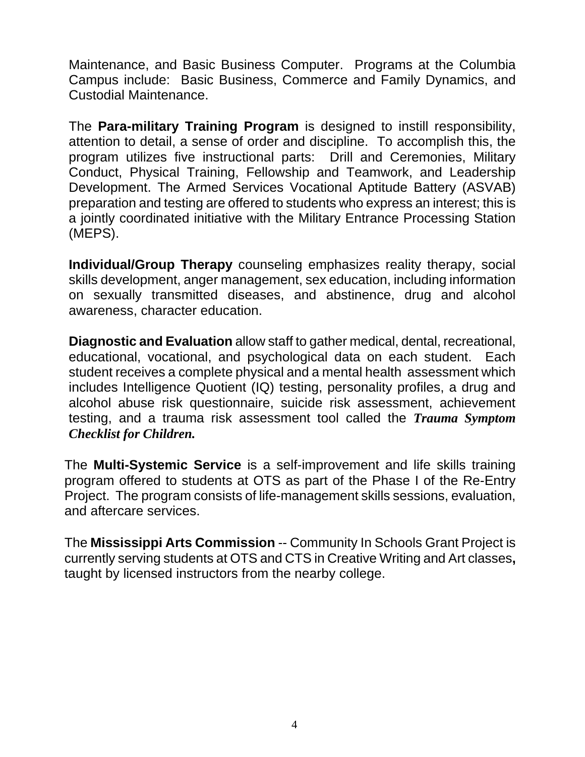Maintenance, and Basic Business Computer. Programs at the Columbia Campus include: Basic Business, Commerce and Family Dynamics, and Custodial Maintenance.

The **Para-military Training Program** is designed to instill responsibility, attention to detail, a sense of order and discipline. To accomplish this, the program utilizes five instructional parts: Drill and Ceremonies, Military Conduct, Physical Training, Fellowship and Teamwork, and Leadership Development. The Armed Services Vocational Aptitude Battery (ASVAB) preparation and testing are offered to students who express an interest; this is a jointly coordinated initiative with the Military Entrance Processing Station (MEPS).

**Individual/Group Therapy** counseling emphasizes reality therapy, social skills development, anger management, sex education, including information on sexually transmitted diseases, and abstinence, drug and alcohol awareness, character education.

**Diagnostic and Evaluation** allow staff to gather medical, dental, recreational, educational, vocational, and psychological data on each student. Each student receives a complete physical and a mental health assessment which includes Intelligence Quotient (IQ) testing, personality profiles, a drug and alcohol abuse risk questionnaire, suicide risk assessment, achievement testing, and a trauma risk assessment tool called the ***Trauma Symptom Checklist for Children.***

The **Multi-Systemic Service** is a self-improvement and life skills training program offered to students at OTS as part of the Phase I of the Re-Entry Project. The program consists of life-management skills sessions, evaluation, and aftercare services.

The **Mississippi Arts Commission** -- Community In Schools Grant Project is currently serving students at OTS and CTS in Creative Writing and Art classes**,** taught by licensed instructors from the nearby college.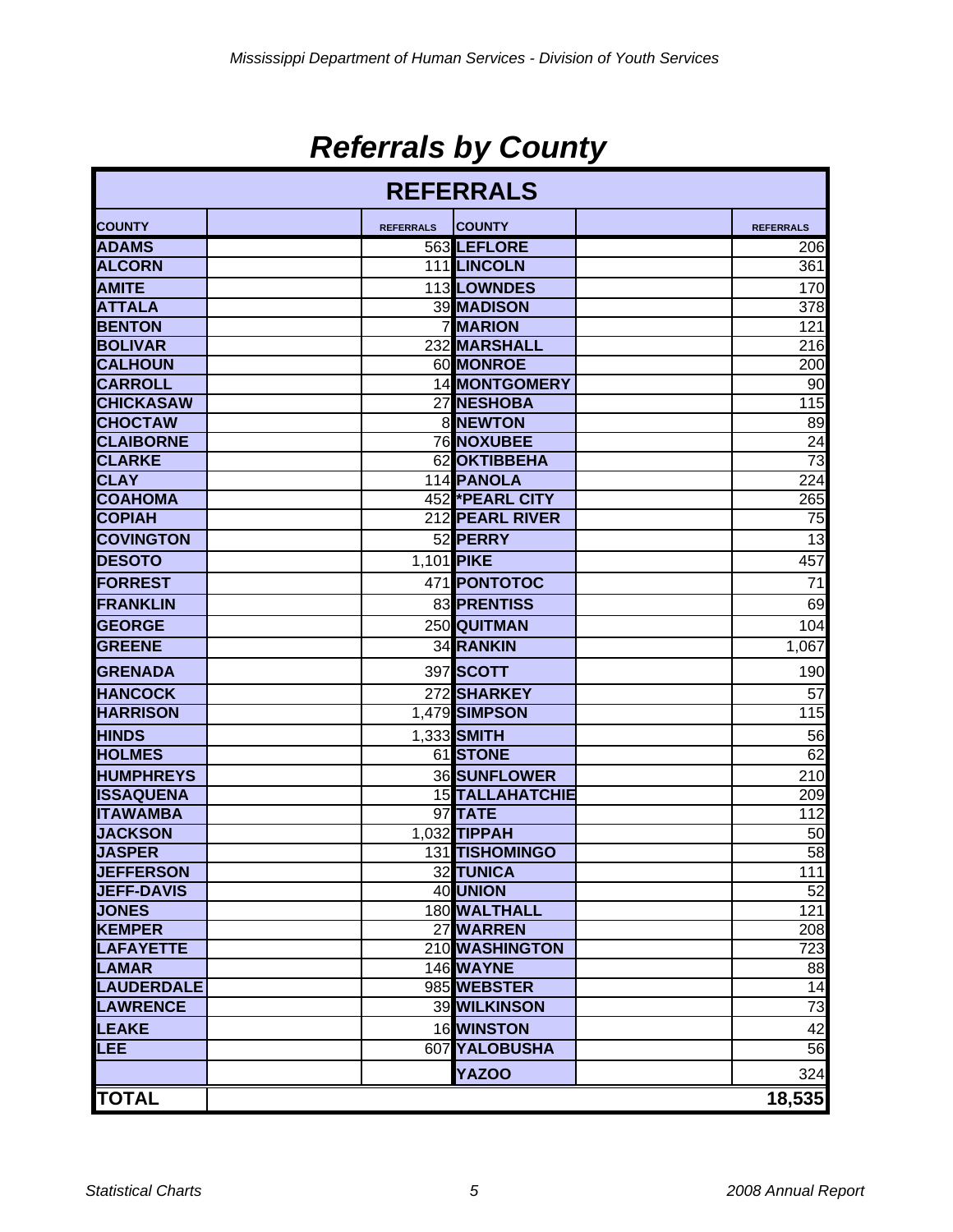# Referrals by County

| REFERRALS | | | |
|---|---|---|---|
| **COUNTY** | **REFERRALS** | **COUNTY** | **REFERRALS** |
| **ADAMS** | 563 | **LEFLORE** | 206 |
| **ALCORN** | 111 | **LINCOLN** | 361 |
| **AMITE** | 113 | **LOWNDES** | 170 |
| **ATTALA** | 39 | **MADISON** | 378 |
| **BENTON** | 7 | **MARION** | 121 |
| **BOLIVAR** | 232 | **MARSHALL** | 216 |
| **CALHOUN** | 60 | **MONROE** | 200 |
| **CARROLL** | 14 | **MONTGOMERY** | 90 |
| **CHICKASAW** | 27 | **NESHOBA** | 115 |
| **CHOCTAW** | 8 | **NEWTON** | 89 |
| **CLAIBORNE** | 76 | **NOXUBEE** | 24 |
| **CLARKE** | 62 | **OKTIBBEHA** | 73 |
| **CLAY** | 114 | **PANOLA** | 224 |
| **COAHOMA** | 452 | ***PEARL CITY** | 265 |
| **COPIAH** | 212 | **PEARL RIVER** | 75 |
| **COVINGTON** | 52 | **PERRY** | 13 |
| **DESOTO** | 1,101 | **PIKE** | 457 |
| **FORREST** | 471 | **PONTOTOC** | 71 |
| **FRANKLIN** | 83 | **PRENTISS** | 69 |
| **GEORGE** | 250 | **QUITMAN** | 104 |
| **GREENE** | 34 | **RANKIN** | 1,067 |
| **GRENADA** | 397 | **SCOTT** | 190 |
| **HANCOCK** | 272 | **SHARKEY** | 57 |
| **HARRISON** | 1,479 | **SIMPSON** | 115 |
| **HINDS** | 1,333 | **SMITH** | 56 |
| **HOLMES** | 61 | **STONE** | 62 |
| **HUMPHREYS** | 36 | **SUNFLOWER** | 210 |
| **ISSAQUENA** | 15 | **TALLAHATCHIE** | 209 |
| **ITAWAMBA** | 97 | **TATE** | 112 |
| **JACKSON** | 1,032 | **TIPPAH** | 50 |
| **JASPER** | 131 | **TISHOMINGO** | 58 |
| **JEFFERSON** | 32 | **TUNICA** | 111 |
| **JEFF-DAVIS** | 40 | **UNION** | 52 |
| **JONES** | 180 | **WALTHALL** | 121 |
| **KEMPER** | 27 | **WARREN** | 208 |
| **LAFAYETTE** | 210 | **WASHINGTON** | 723 |
| **LAMAR** | 146 | **WAYNE** | 88 |
| **LAUDERDALE** | 985 | **WEBSTER** | 14 |
| **LAWRENCE** | 39 | **WILKINSON** | 73 |
| **LEAKE** | 16 | **WINSTON** | 42 |
| **LEE** | 607 | **YALOBUSHA** | 56 |
| | | **YAZOO** | 324 |
| **TOTAL** | | | **18,535** |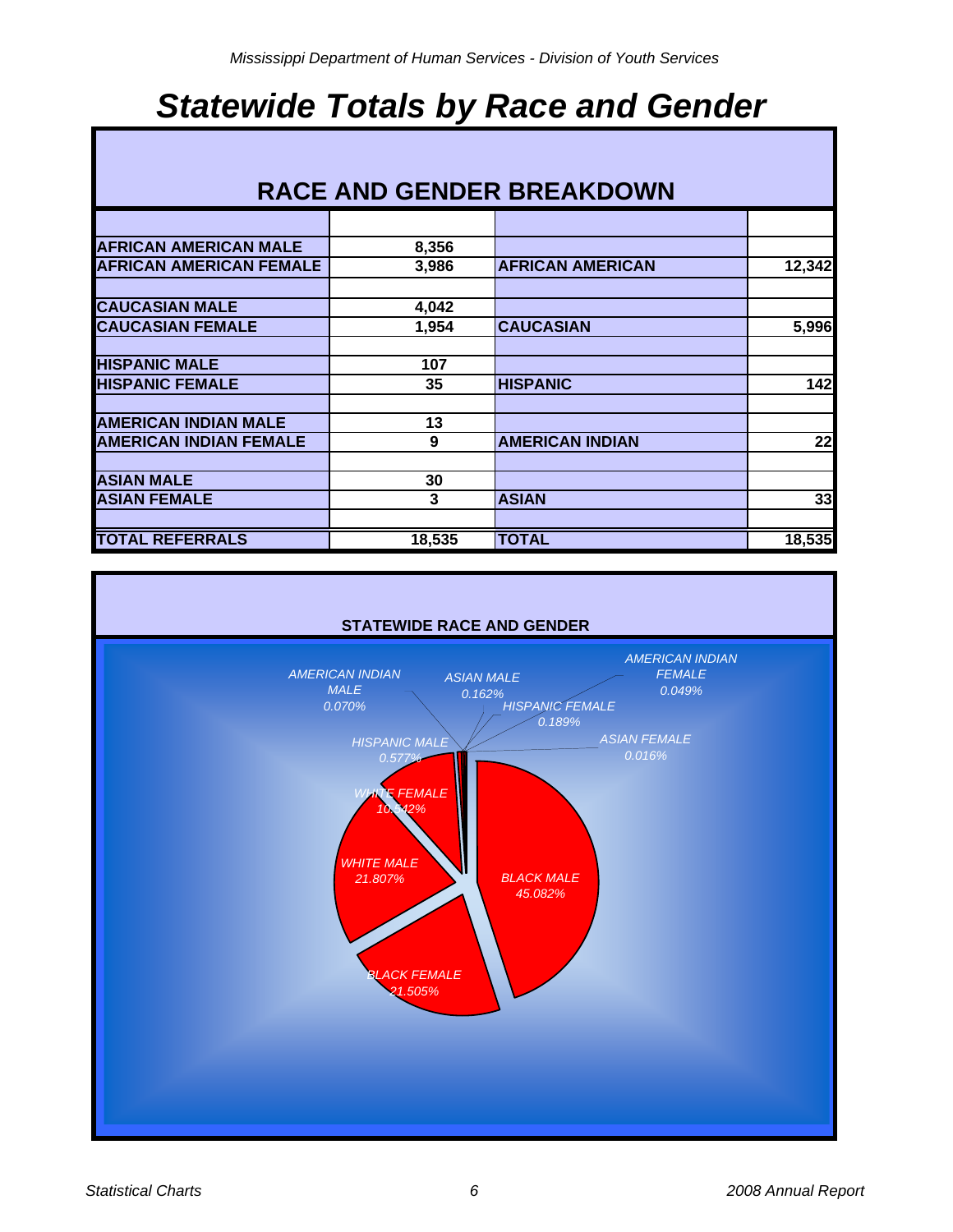# Statewide Totals by Race and Gender

## RACE AND GENDER BREAKDOWN

| | | | |
|---|---|---|---|
| **AFRICAN AMERICAN MALE** | **8,356** | | |
| **AFRICAN AMERICAN FEMALE** | **3,986** | **AFRICAN AMERICAN** | **12,342** |
| | | | |
| **CAUCASIAN MALE** | **4,042** | | |
| **CAUCASIAN FEMALE** | **1,954** | **CAUCASIAN** | **5,996** |
| | | | |
| **HISPANIC MALE** | **107** | | |
| **HISPANIC FEMALE** | **35** | **HISPANIC** | **142** |
| | | | |
| **AMERICAN INDIAN MALE** | **13** | | |
| **AMERICAN INDIAN FEMALE** | **9** | **AMERICAN INDIAN** | **22** |
| | | | |
| **ASIAN MALE** | **30** | | |
| **ASIAN FEMALE** | **3** | **ASIAN** | **33** |
| | | | |
| **TOTAL REFERRALS** | **18,535** | **TOTAL** | **18,535** |

**STATEWIDE RACE AND GENDER**

*BLACK MALE 45.082%*
*BLACK FEMALE 21.505%*
*WHITE MALE 21.807%*
*WHITE FEMALE 10.542%*
*HISPANIC MALE 0.577%*
*HISPANIC FEMALE 0.189%*
*AMERICAN INDIAN MALE 0.070%*
*AMERICAN INDIAN FEMALE 0.049%*
*ASIAN MALE 0.162%*
*ASIAN FEMALE 0.016%*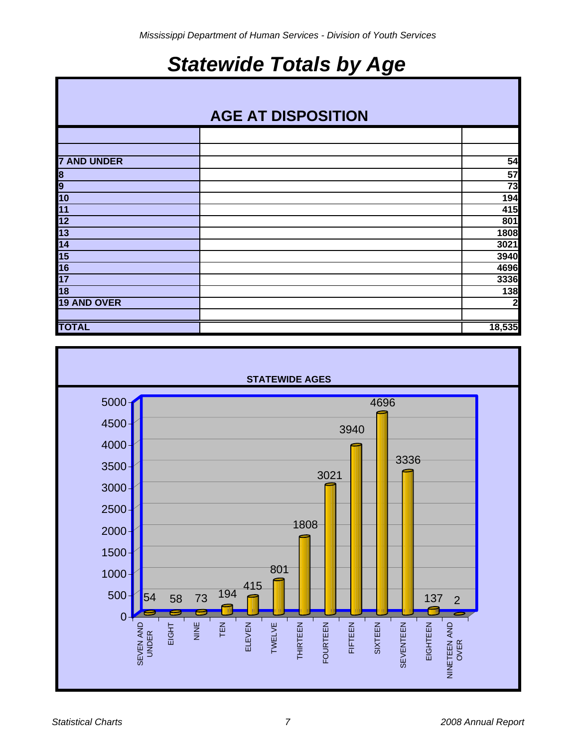# Statewide Totals by Age

## AGE AT DISPOSITION

| | | |
|---|---|---|
| **7 AND UNDER** | | **54** |
| **8** | | **57** |
| **9** | | **73** |
| **10** | | **194** |
| **11** | | **415** |
| **12** | | **801** |
| **13** | | **1808** |
| **14** | | **3021** |
| **15** | | **3940** |
| **16** | | **4696** |
| **17** | | **3336** |
| **18** | | **138** |
| **19 AND OVER** | | **2** |
| | | |
| **TOTAL** | | **18,535** |

### STATEWIDE AGES

| Age | Count |
|---|---|
| SEVEN AND UNDER | 54 |
| EIGHT | 58 |
| NINE | 73 |
| TEN | 194 |
| ELEVEN | 415 |
| TWELVE | 801 |
| THIRTEEN | 1808 |
| FOURTEEN | 3021 |
| FIFTEEN | 3940 |
| SIXTEEN | 4696 |
| SEVENTEEN | 3336 |
| EIGHTEEN | 137 |
| NINETEEN AND OVER | 2 |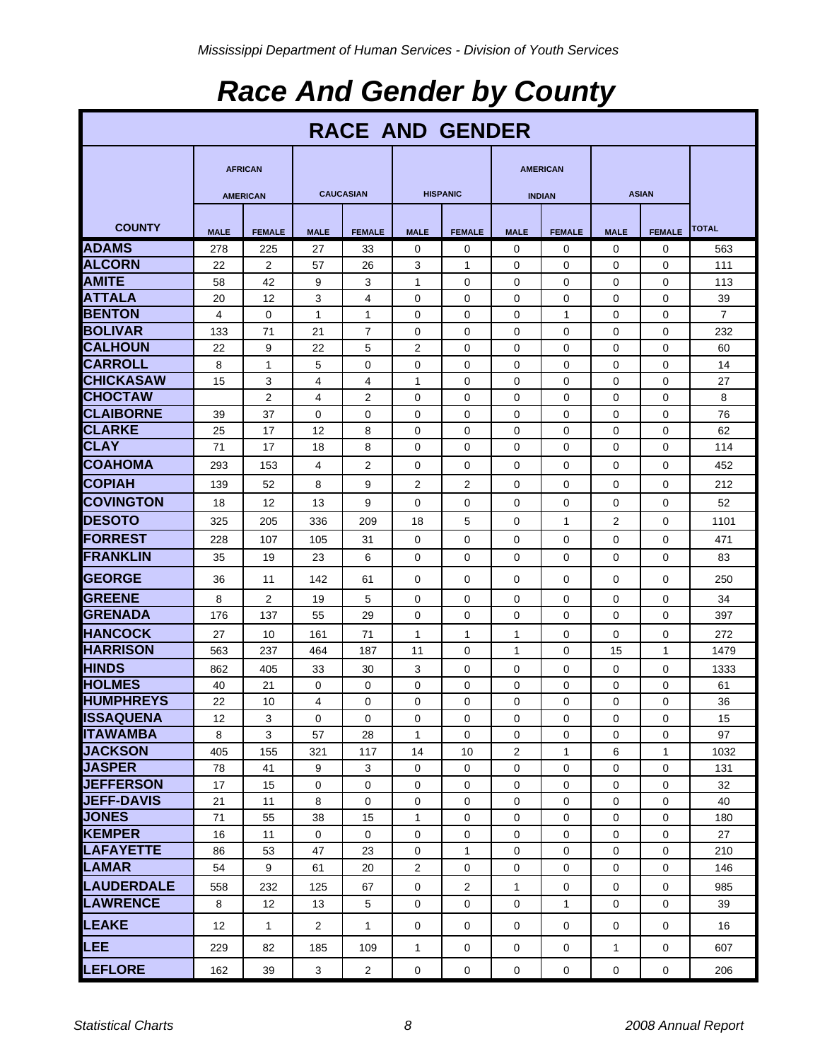# Race And Gender by County

| RACE AND GENDER | | | | | | | | | | | |
|---|---|---|---|---|---|---|---|---|---|---|---|
| | AFRICAN AMERICAN | | CAUCASIAN | | HISPANIC | | AMERICAN INDIAN | | ASIAN | | |
| COUNTY | MALE | FEMALE | MALE | FEMALE | MALE | FEMALE | MALE | FEMALE | MALE | FEMALE | TOTAL |
| ADAMS | 278 | 225 | 27 | 33 | 0 | 0 | 0 | 0 | 0 | 0 | 563 |
| ALCORN | 22 | 2 | 57 | 26 | 3 | 1 | 0 | 0 | 0 | 0 | 111 |
| AMITE | 58 | 42 | 9 | 3 | 1 | 0 | 0 | 0 | 0 | 0 | 113 |
| ATTALA | 20 | 12 | 3 | 4 | 0 | 0 | 0 | 0 | 0 | 0 | 39 |
| BENTON | 4 | 0 | 1 | 1 | 0 | 0 | 0 | 1 | 0 | 0 | 7 |
| BOLIVAR | 133 | 71 | 21 | 7 | 0 | 0 | 0 | 0 | 0 | 0 | 232 |
| CALHOUN | 22 | 9 | 22 | 5 | 2 | 0 | 0 | 0 | 0 | 0 | 60 |
| CARROLL | 8 | 1 | 5 | 0 | 0 | 0 | 0 | 0 | 0 | 0 | 14 |
| CHICKASAW | 15 | 3 | 4 | 4 | 1 | 0 | 0 | 0 | 0 | 0 | 27 |
| CHOCTAW | | 2 | 4 | 2 | 0 | 0 | 0 | 0 | 0 | 0 | 8 |
| CLAIBORNE | 39 | 37 | 0 | 0 | 0 | 0 | 0 | 0 | 0 | 0 | 76 |
| CLARKE | 25 | 17 | 12 | 8 | 0 | 0 | 0 | 0 | 0 | 0 | 62 |
| CLAY | 71 | 17 | 18 | 8 | 0 | 0 | 0 | 0 | 0 | 0 | 114 |
| COAHOMA | 293 | 153 | 4 | 2 | 0 | 0 | 0 | 0 | 0 | 0 | 452 |
| COPIAH | 139 | 52 | 8 | 9 | 2 | 2 | 0 | 0 | 0 | 0 | 212 |
| COVINGTON | 18 | 12 | 13 | 9 | 0 | 0 | 0 | 0 | 0 | 0 | 52 |
| DESOTO | 325 | 205 | 336 | 209 | 18 | 5 | 0 | 1 | 2 | 0 | 1101 |
| FORREST | 228 | 107 | 105 | 31 | 0 | 0 | 0 | 0 | 0 | 0 | 471 |
| FRANKLIN | 35 | 19 | 23 | 6 | 0 | 0 | 0 | 0 | 0 | 0 | 83 |
| GEORGE | 36 | 11 | 142 | 61 | 0 | 0 | 0 | 0 | 0 | 0 | 250 |
| GREENE | 8 | 2 | 19 | 5 | 0 | 0 | 0 | 0 | 0 | 0 | 34 |
| GRENADA | 176 | 137 | 55 | 29 | 0 | 0 | 0 | 0 | 0 | 0 | 397 |
| HANCOCK | 27 | 10 | 161 | 71 | 1 | 1 | 1 | 0 | 0 | 0 | 272 |
| HARRISON | 563 | 237 | 464 | 187 | 11 | 0 | 1 | 0 | 15 | 1 | 1479 |
| HINDS | 862 | 405 | 33 | 30 | 3 | 0 | 0 | 0 | 0 | 0 | 1333 |
| HOLMES | 40 | 21 | 0 | 0 | 0 | 0 | 0 | 0 | 0 | 0 | 61 |
| HUMPHREYS | 22 | 10 | 4 | 0 | 0 | 0 | 0 | 0 | 0 | 0 | 36 |
| ISSAQUENA | 12 | 3 | 0 | 0 | 0 | 0 | 0 | 0 | 0 | 0 | 15 |
| ITAWAMBA | 8 | 3 | 57 | 28 | 1 | 0 | 0 | 0 | 0 | 0 | 97 |
| JACKSON | 405 | 155 | 321 | 117 | 14 | 10 | 2 | 1 | 6 | 1 | 1032 |
| JASPER | 78 | 41 | 9 | 3 | 0 | 0 | 0 | 0 | 0 | 0 | 131 |
| JEFFERSON | 17 | 15 | 0 | 0 | 0 | 0 | 0 | 0 | 0 | 0 | 32 |
| JEFF-DAVIS | 21 | 11 | 8 | 0 | 0 | 0 | 0 | 0 | 0 | 0 | 40 |
| JONES | 71 | 55 | 38 | 15 | 1 | 0 | 0 | 0 | 0 | 0 | 180 |
| KEMPER | 16 | 11 | 0 | 0 | 0 | 0 | 0 | 0 | 0 | 0 | 27 |
| LAFAYETTE | 86 | 53 | 47 | 23 | 0 | 1 | 0 | 0 | 0 | 0 | 210 |
| LAMAR | 54 | 9 | 61 | 20 | 2 | 0 | 0 | 0 | 0 | 0 | 146 |
| LAUDERDALE | 558 | 232 | 125 | 67 | 0 | 2 | 1 | 0 | 0 | 0 | 985 |
| LAWRENCE | 8 | 12 | 13 | 5 | 0 | 0 | 0 | 1 | 0 | 0 | 39 |
| LEAKE | 12 | 1 | 2 | 1 | 0 | 0 | 0 | 0 | 0 | 0 | 16 |
| LEE | 229 | 82 | 185 | 109 | 1 | 0 | 0 | 0 | 1 | 0 | 607 |
| LEFLORE | 162 | 39 | 3 | 2 | 0 | 0 | 0 | 0 | 0 | 0 | 206 |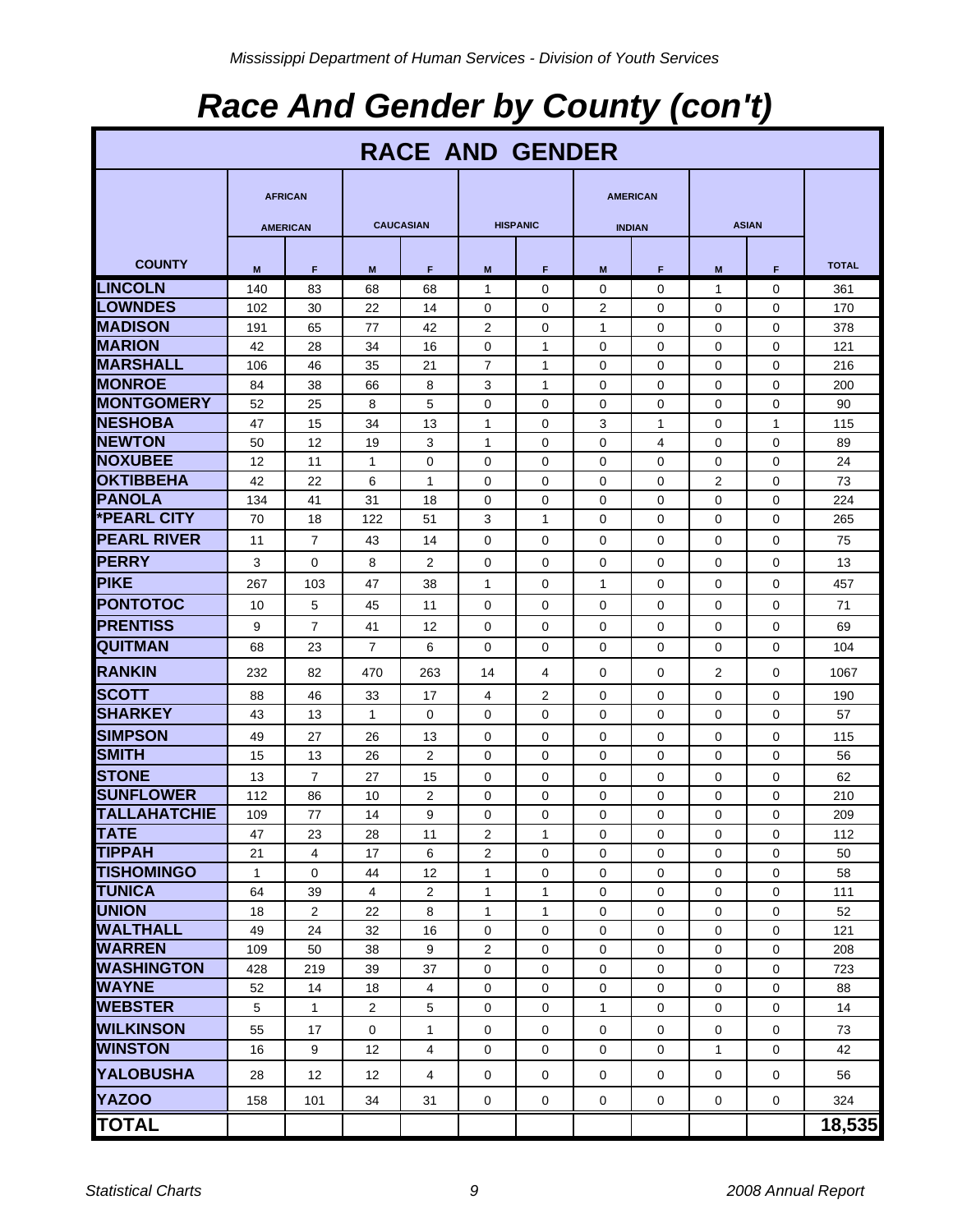# Race And Gender by County (con't)

| RACE AND GENDER | | | | | | | | | | | |
|---|---|---|---|---|---|---|---|---|---|---|---|
| | AFRICAN AMERICAN | | CAUCASIAN | | HISPANIC | | AMERICAN INDIAN | | ASIAN | | |
| COUNTY | M | F | M | F | M | F | M | F | M | F | TOTAL |
| LINCOLN | 140 | 83 | 68 | 68 | 1 | 0 | 0 | 0 | 1 | 0 | 361 |
| LOWNDES | 102 | 30 | 22 | 14 | 0 | 0 | 2 | 0 | 0 | 0 | 170 |
| MADISON | 191 | 65 | 77 | 42 | 2 | 0 | 1 | 0 | 0 | 0 | 378 |
| MARION | 42 | 28 | 34 | 16 | 0 | 1 | 0 | 0 | 0 | 0 | 121 |
| MARSHALL | 106 | 46 | 35 | 21 | 7 | 1 | 0 | 0 | 0 | 0 | 216 |
| MONROE | 84 | 38 | 66 | 8 | 3 | 1 | 0 | 0 | 0 | 0 | 200 |
| MONTGOMERY | 52 | 25 | 8 | 5 | 0 | 0 | 0 | 0 | 0 | 0 | 90 |
| NESHOBA | 47 | 15 | 34 | 13 | 1 | 0 | 3 | 1 | 0 | 1 | 115 |
| NEWTON | 50 | 12 | 19 | 3 | 1 | 0 | 0 | 4 | 0 | 0 | 89 |
| NOXUBEE | 12 | 11 | 1 | 0 | 0 | 0 | 0 | 0 | 0 | 0 | 24 |
| OKTIBBEHA | 42 | 22 | 6 | 1 | 0 | 0 | 0 | 0 | 2 | 0 | 73 |
| PANOLA | 134 | 41 | 31 | 18 | 0 | 0 | 0 | 0 | 0 | 0 | 224 |
| *PEARL CITY | 70 | 18 | 122 | 51 | 3 | 1 | 0 | 0 | 0 | 0 | 265 |
| PEARL RIVER | 11 | 7 | 43 | 14 | 0 | 0 | 0 | 0 | 0 | 0 | 75 |
| PERRY | 3 | 0 | 8 | 2 | 0 | 0 | 0 | 0 | 0 | 0 | 13 |
| PIKE | 267 | 103 | 47 | 38 | 1 | 0 | 1 | 0 | 0 | 0 | 457 |
| PONTOTOC | 10 | 5 | 45 | 11 | 0 | 0 | 0 | 0 | 0 | 0 | 71 |
| PRENTISS | 9 | 7 | 41 | 12 | 0 | 0 | 0 | 0 | 0 | 0 | 69 |
| QUITMAN | 68 | 23 | 7 | 6 | 0 | 0 | 0 | 0 | 0 | 0 | 104 |
| RANKIN | 232 | 82 | 470 | 263 | 14 | 4 | 0 | 0 | 2 | 0 | 1067 |
| SCOTT | 88 | 46 | 33 | 17 | 4 | 2 | 0 | 0 | 0 | 0 | 190 |
| SHARKEY | 43 | 13 | 1 | 0 | 0 | 0 | 0 | 0 | 0 | 0 | 57 |
| SIMPSON | 49 | 27 | 26 | 13 | 0 | 0 | 0 | 0 | 0 | 0 | 115 |
| SMITH | 15 | 13 | 26 | 2 | 0 | 0 | 0 | 0 | 0 | 0 | 56 |
| STONE | 13 | 7 | 27 | 15 | 0 | 0 | 0 | 0 | 0 | 0 | 62 |
| SUNFLOWER | 112 | 86 | 10 | 2 | 0 | 0 | 0 | 0 | 0 | 0 | 210 |
| TALLAHATCHIE | 109 | 77 | 14 | 9 | 0 | 0 | 0 | 0 | 0 | 0 | 209 |
| TATE | 47 | 23 | 28 | 11 | 2 | 1 | 0 | 0 | 0 | 0 | 112 |
| TIPPAH | 21 | 4 | 17 | 6 | 2 | 0 | 0 | 0 | 0 | 0 | 50 |
| TISHOMINGO | 1 | 0 | 44 | 12 | 1 | 0 | 0 | 0 | 0 | 0 | 58 |
| TUNICA | 64 | 39 | 4 | 2 | 1 | 1 | 0 | 0 | 0 | 0 | 111 |
| UNION | 18 | 2 | 22 | 8 | 1 | 1 | 0 | 0 | 0 | 0 | 52 |
| WALTHALL | 49 | 24 | 32 | 16 | 0 | 0 | 0 | 0 | 0 | 0 | 121 |
| WARREN | 109 | 50 | 38 | 9 | 2 | 0 | 0 | 0 | 0 | 0 | 208 |
| WASHINGTON | 428 | 219 | 39 | 37 | 0 | 0 | 0 | 0 | 0 | 0 | 723 |
| WAYNE | 52 | 14 | 18 | 4 | 0 | 0 | 0 | 0 | 0 | 0 | 88 |
| WEBSTER | 5 | 1 | 2 | 5 | 0 | 0 | 1 | 0 | 0 | 0 | 14 |
| WILKINSON | 55 | 17 | 0 | 1 | 0 | 0 | 0 | 0 | 0 | 0 | 73 |
| WINSTON | 16 | 9 | 12 | 4 | 0 | 0 | 0 | 0 | 1 | 0 | 42 |
| YALOBUSHA | 28 | 12 | 12 | 4 | 0 | 0 | 0 | 0 | 0 | 0 | 56 |
| YAZOO | 158 | 101 | 34 | 31 | 0 | 0 | 0 | 0 | 0 | 0 | 324 |
| TOTAL | | | | | | | | | | | 18,535 |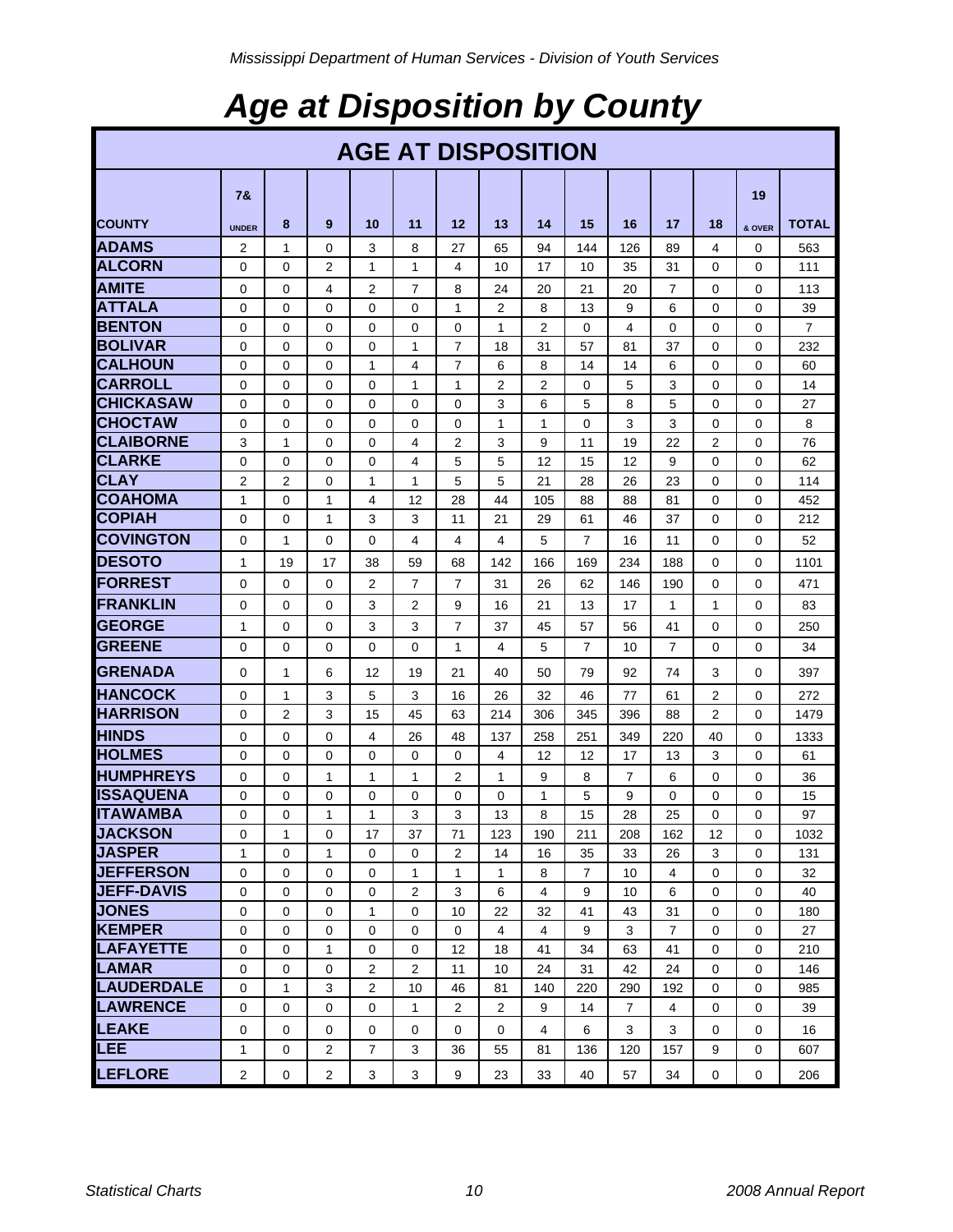# Age at Disposition by County

| AGE AT DISPOSITION | | | | | | | | | | | | | | |
|---|---|---|---|---|---|---|---|---|---|---|---|---|---|---|
| COUNTY | 7& UNDER | 8 | 9 | 10 | 11 | 12 | 13 | 14 | 15 | 16 | 17 | 18 | 19 & OVER | TOTAL |
| ADAMS | 2 | 1 | 0 | 3 | 8 | 27 | 65 | 94 | 144 | 126 | 89 | 4 | 0 | 563 |
| ALCORN | 0 | 0 | 2 | 1 | 1 | 4 | 10 | 17 | 10 | 35 | 31 | 0 | 0 | 111 |
| AMITE | 0 | 0 | 4 | 2 | 7 | 8 | 24 | 20 | 21 | 20 | 7 | 0 | 0 | 113 |
| ATTALA | 0 | 0 | 0 | 0 | 0 | 1 | 2 | 8 | 13 | 9 | 6 | 0 | 0 | 39 |
| BENTON | 0 | 0 | 0 | 0 | 0 | 0 | 1 | 2 | 0 | 4 | 0 | 0 | 0 | 7 |
| BOLIVAR | 0 | 0 | 0 | 0 | 1 | 7 | 18 | 31 | 57 | 81 | 37 | 0 | 0 | 232 |
| CALHOUN | 0 | 0 | 0 | 1 | 4 | 7 | 6 | 8 | 14 | 14 | 6 | 0 | 0 | 60 |
| CARROLL | 0 | 0 | 0 | 0 | 1 | 1 | 2 | 2 | 0 | 5 | 3 | 0 | 0 | 14 |
| CHICKASAW | 0 | 0 | 0 | 0 | 0 | 0 | 3 | 6 | 5 | 8 | 5 | 0 | 0 | 27 |
| CHOCTAW | 0 | 0 | 0 | 0 | 0 | 0 | 1 | 1 | 0 | 3 | 3 | 0 | 0 | 8 |
| CLAIBORNE | 3 | 1 | 0 | 0 | 4 | 2 | 3 | 9 | 11 | 19 | 22 | 2 | 0 | 76 |
| CLARKE | 0 | 0 | 0 | 0 | 4 | 5 | 5 | 12 | 15 | 12 | 9 | 0 | 0 | 62 |
| CLAY | 2 | 2 | 0 | 1 | 1 | 5 | 5 | 21 | 28 | 26 | 23 | 0 | 0 | 114 |
| COAHOMA | 1 | 0 | 1 | 4 | 12 | 28 | 44 | 105 | 88 | 88 | 81 | 0 | 0 | 452 |
| COPIAH | 0 | 0 | 1 | 3 | 3 | 11 | 21 | 29 | 61 | 46 | 37 | 0 | 0 | 212 |
| COVINGTON | 0 | 1 | 0 | 0 | 4 | 4 | 4 | 5 | 7 | 16 | 11 | 0 | 0 | 52 |
| DESOTO | 1 | 19 | 17 | 38 | 59 | 68 | 142 | 166 | 169 | 234 | 188 | 0 | 0 | 1101 |
| FORREST | 0 | 0 | 0 | 2 | 7 | 7 | 31 | 26 | 62 | 146 | 190 | 0 | 0 | 471 |
| FRANKLIN | 0 | 0 | 0 | 3 | 2 | 9 | 16 | 21 | 13 | 17 | 1 | 1 | 0 | 83 |
| GEORGE | 1 | 0 | 0 | 3 | 3 | 7 | 37 | 45 | 57 | 56 | 41 | 0 | 0 | 250 |
| GREENE | 0 | 0 | 0 | 0 | 0 | 1 | 4 | 5 | 7 | 10 | 7 | 0 | 0 | 34 |
| GRENADA | 0 | 1 | 6 | 12 | 19 | 21 | 40 | 50 | 79 | 92 | 74 | 3 | 0 | 397 |
| HANCOCK | 0 | 1 | 3 | 5 | 3 | 16 | 26 | 32 | 46 | 77 | 61 | 2 | 0 | 272 |
| HARRISON | 0 | 2 | 3 | 15 | 45 | 63 | 214 | 306 | 345 | 396 | 88 | 2 | 0 | 1479 |
| HINDS | 0 | 0 | 0 | 4 | 26 | 48 | 137 | 258 | 251 | 349 | 220 | 40 | 0 | 1333 |
| HOLMES | 0 | 0 | 0 | 0 | 0 | 0 | 4 | 12 | 12 | 17 | 13 | 3 | 0 | 61 |
| HUMPHREYS | 0 | 0 | 1 | 1 | 1 | 2 | 1 | 9 | 8 | 7 | 6 | 0 | 0 | 36 |
| ISSAQUENA | 0 | 0 | 0 | 0 | 0 | 0 | 0 | 1 | 5 | 9 | 0 | 0 | 0 | 15 |
| ITAWAMBA | 0 | 0 | 1 | 1 | 3 | 3 | 13 | 8 | 15 | 28 | 25 | 0 | 0 | 97 |
| JACKSON | 0 | 1 | 0 | 17 | 37 | 71 | 123 | 190 | 211 | 208 | 162 | 12 | 0 | 1032 |
| JASPER | 1 | 0 | 1 | 0 | 0 | 2 | 14 | 16 | 35 | 33 | 26 | 3 | 0 | 131 |
| JEFFERSON | 0 | 0 | 0 | 0 | 1 | 1 | 1 | 8 | 7 | 10 | 4 | 0 | 0 | 32 |
| JEFF-DAVIS | 0 | 0 | 0 | 0 | 2 | 3 | 6 | 4 | 9 | 10 | 6 | 0 | 0 | 40 |
| JONES | 0 | 0 | 0 | 1 | 0 | 10 | 22 | 32 | 41 | 43 | 31 | 0 | 0 | 180 |
| KEMPER | 0 | 0 | 0 | 0 | 0 | 0 | 4 | 4 | 9 | 3 | 7 | 0 | 0 | 27 |
| LAFAYETTE | 0 | 0 | 1 | 0 | 0 | 12 | 18 | 41 | 34 | 63 | 41 | 0 | 0 | 210 |
| LAMAR | 0 | 0 | 0 | 2 | 2 | 11 | 10 | 24 | 31 | 42 | 24 | 0 | 0 | 146 |
| LAUDERDALE | 0 | 1 | 3 | 2 | 10 | 46 | 81 | 140 | 220 | 290 | 192 | 0 | 0 | 985 |
| LAWRENCE | 0 | 0 | 0 | 0 | 1 | 2 | 2 | 9 | 14 | 7 | 4 | 0 | 0 | 39 |
| LEAKE | 0 | 0 | 0 | 0 | 0 | 0 | 0 | 4 | 6 | 3 | 3 | 0 | 0 | 16 |
| LEE | 1 | 0 | 2 | 7 | 3 | 36 | 55 | 81 | 136 | 120 | 157 | 9 | 0 | 607 |
| LEFLORE | 2 | 0 | 2 | 3 | 3 | 9 | 23 | 33 | 40 | 57 | 34 | 0 | 0 | 206 |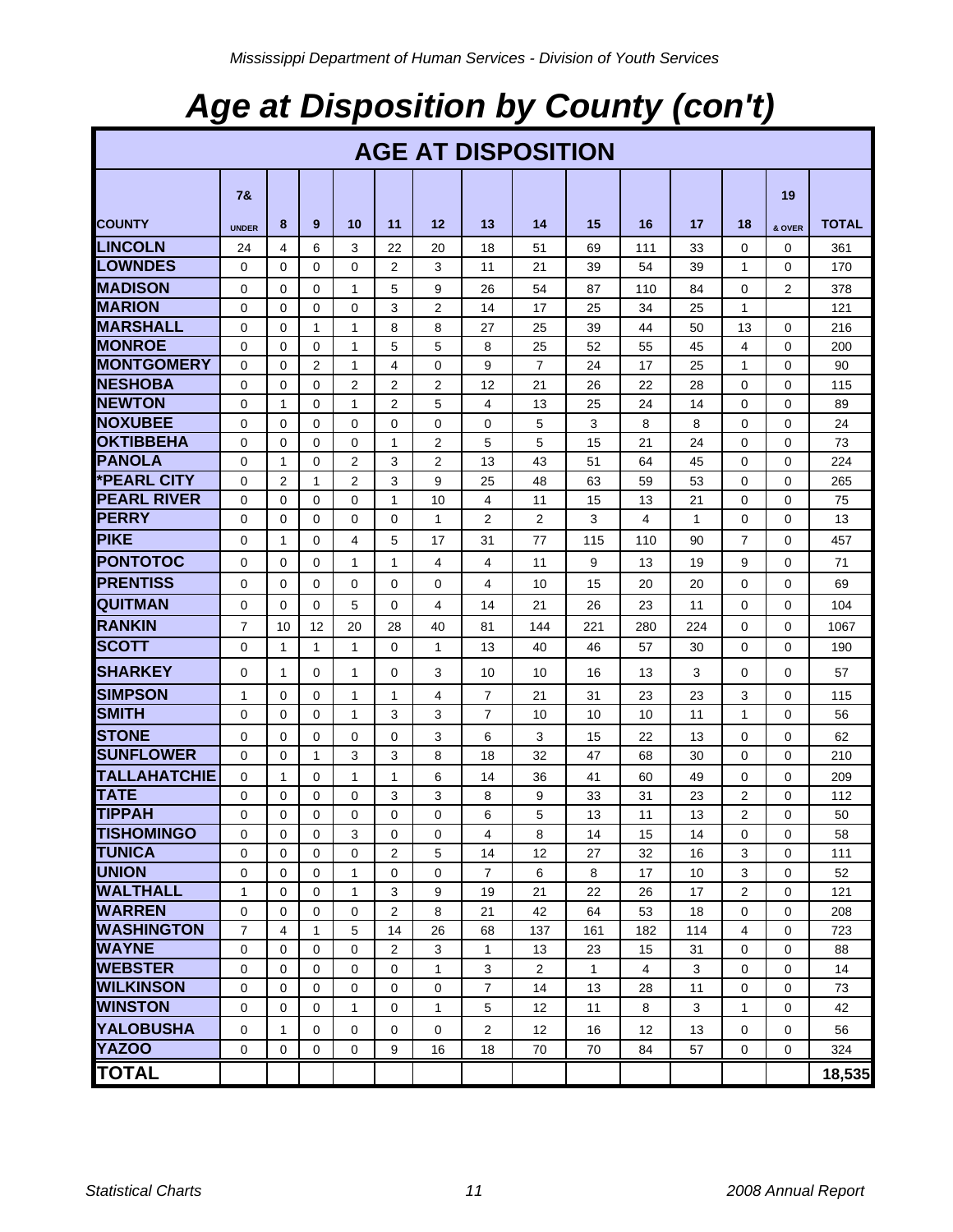# Age at Disposition by County (con't)

| AGE AT DISPOSITION | | | | | | | | | | | | | | |
|---|---|---|---|---|---|---|---|---|---|---|---|---|---|---|
| COUNTY | 7& UNDER | 8 | 9 | 10 | 11 | 12 | 13 | 14 | 15 | 16 | 17 | 18 | 19 & OVER | TOTAL |
| LINCOLN | 24 | 4 | 6 | 3 | 22 | 20 | 18 | 51 | 69 | 111 | 33 | 0 | 0 | 361 |
| LOWNDES | 0 | 0 | 0 | 0 | 2 | 3 | 11 | 21 | 39 | 54 | 39 | 1 | 0 | 170 |
| MADISON | 0 | 0 | 0 | 1 | 5 | 9 | 26 | 54 | 87 | 110 | 84 | 0 | 2 | 378 |
| MARION | 0 | 0 | 0 | 0 | 3 | 2 | 14 | 17 | 25 | 34 | 25 | 1 | | 121 |
| MARSHALL | 0 | 0 | 1 | 1 | 8 | 8 | 27 | 25 | 39 | 44 | 50 | 13 | 0 | 216 |
| MONROE | 0 | 0 | 0 | 1 | 5 | 5 | 8 | 25 | 52 | 55 | 45 | 4 | 0 | 200 |
| MONTGOMERY | 0 | 0 | 2 | 1 | 4 | 0 | 9 | 7 | 24 | 17 | 25 | 1 | 0 | 90 |
| NESHOBA | 0 | 0 | 0 | 2 | 2 | 2 | 12 | 21 | 26 | 22 | 28 | 0 | 0 | 115 |
| NEWTON | 0 | 1 | 0 | 1 | 2 | 5 | 4 | 13 | 25 | 24 | 14 | 0 | 0 | 89 |
| NOXUBEE | 0 | 0 | 0 | 0 | 0 | 0 | 0 | 5 | 3 | 8 | 8 | 0 | 0 | 24 |
| OKTIBBEHA | 0 | 0 | 0 | 0 | 1 | 2 | 5 | 5 | 15 | 21 | 24 | 0 | 0 | 73 |
| PANOLA | 0 | 1 | 0 | 2 | 3 | 2 | 13 | 43 | 51 | 64 | 45 | 0 | 0 | 224 |
| *PEARL CITY | 0 | 2 | 1 | 2 | 3 | 9 | 25 | 48 | 63 | 59 | 53 | 0 | 0 | 265 |
| PEARL RIVER | 0 | 0 | 0 | 0 | 1 | 10 | 4 | 11 | 15 | 13 | 21 | 0 | 0 | 75 |
| PERRY | 0 | 0 | 0 | 0 | 0 | 1 | 2 | 2 | 3 | 4 | 1 | 0 | 0 | 13 |
| PIKE | 0 | 1 | 0 | 4 | 5 | 17 | 31 | 77 | 115 | 110 | 90 | 7 | 0 | 457 |
| PONTOTOC | 0 | 0 | 0 | 1 | 1 | 4 | 4 | 11 | 9 | 13 | 19 | 9 | 0 | 71 |
| PRENTISS | 0 | 0 | 0 | 0 | 0 | 0 | 4 | 10 | 15 | 20 | 20 | 0 | 0 | 69 |
| QUITMAN | 0 | 0 | 0 | 5 | 0 | 4 | 14 | 21 | 26 | 23 | 11 | 0 | 0 | 104 |
| RANKIN | 7 | 10 | 12 | 20 | 28 | 40 | 81 | 144 | 221 | 280 | 224 | 0 | 0 | 1067 |
| SCOTT | 0 | 1 | 1 | 1 | 0 | 1 | 13 | 40 | 46 | 57 | 30 | 0 | 0 | 190 |
| SHARKEY | 0 | 1 | 0 | 1 | 0 | 3 | 10 | 10 | 16 | 13 | 3 | 0 | 0 | 57 |
| SIMPSON | 1 | 0 | 0 | 1 | 1 | 4 | 7 | 21 | 31 | 23 | 23 | 3 | 0 | 115 |
| SMITH | 0 | 0 | 0 | 1 | 3 | 3 | 7 | 10 | 10 | 10 | 11 | 1 | 0 | 56 |
| STONE | 0 | 0 | 0 | 0 | 0 | 3 | 6 | 3 | 15 | 22 | 13 | 0 | 0 | 62 |
| SUNFLOWER | 0 | 0 | 1 | 3 | 3 | 8 | 18 | 32 | 47 | 68 | 30 | 0 | 0 | 210 |
| TALLAHATCHIE | 0 | 1 | 0 | 1 | 1 | 6 | 14 | 36 | 41 | 60 | 49 | 0 | 0 | 209 |
| TATE | 0 | 0 | 0 | 0 | 3 | 3 | 8 | 9 | 33 | 31 | 23 | 2 | 0 | 112 |
| TIPPAH | 0 | 0 | 0 | 0 | 0 | 0 | 6 | 5 | 13 | 11 | 13 | 2 | 0 | 50 |
| TISHOMINGO | 0 | 0 | 0 | 3 | 0 | 0 | 4 | 8 | 14 | 15 | 14 | 0 | 0 | 58 |
| TUNICA | 0 | 0 | 0 | 0 | 2 | 5 | 14 | 12 | 27 | 32 | 16 | 3 | 0 | 111 |
| UNION | 0 | 0 | 0 | 1 | 0 | 0 | 7 | 6 | 8 | 17 | 10 | 3 | 0 | 52 |
| WALTHALL | 1 | 0 | 0 | 1 | 3 | 9 | 19 | 21 | 22 | 26 | 17 | 2 | 0 | 121 |
| WARREN | 0 | 0 | 0 | 0 | 2 | 8 | 21 | 42 | 64 | 53 | 18 | 0 | 0 | 208 |
| WASHINGTON | 7 | 4 | 1 | 5 | 14 | 26 | 68 | 137 | 161 | 182 | 114 | 4 | 0 | 723 |
| WAYNE | 0 | 0 | 0 | 0 | 2 | 3 | 1 | 13 | 23 | 15 | 31 | 0 | 0 | 88 |
| WEBSTER | 0 | 0 | 0 | 0 | 0 | 1 | 3 | 2 | 1 | 4 | 3 | 0 | 0 | 14 |
| WILKINSON | 0 | 0 | 0 | 0 | 0 | 0 | 7 | 14 | 13 | 28 | 11 | 0 | 0 | 73 |
| WINSTON | 0 | 0 | 0 | 1 | 0 | 1 | 5 | 12 | 11 | 8 | 3 | 1 | 0 | 42 |
| YALOBUSHA | 0 | 1 | 0 | 0 | 0 | 0 | 2 | 12 | 16 | 12 | 13 | 0 | 0 | 56 |
| YAZOO | 0 | 0 | 0 | 0 | 9 | 16 | 18 | 70 | 70 | 84 | 57 | 0 | 0 | 324 |
| TOTAL | | | | | | | | | | | | | | 18,535 |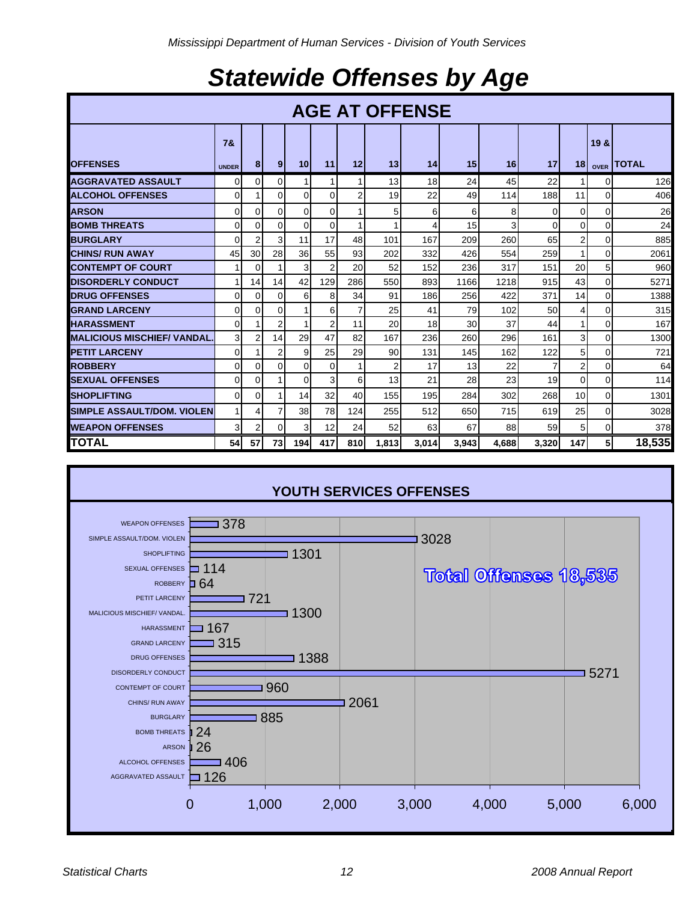# Statewide Offenses by Age

| AGE AT OFFENSE | | | | | | | | | | | | | | |
|---|---|---|---|---|---|---|---|---|---|---|---|---|---|---|
| OFFENSES | 7& UNDER | 8 | 9 | 10 | 11 | 12 | 13 | 14 | 15 | 16 | 17 | 18 | 19 & OVER | TOTAL |
| AGGRAVATED ASSAULT | 0 | 0 | 0 | 1 | 1 | 1 | 13 | 18 | 24 | 45 | 22 | 1 | 0 | 126 |
| ALCOHOL OFFENSES | 0 | 1 | 0 | 0 | 0 | 2 | 19 | 22 | 49 | 114 | 188 | 11 | 0 | 406 |
| ARSON | 0 | 0 | 0 | 0 | 0 | 1 | 5 | 6 | 6 | 8 | 0 | 0 | 0 | 26 |
| BOMB THREATS | 0 | 0 | 0 | 0 | 0 | 1 | 1 | 4 | 15 | 3 | 0 | 0 | 0 | 24 |
| BURGLARY | 0 | 2 | 3 | 11 | 17 | 48 | 101 | 167 | 209 | 260 | 65 | 2 | 0 | 885 |
| CHINS/ RUN AWAY | 45 | 30 | 28 | 36 | 55 | 93 | 202 | 332 | 426 | 554 | 259 | 1 | 0 | 2061 |
| CONTEMPT OF COURT | 1 | 0 | 1 | 3 | 2 | 20 | 52 | 152 | 236 | 317 | 151 | 20 | 5 | 960 |
| DISORDERLY CONDUCT | 1 | 14 | 14 | 42 | 129 | 286 | 550 | 893 | 1166 | 1218 | 915 | 43 | 0 | 5271 |
| DRUG OFFENSES | 0 | 0 | 0 | 6 | 8 | 34 | 91 | 186 | 256 | 422 | 371 | 14 | 0 | 1388 |
| GRAND LARCENY | 0 | 0 | 0 | 1 | 6 | 7 | 25 | 41 | 79 | 102 | 50 | 4 | 0 | 315 |
| HARASSMENT | 0 | 1 | 2 | 1 | 2 | 11 | 20 | 18 | 30 | 37 | 44 | 1 | 0 | 167 |
| MALICIOUS MISCHIEF/ VANDAL. | 3 | 2 | 14 | 29 | 47 | 82 | 167 | 236 | 260 | 296 | 161 | 3 | 0 | 1300 |
| PETIT LARCENY | 0 | 1 | 2 | 9 | 25 | 29 | 90 | 131 | 145 | 162 | 122 | 5 | 0 | 721 |
| ROBBERY | 0 | 0 | 0 | 0 | 0 | 1 | 2 | 17 | 13 | 22 | 7 | 2 | 0 | 64 |
| SEXUAL OFFENSES | 0 | 0 | 1 | 0 | 3 | 6 | 13 | 21 | 28 | 23 | 19 | 0 | 0 | 114 |
| SHOPLIFTING | 0 | 0 | 1 | 14 | 32 | 40 | 155 | 195 | 284 | 302 | 268 | 10 | 0 | 1301 |
| SIMPLE ASSAULT/DOM. VIOLEN | 1 | 4 | 7 | 38 | 78 | 124 | 255 | 512 | 650 | 715 | 619 | 25 | 0 | 3028 |
| WEAPON OFFENSES | 3 | 2 | 0 | 3 | 12 | 24 | 52 | 63 | 67 | 88 | 59 | 5 | 0 | 378 |
| TOTAL | 54 | 57 | 73 | 194 | 417 | 810 | 1,813 | 3,014 | 3,943 | 4,688 | 3,320 | 147 | 5 | 18,535 |

## YOUTH SERVICES OFFENSES

| Offense | Count |
|---|---|
| WEAPON OFFENSES | 378 |
| SIMPLE ASSAULT/DOM. VIOLEN | 3028 |
| SHOPLIFTING | 1301 |
| SEXUAL OFFENSES | 114 |
| ROBBERY | 64 |
| PETIT LARCENY | 721 |
| MALICIOUS MISCHIEF/ VANDAL. | 1300 |
| HARASSMENT | 167 |
| GRAND LARCENY | 315 |
| DRUG OFFENSES | 1388 |
| DISORDERLY CONDUCT | 5271 |
| CONTEMPT OF COURT | 960 |
| CHINS/ RUN AWAY | 2061 |
| BURGLARY | 885 |
| BOMB THREATS | 24 |
| ARSON | 26 |
| ALCOHOL OFFENSES | 406 |
| AGGRAVATED ASSAULT | 126 |

**Total Offenses 18,535**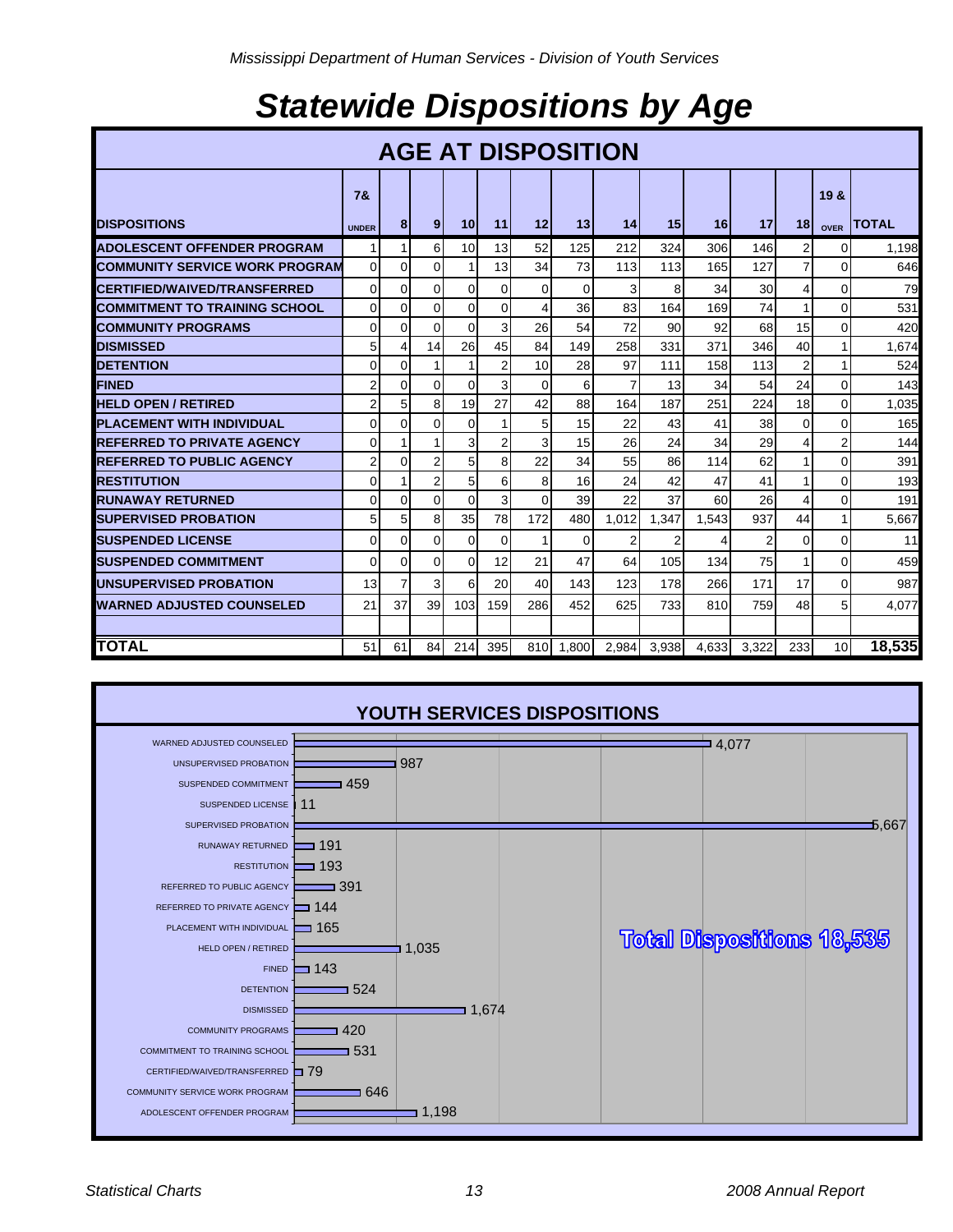*Mississippi Department of Human Services - Division of Youth Services*

# *Statewide Dispositions by Age*

| AGE AT DISPOSITION | | | | | | | | | | | | | | |
|---|---|---|---|---|---|---|---|---|---|---|---|---|---|---|
| **DISPOSITIONS** | **7& UNDER** | **8** | **9** | **10** | **11** | **12** | **13** | **14** | **15** | **16** | **17** | **18** | **19 & OVER** | **TOTAL** |
| **ADOLESCENT OFFENDER PROGRAM** | 1 | 1 | 6 | 10 | 13 | 52 | 125 | 212 | 324 | 306 | 146 | 2 | 0 | 1,198 |
| **COMMUNITY SERVICE WORK PROGRAM** | 0 | 0 | 0 | 1 | 13 | 34 | 73 | 113 | 113 | 165 | 127 | 7 | 0 | 646 |
| **CERTIFIED/WAIVED/TRANSFERRED** | 0 | 0 | 0 | 0 | 0 | 0 | 0 | 3 | 8 | 34 | 30 | 4 | 0 | 79 |
| **COMMITMENT TO TRAINING SCHOOL** | 0 | 0 | 0 | 0 | 0 | 4 | 36 | 83 | 164 | 169 | 74 | 1 | 0 | 531 |
| **COMMUNITY PROGRAMS** | 0 | 0 | 0 | 0 | 3 | 26 | 54 | 72 | 90 | 92 | 68 | 15 | 0 | 420 |
| **DISMISSED** | 5 | 4 | 14 | 26 | 45 | 84 | 149 | 258 | 331 | 371 | 346 | 40 | 1 | 1,674 |
| **DETENTION** | 0 | 0 | 1 | 1 | 2 | 10 | 28 | 97 | 111 | 158 | 113 | 2 | 1 | 524 |
| **FINED** | 2 | 0 | 0 | 0 | 3 | 0 | 6 | 7 | 13 | 34 | 54 | 24 | 0 | 143 |
| **HELD OPEN / RETIRED** | 2 | 5 | 8 | 19 | 27 | 42 | 88 | 164 | 187 | 251 | 224 | 18 | 0 | 1,035 |
| **PLACEMENT WITH INDIVIDUAL** | 0 | 0 | 0 | 0 | 1 | 5 | 15 | 22 | 43 | 41 | 38 | 0 | 0 | 165 |
| **REFERRED TO PRIVATE AGENCY** | 0 | 1 | 1 | 3 | 2 | 3 | 15 | 26 | 24 | 34 | 29 | 4 | 2 | 144 |
| **REFERRED TO PUBLIC AGENCY** | 2 | 0 | 2 | 5 | 8 | 22 | 34 | 55 | 86 | 114 | 62 | 1 | 0 | 391 |
| **RESTITUTION** | 0 | 1 | 2 | 5 | 6 | 8 | 16 | 24 | 42 | 47 | 41 | 1 | 0 | 193 |
| **RUNAWAY RETURNED** | 0 | 0 | 0 | 0 | 3 | 0 | 39 | 22 | 37 | 60 | 26 | 4 | 0 | 191 |
| **SUPERVISED PROBATION** | 5 | 5 | 8 | 35 | 78 | 172 | 480 | 1,012 | 1,347 | 1,543 | 937 | 44 | 1 | 5,667 |
| **SUSPENDED LICENSE** | 0 | 0 | 0 | 0 | 0 | 1 | 0 | 2 | 2 | 4 | 2 | 0 | 0 | 11 |
| **SUSPENDED COMMITMENT** | 0 | 0 | 0 | 0 | 12 | 21 | 47 | 64 | 105 | 134 | 75 | 1 | 0 | 459 |
| **UNSUPERVISED PROBATION** | 13 | 7 | 3 | 6 | 20 | 40 | 143 | 123 | 178 | 266 | 171 | 17 | 0 | 987 |
| **WARNED ADJUSTED COUNSELED** | 21 | 37 | 39 | 103 | 159 | 286 | 452 | 625 | 733 | 810 | 759 | 48 | 5 | 4,077 |
| **TOTAL** | 51 | 61 | 84 | 214 | 395 | 810 | 1,800 | 2,984 | 3,938 | 4,633 | 3,322 | 233 | 10 | **18,535** |

## YOUTH SERVICES DISPOSITIONS

| Disposition | Count |
|---|---|
| WARNED ADJUSTED COUNSELED | 4,077 |
| UNSUPERVISED PROBATION | 987 |
| SUSPENDED COMMITMENT | 459 |
| SUSPENDED LICENSE | 11 |
| SUPERVISED PROBATION | 5,667 |
| RUNAWAY RETURNED | 191 |
| RESTITUTION | 193 |
| REFERRED TO PUBLIC AGENCY | 391 |
| REFERRED TO PRIVATE AGENCY | 144 |
| PLACEMENT WITH INDIVIDUAL | 165 |
| HELD OPEN / RETIRED | 1,035 |
| FINED | 143 |
| DETENTION | 524 |
| DISMISSED | 1,674 |
| COMMUNITY PROGRAMS | 420 |
| COMMITMENT TO TRAINING SCHOOL | 531 |
| CERTIFIED/WAIVED/TRANSFERRED | 79 |
| COMMUNITY SERVICE WORK PROGRAM | 646 |
| ADOLESCENT OFFENDER PROGRAM | 1,198 |

**Total Dispositions 18,535**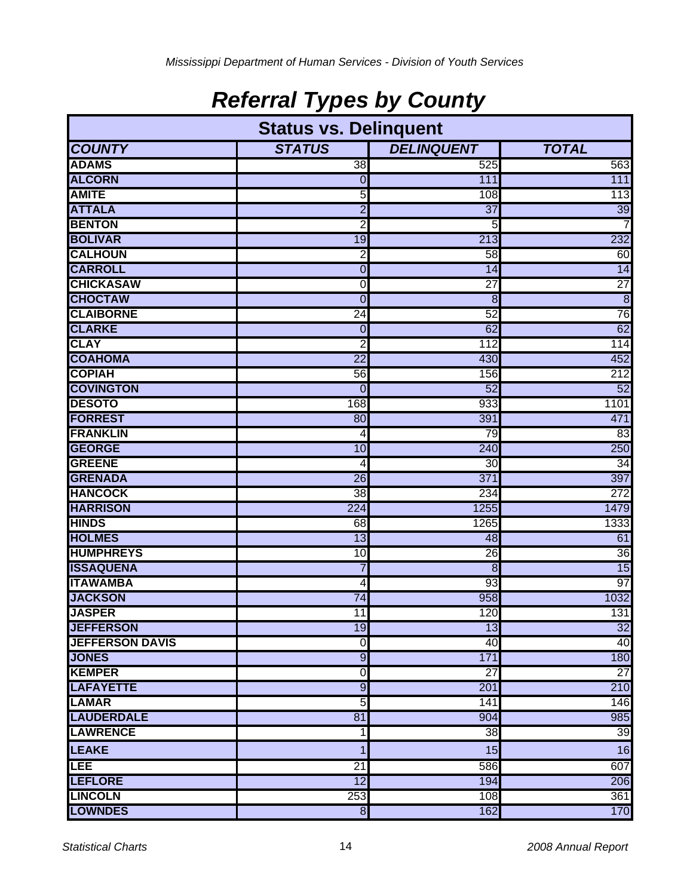# *Referral Types by County*

| Status vs. Delinquent | | | |
|---|---|---|---|
| ***COUNTY*** | ***STATUS*** | ***DELINQUENT*** | ***TOTAL*** |
| **ADAMS** | 38 | 525 | 563 |
| **ALCORN** | 0 | 111 | 111 |
| **AMITE** | 5 | 108 | 113 |
| **ATTALA** | 2 | 37 | 39 |
| **BENTON** | 2 | 5 | 7 |
| **BOLIVAR** | 19 | 213 | 232 |
| **CALHOUN** | 2 | 58 | 60 |
| **CARROLL** | 0 | 14 | 14 |
| **CHICKASAW** | 0 | 27 | 27 |
| **CHOCTAW** | 0 | 8 | 8 |
| **CLAIBORNE** | 24 | 52 | 76 |
| **CLARKE** | 0 | 62 | 62 |
| **CLAY** | 2 | 112 | 114 |
| **COAHOMA** | 22 | 430 | 452 |
| **COPIAH** | 56 | 156 | 212 |
| **COVINGTON** | 0 | 52 | 52 |
| **DESOTO** | 168 | 933 | 1101 |
| **FORREST** | 80 | 391 | 471 |
| **FRANKLIN** | 4 | 79 | 83 |
| **GEORGE** | 10 | 240 | 250 |
| **GREENE** | 4 | 30 | 34 |
| **GRENADA** | 26 | 371 | 397 |
| **HANCOCK** | 38 | 234 | 272 |
| **HARRISON** | 224 | 1255 | 1479 |
| **HINDS** | 68 | 1265 | 1333 |
| **HOLMES** | 13 | 48 | 61 |
| **HUMPHREYS** | 10 | 26 | 36 |
| **ISSAQUENA** | 7 | 8 | 15 |
| **ITAWAMBA** | 4 | 93 | 97 |
| **JACKSON** | 74 | 958 | 1032 |
| **JASPER** | 11 | 120 | 131 |
| **JEFFERSON** | 19 | 13 | 32 |
| **JEFFERSON DAVIS** | 0 | 40 | 40 |
| **JONES** | 9 | 171 | 180 |
| **KEMPER** | 0 | 27 | 27 |
| **LAFAYETTE** | 9 | 201 | 210 |
| **LAMAR** | 5 | 141 | 146 |
| **LAUDERDALE** | 81 | 904 | 985 |
| **LAWRENCE** | 1 | 38 | 39 |
| **LEAKE** | 1 | 15 | 16 |
| **LEE** | 21 | 586 | 607 |
| **LEFLORE** | 12 | 194 | 206 |
| **LINCOLN** | 253 | 108 | 361 |
| **LOWNDES** | 8 | 162 | 170 |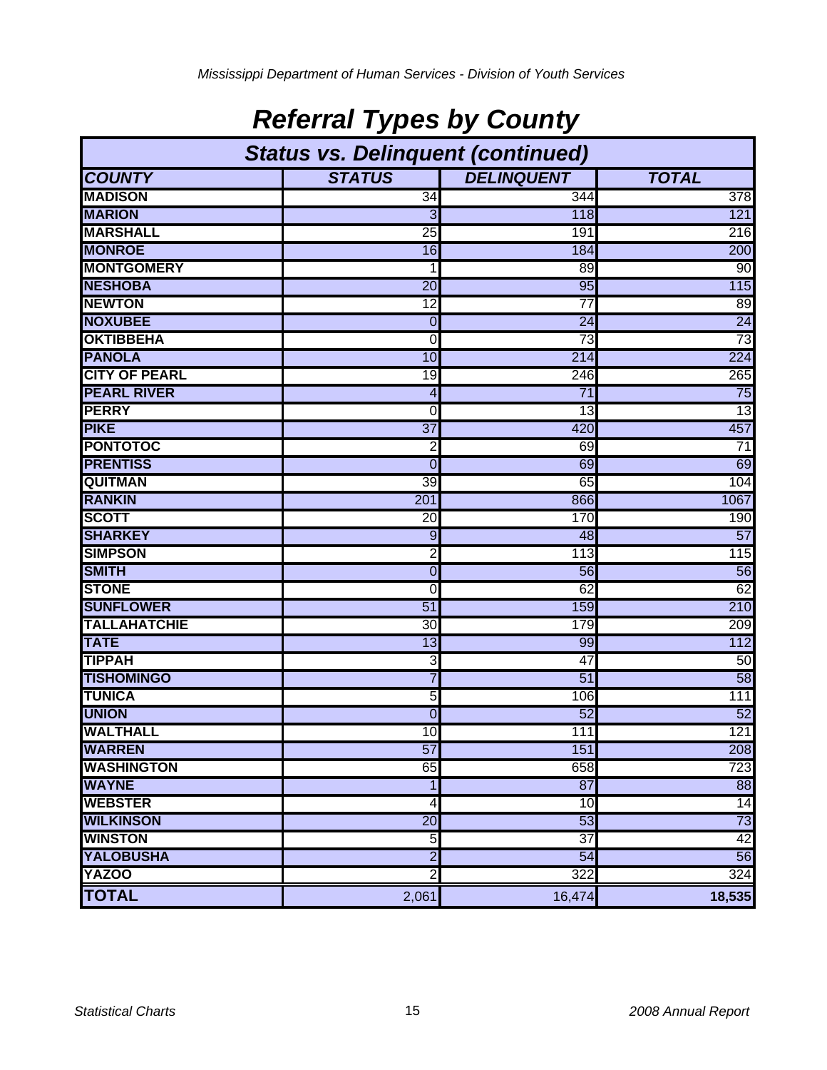# Referral Types by County

| Status vs. Delinquent (continued) | | | |
|---|---|---|---|
| **COUNTY** | **STATUS** | **DELINQUENT** | **TOTAL** |
| **MADISON** | 34 | 344 | 378 |
| **MARION** | 3 | 118 | 121 |
| **MARSHALL** | 25 | 191 | 216 |
| **MONROE** | 16 | 184 | 200 |
| **MONTGOMERY** | 1 | 89 | 90 |
| **NESHOBA** | 20 | 95 | 115 |
| **NEWTON** | 12 | 77 | 89 |
| **NOXUBEE** | 0 | 24 | 24 |
| **OKTIBBEHA** | 0 | 73 | 73 |
| **PANOLA** | 10 | 214 | 224 |
| **CITY OF PEARL** | 19 | 246 | 265 |
| **PEARL RIVER** | 4 | 71 | 75 |
| **PERRY** | 0 | 13 | 13 |
| **PIKE** | 37 | 420 | 457 |
| **PONTOTOC** | 2 | 69 | 71 |
| **PRENTISS** | 0 | 69 | 69 |
| **QUITMAN** | 39 | 65 | 104 |
| **RANKIN** | 201 | 866 | 1067 |
| **SCOTT** | 20 | 170 | 190 |
| **SHARKEY** | 9 | 48 | 57 |
| **SIMPSON** | 2 | 113 | 115 |
| **SMITH** | 0 | 56 | 56 |
| **STONE** | 0 | 62 | 62 |
| **SUNFLOWER** | 51 | 159 | 210 |
| **TALLAHATCHIE** | 30 | 179 | 209 |
| **TATE** | 13 | 99 | 112 |
| **TIPPAH** | 3 | 47 | 50 |
| **TISHOMINGO** | 7 | 51 | 58 |
| **TUNICA** | 5 | 106 | 111 |
| **UNION** | 0 | 52 | 52 |
| **WALTHALL** | 10 | 111 | 121 |
| **WARREN** | 57 | 151 | 208 |
| **WASHINGTON** | 65 | 658 | 723 |
| **WAYNE** | 1 | 87 | 88 |
| **WEBSTER** | 4 | 10 | 14 |
| **WILKINSON** | 20 | 53 | 73 |
| **WINSTON** | 5 | 37 | 42 |
| **YALOBUSHA** | 2 | 54 | 56 |
| **YAZOO** | 2 | 322 | 324 |
| **TOTAL** | 2,061 | 16,474 | **18,535** |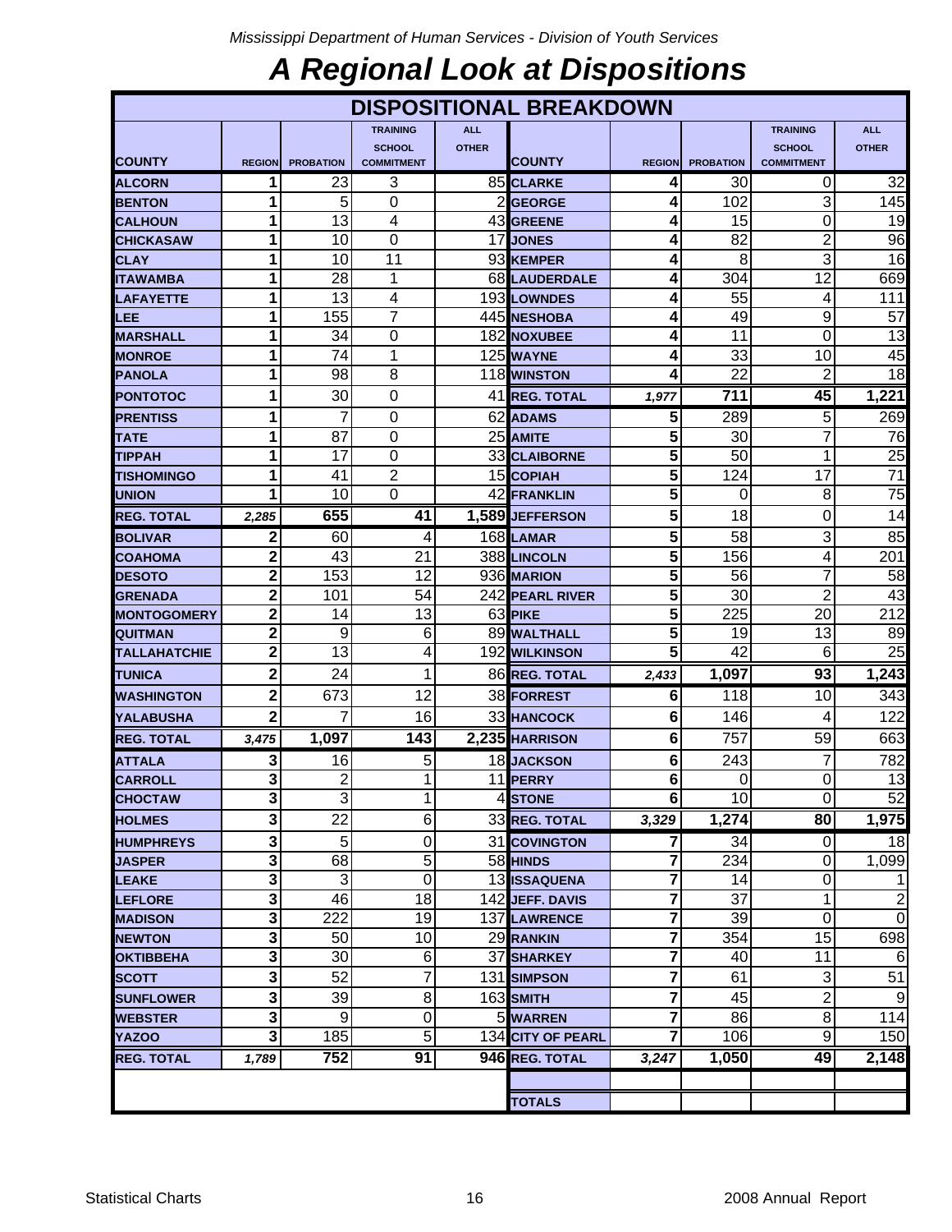*Mississippi Department of Human Services - Division of Youth Services*

# A Regional Look at Dispositions

## DISPOSITIONAL BREAKDOWN

| COUNTY | REGION | PROBATION | TRAINING SCHOOL COMMITMENT | ALL OTHER | COUNTY | REGION | PROBATION | TRAINING SCHOOL COMMITMENT | ALL OTHER |
|---|---|---|---|---|---|---|---|---|---|
| ALCORN | 1 | 23 | 3 | 85 | CLARKE | 4 | 30 | 0 | 32 |
| BENTON | 1 | 5 | 0 | 2 | GEORGE | 4 | 102 | 3 | 145 |
| CALHOUN | 1 | 13 | 4 | 43 | GREENE | 4 | 15 | 0 | 19 |
| CHICKASAW | 1 | 10 | 0 | 17 | JONES | 4 | 82 | 2 | 96 |
| CLAY | 1 | 10 | 11 | 93 | KEMPER | 4 | 8 | 3 | 16 |
| ITAWAMBA | 1 | 28 | 1 | 68 | LAUDERDALE | 4 | 304 | 12 | 669 |
| LAFAYETTE | 1 | 13 | 4 | 193 | LOWNDES | 4 | 55 | 4 | 111 |
| LEE | 1 | 155 | 7 | 445 | NESHOBA | 4 | 49 | 9 | 57 |
| MARSHALL | 1 | 34 | 0 | 182 | NOXUBEE | 4 | 11 | 0 | 13 |
| MONROE | 1 | 74 | 1 | 125 | WAYNE | 4 | 33 | 10 | 45 |
| PANOLA | 1 | 98 | 8 | 118 | WINSTON | 4 | 22 | 2 | 18 |
| PONTOTOC | 1 | 30 | 0 | 41 | REG. TOTAL | *1,977* | **711** | **45** | **1,221** |
| PRENTISS | 1 | 7 | 0 | 62 | ADAMS | 5 | 289 | 5 | 269 |
| TATE | 1 | 87 | 0 | 25 | AMITE | 5 | 30 | 7 | 76 |
| TIPPAH | 1 | 17 | 0 | 33 | CLAIBORNE | 5 | 50 | 1 | 25 |
| TISHOMINGO | 1 | 41 | 2 | 15 | COPIAH | 5 | 124 | 17 | 71 |
| UNION | 1 | 10 | 0 | 42 | FRANKLIN | 5 | 0 | 8 | 75 |
| REG. TOTAL | *2,285* | **655** | **41** | **1,589** | JEFFERSON | 5 | 18 | 0 | 14 |
| BOLIVAR | 2 | 60 | 4 | 168 | LAMAR | 5 | 58 | 3 | 85 |
| COAHOMA | 2 | 43 | 21 | 388 | LINCOLN | 5 | 156 | 4 | 201 |
| DESOTO | 2 | 153 | 12 | 936 | MARION | 5 | 56 | 7 | 58 |
| GRENADA | 2 | 101 | 54 | 242 | PEARL RIVER | 5 | 30 | 2 | 43 |
| MONTOGOMERY | 2 | 14 | 13 | 63 | PIKE | 5 | 225 | 20 | 212 |
| QUITMAN | 2 | 9 | 6 | 89 | WALTHALL | 5 | 19 | 13 | 89 |
| TALLAHATCHIE | 2 | 13 | 4 | 192 | WILKINSON | 5 | 42 | 6 | 25 |
| TUNICA | 2 | 24 | 1 | 86 | REG. TOTAL | *2,433* | **1,097** | **93** | **1,243** |
| WASHINGTON | 2 | 673 | 12 | 38 | FORREST | 6 | 118 | 10 | 343 |
| YALABUSHA | 2 | 7 | 16 | 33 | HANCOCK | 6 | 146 | 4 | 122 |
| REG. TOTAL | *3,475* | **1,097** | **143** | **2,235** | HARRISON | 6 | 757 | 59 | 663 |
| ATTALA | 3 | 16 | 5 | 18 | JACKSON | 6 | 243 | 7 | 782 |
| CARROLL | 3 | 2 | 1 | 11 | PERRY | 6 | 0 | 0 | 13 |
| CHOCTAW | 3 | 3 | 1 | 4 | STONE | 6 | 10 | 0 | 52 |
| HOLMES | 3 | 22 | 6 | 33 | REG. TOTAL | *3,329* | **1,274** | **80** | **1,975** |
| HUMPHREYS | 3 | 5 | 0 | 31 | COVINGTON | 7 | 34 | 0 | 18 |
| JASPER | 3 | 68 | 5 | 58 | HINDS | 7 | 234 | 0 | 1,099 |
| LEAKE | 3 | 3 | 0 | 13 | ISSAQUENA | 7 | 14 | 0 | 1 |
| LEFLORE | 3 | 46 | 18 | 142 | JEFF. DAVIS | 7 | 37 | 1 | 2 |
| MADISON | 3 | 222 | 19 | 137 | LAWRENCE | 7 | 39 | 0 | 0 |
| NEWTON | 3 | 50 | 10 | 29 | RANKIN | 7 | 354 | 15 | 698 |
| OKTIBBEHA | 3 | 30 | 6 | 37 | SHARKEY | 7 | 40 | 11 | 6 |
| SCOTT | 3 | 52 | 7 | 131 | SIMPSON | 7 | 61 | 3 | 51 |
| SUNFLOWER | 3 | 39 | 8 | 163 | SMITH | 7 | 45 | 2 | 9 |
| WEBSTER | 3 | 9 | 0 | 5 | WARREN | 7 | 86 | 8 | 114 |
| YAZOO | 3 | 185 | 5 | 134 | CITY OF PEARL | 7 | 106 | 9 | 150 |
| REG. TOTAL | *1,789* | **752** | **91** | **946** | REG. TOTAL | *3,247* | **1,050** | **49** | **2,148** |
| | | | | | | | | | |
| | | | | | TOTALS | | | | |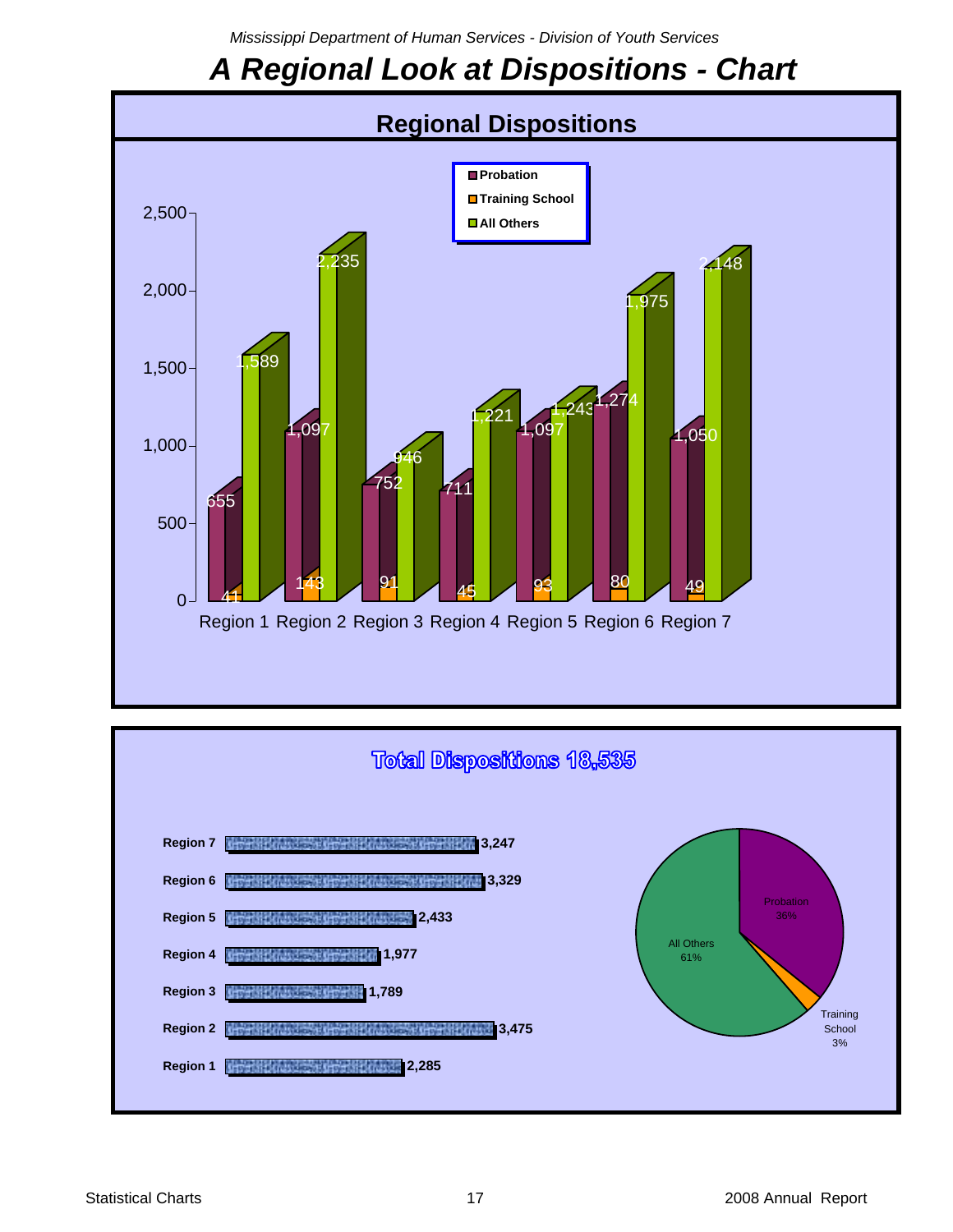*Mississippi Department of Human Services - Division of Youth Services*

# *A Regional Look at Dispositions - Chart*

## Regional Dispositions

| | Probation | Training School | All Others |
|---|---|---|---|
| Region 1 | 655 | 41 | 1,589 |
| Region 2 | 1,097 | 143 | 2,235 |
| Region 3 | 752 | 91 | 946 |
| Region 4 | 711 | 45 | 1,221 |
| Region 5 | 1,097 | 93 | 1,243 |
| Region 6 | 1,274 | 80 | 1,975 |
| Region 7 | 1,050 | 49 | 2,148 |

## Total Dispositions 18,535

| Region | Total |
|---|---|
| Region 7 | 3,247 |
| Region 6 | 3,329 |
| Region 5 | 2,433 |
| Region 4 | 1,977 |
| Region 3 | 1,789 |
| Region 2 | 3,475 |
| Region 1 | 2,285 |

| Disposition | Percent |
|---|---|
| Probation | 36% |
| Training School | 3% |
| All Others | 61% |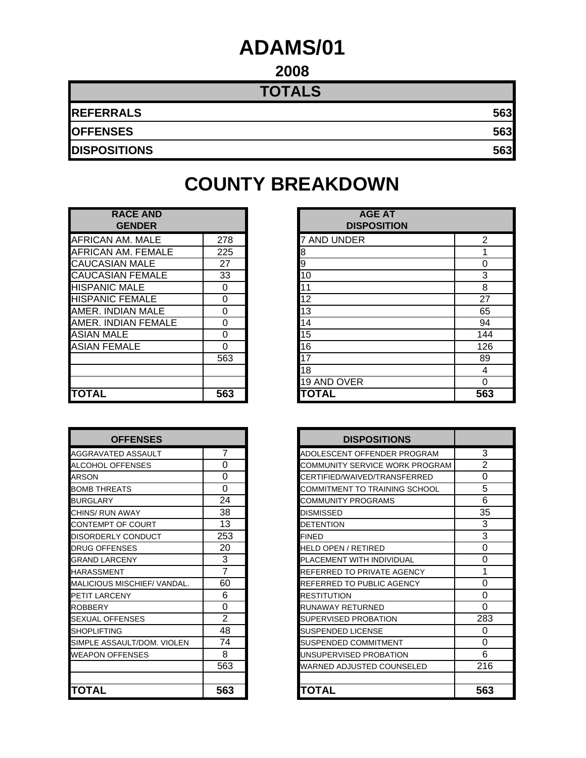# ADAMS/01

## 2008

| TOTALS | |
|---|---|
| REFERRALS | 563 |
| OFFENSES | 563 |
| DISPOSITIONS | 563 |

# COUNTY BREAKDOWN

| RACE AND GENDER | |
|---|---|
| AFRICAN AM. MALE | 278 |
| AFRICAN AM. FEMALE | 225 |
| CAUCASIAN MALE | 27 |
| CAUCASIAN FEMALE | 33 |
| HISPANIC MALE | 0 |
| HISPANIC FEMALE | 0 |
| AMER. INDIAN MALE | 0 |
| AMER. INDIAN FEMALE | 0 |
| ASIAN MALE | 0 |
| ASIAN FEMALE | 0 |
| | 563 |
| | |
| | |
| **TOTAL** | **563** |

| AGE AT DISPOSITION | |
|---|---|
| 7 AND UNDER | 2 |
| 8 | 1 |
| 9 | 0 |
| 10 | 3 |
| 11 | 8 |
| 12 | 27 |
| 13 | 65 |
| 14 | 94 |
| 15 | 144 |
| 16 | 126 |
| 17 | 89 |
| 18 | 4 |
| 19 AND OVER | 0 |
| **TOTAL** | **563** |

| OFFENSES | |
|---|---|
| AGGRAVATED ASSAULT | 7 |
| ALCOHOL OFFENSES | 0 |
| ARSON | 0 |
| BOMB THREATS | 0 |
| BURGLARY | 24 |
| CHINS/ RUN AWAY | 38 |
| CONTEMPT OF COURT | 13 |
| DISORDERLY CONDUCT | 253 |
| DRUG OFFENSES | 20 |
| GRAND LARCENY | 3 |
| HARASSMENT | 7 |
| MALICIOUS MISCHIEF/ VANDAL. | 60 |
| PETIT LARCENY | 6 |
| ROBBERY | 0 |
| SEXUAL OFFENSES | 2 |
| SHOPLIFTING | 48 |
| SIMPLE ASSAULT/DOM. VIOLEN | 74 |
| WEAPON OFFENSES | 8 |
| | 563 |
| | |
| **TOTAL** | **563** |

| DISPOSITIONS | |
|---|---|
| ADOLESCENT OFFENDER PROGRAM | 3 |
| COMMUNITY SERVICE WORK PROGRAM | 2 |
| CERTIFIED/WAIVED/TRANSFERRED | 0 |
| COMMITMENT TO TRAINING SCHOOL | 5 |
| COMMUNITY PROGRAMS | 6 |
| DISMISSED | 35 |
| DETENTION | 3 |
| FINED | 3 |
| HELD OPEN / RETIRED | 0 |
| PLACEMENT WITH INDIVIDUAL | 0 |
| REFERRED TO PRIVATE AGENCY | 1 |
| REFERRED TO PUBLIC AGENCY | 0 |
| RESTITUTION | 0 |
| RUNAWAY RETURNED | 0 |
| SUPERVISED PROBATION | 283 |
| SUSPENDED LICENSE | 0 |
| SUSPENDED COMMITMENT | 0 |
| UNSUPERVISED PROBATION | 6 |
| WARNED ADJUSTED COUNSELED | 216 |
| | |
| **TOTAL** | **563** |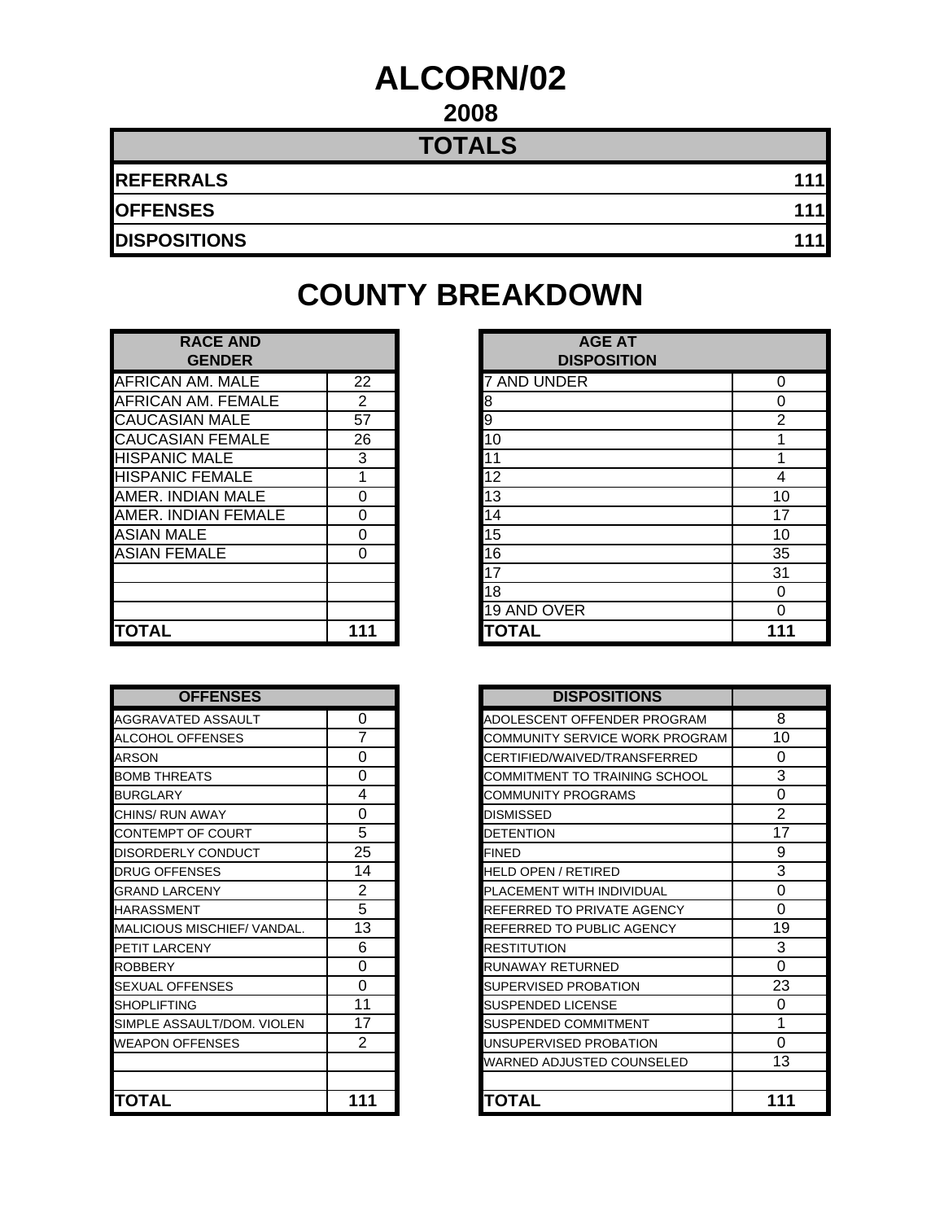# ALCORN/02

## 2008

| TOTALS | |
|---|---|
| REFERRALS | 111 |
| OFFENSES | 111 |
| DISPOSITIONS | 111 |

# COUNTY BREAKDOWN

| RACE AND GENDER | |
|---|---|
| AFRICAN AM. MALE | 22 |
| AFRICAN AM. FEMALE | 2 |
| CAUCASIAN MALE | 57 |
| CAUCASIAN FEMALE | 26 |
| HISPANIC MALE | 3 |
| HISPANIC FEMALE | 1 |
| AMER. INDIAN MALE | 0 |
| AMER. INDIAN FEMALE | 0 |
| ASIAN MALE | 0 |
| ASIAN FEMALE | 0 |
| | |
| | |
| | |
| TOTAL | 111 |

| AGE AT DISPOSITION | |
|---|---|
| 7 AND UNDER | 0 |
| 8 | 0 |
| 9 | 2 |
| 10 | 1 |
| 11 | 1 |
| 12 | 4 |
| 13 | 10 |
| 14 | 17 |
| 15 | 10 |
| 16 | 35 |
| 17 | 31 |
| 18 | 0 |
| 19 AND OVER | 0 |
| TOTAL | 111 |

| OFFENSES | |
|---|---|
| AGGRAVATED ASSAULT | 0 |
| ALCOHOL OFFENSES | 7 |
| ARSON | 0 |
| BOMB THREATS | 0 |
| BURGLARY | 4 |
| CHINS/ RUN AWAY | 0 |
| CONTEMPT OF COURT | 5 |
| DISORDERLY CONDUCT | 25 |
| DRUG OFFENSES | 14 |
| GRAND LARCENY | 2 |
| HARASSMENT | 5 |
| MALICIOUS MISCHIEF/ VANDAL. | 13 |
| PETIT LARCENY | 6 |
| ROBBERY | 0 |
| SEXUAL OFFENSES | 0 |
| SHOPLIFTING | 11 |
| SIMPLE ASSAULT/DOM. VIOLEN | 17 |
| WEAPON OFFENSES | 2 |
| | |
| | |
| TOTAL | 111 |

| DISPOSITIONS | |
|---|---|
| ADOLESCENT OFFENDER PROGRAM | 8 |
| COMMUNITY SERVICE WORK PROGRAM | 10 |
| CERTIFIED/WAIVED/TRANSFERRED | 0 |
| COMMITMENT TO TRAINING SCHOOL | 3 |
| COMMUNITY PROGRAMS | 0 |
| DISMISSED | 2 |
| DETENTION | 17 |
| FINED | 9 |
| HELD OPEN / RETIRED | 3 |
| PLACEMENT WITH INDIVIDUAL | 0 |
| REFERRED TO PRIVATE AGENCY | 0 |
| REFERRED TO PUBLIC AGENCY | 19 |
| RESTITUTION | 3 |
| RUNAWAY RETURNED | 0 |
| SUPERVISED PROBATION | 23 |
| SUSPENDED LICENSE | 0 |
| SUSPENDED COMMITMENT | 1 |
| UNSUPERVISED PROBATION | 0 |
| WARNED ADJUSTED COUNSELED | 13 |
| | |
| TOTAL | 111 |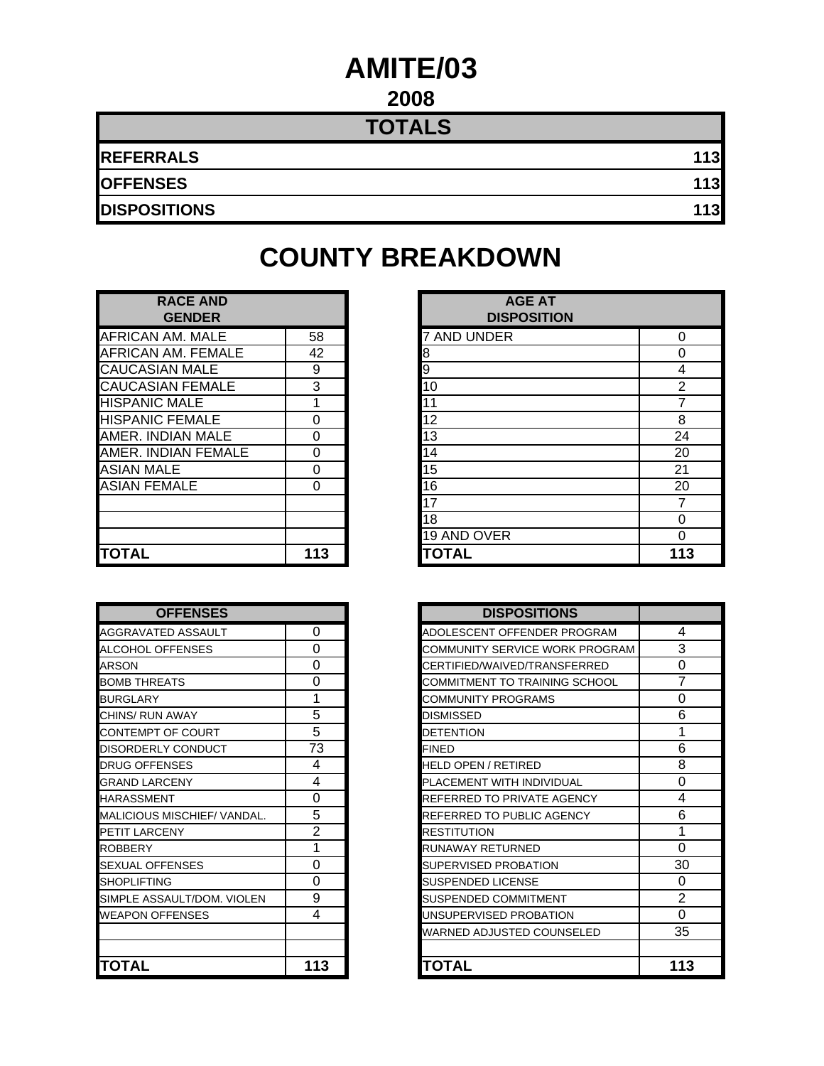# AMITE/03

## 2008

| TOTALS | |
|---|---|
| REFERRALS | 113 |
| OFFENSES | 113 |
| DISPOSITIONS | 113 |

# COUNTY BREAKDOWN

| RACE AND GENDER | |
|---|---|
| AFRICAN AM. MALE | 58 |
| AFRICAN AM. FEMALE | 42 |
| CAUCASIAN MALE | 9 |
| CAUCASIAN FEMALE | 3 |
| HISPANIC MALE | 1 |
| HISPANIC FEMALE | 0 |
| AMER. INDIAN MALE | 0 |
| AMER. INDIAN FEMALE | 0 |
| ASIAN MALE | 0 |
| ASIAN FEMALE | 0 |
| | |
| | |
| | |
| **TOTAL** | **113** |

| AGE AT DISPOSITION | |
|---|---|
| 7 AND UNDER | 0 |
| 8 | 0 |
| 9 | 4 |
| 10 | 2 |
| 11 | 7 |
| 12 | 8 |
| 13 | 24 |
| 14 | 20 |
| 15 | 21 |
| 16 | 20 |
| 17 | 7 |
| 18 | 0 |
| 19 AND OVER | 0 |
| **TOTAL** | **113** |

| OFFENSES | |
|---|---|
| AGGRAVATED ASSAULT | 0 |
| ALCOHOL OFFENSES | 0 |
| ARSON | 0 |
| BOMB THREATS | 0 |
| BURGLARY | 1 |
| CHINS/ RUN AWAY | 5 |
| CONTEMPT OF COURT | 5 |
| DISORDERLY CONDUCT | 73 |
| DRUG OFFENSES | 4 |
| GRAND LARCENY | 4 |
| HARASSMENT | 0 |
| MALICIOUS MISCHIEF/ VANDAL. | 5 |
| PETIT LARCENY | 2 |
| ROBBERY | 1 |
| SEXUAL OFFENSES | 0 |
| SHOPLIFTING | 0 |
| SIMPLE ASSAULT/DOM. VIOLEN | 9 |
| WEAPON OFFENSES | 4 |
| | |
| | |
| **TOTAL** | **113** |

| DISPOSITIONS | |
|---|---|
| ADOLESCENT OFFENDER PROGRAM | 4 |
| COMMUNITY SERVICE WORK PROGRAM | 3 |
| CERTIFIED/WAIVED/TRANSFERRED | 0 |
| COMMITMENT TO TRAINING SCHOOL | 7 |
| COMMUNITY PROGRAMS | 0 |
| DISMISSED | 6 |
| DETENTION | 1 |
| FINED | 6 |
| HELD OPEN / RETIRED | 8 |
| PLACEMENT WITH INDIVIDUAL | 0 |
| REFERRED TO PRIVATE AGENCY | 4 |
| REFERRED TO PUBLIC AGENCY | 6 |
| RESTITUTION | 1 |
| RUNAWAY RETURNED | 0 |
| SUPERVISED PROBATION | 30 |
| SUSPENDED LICENSE | 0 |
| SUSPENDED COMMITMENT | 2 |
| UNSUPERVISED PROBATION | 0 |
| WARNED ADJUSTED COUNSELED | 35 |
| | |
| **TOTAL** | **113** |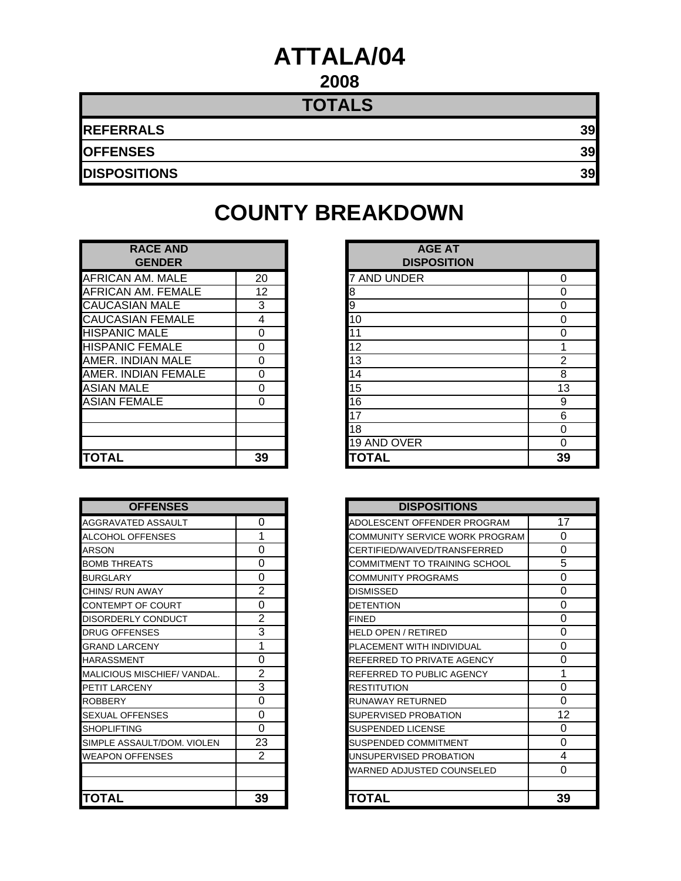# ATTALA/04

## 2008

| TOTALS | |
|---|---|
| REFERRALS | 39 |
| OFFENSES | 39 |
| DISPOSITIONS | 39 |

## COUNTY BREAKDOWN

| RACE AND GENDER | |
|---|---|
| AFRICAN AM. MALE | 20 |
| AFRICAN AM. FEMALE | 12 |
| CAUCASIAN MALE | 3 |
| CAUCASIAN FEMALE | 4 |
| HISPANIC MALE | 0 |
| HISPANIC FEMALE | 0 |
| AMER. INDIAN MALE | 0 |
| AMER. INDIAN FEMALE | 0 |
| ASIAN MALE | 0 |
| ASIAN FEMALE | 0 |
| | |
| | |
| | |
| **TOTAL** | **39** |

| AGE AT DISPOSITION | |
|---|---|
| 7 AND UNDER | 0 |
| 8 | 0 |
| 9 | 0 |
| 10 | 0 |
| 11 | 0 |
| 12 | 1 |
| 13 | 2 |
| 14 | 8 |
| 15 | 13 |
| 16 | 9 |
| 17 | 6 |
| 18 | 0 |
| 19 AND OVER | 0 |
| **TOTAL** | **39** |

| OFFENSES | |
|---|---|
| AGGRAVATED ASSAULT | 0 |
| ALCOHOL OFFENSES | 1 |
| ARSON | 0 |
| BOMB THREATS | 0 |
| BURGLARY | 0 |
| CHINS/ RUN AWAY | 2 |
| CONTEMPT OF COURT | 0 |
| DISORDERLY CONDUCT | 2 |
| DRUG OFFENSES | 3 |
| GRAND LARCENY | 1 |
| HARASSMENT | 0 |
| MALICIOUS MISCHIEF/ VANDAL. | 2 |
| PETIT LARCENY | 3 |
| ROBBERY | 0 |
| SEXUAL OFFENSES | 0 |
| SHOPLIFTING | 0 |
| SIMPLE ASSAULT/DOM. VIOLEN | 23 |
| WEAPON OFFENSES | 2 |
| | |
| | |
| **TOTAL** | **39** |

| DISPOSITIONS | |
|---|---|
| ADOLESCENT OFFENDER PROGRAM | 17 |
| COMMUNITY SERVICE WORK PROGRAM | 0 |
| CERTIFIED/WAIVED/TRANSFERRED | 0 |
| COMMITMENT TO TRAINING SCHOOL | 5 |
| COMMUNITY PROGRAMS | 0 |
| DISMISSED | 0 |
| DETENTION | 0 |
| FINED | 0 |
| HELD OPEN / RETIRED | 0 |
| PLACEMENT WITH INDIVIDUAL | 0 |
| REFERRED TO PRIVATE AGENCY | 0 |
| REFERRED TO PUBLIC AGENCY | 1 |
| RESTITUTION | 0 |
| RUNAWAY RETURNED | 0 |
| SUPERVISED PROBATION | 12 |
| SUSPENDED LICENSE | 0 |
| SUSPENDED COMMITMENT | 0 |
| UNSUPERVISED PROBATION | 4 |
| WARNED ADJUSTED COUNSELED | 0 |
| | |
| **TOTAL** | **39** |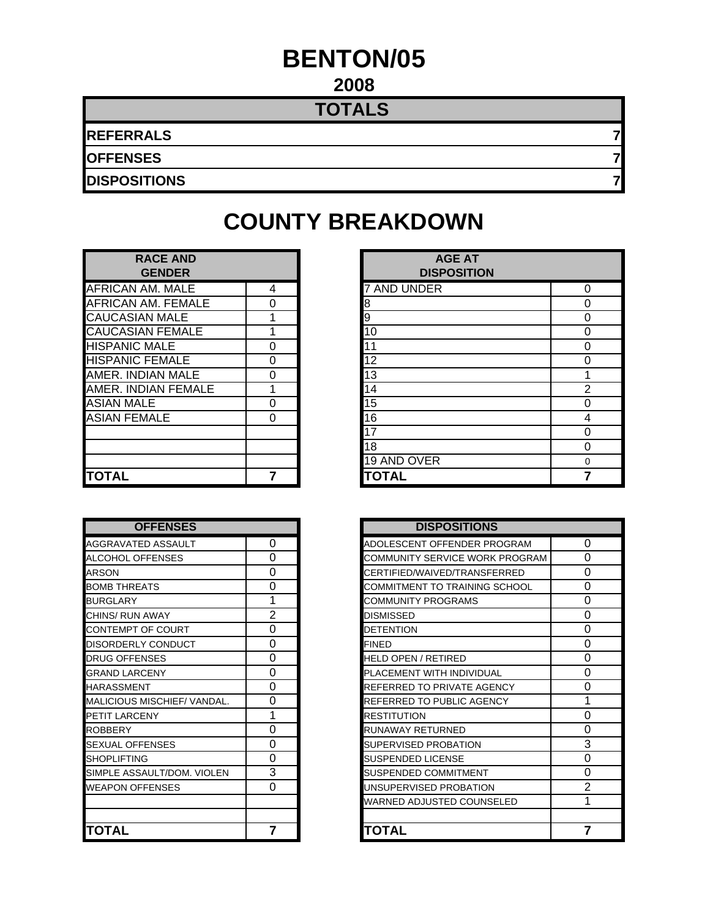# BENTON/05

## 2008

| TOTALS | |
|---|---|
| REFERRALS | 7 |
| OFFENSES | 7 |
| DISPOSITIONS | 7 |

## COUNTY BREAKDOWN

| RACE AND GENDER | |
|---|---|
| AFRICAN AM. MALE | 4 |
| AFRICAN AM. FEMALE | 0 |
| CAUCASIAN MALE | 1 |
| CAUCASIAN FEMALE | 1 |
| HISPANIC MALE | 0 |
| HISPANIC FEMALE | 0 |
| AMER. INDIAN MALE | 0 |
| AMER. INDIAN FEMALE | 1 |
| ASIAN MALE | 0 |
| ASIAN FEMALE | 0 |
| | |
| | |
| | |
| **TOTAL** | **7** |

| AGE AT DISPOSITION | |
|---|---|
| 7 AND UNDER | 0 |
| 8 | 0 |
| 9 | 0 |
| 10 | 0 |
| 11 | 0 |
| 12 | 0 |
| 13 | 1 |
| 14 | 2 |
| 15 | 0 |
| 16 | 4 |
| 17 | 0 |
| 18 | 0 |
| 19 AND OVER | 0 |
| **TOTAL** | **7** |

| OFFENSES | |
|---|---|
| AGGRAVATED ASSAULT | 0 |
| ALCOHOL OFFENSES | 0 |
| ARSON | 0 |
| BOMB THREATS | 0 |
| BURGLARY | 1 |
| CHINS/ RUN AWAY | 2 |
| CONTEMPT OF COURT | 0 |
| DISORDERLY CONDUCT | 0 |
| DRUG OFFENSES | 0 |
| GRAND LARCENY | 0 |
| HARASSMENT | 0 |
| MALICIOUS MISCHIEF/ VANDAL. | 0 |
| PETIT LARCENY | 1 |
| ROBBERY | 0 |
| SEXUAL OFFENSES | 0 |
| SHOPLIFTING | 0 |
| SIMPLE ASSAULT/DOM. VIOLEN | 3 |
| WEAPON OFFENSES | 0 |
| | |
| | |
| **TOTAL** | **7** |

| DISPOSITIONS | |
|---|---|
| ADOLESCENT OFFENDER PROGRAM | 0 |
| COMMUNITY SERVICE WORK PROGRAM | 0 |
| CERTIFIED/WAIVED/TRANSFERRED | 0 |
| COMMITMENT TO TRAINING SCHOOL | 0 |
| COMMUNITY PROGRAMS | 0 |
| DISMISSED | 0 |
| DETENTION | 0 |
| FINED | 0 |
| HELD OPEN / RETIRED | 0 |
| PLACEMENT WITH INDIVIDUAL | 0 |
| REFERRED TO PRIVATE AGENCY | 0 |
| REFERRED TO PUBLIC AGENCY | 1 |
| RESTITUTION | 0 |
| RUNAWAY RETURNED | 0 |
| SUPERVISED PROBATION | 3 |
| SUSPENDED LICENSE | 0 |
| SUSPENDED COMMITMENT | 0 |
| UNSUPERVISED PROBATION | 2 |
| WARNED ADJUSTED COUNSELED | 1 |
| | |
| **TOTAL** | **7** |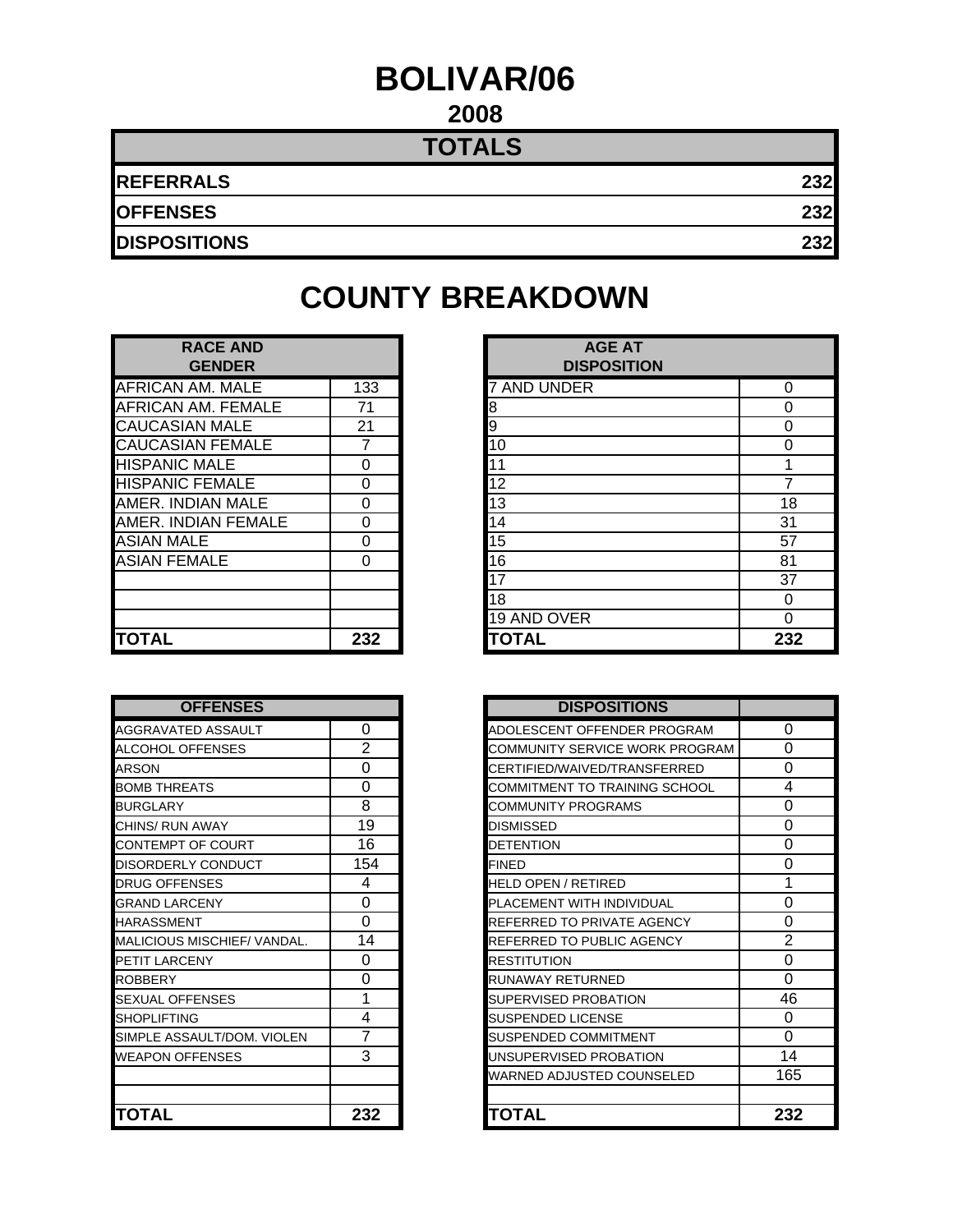# BOLIVAR/06

## 2008

| TOTALS | |
|---|---|
| REFERRALS | 232 |
| OFFENSES | 232 |
| DISPOSITIONS | 232 |

# COUNTY BREAKDOWN

| RACE AND GENDER | |
|---|---|
| AFRICAN AM. MALE | 133 |
| AFRICAN AM. FEMALE | 71 |
| CAUCASIAN MALE | 21 |
| CAUCASIAN FEMALE | 7 |
| HISPANIC MALE | 0 |
| HISPANIC FEMALE | 0 |
| AMER. INDIAN MALE | 0 |
| AMER. INDIAN FEMALE | 0 |
| ASIAN MALE | 0 |
| ASIAN FEMALE | 0 |
| | |
| | |
| | |
| **TOTAL** | **232** |

| AGE AT DISPOSITION | |
|---|---|
| 7 AND UNDER | 0 |
| 8 | 0 |
| 9 | 0 |
| 10 | 0 |
| 11 | 1 |
| 12 | 7 |
| 13 | 18 |
| 14 | 31 |
| 15 | 57 |
| 16 | 81 |
| 17 | 37 |
| 18 | 0 |
| 19 AND OVER | 0 |
| **TOTAL** | **232** |

| OFFENSES | |
|---|---|
| AGGRAVATED ASSAULT | 0 |
| ALCOHOL OFFENSES | 2 |
| ARSON | 0 |
| BOMB THREATS | 0 |
| BURGLARY | 8 |
| CHINS/ RUN AWAY | 19 |
| CONTEMPT OF COURT | 16 |
| DISORDERLY CONDUCT | 154 |
| DRUG OFFENSES | 4 |
| GRAND LARCENY | 0 |
| HARASSMENT | 0 |
| MALICIOUS MISCHIEF/ VANDAL. | 14 |
| PETIT LARCENY | 0 |
| ROBBERY | 0 |
| SEXUAL OFFENSES | 1 |
| SHOPLIFTING | 4 |
| SIMPLE ASSAULT/DOM. VIOLEN | 7 |
| WEAPON OFFENSES | 3 |
| | |
| | |
| **TOTAL** | **232** |

| DISPOSITIONS | |
|---|---|
| ADOLESCENT OFFENDER PROGRAM | 0 |
| COMMUNITY SERVICE WORK PROGRAM | 0 |
| CERTIFIED/WAIVED/TRANSFERRED | 0 |
| COMMITMENT TO TRAINING SCHOOL | 4 |
| COMMUNITY PROGRAMS | 0 |
| DISMISSED | 0 |
| DETENTION | 0 |
| FINED | 0 |
| HELD OPEN / RETIRED | 1 |
| PLACEMENT WITH INDIVIDUAL | 0 |
| REFERRED TO PRIVATE AGENCY | 0 |
| REFERRED TO PUBLIC AGENCY | 2 |
| RESTITUTION | 0 |
| RUNAWAY RETURNED | 0 |
| SUPERVISED PROBATION | 46 |
| SUSPENDED LICENSE | 0 |
| SUSPENDED COMMITMENT | 0 |
| UNSUPERVISED PROBATION | 14 |
| WARNED ADJUSTED COUNSELED | 165 |
| | |
| **TOTAL** | **232** |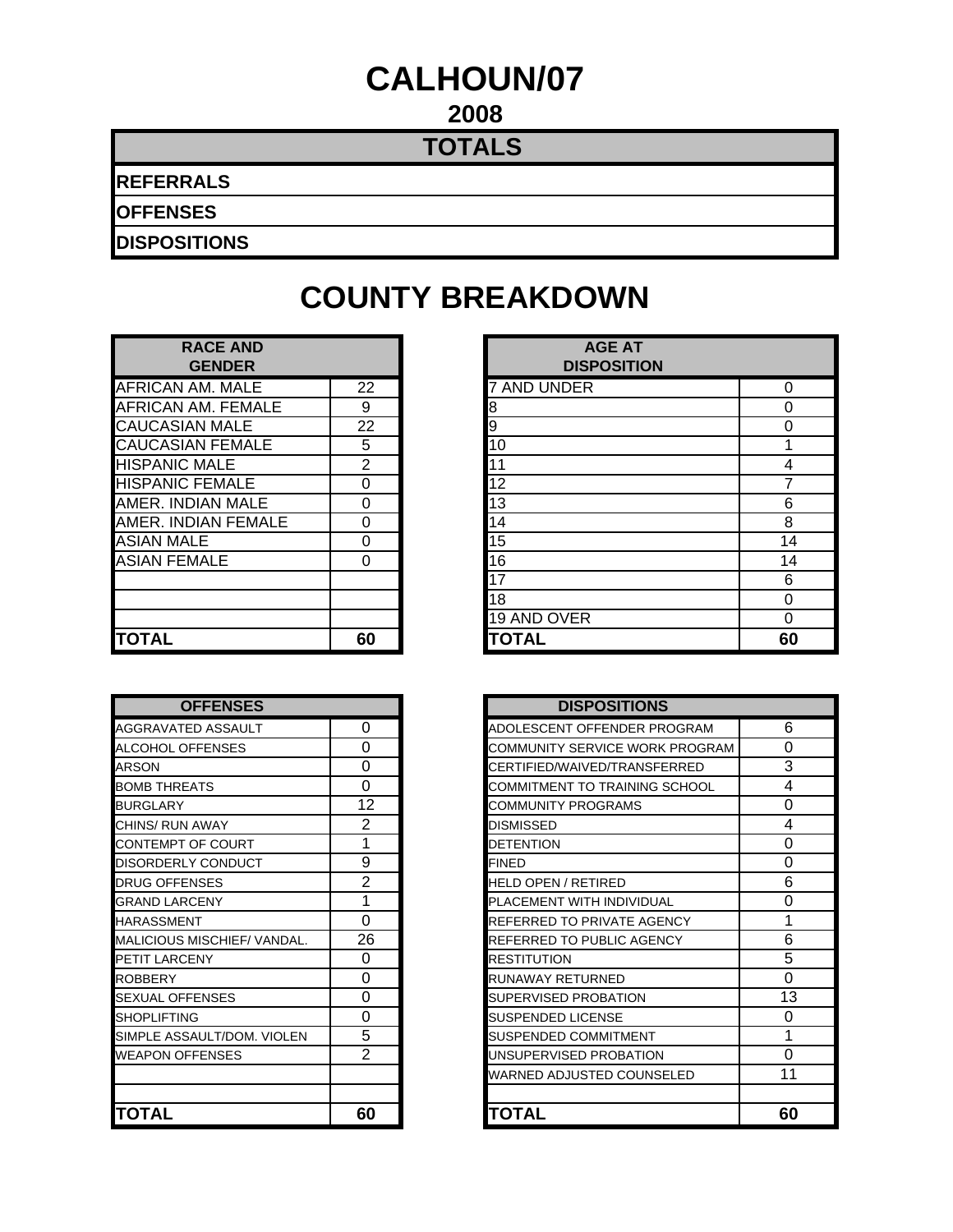# CALHOUN/07

## 2008

| TOTALS |
|---|
| **REFERRALS** |
| **OFFENSES** |
| **DISPOSITIONS** |

# COUNTY BREAKDOWN

| RACE AND GENDER | |
|---|---|
| AFRICAN AM. MALE | 22 |
| AFRICAN AM. FEMALE | 9 |
| CAUCASIAN MALE | 22 |
| CAUCASIAN FEMALE | 5 |
| HISPANIC MALE | 2 |
| HISPANIC FEMALE | 0 |
| AMER. INDIAN MALE | 0 |
| AMER. INDIAN FEMALE | 0 |
| ASIAN MALE | 0 |
| ASIAN FEMALE | 0 |
| | |
| | |
| | |
| **TOTAL** | **60** |

| AGE AT DISPOSITION | |
|---|---|
| 7 AND UNDER | 0 |
| 8 | 0 |
| 9 | 0 |
| 10 | 1 |
| 11 | 4 |
| 12 | 7 |
| 13 | 6 |
| 14 | 8 |
| 15 | 14 |
| 16 | 14 |
| 17 | 6 |
| 18 | 0 |
| 19 AND OVER | 0 |
| **TOTAL** | **60** |

| OFFENSES | |
|---|---|
| AGGRAVATED ASSAULT | 0 |
| ALCOHOL OFFENSES | 0 |
| ARSON | 0 |
| BOMB THREATS | 0 |
| BURGLARY | 12 |
| CHINS/ RUN AWAY | 2 |
| CONTEMPT OF COURT | 1 |
| DISORDERLY CONDUCT | 9 |
| DRUG OFFENSES | 2 |
| GRAND LARCENY | 1 |
| HARASSMENT | 0 |
| MALICIOUS MISCHIEF/ VANDAL. | 26 |
| PETIT LARCENY | 0 |
| ROBBERY | 0 |
| SEXUAL OFFENSES | 0 |
| SHOPLIFTING | 0 |
| SIMPLE ASSAULT/DOM. VIOLEN | 5 |
| WEAPON OFFENSES | 2 |
| | |
| | |
| **TOTAL** | **60** |

| DISPOSITIONS | |
|---|---|
| ADOLESCENT OFFENDER PROGRAM | 6 |
| COMMUNITY SERVICE WORK PROGRAM | 0 |
| CERTIFIED/WAIVED/TRANSFERRED | 3 |
| COMMITMENT TO TRAINING SCHOOL | 4 |
| COMMUNITY PROGRAMS | 0 |
| DISMISSED | 4 |
| DETENTION | 0 |
| FINED | 0 |
| HELD OPEN / RETIRED | 6 |
| PLACEMENT WITH INDIVIDUAL | 0 |
| REFERRED TO PRIVATE AGENCY | 1 |
| REFERRED TO PUBLIC AGENCY | 6 |
| RESTITUTION | 5 |
| RUNAWAY RETURNED | 0 |
| SUPERVISED PROBATION | 13 |
| SUSPENDED LICENSE | 0 |
| SUSPENDED COMMITMENT | 1 |
| UNSUPERVISED PROBATION | 0 |
| WARNED ADJUSTED COUNSELED | 11 |
| | |
| **TOTAL** | **60** |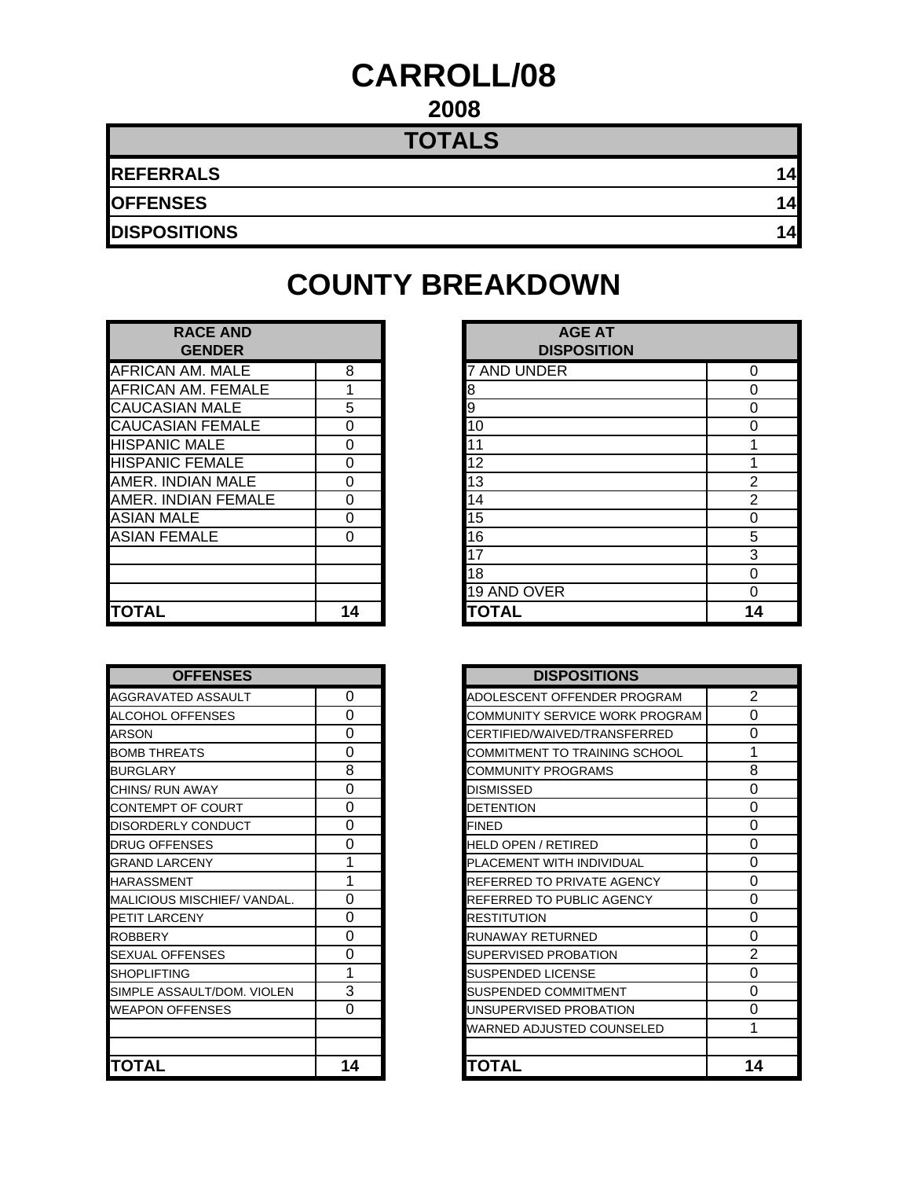# CARROLL/08

## 2008

| TOTALS | |
|---|---|
| **REFERRALS** | **14** |
| **OFFENSES** | **14** |
| **DISPOSITIONS** | **14** |

# COUNTY BREAKDOWN

| RACE AND GENDER | |
|---|---|
| AFRICAN AM. MALE | 8 |
| AFRICAN AM. FEMALE | 1 |
| CAUCASIAN MALE | 5 |
| CAUCASIAN FEMALE | 0 |
| HISPANIC MALE | 0 |
| HISPANIC FEMALE | 0 |
| AMER. INDIAN MALE | 0 |
| AMER. INDIAN FEMALE | 0 |
| ASIAN MALE | 0 |
| ASIAN FEMALE | 0 |
| | |
| | |
| | |
| **TOTAL** | **14** |

| AGE AT DISPOSITION | |
|---|---|
| 7 AND UNDER | 0 |
| 8 | 0 |
| 9 | 0 |
| 10 | 0 |
| 11 | 1 |
| 12 | 1 |
| 13 | 2 |
| 14 | 2 |
| 15 | 0 |
| 16 | 5 |
| 17 | 3 |
| 18 | 0 |
| 19 AND OVER | 0 |
| **TOTAL** | **14** |

| OFFENSES | |
|---|---|
| AGGRAVATED ASSAULT | 0 |
| ALCOHOL OFFENSES | 0 |
| ARSON | 0 |
| BOMB THREATS | 0 |
| BURGLARY | 8 |
| CHINS/ RUN AWAY | 0 |
| CONTEMPT OF COURT | 0 |
| DISORDERLY CONDUCT | 0 |
| DRUG OFFENSES | 0 |
| GRAND LARCENY | 1 |
| HARASSMENT | 1 |
| MALICIOUS MISCHIEF/ VANDAL. | 0 |
| PETIT LARCENY | 0 |
| ROBBERY | 0 |
| SEXUAL OFFENSES | 0 |
| SHOPLIFTING | 1 |
| SIMPLE ASSAULT/DOM. VIOLEN | 3 |
| WEAPON OFFENSES | 0 |
| | |
| | |
| **TOTAL** | **14** |

| DISPOSITIONS | |
|---|---|
| ADOLESCENT OFFENDER PROGRAM | 2 |
| COMMUNITY SERVICE WORK PROGRAM | 0 |
| CERTIFIED/WAIVED/TRANSFERRED | 0 |
| COMMITMENT TO TRAINING SCHOOL | 1 |
| COMMUNITY PROGRAMS | 8 |
| DISMISSED | 0 |
| DETENTION | 0 |
| FINED | 0 |
| HELD OPEN / RETIRED | 0 |
| PLACEMENT WITH INDIVIDUAL | 0 |
| REFERRED TO PRIVATE AGENCY | 0 |
| REFERRED TO PUBLIC AGENCY | 0 |
| RESTITUTION | 0 |
| RUNAWAY RETURNED | 0 |
| SUPERVISED PROBATION | 2 |
| SUSPENDED LICENSE | 0 |
| SUSPENDED COMMITMENT | 0 |
| UNSUPERVISED PROBATION | 0 |
| WARNED ADJUSTED COUNSELED | 1 |
| | |
| **TOTAL** | **14** |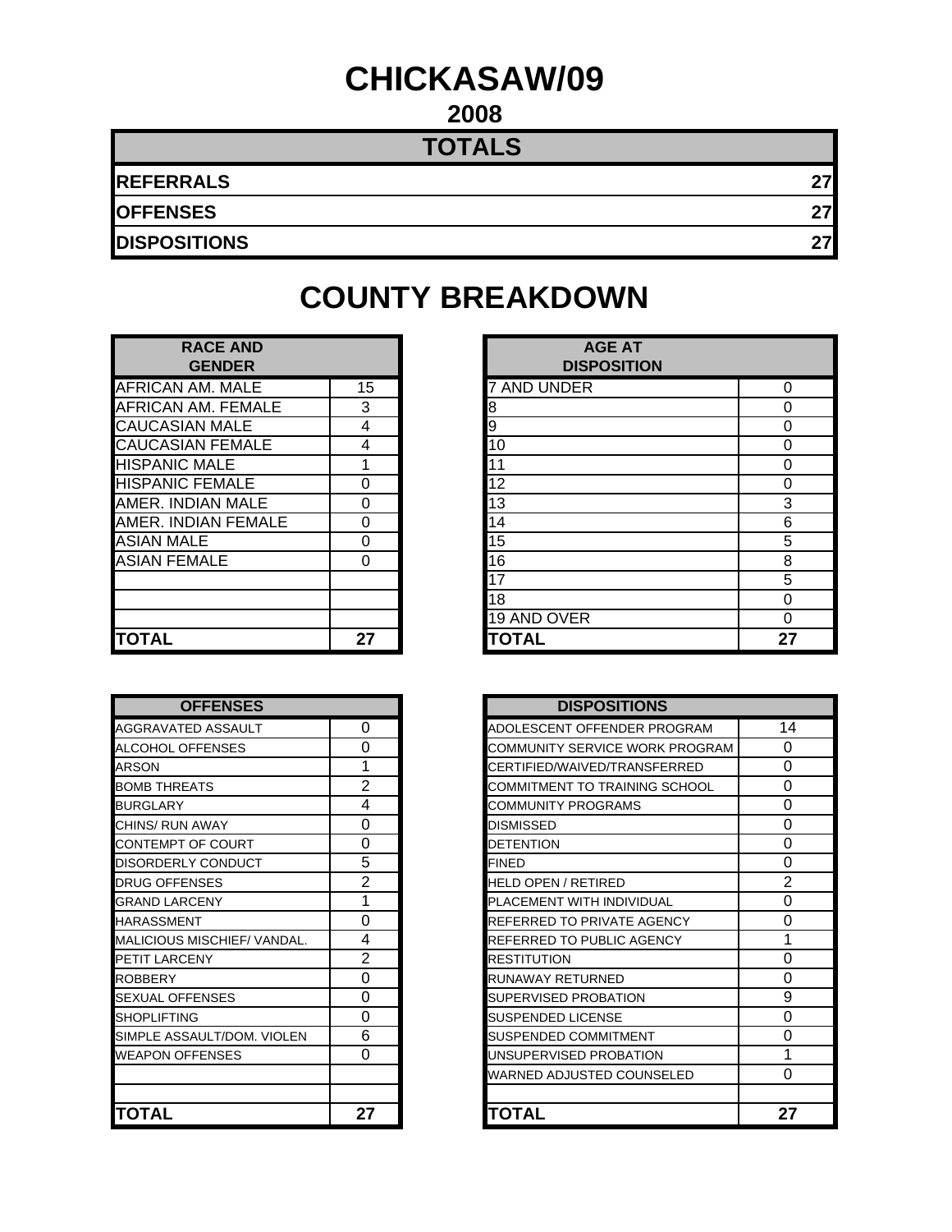# CHICKASAW/09

## 2008

| TOTALS | |
|---|---|
| **REFERRALS** | **27** |
| **OFFENSES** | **27** |
| **DISPOSITIONS** | **27** |

# COUNTY BREAKDOWN

| RACE AND GENDER | |
|---|---|
| AFRICAN AM. MALE | 15 |
| AFRICAN AM. FEMALE | 3 |
| CAUCASIAN MALE | 4 |
| CAUCASIAN FEMALE | 4 |
| HISPANIC MALE | 1 |
| HISPANIC FEMALE | 0 |
| AMER. INDIAN MALE | 0 |
| AMER. INDIAN FEMALE | 0 |
| ASIAN MALE | 0 |
| ASIAN FEMALE | 0 |
| | |
| | |
| | |
| **TOTAL** | **27** |

| AGE AT DISPOSITION | |
|---|---|
| 7 AND UNDER | 0 |
| 8 | 0 |
| 9 | 0 |
| 10 | 0 |
| 11 | 0 |
| 12 | 0 |
| 13 | 3 |
| 14 | 6 |
| 15 | 5 |
| 16 | 8 |
| 17 | 5 |
| 18 | 0 |
| 19 AND OVER | 0 |
| **TOTAL** | **27** |

| OFFENSES | |
|---|---|
| AGGRAVATED ASSAULT | 0 |
| ALCOHOL OFFENSES | 0 |
| ARSON | 1 |
| BOMB THREATS | 2 |
| BURGLARY | 4 |
| CHINS/ RUN AWAY | 0 |
| CONTEMPT OF COURT | 0 |
| DISORDERLY CONDUCT | 5 |
| DRUG OFFENSES | 2 |
| GRAND LARCENY | 1 |
| HARASSMENT | 0 |
| MALICIOUS MISCHIEF/ VANDAL. | 4 |
| PETIT LARCENY | 2 |
| ROBBERY | 0 |
| SEXUAL OFFENSES | 0 |
| SHOPLIFTING | 0 |
| SIMPLE ASSAULT/DOM. VIOLEN | 6 |
| WEAPON OFFENSES | 0 |
| | |
| | |
| **TOTAL** | **27** |

| DISPOSITIONS | |
|---|---|
| ADOLESCENT OFFENDER PROGRAM | 14 |
| COMMUNITY SERVICE WORK PROGRAM | 0 |
| CERTIFIED/WAIVED/TRANSFERRED | 0 |
| COMMITMENT TO TRAINING SCHOOL | 0 |
| COMMUNITY PROGRAMS | 0 |
| DISMISSED | 0 |
| DETENTION | 0 |
| FINED | 0 |
| HELD OPEN / RETIRED | 2 |
| PLACEMENT WITH INDIVIDUAL | 0 |
| REFERRED TO PRIVATE AGENCY | 0 |
| REFERRED TO PUBLIC AGENCY | 1 |
| RESTITUTION | 0 |
| RUNAWAY RETURNED | 0 |
| SUPERVISED PROBATION | 9 |
| SUSPENDED LICENSE | 0 |
| SUSPENDED COMMITMENT | 0 |
| UNSUPERVISED PROBATION | 1 |
| WARNED ADJUSTED COUNSELED | 0 |
| | |
| **TOTAL** | **27** |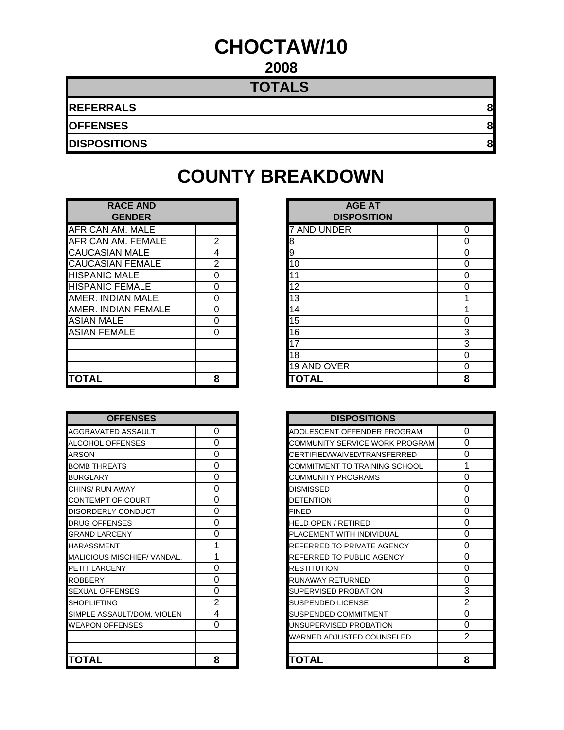# CHOCTAW/10

## 2008

| TOTALS | |
|---|---|
| **REFERRALS** | **8** |
| **OFFENSES** | **8** |
| **DISPOSITIONS** | **8** |

# COUNTY BREAKDOWN

| RACE AND GENDER | |
|---|---|
| AFRICAN AM. MALE | |
| AFRICAN AM. FEMALE | 2 |
| CAUCASIAN MALE | 4 |
| CAUCASIAN FEMALE | 2 |
| HISPANIC MALE | 0 |
| HISPANIC FEMALE | 0 |
| AMER. INDIAN MALE | 0 |
| AMER. INDIAN FEMALE | 0 |
| ASIAN MALE | 0 |
| ASIAN FEMALE | 0 |
| | |
| | |
| | |
| **TOTAL** | **8** |

| AGE AT DISPOSITION | |
|---|---|
| 7 AND UNDER | 0 |
| 8 | 0 |
| 9 | 0 |
| 10 | 0 |
| 11 | 0 |
| 12 | 0 |
| 13 | 1 |
| 14 | 1 |
| 15 | 0 |
| 16 | 3 |
| 17 | 3 |
| 18 | 0 |
| 19 AND OVER | 0 |
| **TOTAL** | **8** |

| OFFENSES | |
|---|---|
| AGGRAVATED ASSAULT | 0 |
| ALCOHOL OFFENSES | 0 |
| ARSON | 0 |
| BOMB THREATS | 0 |
| BURGLARY | 0 |
| CHINS/ RUN AWAY | 0 |
| CONTEMPT OF COURT | 0 |
| DISORDERLY CONDUCT | 0 |
| DRUG OFFENSES | 0 |
| GRAND LARCENY | 0 |
| HARASSMENT | 1 |
| MALICIOUS MISCHIEF/ VANDAL. | 1 |
| PETIT LARCENY | 0 |
| ROBBERY | 0 |
| SEXUAL OFFENSES | 0 |
| SHOPLIFTING | 2 |
| SIMPLE ASSAULT/DOM. VIOLEN | 4 |
| WEAPON OFFENSES | 0 |
| | |
| | |
| **TOTAL** | **8** |

| DISPOSITIONS | |
|---|---|
| ADOLESCENT OFFENDER PROGRAM | 0 |
| COMMUNITY SERVICE WORK PROGRAM | 0 |
| CERTIFIED/WAIVED/TRANSFERRED | 0 |
| COMMITMENT TO TRAINING SCHOOL | 1 |
| COMMUNITY PROGRAMS | 0 |
| DISMISSED | 0 |
| DETENTION | 0 |
| FINED | 0 |
| HELD OPEN / RETIRED | 0 |
| PLACEMENT WITH INDIVIDUAL | 0 |
| REFERRED TO PRIVATE AGENCY | 0 |
| REFERRED TO PUBLIC AGENCY | 0 |
| RESTITUTION | 0 |
| RUNAWAY RETURNED | 0 |
| SUPERVISED PROBATION | 3 |
| SUSPENDED LICENSE | 2 |
| SUSPENDED COMMITMENT | 0 |
| UNSUPERVISED PROBATION | 0 |
| WARNED ADJUSTED COUNSELED | 2 |
| | |
| **TOTAL** | **8** |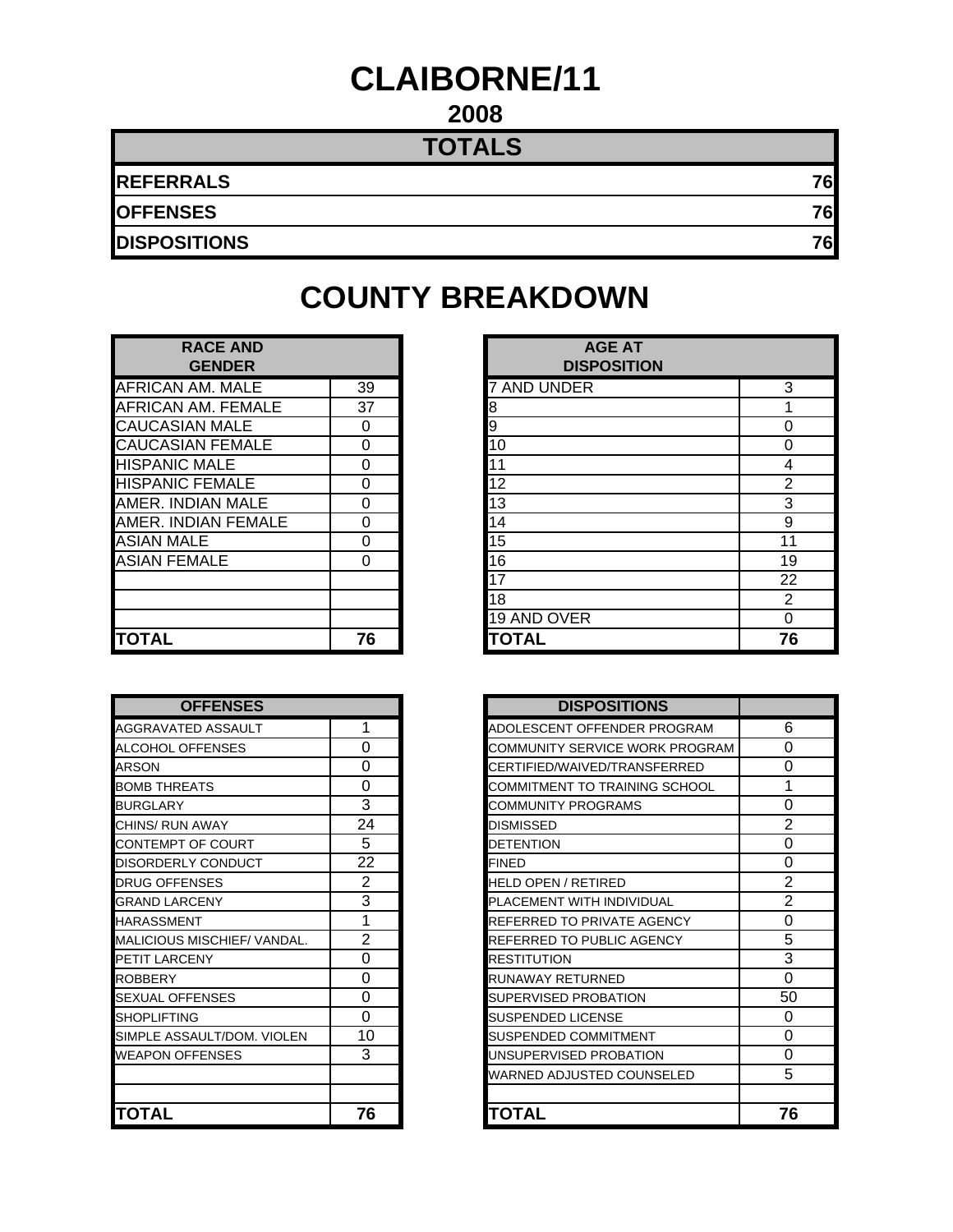# CLAIBORNE/11

## 2008

| TOTALS | |
|---|---|
| REFERRALS | 76 |
| OFFENSES | 76 |
| DISPOSITIONS | 76 |

# COUNTY BREAKDOWN

| RACE AND GENDER | |
|---|---|
| AFRICAN AM. MALE | 39 |
| AFRICAN AM. FEMALE | 37 |
| CAUCASIAN MALE | 0 |
| CAUCASIAN FEMALE | 0 |
| HISPANIC MALE | 0 |
| HISPANIC FEMALE | 0 |
| AMER. INDIAN MALE | 0 |
| AMER. INDIAN FEMALE | 0 |
| ASIAN MALE | 0 |
| ASIAN FEMALE | 0 |
| | |
| | |
| | |
| **TOTAL** | **76** |

| AGE AT DISPOSITION | |
|---|---|
| 7 AND UNDER | 3 |
| 8 | 1 |
| 9 | 0 |
| 10 | 0 |
| 11 | 4 |
| 12 | 2 |
| 13 | 3 |
| 14 | 9 |
| 15 | 11 |
| 16 | 19 |
| 17 | 22 |
| 18 | 2 |
| 19 AND OVER | 0 |
| **TOTAL** | **76** |

| OFFENSES | |
|---|---|
| AGGRAVATED ASSAULT | 1 |
| ALCOHOL OFFENSES | 0 |
| ARSON | 0 |
| BOMB THREATS | 0 |
| BURGLARY | 3 |
| CHINS/ RUN AWAY | 24 |
| CONTEMPT OF COURT | 5 |
| DISORDERLY CONDUCT | 22 |
| DRUG OFFENSES | 2 |
| GRAND LARCENY | 3 |
| HARASSMENT | 1 |
| MALICIOUS MISCHIEF/ VANDAL. | 2 |
| PETIT LARCENY | 0 |
| ROBBERY | 0 |
| SEXUAL OFFENSES | 0 |
| SHOPLIFTING | 0 |
| SIMPLE ASSAULT/DOM. VIOLEN | 10 |
| WEAPON OFFENSES | 3 |
| | |
| | |
| **TOTAL** | **76** |

| DISPOSITIONS | |
|---|---|
| ADOLESCENT OFFENDER PROGRAM | 6 |
| COMMUNITY SERVICE WORK PROGRAM | 0 |
| CERTIFIED/WAIVED/TRANSFERRED | 0 |
| COMMITMENT TO TRAINING SCHOOL | 1 |
| COMMUNITY PROGRAMS | 0 |
| DISMISSED | 2 |
| DETENTION | 0 |
| FINED | 0 |
| HELD OPEN / RETIRED | 2 |
| PLACEMENT WITH INDIVIDUAL | 2 |
| REFERRED TO PRIVATE AGENCY | 0 |
| REFERRED TO PUBLIC AGENCY | 5 |
| RESTITUTION | 3 |
| RUNAWAY RETURNED | 0 |
| SUPERVISED PROBATION | 50 |
| SUSPENDED LICENSE | 0 |
| SUSPENDED COMMITMENT | 0 |
| UNSUPERVISED PROBATION | 0 |
| WARNED ADJUSTED COUNSELED | 5 |
| | |
| **TOTAL** | **76** |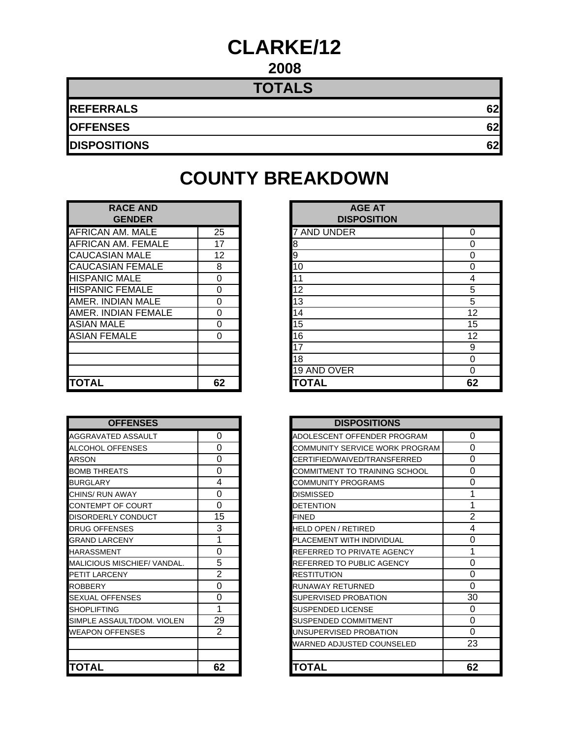# CLARKE/12

## 2008

| TOTALS | |
|---|---|
| **REFERRALS** | **62** |
| **OFFENSES** | **62** |
| **DISPOSITIONS** | **62** |

# COUNTY BREAKDOWN

| RACE AND GENDER | |
|---|---|
| AFRICAN AM. MALE | 25 |
| AFRICAN AM. FEMALE | 17 |
| CAUCASIAN MALE | 12 |
| CAUCASIAN FEMALE | 8 |
| HISPANIC MALE | 0 |
| HISPANIC FEMALE | 0 |
| AMER. INDIAN MALE | 0 |
| AMER. INDIAN FEMALE | 0 |
| ASIAN MALE | 0 |
| ASIAN FEMALE | 0 |
| | |
| | |
| | |
| **TOTAL** | **62** |

| AGE AT DISPOSITION | |
|---|---|
| 7 AND UNDER | 0 |
| 8 | 0 |
| 9 | 0 |
| 10 | 0 |
| 11 | 4 |
| 12 | 5 |
| 13 | 5 |
| 14 | 12 |
| 15 | 15 |
| 16 | 12 |
| 17 | 9 |
| 18 | 0 |
| 19 AND OVER | 0 |
| **TOTAL** | **62** |

| OFFENSES | |
|---|---|
| AGGRAVATED ASSAULT | 0 |
| ALCOHOL OFFENSES | 0 |
| ARSON | 0 |
| BOMB THREATS | 0 |
| BURGLARY | 4 |
| CHINS/ RUN AWAY | 0 |
| CONTEMPT OF COURT | 0 |
| DISORDERLY CONDUCT | 15 |
| DRUG OFFENSES | 3 |
| GRAND LARCENY | 1 |
| HARASSMENT | 0 |
| MALICIOUS MISCHIEF/ VANDAL. | 5 |
| PETIT LARCENY | 2 |
| ROBBERY | 0 |
| SEXUAL OFFENSES | 0 |
| SHOPLIFTING | 1 |
| SIMPLE ASSAULT/DOM. VIOLEN | 29 |
| WEAPON OFFENSES | 2 |
| | |
| | |
| **TOTAL** | **62** |

| DISPOSITIONS | |
|---|---|
| ADOLESCENT OFFENDER PROGRAM | 0 |
| COMMUNITY SERVICE WORK PROGRAM | 0 |
| CERTIFIED/WAIVED/TRANSFERRED | 0 |
| COMMITMENT TO TRAINING SCHOOL | 0 |
| COMMUNITY PROGRAMS | 0 |
| DISMISSED | 1 |
| DETENTION | 1 |
| FINED | 2 |
| HELD OPEN / RETIRED | 4 |
| PLACEMENT WITH INDIVIDUAL | 0 |
| REFERRED TO PRIVATE AGENCY | 1 |
| REFERRED TO PUBLIC AGENCY | 0 |
| RESTITUTION | 0 |
| RUNAWAY RETURNED | 0 |
| SUPERVISED PROBATION | 30 |
| SUSPENDED LICENSE | 0 |
| SUSPENDED COMMITMENT | 0 |
| UNSUPERVISED PROBATION | 0 |
| WARNED ADJUSTED COUNSELED | 23 |
| | |
| **TOTAL** | **62** |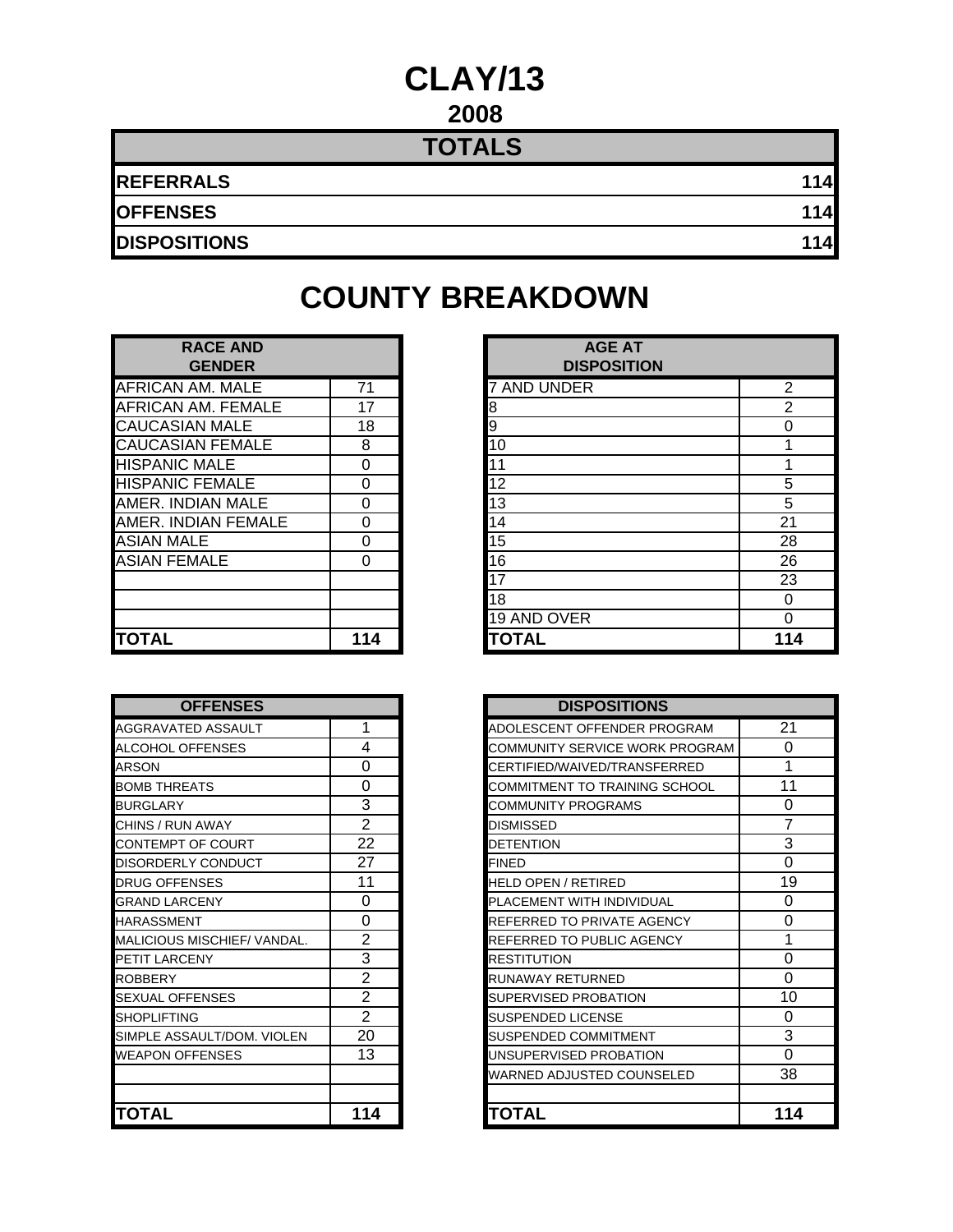# CLAY/13

## 2008

| TOTALS | |
|---|---|
| **REFERRALS** | **114** |
| **OFFENSES** | **114** |
| **DISPOSITIONS** | **114** |

## COUNTY BREAKDOWN

| RACE AND GENDER | |
|---|---|
| AFRICAN AM. MALE | 71 |
| AFRICAN AM. FEMALE | 17 |
| CAUCASIAN MALE | 18 |
| CAUCASIAN FEMALE | 8 |
| HISPANIC MALE | 0 |
| HISPANIC FEMALE | 0 |
| AMER. INDIAN MALE | 0 |
| AMER. INDIAN FEMALE | 0 |
| ASIAN MALE | 0 |
| ASIAN FEMALE | 0 |
| | |
| | |
| | |
| **TOTAL** | **114** |

| AGE AT DISPOSITION | |
|---|---|
| 7 AND UNDER | 2 |
| 8 | 2 |
| 9 | 0 |
| 10 | 1 |
| 11 | 1 |
| 12 | 5 |
| 13 | 5 |
| 14 | 21 |
| 15 | 28 |
| 16 | 26 |
| 17 | 23 |
| 18 | 0 |
| 19 AND OVER | 0 |
| **TOTAL** | **114** |

| OFFENSES | |
|---|---|
| AGGRAVATED ASSAULT | 1 |
| ALCOHOL OFFENSES | 4 |
| ARSON | 0 |
| BOMB THREATS | 0 |
| BURGLARY | 3 |
| CHINS / RUN AWAY | 2 |
| CONTEMPT OF COURT | 22 |
| DISORDERLY CONDUCT | 27 |
| DRUG OFFENSES | 11 |
| GRAND LARCENY | 0 |
| HARASSMENT | 0 |
| MALICIOUS MISCHIEF/ VANDAL. | 2 |
| PETIT LARCENY | 3 |
| ROBBERY | 2 |
| SEXUAL OFFENSES | 2 |
| SHOPLIFTING | 2 |
| SIMPLE ASSAULT/DOM. VIOLEN | 20 |
| WEAPON OFFENSES | 13 |
| | |
| | |
| **TOTAL** | **114** |

| DISPOSITIONS | |
|---|---|
| ADOLESCENT OFFENDER PROGRAM | 21 |
| COMMUNITY SERVICE WORK PROGRAM | 0 |
| CERTIFIED/WAIVED/TRANSFERRED | 1 |
| COMMITMENT TO TRAINING SCHOOL | 11 |
| COMMUNITY PROGRAMS | 0 |
| DISMISSED | 7 |
| DETENTION | 3 |
| FINED | 0 |
| HELD OPEN / RETIRED | 19 |
| PLACEMENT WITH INDIVIDUAL | 0 |
| REFERRED TO PRIVATE AGENCY | 0 |
| REFERRED TO PUBLIC AGENCY | 1 |
| RESTITUTION | 0 |
| RUNAWAY RETURNED | 0 |
| SUPERVISED PROBATION | 10 |
| SUSPENDED LICENSE | 0 |
| SUSPENDED COMMITMENT | 3 |
| UNSUPERVISED PROBATION | 0 |
| WARNED ADJUSTED COUNSELED | 38 |
| | |
| **TOTAL** | **114** |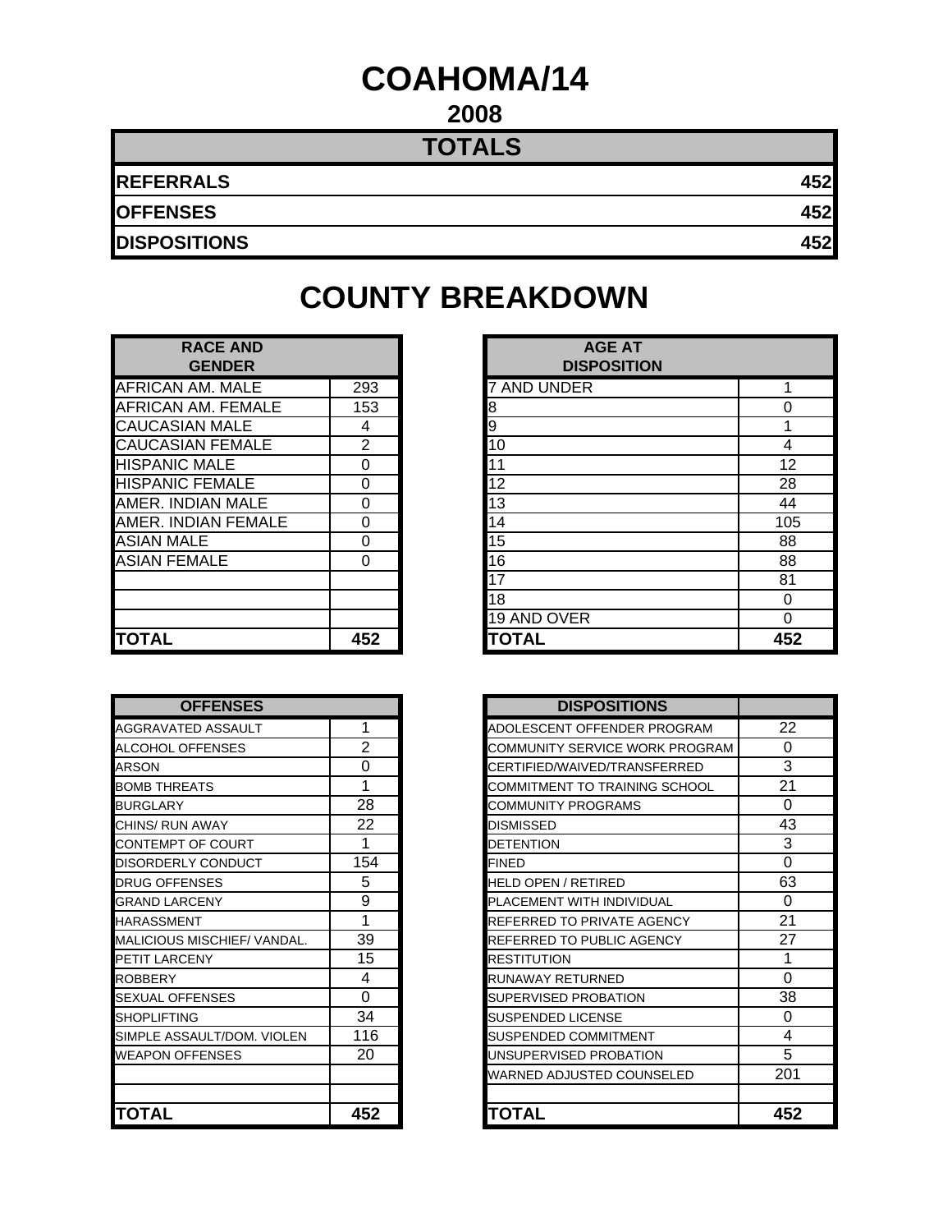# COAHOMA/14

## 2008

| TOTALS | |
|---|---|
| REFERRALS | 452 |
| OFFENSES | 452 |
| DISPOSITIONS | 452 |

# COUNTY BREAKDOWN

| RACE AND GENDER | |
|---|---|
| AFRICAN AM. MALE | 293 |
| AFRICAN AM. FEMALE | 153 |
| CAUCASIAN MALE | 4 |
| CAUCASIAN FEMALE | 2 |
| HISPANIC MALE | 0 |
| HISPANIC FEMALE | 0 |
| AMER. INDIAN MALE | 0 |
| AMER. INDIAN FEMALE | 0 |
| ASIAN MALE | 0 |
| ASIAN FEMALE | 0 |
| | |
| | |
| | |
| TOTAL | 452 |

| AGE AT DISPOSITION | |
|---|---|
| 7 AND UNDER | 1 |
| 8 | 0 |
| 9 | 1 |
| 10 | 4 |
| 11 | 12 |
| 12 | 28 |
| 13 | 44 |
| 14 | 105 |
| 15 | 88 |
| 16 | 88 |
| 17 | 81 |
| 18 | 0 |
| 19 AND OVER | 0 |
| TOTAL | 452 |

| OFFENSES | |
|---|---|
| AGGRAVATED ASSAULT | 1 |
| ALCOHOL OFFENSES | 2 |
| ARSON | 0 |
| BOMB THREATS | 1 |
| BURGLARY | 28 |
| CHINS/ RUN AWAY | 22 |
| CONTEMPT OF COURT | 1 |
| DISORDERLY CONDUCT | 154 |
| DRUG OFFENSES | 5 |
| GRAND LARCENY | 9 |
| HARASSMENT | 1 |
| MALICIOUS MISCHIEF/ VANDAL. | 39 |
| PETIT LARCENY | 15 |
| ROBBERY | 4 |
| SEXUAL OFFENSES | 0 |
| SHOPLIFTING | 34 |
| SIMPLE ASSAULT/DOM. VIOLEN | 116 |
| WEAPON OFFENSES | 20 |
| | |
| | |
| TOTAL | 452 |

| DISPOSITIONS | |
|---|---|
| ADOLESCENT OFFENDER PROGRAM | 22 |
| COMMUNITY SERVICE WORK PROGRAM | 0 |
| CERTIFIED/WAIVED/TRANSFERRED | 3 |
| COMMITMENT TO TRAINING SCHOOL | 21 |
| COMMUNITY PROGRAMS | 0 |
| DISMISSED | 43 |
| DETENTION | 3 |
| FINED | 0 |
| HELD OPEN / RETIRED | 63 |
| PLACEMENT WITH INDIVIDUAL | 0 |
| REFERRED TO PRIVATE AGENCY | 21 |
| REFERRED TO PUBLIC AGENCY | 27 |
| RESTITUTION | 1 |
| RUNAWAY RETURNED | 0 |
| SUPERVISED PROBATION | 38 |
| SUSPENDED LICENSE | 0 |
| SUSPENDED COMMITMENT | 4 |
| UNSUPERVISED PROBATION | 5 |
| WARNED ADJUSTED COUNSELED | 201 |
| | |
| TOTAL | 452 |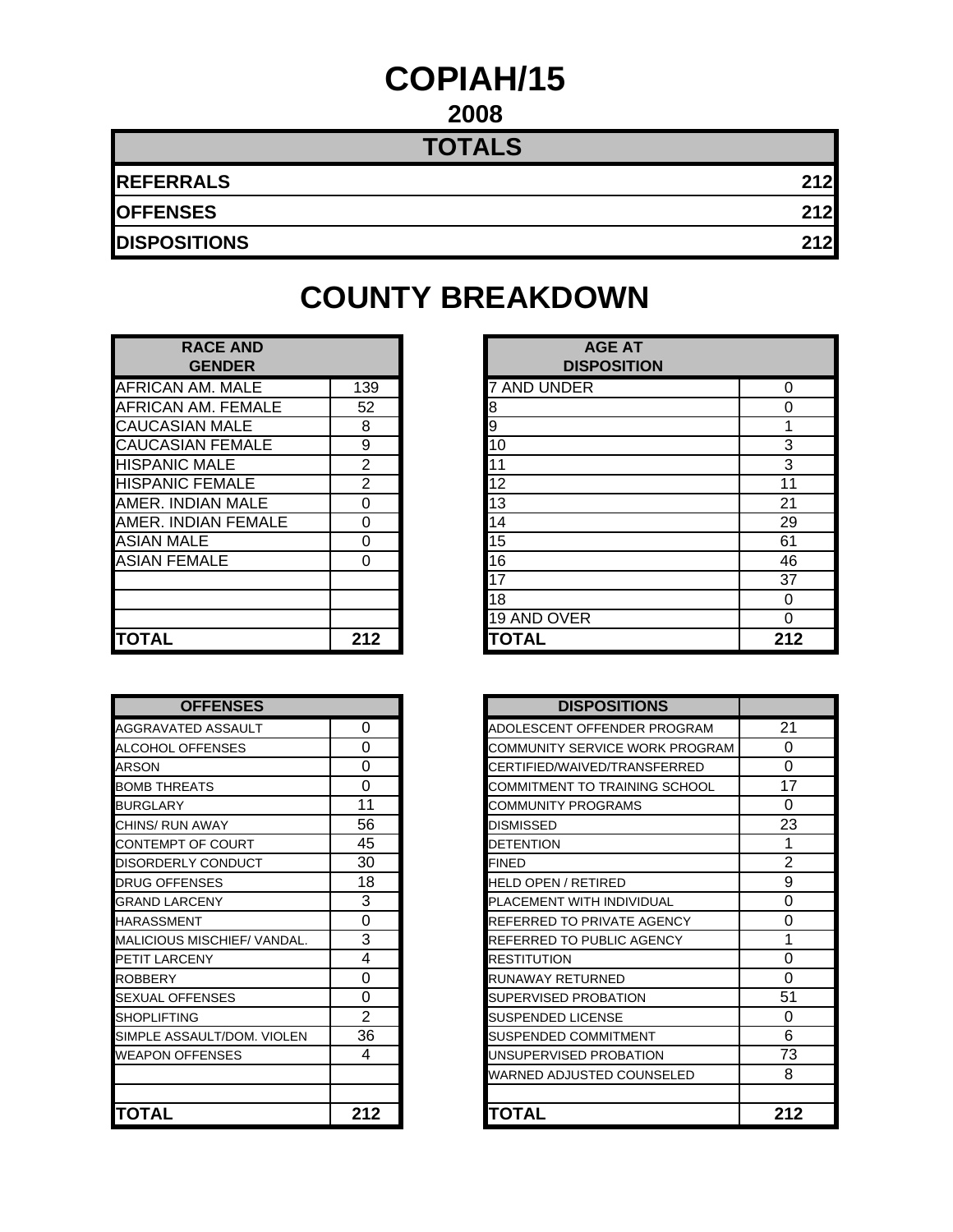# COPIAH/15

## 2008

| TOTALS | |
|---|---|
| REFERRALS | 212 |
| OFFENSES | 212 |
| DISPOSITIONS | 212 |

# COUNTY BREAKDOWN

| RACE AND GENDER | |
|---|---|
| AFRICAN AM. MALE | 139 |
| AFRICAN AM. FEMALE | 52 |
| CAUCASIAN MALE | 8 |
| CAUCASIAN FEMALE | 9 |
| HISPANIC MALE | 2 |
| HISPANIC FEMALE | 2 |
| AMER. INDIAN MALE | 0 |
| AMER. INDIAN FEMALE | 0 |
| ASIAN MALE | 0 |
| ASIAN FEMALE | 0 |
| | |
| | |
| | |
| **TOTAL** | **212** |

| AGE AT DISPOSITION | |
|---|---|
| 7 AND UNDER | 0 |
| 8 | 0 |
| 9 | 1 |
| 10 | 3 |
| 11 | 3 |
| 12 | 11 |
| 13 | 21 |
| 14 | 29 |
| 15 | 61 |
| 16 | 46 |
| 17 | 37 |
| 18 | 0 |
| 19 AND OVER | 0 |
| **TOTAL** | **212** |

| OFFENSES | |
|---|---|
| AGGRAVATED ASSAULT | 0 |
| ALCOHOL OFFENSES | 0 |
| ARSON | 0 |
| BOMB THREATS | 0 |
| BURGLARY | 11 |
| CHINS/ RUN AWAY | 56 |
| CONTEMPT OF COURT | 45 |
| DISORDERLY CONDUCT | 30 |
| DRUG OFFENSES | 18 |
| GRAND LARCENY | 3 |
| HARASSMENT | 0 |
| MALICIOUS MISCHIEF/ VANDAL. | 3 |
| PETIT LARCENY | 4 |
| ROBBERY | 0 |
| SEXUAL OFFENSES | 0 |
| SHOPLIFTING | 2 |
| SIMPLE ASSAULT/DOM. VIOLEN | 36 |
| WEAPON OFFENSES | 4 |
| | |
| | |
| **TOTAL** | **212** |

| DISPOSITIONS | |
|---|---|
| ADOLESCENT OFFENDER PROGRAM | 21 |
| COMMUNITY SERVICE WORK PROGRAM | 0 |
| CERTIFIED/WAIVED/TRANSFERRED | 0 |
| COMMITMENT TO TRAINING SCHOOL | 17 |
| COMMUNITY PROGRAMS | 0 |
| DISMISSED | 23 |
| DETENTION | 1 |
| FINED | 2 |
| HELD OPEN / RETIRED | 9 |
| PLACEMENT WITH INDIVIDUAL | 0 |
| REFERRED TO PRIVATE AGENCY | 0 |
| REFERRED TO PUBLIC AGENCY | 1 |
| RESTITUTION | 0 |
| RUNAWAY RETURNED | 0 |
| SUPERVISED PROBATION | 51 |
| SUSPENDED LICENSE | 0 |
| SUSPENDED COMMITMENT | 6 |
| UNSUPERVISED PROBATION | 73 |
| WARNED ADJUSTED COUNSELED | 8 |
| | |
| **TOTAL** | **212** |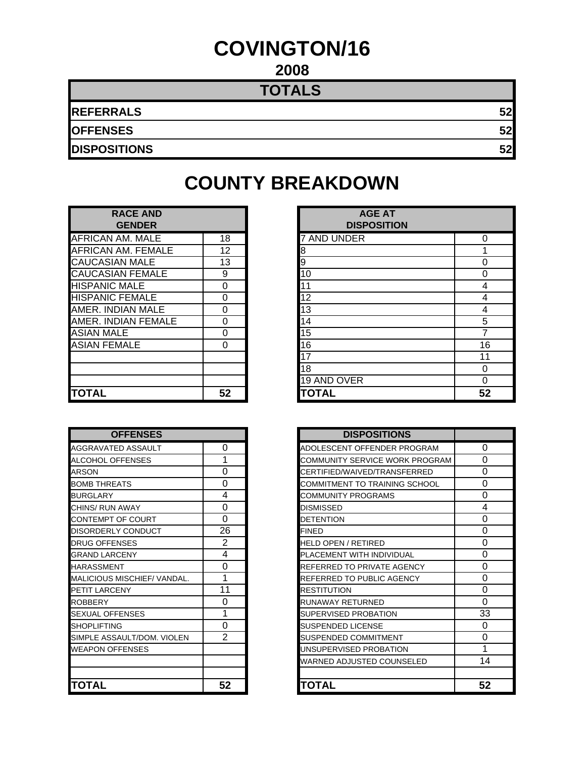# COVINGTON/16

## 2008

| TOTALS | |
|---|---|
| **REFERRALS** | **52** |
| **OFFENSES** | **52** |
| **DISPOSITIONS** | **52** |

# COUNTY BREAKDOWN

| RACE AND GENDER | |
|---|---|
| AFRICAN AM. MALE | 18 |
| AFRICAN AM. FEMALE | 12 |
| CAUCASIAN MALE | 13 |
| CAUCASIAN FEMALE | 9 |
| HISPANIC MALE | 0 |
| HISPANIC FEMALE | 0 |
| AMER. INDIAN MALE | 0 |
| AMER. INDIAN FEMALE | 0 |
| ASIAN MALE | 0 |
| ASIAN FEMALE | 0 |
| | |
| | |
| | |
| **TOTAL** | **52** |

| AGE AT DISPOSITION | |
|---|---|
| 7 AND UNDER | 0 |
| 8 | 1 |
| 9 | 0 |
| 10 | 0 |
| 11 | 4 |
| 12 | 4 |
| 13 | 4 |
| 14 | 5 |
| 15 | 7 |
| 16 | 16 |
| 17 | 11 |
| 18 | 0 |
| 19 AND OVER | 0 |
| **TOTAL** | **52** |

| OFFENSES | |
|---|---|
| AGGRAVATED ASSAULT | 0 |
| ALCOHOL OFFENSES | 1 |
| ARSON | 0 |
| BOMB THREATS | 0 |
| BURGLARY | 4 |
| CHINS/ RUN AWAY | 0 |
| CONTEMPT OF COURT | 0 |
| DISORDERLY CONDUCT | 26 |
| DRUG OFFENSES | 2 |
| GRAND LARCENY | 4 |
| HARASSMENT | 0 |
| MALICIOUS MISCHIEF/ VANDAL. | 1 |
| PETIT LARCENY | 11 |
| ROBBERY | 0 |
| SEXUAL OFFENSES | 1 |
| SHOPLIFTING | 0 |
| SIMPLE ASSAULT/DOM. VIOLEN | 2 |
| WEAPON OFFENSES | |
| | |
| | |
| **TOTAL** | **52** |

| DISPOSITIONS | |
|---|---|
| ADOLESCENT OFFENDER PROGRAM | 0 |
| COMMUNITY SERVICE WORK PROGRAM | 0 |
| CERTIFIED/WAIVED/TRANSFERRED | 0 |
| COMMITMENT TO TRAINING SCHOOL | 0 |
| COMMUNITY PROGRAMS | 0 |
| DISMISSED | 4 |
| DETENTION | 0 |
| FINED | 0 |
| HELD OPEN / RETIRED | 0 |
| PLACEMENT WITH INDIVIDUAL | 0 |
| REFERRED TO PRIVATE AGENCY | 0 |
| REFERRED TO PUBLIC AGENCY | 0 |
| RESTITUTION | 0 |
| RUNAWAY RETURNED | 0 |
| SUPERVISED PROBATION | 33 |
| SUSPENDED LICENSE | 0 |
| SUSPENDED COMMITMENT | 0 |
| UNSUPERVISED PROBATION | 1 |
| WARNED ADJUSTED COUNSELED | 14 |
| | |
| **TOTAL** | **52** |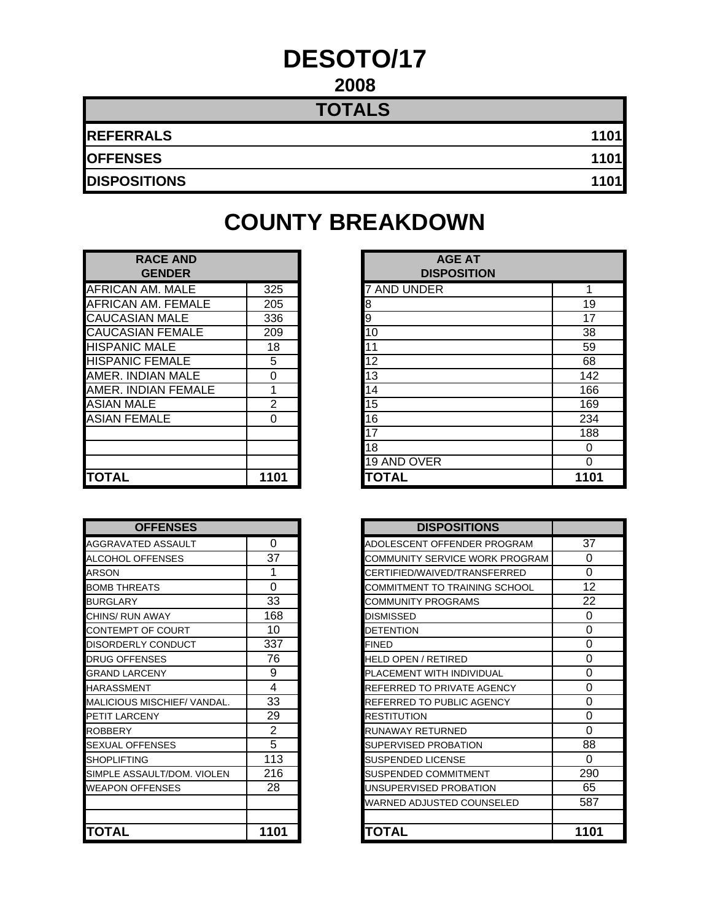# DESOTO/17

## 2008

| TOTALS | |
|---|---|
| **REFERRALS** | **1101** |
| **OFFENSES** | **1101** |
| **DISPOSITIONS** | **1101** |

# COUNTY BREAKDOWN

| RACE AND GENDER | |
|---|---|
| AFRICAN AM. MALE | 325 |
| AFRICAN AM. FEMALE | 205 |
| CAUCASIAN MALE | 336 |
| CAUCASIAN FEMALE | 209 |
| HISPANIC MALE | 18 |
| HISPANIC FEMALE | 5 |
| AMER. INDIAN MALE | 0 |
| AMER. INDIAN FEMALE | 1 |
| ASIAN MALE | 2 |
| ASIAN FEMALE | 0 |
| | |
| | |
| | |
| **TOTAL** | **1101** |

| AGE AT DISPOSITION | |
|---|---|
| 7 AND UNDER | 1 |
| 8 | 19 |
| 9 | 17 |
| 10 | 38 |
| 11 | 59 |
| 12 | 68 |
| 13 | 142 |
| 14 | 166 |
| 15 | 169 |
| 16 | 234 |
| 17 | 188 |
| 18 | 0 |
| 19 AND OVER | 0 |
| **TOTAL** | **1101** |

| OFFENSES | |
|---|---|
| AGGRAVATED ASSAULT | 0 |
| ALCOHOL OFFENSES | 37 |
| ARSON | 1 |
| BOMB THREATS | 0 |
| BURGLARY | 33 |
| CHINS/ RUN AWAY | 168 |
| CONTEMPT OF COURT | 10 |
| DISORDERLY CONDUCT | 337 |
| DRUG OFFENSES | 76 |
| GRAND LARCENY | 9 |
| HARASSMENT | 4 |
| MALICIOUS MISCHIEF/ VANDAL. | 33 |
| PETIT LARCENY | 29 |
| ROBBERY | 2 |
| SEXUAL OFFENSES | 5 |
| SHOPLIFTING | 113 |
| SIMPLE ASSAULT/DOM. VIOLEN | 216 |
| WEAPON OFFENSES | 28 |
| | |
| | |
| **TOTAL** | **1101** |

| DISPOSITIONS | |
|---|---|
| ADOLESCENT OFFENDER PROGRAM | 37 |
| COMMUNITY SERVICE WORK PROGRAM | 0 |
| CERTIFIED/WAIVED/TRANSFERRED | 0 |
| COMMITMENT TO TRAINING SCHOOL | 12 |
| COMMUNITY PROGRAMS | 22 |
| DISMISSED | 0 |
| DETENTION | 0 |
| FINED | 0 |
| HELD OPEN / RETIRED | 0 |
| PLACEMENT WITH INDIVIDUAL | 0 |
| REFERRED TO PRIVATE AGENCY | 0 |
| REFERRED TO PUBLIC AGENCY | 0 |
| RESTITUTION | 0 |
| RUNAWAY RETURNED | 0 |
| SUPERVISED PROBATION | 88 |
| SUSPENDED LICENSE | 0 |
| SUSPENDED COMMITMENT | 290 |
| UNSUPERVISED PROBATION | 65 |
| WARNED ADJUSTED COUNSELED | 587 |
| | |
| **TOTAL** | **1101** |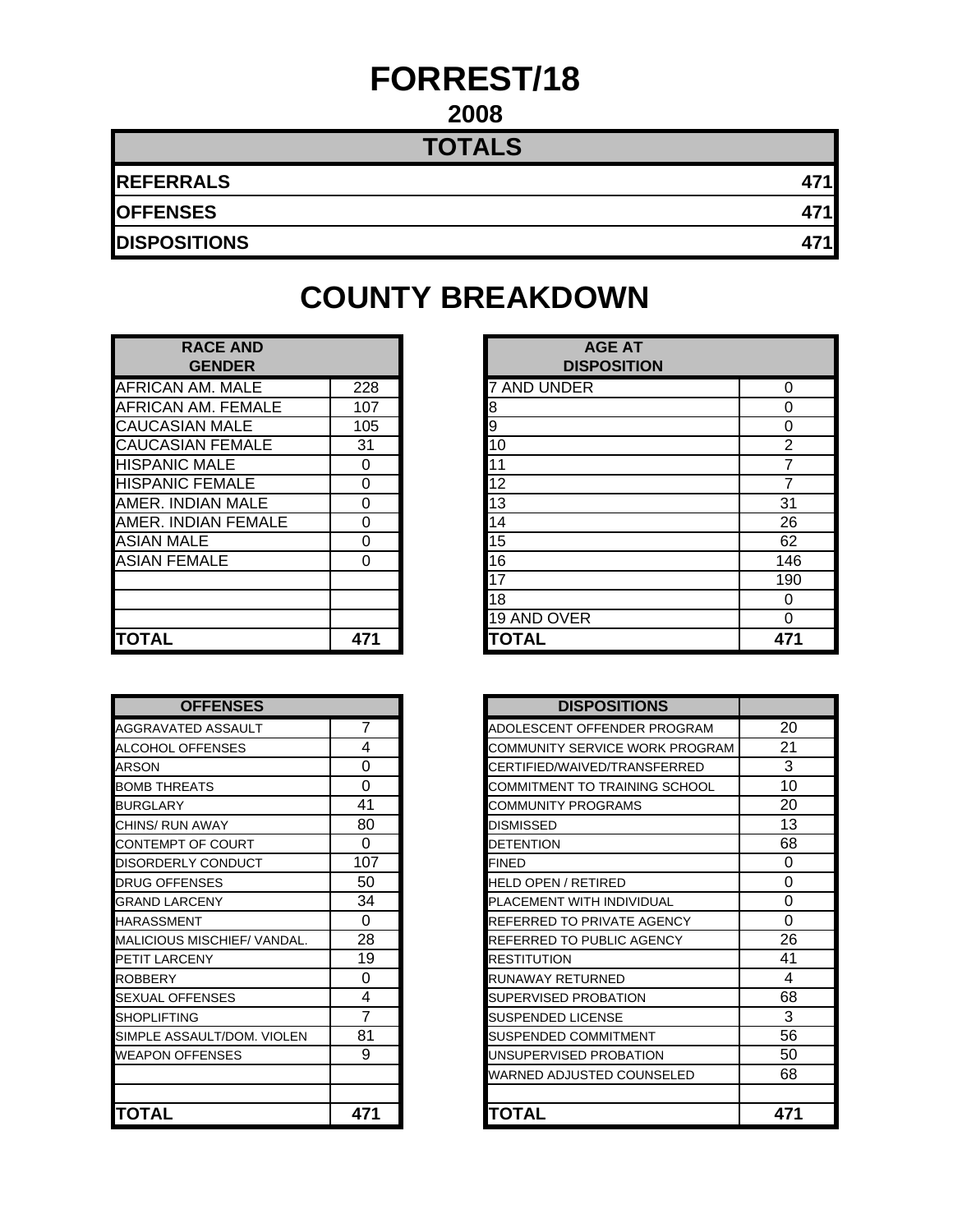# FORREST/18

## 2008

| TOTALS | |
|---|---|
| **REFERRALS** | **471** |
| **OFFENSES** | **471** |
| **DISPOSITIONS** | **471** |

## COUNTY BREAKDOWN

| RACE AND GENDER | |
|---|---|
| AFRICAN AM. MALE | 228 |
| AFRICAN AM. FEMALE | 107 |
| CAUCASIAN MALE | 105 |
| CAUCASIAN FEMALE | 31 |
| HISPANIC MALE | 0 |
| HISPANIC FEMALE | 0 |
| AMER. INDIAN MALE | 0 |
| AMER. INDIAN FEMALE | 0 |
| ASIAN MALE | 0 |
| ASIAN FEMALE | 0 |
| | |
| | |
| | |
| **TOTAL** | **471** |

| AGE AT DISPOSITION | |
|---|---|
| 7 AND UNDER | 0 |
| 8 | 0 |
| 9 | 0 |
| 10 | 2 |
| 11 | 7 |
| 12 | 7 |
| 13 | 31 |
| 14 | 26 |
| 15 | 62 |
| 16 | 146 |
| 17 | 190 |
| 18 | 0 |
| 19 AND OVER | 0 |
| **TOTAL** | **471** |

| OFFENSES | |
|---|---|
| AGGRAVATED ASSAULT | 7 |
| ALCOHOL OFFENSES | 4 |
| ARSON | 0 |
| BOMB THREATS | 0 |
| BURGLARY | 41 |
| CHINS/ RUN AWAY | 80 |
| CONTEMPT OF COURT | 0 |
| DISORDERLY CONDUCT | 107 |
| DRUG OFFENSES | 50 |
| GRAND LARCENY | 34 |
| HARASSMENT | 0 |
| MALICIOUS MISCHIEF/ VANDAL. | 28 |
| PETIT LARCENY | 19 |
| ROBBERY | 0 |
| SEXUAL OFFENSES | 4 |
| SHOPLIFTING | 7 |
| SIMPLE ASSAULT/DOM. VIOLEN | 81 |
| WEAPON OFFENSES | 9 |
| | |
| | |
| **TOTAL** | **471** |

| DISPOSITIONS | |
|---|---|
| ADOLESCENT OFFENDER PROGRAM | 20 |
| COMMUNITY SERVICE WORK PROGRAM | 21 |
| CERTIFIED/WAIVED/TRANSFERRED | 3 |
| COMMITMENT TO TRAINING SCHOOL | 10 |
| COMMUNITY PROGRAMS | 20 |
| DISMISSED | 13 |
| DETENTION | 68 |
| FINED | 0 |
| HELD OPEN / RETIRED | 0 |
| PLACEMENT WITH INDIVIDUAL | 0 |
| REFERRED TO PRIVATE AGENCY | 0 |
| REFERRED TO PUBLIC AGENCY | 26 |
| RESTITUTION | 41 |
| RUNAWAY RETURNED | 4 |
| SUPERVISED PROBATION | 68 |
| SUSPENDED LICENSE | 3 |
| SUSPENDED COMMITMENT | 56 |
| UNSUPERVISED PROBATION | 50 |
| WARNED ADJUSTED COUNSELED | 68 |
| | |
| **TOTAL** | **471** |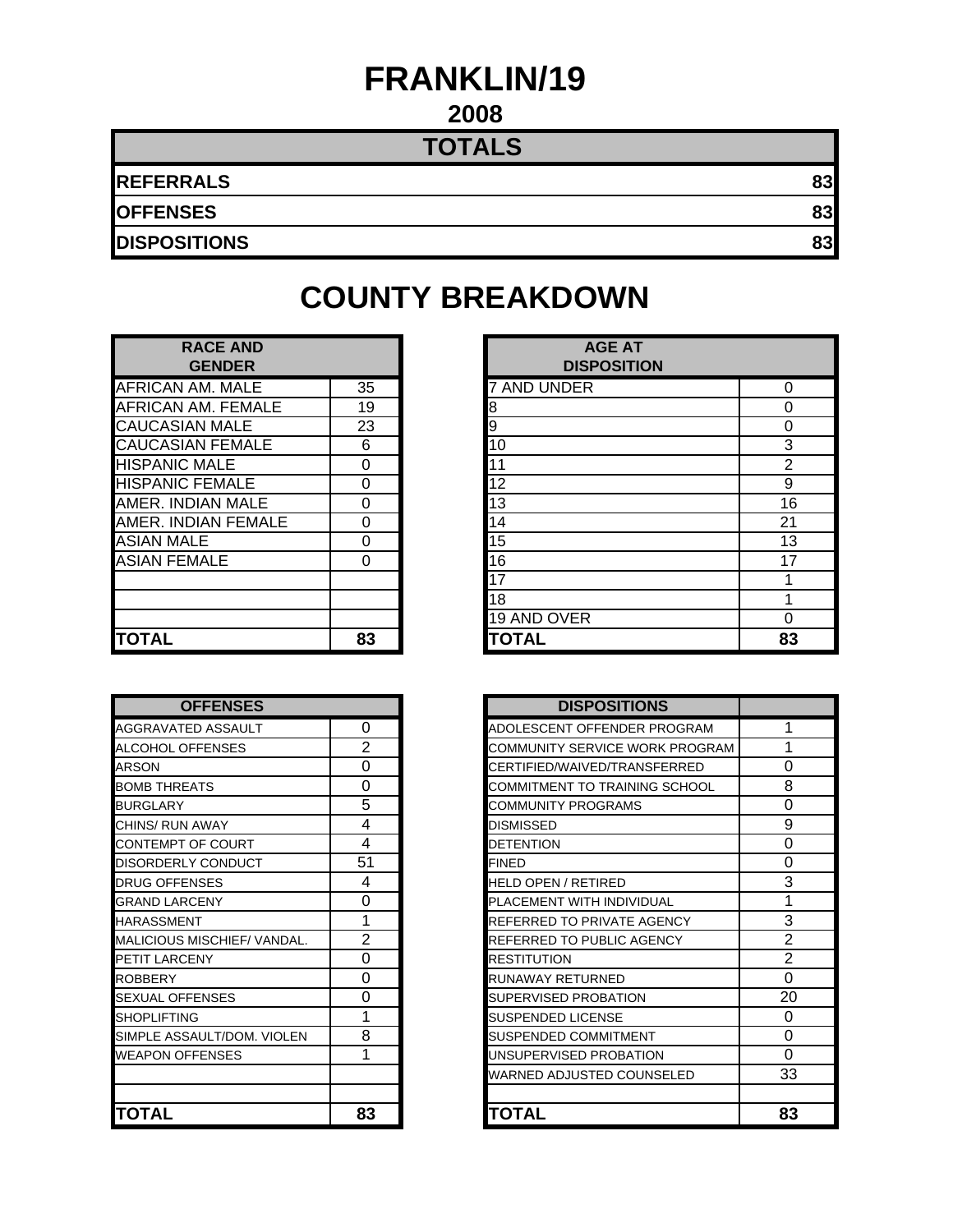# FRANKLIN/19

## 2008

| TOTALS | |
|---|---|
| **REFERRALS** | **83** |
| **OFFENSES** | **83** |
| **DISPOSITIONS** | **83** |

## COUNTY BREAKDOWN

| RACE AND GENDER | |
|---|---|
| AFRICAN AM. MALE | 35 |
| AFRICAN AM. FEMALE | 19 |
| CAUCASIAN MALE | 23 |
| CAUCASIAN FEMALE | 6 |
| HISPANIC MALE | 0 |
| HISPANIC FEMALE | 0 |
| AMER. INDIAN MALE | 0 |
| AMER. INDIAN FEMALE | 0 |
| ASIAN MALE | 0 |
| ASIAN FEMALE | 0 |
| | |
| | |
| | |
| **TOTAL** | **83** |

| AGE AT DISPOSITION | |
|---|---|
| 7 AND UNDER | 0 |
| 8 | 0 |
| 9 | 0 |
| 10 | 3 |
| 11 | 2 |
| 12 | 9 |
| 13 | 16 |
| 14 | 21 |
| 15 | 13 |
| 16 | 17 |
| 17 | 1 |
| 18 | 1 |
| 19 AND OVER | 0 |
| **TOTAL** | **83** |

| OFFENSES | |
|---|---|
| AGGRAVATED ASSAULT | 0 |
| ALCOHOL OFFENSES | 2 |
| ARSON | 0 |
| BOMB THREATS | 0 |
| BURGLARY | 5 |
| CHINS/ RUN AWAY | 4 |
| CONTEMPT OF COURT | 4 |
| DISORDERLY CONDUCT | 51 |
| DRUG OFFENSES | 4 |
| GRAND LARCENY | 0 |
| HARASSMENT | 1 |
| MALICIOUS MISCHIEF/ VANDAL. | 2 |
| PETIT LARCENY | 0 |
| ROBBERY | 0 |
| SEXUAL OFFENSES | 0 |
| SHOPLIFTING | 1 |
| SIMPLE ASSAULT/DOM. VIOLEN | 8 |
| WEAPON OFFENSES | 1 |
| | |
| | |
| **TOTAL** | **83** |

| DISPOSITIONS | |
|---|---|
| ADOLESCENT OFFENDER PROGRAM | 1 |
| COMMUNITY SERVICE WORK PROGRAM | 1 |
| CERTIFIED/WAIVED/TRANSFERRED | 0 |
| COMMITMENT TO TRAINING SCHOOL | 8 |
| COMMUNITY PROGRAMS | 0 |
| DISMISSED | 9 |
| DETENTION | 0 |
| FINED | 0 |
| HELD OPEN / RETIRED | 3 |
| PLACEMENT WITH INDIVIDUAL | 1 |
| REFERRED TO PRIVATE AGENCY | 3 |
| REFERRED TO PUBLIC AGENCY | 2 |
| RESTITUTION | 2 |
| RUNAWAY RETURNED | 0 |
| SUPERVISED PROBATION | 20 |
| SUSPENDED LICENSE | 0 |
| SUSPENDED COMMITMENT | 0 |
| UNSUPERVISED PROBATION | 0 |
| WARNED ADJUSTED COUNSELED | 33 |
| | |
| **TOTAL** | **83** |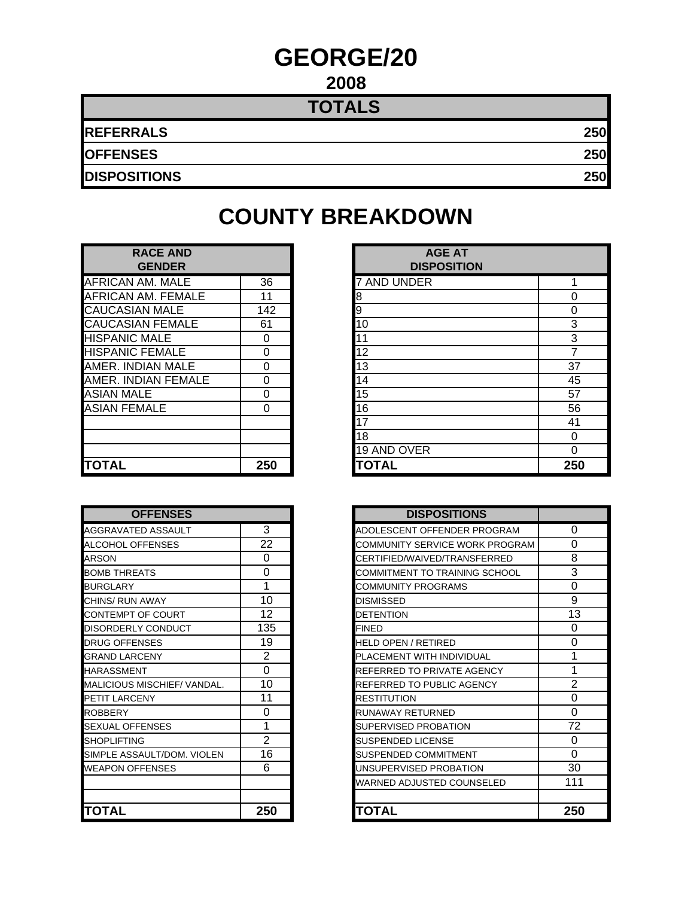# GEORGE/20

## 2008

| TOTALS | |
|---|---|
| **REFERRALS** | **250** |
| **OFFENSES** | **250** |
| **DISPOSITIONS** | **250** |

# COUNTY BREAKDOWN

| RACE AND GENDER | |
|---|---|
| AFRICAN AM. MALE | 36 |
| AFRICAN AM. FEMALE | 11 |
| CAUCASIAN MALE | 142 |
| CAUCASIAN FEMALE | 61 |
| HISPANIC MALE | 0 |
| HISPANIC FEMALE | 0 |
| AMER. INDIAN MALE | 0 |
| AMER. INDIAN FEMALE | 0 |
| ASIAN MALE | 0 |
| ASIAN FEMALE | 0 |
| | |
| | |
| | |
| **TOTAL** | **250** |

| AGE AT DISPOSITION | |
|---|---|
| 7 AND UNDER | 1 |
| 8 | 0 |
| 9 | 0 |
| 10 | 3 |
| 11 | 3 |
| 12 | 7 |
| 13 | 37 |
| 14 | 45 |
| 15 | 57 |
| 16 | 56 |
| 17 | 41 |
| 18 | 0 |
| 19 AND OVER | 0 |
| **TOTAL** | **250** |

| OFFENSES | |
|---|---|
| AGGRAVATED ASSAULT | 3 |
| ALCOHOL OFFENSES | 22 |
| ARSON | 0 |
| BOMB THREATS | 0 |
| BURGLARY | 1 |
| CHINS/ RUN AWAY | 10 |
| CONTEMPT OF COURT | 12 |
| DISORDERLY CONDUCT | 135 |
| DRUG OFFENSES | 19 |
| GRAND LARCENY | 2 |
| HARASSMENT | 0 |
| MALICIOUS MISCHIEF/ VANDAL. | 10 |
| PETIT LARCENY | 11 |
| ROBBERY | 0 |
| SEXUAL OFFENSES | 1 |
| SHOPLIFTING | 2 |
| SIMPLE ASSAULT/DOM. VIOLEN | 16 |
| WEAPON OFFENSES | 6 |
| | |
| | |
| **TOTAL** | **250** |

| DISPOSITIONS | |
|---|---|
| ADOLESCENT OFFENDER PROGRAM | 0 |
| COMMUNITY SERVICE WORK PROGRAM | 0 |
| CERTIFIED/WAIVED/TRANSFERRED | 8 |
| COMMITMENT TO TRAINING SCHOOL | 3 |
| COMMUNITY PROGRAMS | 0 |
| DISMISSED | 9 |
| DETENTION | 13 |
| FINED | 0 |
| HELD OPEN / RETIRED | 0 |
| PLACEMENT WITH INDIVIDUAL | 1 |
| REFERRED TO PRIVATE AGENCY | 1 |
| REFERRED TO PUBLIC AGENCY | 2 |
| RESTITUTION | 0 |
| RUNAWAY RETURNED | 0 |
| SUPERVISED PROBATION | 72 |
| SUSPENDED LICENSE | 0 |
| SUSPENDED COMMITMENT | 0 |
| UNSUPERVISED PROBATION | 30 |
| WARNED ADJUSTED COUNSELED | 111 |
| | |
| **TOTAL** | **250** |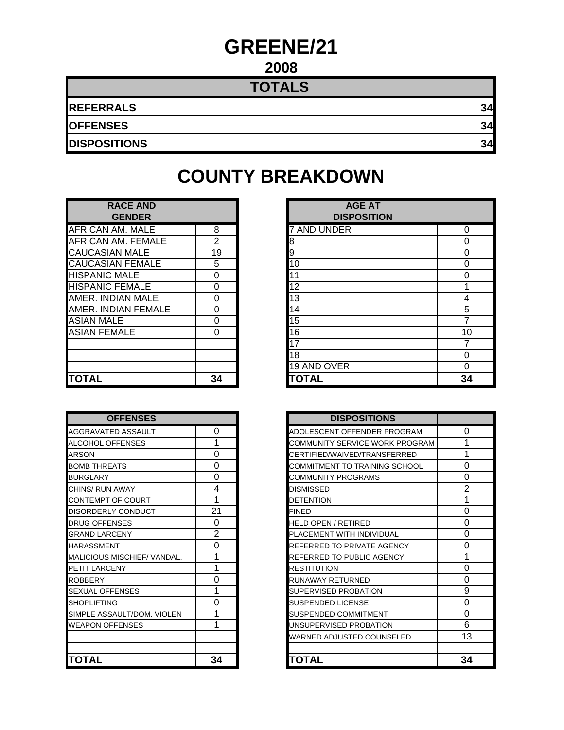# GREENE/21

## 2008

| TOTALS | |
|---|---|
| **REFERRALS** | **34** |
| **OFFENSES** | **34** |
| **DISPOSITIONS** | **34** |

# COUNTY BREAKDOWN

| RACE AND GENDER | |
|---|---|
| AFRICAN AM. MALE | 8 |
| AFRICAN AM. FEMALE | 2 |
| CAUCASIAN MALE | 19 |
| CAUCASIAN FEMALE | 5 |
| HISPANIC MALE | 0 |
| HISPANIC FEMALE | 0 |
| AMER. INDIAN MALE | 0 |
| AMER. INDIAN FEMALE | 0 |
| ASIAN MALE | 0 |
| ASIAN FEMALE | 0 |
| | |
| | |
| | |
| **TOTAL** | **34** |

| AGE AT DISPOSITION | |
|---|---|
| 7 AND UNDER | 0 |
| 8 | 0 |
| 9 | 0 |
| 10 | 0 |
| 11 | 0 |
| 12 | 1 |
| 13 | 4 |
| 14 | 5 |
| 15 | 7 |
| 16 | 10 |
| 17 | 7 |
| 18 | 0 |
| 19 AND OVER | 0 |
| **TOTAL** | **34** |

| OFFENSES | |
|---|---|
| AGGRAVATED ASSAULT | 0 |
| ALCOHOL OFFENSES | 1 |
| ARSON | 0 |
| BOMB THREATS | 0 |
| BURGLARY | 0 |
| CHINS/ RUN AWAY | 4 |
| CONTEMPT OF COURT | 1 |
| DISORDERLY CONDUCT | 21 |
| DRUG OFFENSES | 0 |
| GRAND LARCENY | 2 |
| HARASSMENT | 0 |
| MALICIOUS MISCHIEF/ VANDAL. | 1 |
| PETIT LARCENY | 1 |
| ROBBERY | 0 |
| SEXUAL OFFENSES | 1 |
| SHOPLIFTING | 0 |
| SIMPLE ASSAULT/DOM. VIOLEN | 1 |
| WEAPON OFFENSES | 1 |
| | |
| | |
| **TOTAL** | **34** |

| DISPOSITIONS | |
|---|---|
| ADOLESCENT OFFENDER PROGRAM | 0 |
| COMMUNITY SERVICE WORK PROGRAM | 1 |
| CERTIFIED/WAIVED/TRANSFERRED | 1 |
| COMMITMENT TO TRAINING SCHOOL | 0 |
| COMMUNITY PROGRAMS | 0 |
| DISMISSED | 2 |
| DETENTION | 1 |
| FINED | 0 |
| HELD OPEN / RETIRED | 0 |
| PLACEMENT WITH INDIVIDUAL | 0 |
| REFERRED TO PRIVATE AGENCY | 0 |
| REFERRED TO PUBLIC AGENCY | 1 |
| RESTITUTION | 0 |
| RUNAWAY RETURNED | 0 |
| SUPERVISED PROBATION | 9 |
| SUSPENDED LICENSE | 0 |
| SUSPENDED COMMITMENT | 0 |
| UNSUPERVISED PROBATION | 6 |
| WARNED ADJUSTED COUNSELED | 13 |
| | |
| **TOTAL** | **34** |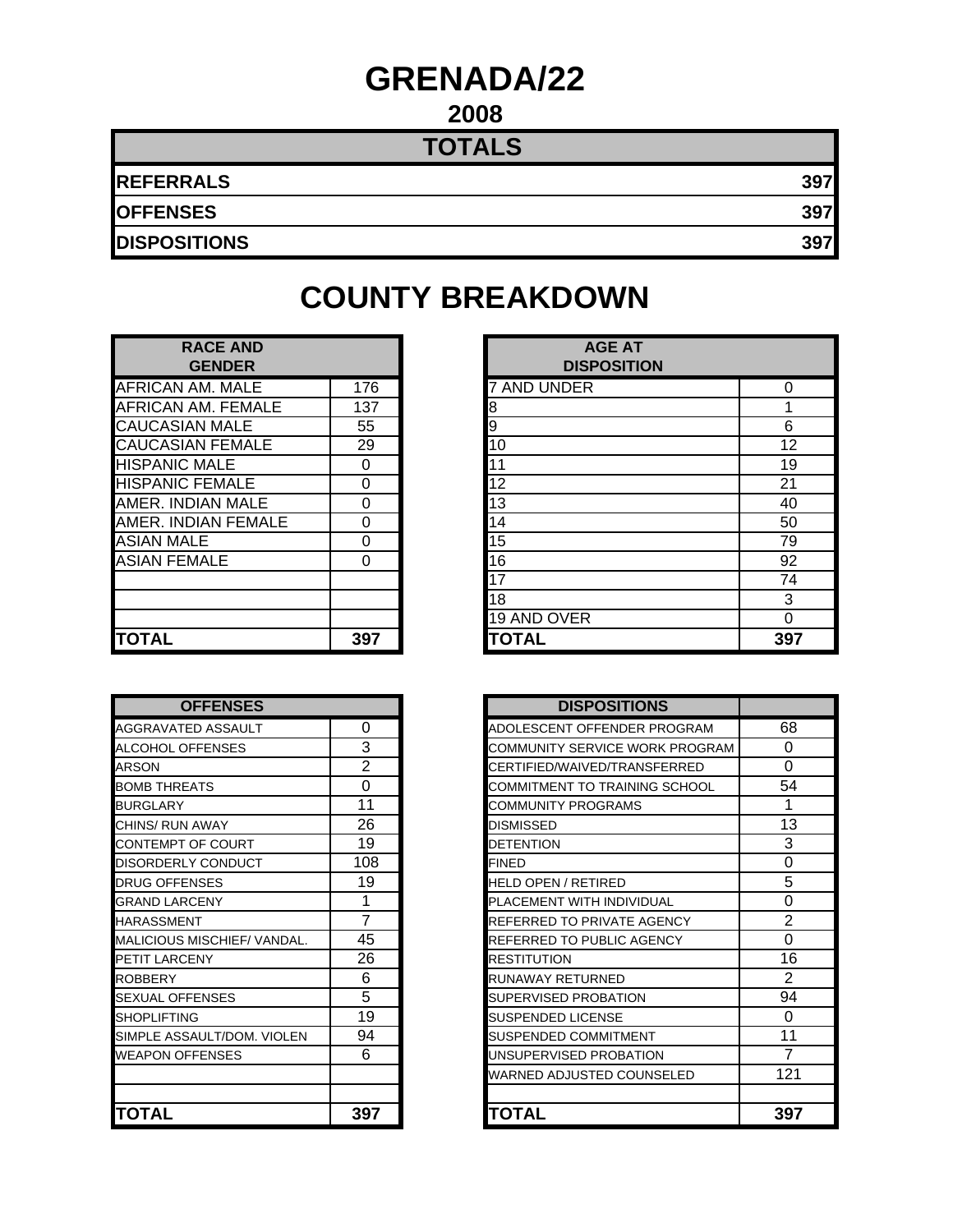# GRENADA/22

## 2008

| TOTALS | |
|---|---|
| **REFERRALS** | **397** |
| **OFFENSES** | **397** |
| **DISPOSITIONS** | **397** |

# COUNTY BREAKDOWN

| RACE AND GENDER | |
|---|---|
| AFRICAN AM. MALE | 176 |
| AFRICAN AM. FEMALE | 137 |
| CAUCASIAN MALE | 55 |
| CAUCASIAN FEMALE | 29 |
| HISPANIC MALE | 0 |
| HISPANIC FEMALE | 0 |
| AMER. INDIAN MALE | 0 |
| AMER. INDIAN FEMALE | 0 |
| ASIAN MALE | 0 |
| ASIAN FEMALE | 0 |
| | |
| | |
| | |
| **TOTAL** | **397** |

| AGE AT DISPOSITION | |
|---|---|
| 7 AND UNDER | 0 |
| 8 | 1 |
| 9 | 6 |
| 10 | 12 |
| 11 | 19 |
| 12 | 21 |
| 13 | 40 |
| 14 | 50 |
| 15 | 79 |
| 16 | 92 |
| 17 | 74 |
| 18 | 3 |
| 19 AND OVER | 0 |
| **TOTAL** | **397** |

| OFFENSES | |
|---|---|
| AGGRAVATED ASSAULT | 0 |
| ALCOHOL OFFENSES | 3 |
| ARSON | 2 |
| BOMB THREATS | 0 |
| BURGLARY | 11 |
| CHINS/ RUN AWAY | 26 |
| CONTEMPT OF COURT | 19 |
| DISORDERLY CONDUCT | 108 |
| DRUG OFFENSES | 19 |
| GRAND LARCENY | 1 |
| HARASSMENT | 7 |
| MALICIOUS MISCHIEF/ VANDAL. | 45 |
| PETIT LARCENY | 26 |
| ROBBERY | 6 |
| SEXUAL OFFENSES | 5 |
| SHOPLIFTING | 19 |
| SIMPLE ASSAULT/DOM. VIOLEN | 94 |
| WEAPON OFFENSES | 6 |
| | |
| | |
| **TOTAL** | **397** |

| DISPOSITIONS | |
|---|---|
| ADOLESCENT OFFENDER PROGRAM | 68 |
| COMMUNITY SERVICE WORK PROGRAM | 0 |
| CERTIFIED/WAIVED/TRANSFERRED | 0 |
| COMMITMENT TO TRAINING SCHOOL | 54 |
| COMMUNITY PROGRAMS | 1 |
| DISMISSED | 13 |
| DETENTION | 3 |
| FINED | 0 |
| HELD OPEN / RETIRED | 5 |
| PLACEMENT WITH INDIVIDUAL | 0 |
| REFERRED TO PRIVATE AGENCY | 2 |
| REFERRED TO PUBLIC AGENCY | 0 |
| RESTITUTION | 16 |
| RUNAWAY RETURNED | 2 |
| SUPERVISED PROBATION | 94 |
| SUSPENDED LICENSE | 0 |
| SUSPENDED COMMITMENT | 11 |
| UNSUPERVISED PROBATION | 7 |
| WARNED ADJUSTED COUNSELED | 121 |
| | |
| **TOTAL** | **397** |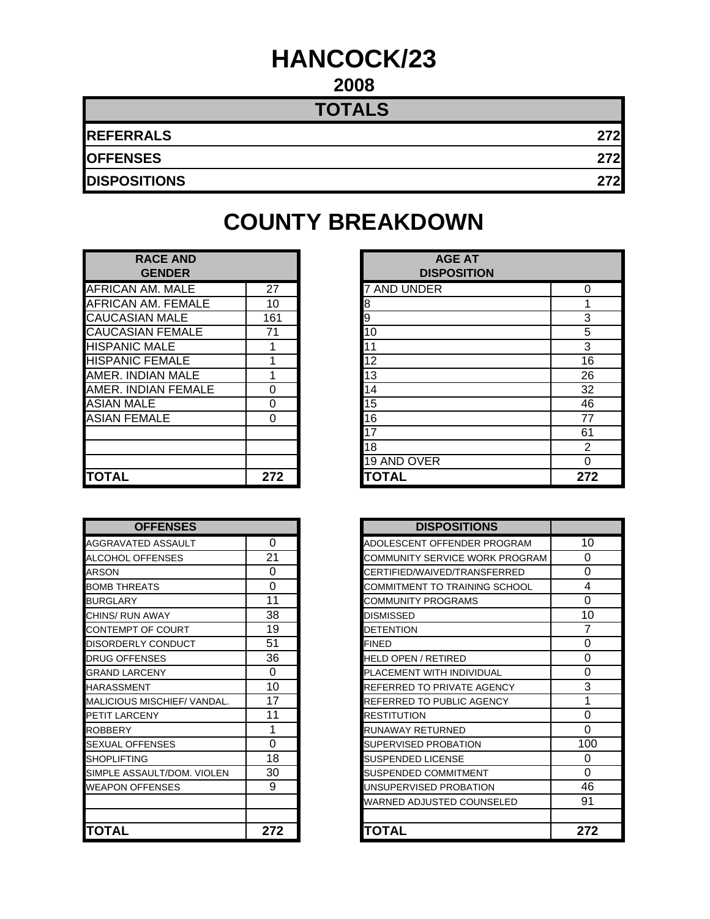# HANCOCK/23

## 2008

| TOTALS | |
|---|---|
| REFERRALS | 272 |
| OFFENSES | 272 |
| DISPOSITIONS | 272 |

## COUNTY BREAKDOWN

| RACE AND GENDER | |
|---|---|
| AFRICAN AM. MALE | 27 |
| AFRICAN AM. FEMALE | 10 |
| CAUCASIAN MALE | 161 |
| CAUCASIAN FEMALE | 71 |
| HISPANIC MALE | 1 |
| HISPANIC FEMALE | 1 |
| AMER. INDIAN MALE | 1 |
| AMER. INDIAN FEMALE | 0 |
| ASIAN MALE | 0 |
| ASIAN FEMALE | 0 |
| | |
| | |
| | |
| **TOTAL** | **272** |

| AGE AT DISPOSITION | |
|---|---|
| 7 AND UNDER | 0 |
| 8 | 1 |
| 9 | 3 |
| 10 | 5 |
| 11 | 3 |
| 12 | 16 |
| 13 | 26 |
| 14 | 32 |
| 15 | 46 |
| 16 | 77 |
| 17 | 61 |
| 18 | 2 |
| 19 AND OVER | 0 |
| **TOTAL** | **272** |

| OFFENSES | |
|---|---|
| AGGRAVATED ASSAULT | 0 |
| ALCOHOL OFFENSES | 21 |
| ARSON | 0 |
| BOMB THREATS | 0 |
| BURGLARY | 11 |
| CHINS/ RUN AWAY | 38 |
| CONTEMPT OF COURT | 19 |
| DISORDERLY CONDUCT | 51 |
| DRUG OFFENSES | 36 |
| GRAND LARCENY | 0 |
| HARASSMENT | 10 |
| MALICIOUS MISCHIEF/ VANDAL. | 17 |
| PETIT LARCENY | 11 |
| ROBBERY | 1 |
| SEXUAL OFFENSES | 0 |
| SHOPLIFTING | 18 |
| SIMPLE ASSAULT/DOM. VIOLEN | 30 |
| WEAPON OFFENSES | 9 |
| | |
| | |
| **TOTAL** | **272** |

| DISPOSITIONS | |
|---|---|
| ADOLESCENT OFFENDER PROGRAM | 10 |
| COMMUNITY SERVICE WORK PROGRAM | 0 |
| CERTIFIED/WAIVED/TRANSFERRED | 0 |
| COMMITMENT TO TRAINING SCHOOL | 4 |
| COMMUNITY PROGRAMS | 0 |
| DISMISSED | 10 |
| DETENTION | 7 |
| FINED | 0 |
| HELD OPEN / RETIRED | 0 |
| PLACEMENT WITH INDIVIDUAL | 0 |
| REFERRED TO PRIVATE AGENCY | 3 |
| REFERRED TO PUBLIC AGENCY | 1 |
| RESTITUTION | 0 |
| RUNAWAY RETURNED | 0 |
| SUPERVISED PROBATION | 100 |
| SUSPENDED LICENSE | 0 |
| SUSPENDED COMMITMENT | 0 |
| UNSUPERVISED PROBATION | 46 |
| WARNED ADJUSTED COUNSELED | 91 |
| | |
| **TOTAL** | **272** |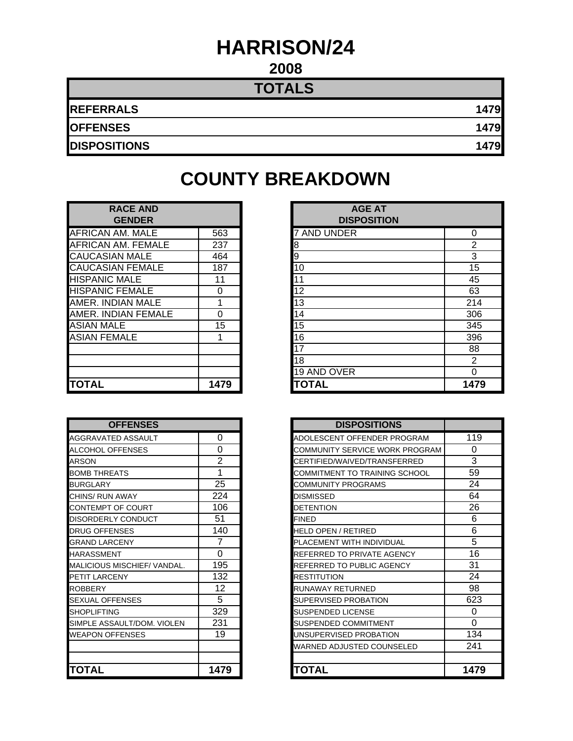# HARRISON/24

## 2008

| TOTALS | |
|---|---|
| **REFERRALS** | **1479** |
| **OFFENSES** | **1479** |
| **DISPOSITIONS** | **1479** |

## COUNTY BREAKDOWN

| RACE AND GENDER | |
|---|---|
| AFRICAN AM. MALE | 563 |
| AFRICAN AM. FEMALE | 237 |
| CAUCASIAN MALE | 464 |
| CAUCASIAN FEMALE | 187 |
| HISPANIC MALE | 11 |
| HISPANIC FEMALE | 0 |
| AMER. INDIAN MALE | 1 |
| AMER. INDIAN FEMALE | 0 |
| ASIAN MALE | 15 |
| ASIAN FEMALE | 1 |
| | |
| | |
| | |
| **TOTAL** | **1479** |

| AGE AT DISPOSITION | |
|---|---|
| 7 AND UNDER | 0 |
| 8 | 2 |
| 9 | 3 |
| 10 | 15 |
| 11 | 45 |
| 12 | 63 |
| 13 | 214 |
| 14 | 306 |
| 15 | 345 |
| 16 | 396 |
| 17 | 88 |
| 18 | 2 |
| 19 AND OVER | 0 |
| **TOTAL** | **1479** |

| OFFENSES | |
|---|---|
| AGGRAVATED ASSAULT | 0 |
| ALCOHOL OFFENSES | 0 |
| ARSON | 2 |
| BOMB THREATS | 1 |
| BURGLARY | 25 |
| CHINS/ RUN AWAY | 224 |
| CONTEMPT OF COURT | 106 |
| DISORDERLY CONDUCT | 51 |
| DRUG OFFENSES | 140 |
| GRAND LARCENY | 7 |
| HARASSMENT | 0 |
| MALICIOUS MISCHIEF/ VANDAL. | 195 |
| PETIT LARCENY | 132 |
| ROBBERY | 12 |
| SEXUAL OFFENSES | 5 |
| SHOPLIFTING | 329 |
| SIMPLE ASSAULT/DOM. VIOLEN | 231 |
| WEAPON OFFENSES | 19 |
| | |
| | |
| **TOTAL** | **1479** |

| DISPOSITIONS | |
|---|---|
| ADOLESCENT OFFENDER PROGRAM | 119 |
| COMMUNITY SERVICE WORK PROGRAM | 0 |
| CERTIFIED/WAIVED/TRANSFERRED | 3 |
| COMMITMENT TO TRAINING SCHOOL | 59 |
| COMMUNITY PROGRAMS | 24 |
| DISMISSED | 64 |
| DETENTION | 26 |
| FINED | 6 |
| HELD OPEN / RETIRED | 6 |
| PLACEMENT WITH INDIVIDUAL | 5 |
| REFERRED TO PRIVATE AGENCY | 16 |
| REFERRED TO PUBLIC AGENCY | 31 |
| RESTITUTION | 24 |
| RUNAWAY RETURNED | 98 |
| SUPERVISED PROBATION | 623 |
| SUSPENDED LICENSE | 0 |
| SUSPENDED COMMITMENT | 0 |
| UNSUPERVISED PROBATION | 134 |
| WARNED ADJUSTED COUNSELED | 241 |
| | |
| **TOTAL** | **1479** |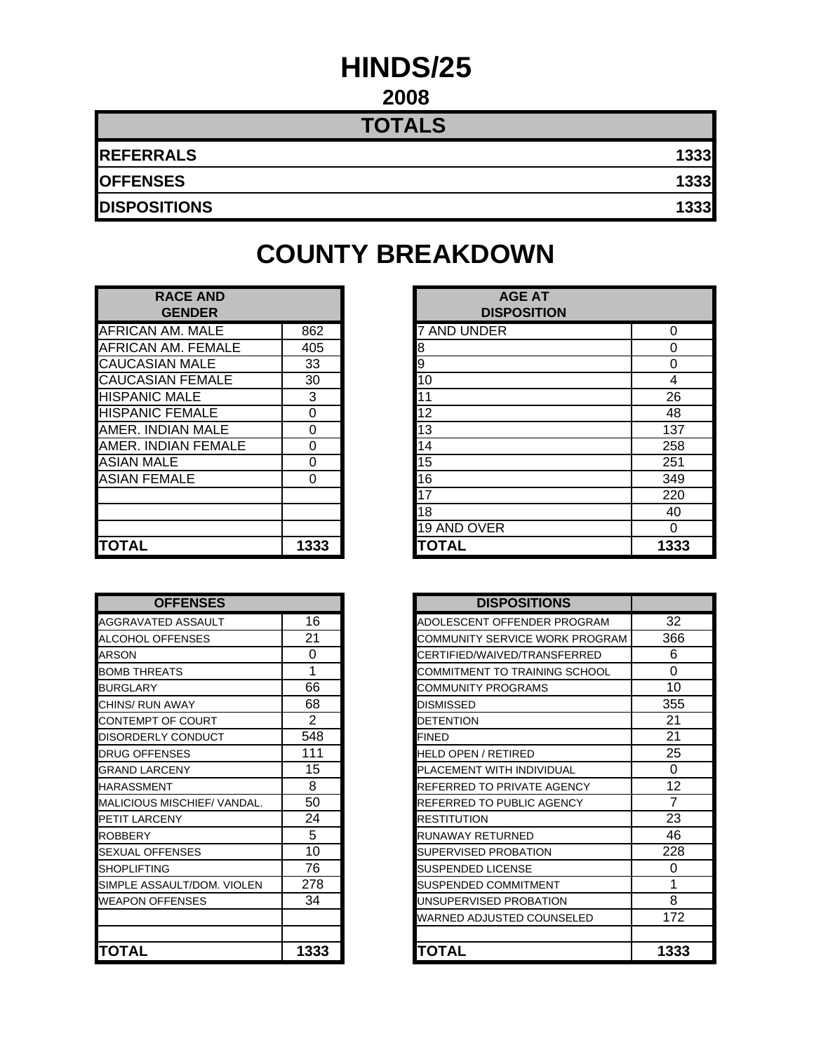# HINDS/25

## 2008

| TOTALS | |
|---|---|
| **REFERRALS** | **1333** |
| **OFFENSES** | **1333** |
| **DISPOSITIONS** | **1333** |

## COUNTY BREAKDOWN

| RACE AND GENDER | |
|---|---|
| AFRICAN AM. MALE | 862 |
| AFRICAN AM. FEMALE | 405 |
| CAUCASIAN MALE | 33 |
| CAUCASIAN FEMALE | 30 |
| HISPANIC MALE | 3 |
| HISPANIC FEMALE | 0 |
| AMER. INDIAN MALE | 0 |
| AMER. INDIAN FEMALE | 0 |
| ASIAN MALE | 0 |
| ASIAN FEMALE | 0 |
| | |
| | |
| | |
| **TOTAL** | **1333** |

| AGE AT DISPOSITION | |
|---|---|
| 7 AND UNDER | 0 |
| 8 | 0 |
| 9 | 0 |
| 10 | 4 |
| 11 | 26 |
| 12 | 48 |
| 13 | 137 |
| 14 | 258 |
| 15 | 251 |
| 16 | 349 |
| 17 | 220 |
| 18 | 40 |
| 19 AND OVER | 0 |
| **TOTAL** | **1333** |

| OFFENSES | |
|---|---|
| AGGRAVATED ASSAULT | 16 |
| ALCOHOL OFFENSES | 21 |
| ARSON | 0 |
| BOMB THREATS | 1 |
| BURGLARY | 66 |
| CHINS/ RUN AWAY | 68 |
| CONTEMPT OF COURT | 2 |
| DISORDERLY CONDUCT | 548 |
| DRUG OFFENSES | 111 |
| GRAND LARCENY | 15 |
| HARASSMENT | 8 |
| MALICIOUS MISCHIEF/ VANDAL. | 50 |
| PETIT LARCENY | 24 |
| ROBBERY | 5 |
| SEXUAL OFFENSES | 10 |
| SHOPLIFTING | 76 |
| SIMPLE ASSAULT/DOM. VIOLEN | 278 |
| WEAPON OFFENSES | 34 |
| | |
| | |
| **TOTAL** | **1333** |

| DISPOSITIONS | |
|---|---|
| ADOLESCENT OFFENDER PROGRAM | 32 |
| COMMUNITY SERVICE WORK PROGRAM | 366 |
| CERTIFIED/WAIVED/TRANSFERRED | 6 |
| COMMITMENT TO TRAINING SCHOOL | 0 |
| COMMUNITY PROGRAMS | 10 |
| DISMISSED | 355 |
| DETENTION | 21 |
| FINED | 21 |
| HELD OPEN / RETIRED | 25 |
| PLACEMENT WITH INDIVIDUAL | 0 |
| REFERRED TO PRIVATE AGENCY | 12 |
| REFERRED TO PUBLIC AGENCY | 7 |
| RESTITUTION | 23 |
| RUNAWAY RETURNED | 46 |
| SUPERVISED PROBATION | 228 |
| SUSPENDED LICENSE | 0 |
| SUSPENDED COMMITMENT | 1 |
| UNSUPERVISED PROBATION | 8 |
| WARNED ADJUSTED COUNSELED | 172 |
| | |
| **TOTAL** | **1333** |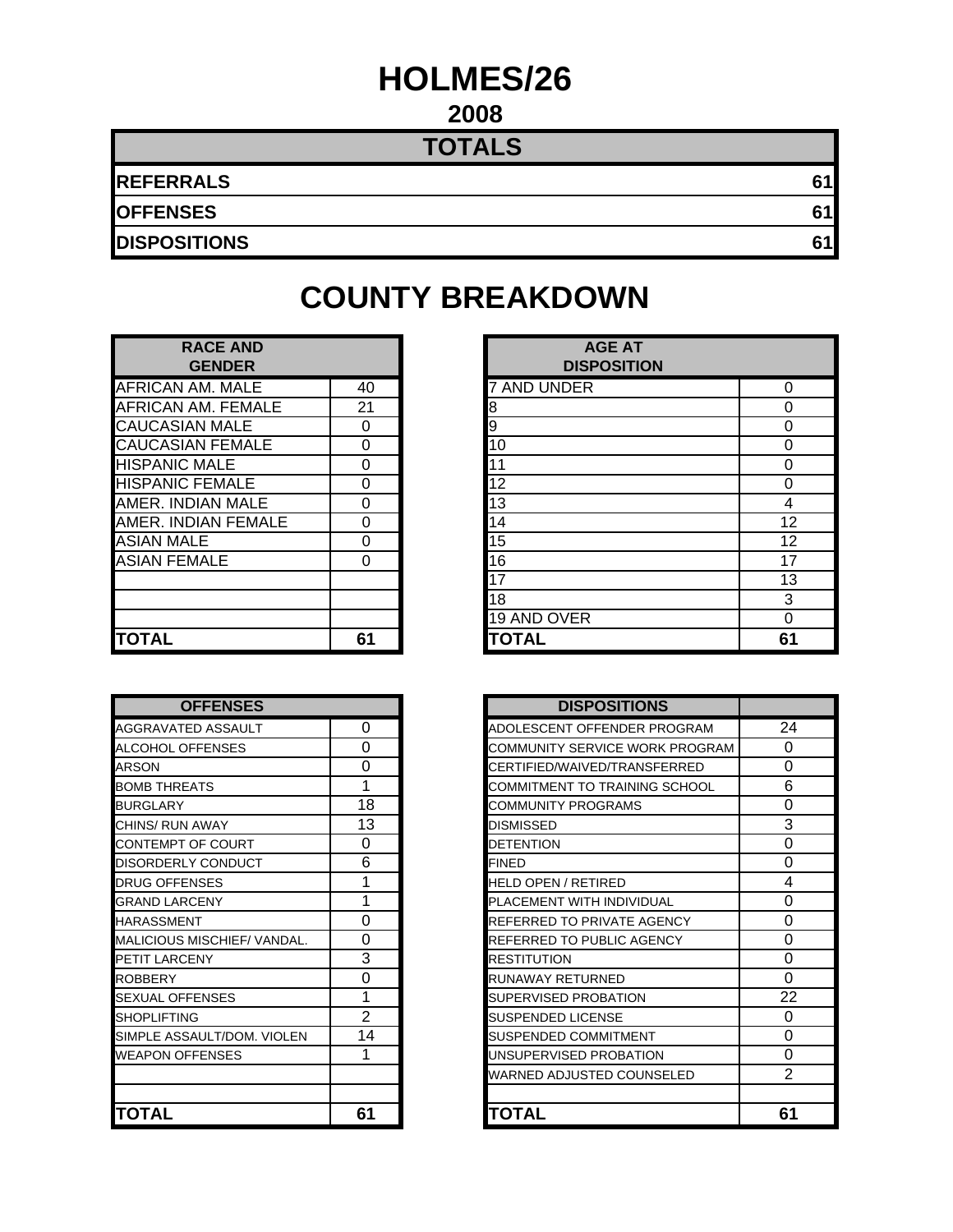# HOLMES/26

## 2008

| TOTALS | |
|---|---|
| **REFERRALS** | **61** |
| **OFFENSES** | **61** |
| **DISPOSITIONS** | **61** |

# COUNTY BREAKDOWN

| RACE AND GENDER | |
|---|---|
| AFRICAN AM. MALE | 40 |
| AFRICAN AM. FEMALE | 21 |
| CAUCASIAN MALE | 0 |
| CAUCASIAN FEMALE | 0 |
| HISPANIC MALE | 0 |
| HISPANIC FEMALE | 0 |
| AMER. INDIAN MALE | 0 |
| AMER. INDIAN FEMALE | 0 |
| ASIAN MALE | 0 |
| ASIAN FEMALE | 0 |
| | |
| | |
| | |
| **TOTAL** | **61** |

| AGE AT DISPOSITION | |
|---|---|
| 7 AND UNDER | 0 |
| 8 | 0 |
| 9 | 0 |
| 10 | 0 |
| 11 | 0 |
| 12 | 0 |
| 13 | 4 |
| 14 | 12 |
| 15 | 12 |
| 16 | 17 |
| 17 | 13 |
| 18 | 3 |
| 19 AND OVER | 0 |
| **TOTAL** | **61** |

| OFFENSES | |
|---|---|
| AGGRAVATED ASSAULT | 0 |
| ALCOHOL OFFENSES | 0 |
| ARSON | 0 |
| BOMB THREATS | 1 |
| BURGLARY | 18 |
| CHINS/ RUN AWAY | 13 |
| CONTEMPT OF COURT | 0 |
| DISORDERLY CONDUCT | 6 |
| DRUG OFFENSES | 1 |
| GRAND LARCENY | 1 |
| HARASSMENT | 0 |
| MALICIOUS MISCHIEF/ VANDAL. | 0 |
| PETIT LARCENY | 3 |
| ROBBERY | 0 |
| SEXUAL OFFENSES | 1 |
| SHOPLIFTING | 2 |
| SIMPLE ASSAULT/DOM. VIOLEN | 14 |
| WEAPON OFFENSES | 1 |
| | |
| | |
| **TOTAL** | **61** |

| DISPOSITIONS | |
|---|---|
| ADOLESCENT OFFENDER PROGRAM | 24 |
| COMMUNITY SERVICE WORK PROGRAM | 0 |
| CERTIFIED/WAIVED/TRANSFERRED | 0 |
| COMMITMENT TO TRAINING SCHOOL | 6 |
| COMMUNITY PROGRAMS | 0 |
| DISMISSED | 3 |
| DETENTION | 0 |
| FINED | 0 |
| HELD OPEN / RETIRED | 4 |
| PLACEMENT WITH INDIVIDUAL | 0 |
| REFERRED TO PRIVATE AGENCY | 0 |
| REFERRED TO PUBLIC AGENCY | 0 |
| RESTITUTION | 0 |
| RUNAWAY RETURNED | 0 |
| SUPERVISED PROBATION | 22 |
| SUSPENDED LICENSE | 0 |
| SUSPENDED COMMITMENT | 0 |
| UNSUPERVISED PROBATION | 0 |
| WARNED ADJUSTED COUNSELED | 2 |
| | |
| **TOTAL** | **61** |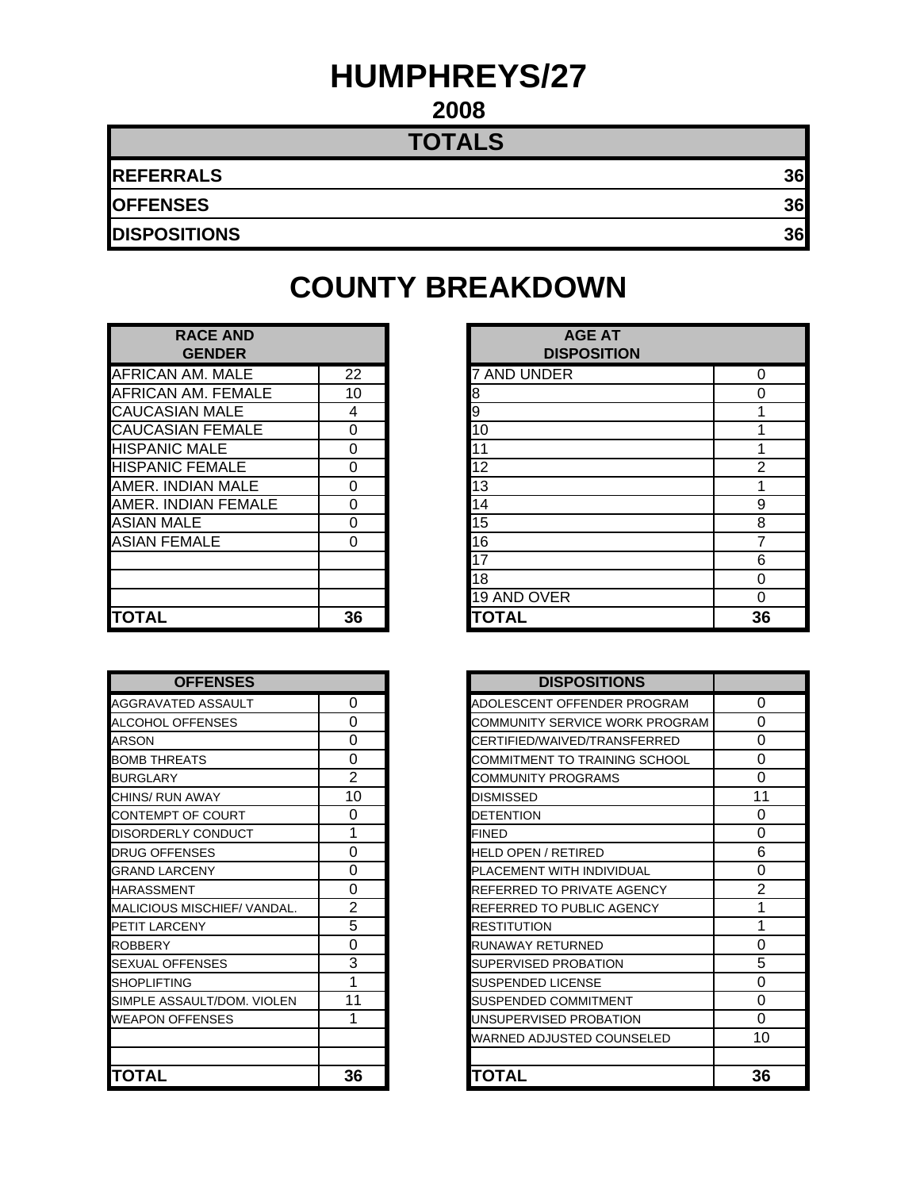# HUMPHREYS/27

## 2008

| TOTALS | |
|---|---|
| **REFERRALS** | **36** |
| **OFFENSES** | **36** |
| **DISPOSITIONS** | **36** |

# COUNTY BREAKDOWN

| RACE AND GENDER | |
|---|---|
| AFRICAN AM. MALE | 22 |
| AFRICAN AM. FEMALE | 10 |
| CAUCASIAN MALE | 4 |
| CAUCASIAN FEMALE | 0 |
| HISPANIC MALE | 0 |
| HISPANIC FEMALE | 0 |
| AMER. INDIAN MALE | 0 |
| AMER. INDIAN FEMALE | 0 |
| ASIAN MALE | 0 |
| ASIAN FEMALE | 0 |
| | |
| | |
| | |
| **TOTAL** | **36** |

| AGE AT DISPOSITION | |
|---|---|
| 7 AND UNDER | 0 |
| 8 | 0 |
| 9 | 1 |
| 10 | 1 |
| 11 | 1 |
| 12 | 2 |
| 13 | 1 |
| 14 | 9 |
| 15 | 8 |
| 16 | 7 |
| 17 | 6 |
| 18 | 0 |
| 19 AND OVER | 0 |
| **TOTAL** | **36** |

| OFFENSES | |
|---|---|
| AGGRAVATED ASSAULT | 0 |
| ALCOHOL OFFENSES | 0 |
| ARSON | 0 |
| BOMB THREATS | 0 |
| BURGLARY | 2 |
| CHINS/ RUN AWAY | 10 |
| CONTEMPT OF COURT | 0 |
| DISORDERLY CONDUCT | 1 |
| DRUG OFFENSES | 0 |
| GRAND LARCENY | 0 |
| HARASSMENT | 0 |
| MALICIOUS MISCHIEF/ VANDAL. | 2 |
| PETIT LARCENY | 5 |
| ROBBERY | 0 |
| SEXUAL OFFENSES | 3 |
| SHOPLIFTING | 1 |
| SIMPLE ASSAULT/DOM. VIOLEN | 11 |
| WEAPON OFFENSES | 1 |
| | |
| | |
| **TOTAL** | **36** |

| DISPOSITIONS | |
|---|---|
| ADOLESCENT OFFENDER PROGRAM | 0 |
| COMMUNITY SERVICE WORK PROGRAM | 0 |
| CERTIFIED/WAIVED/TRANSFERRED | 0 |
| COMMITMENT TO TRAINING SCHOOL | 0 |
| COMMUNITY PROGRAMS | 0 |
| DISMISSED | 11 |
| DETENTION | 0 |
| FINED | 0 |
| HELD OPEN / RETIRED | 6 |
| PLACEMENT WITH INDIVIDUAL | 0 |
| REFERRED TO PRIVATE AGENCY | 2 |
| REFERRED TO PUBLIC AGENCY | 1 |
| RESTITUTION | 1 |
| RUNAWAY RETURNED | 0 |
| SUPERVISED PROBATION | 5 |
| SUSPENDED LICENSE | 0 |
| SUSPENDED COMMITMENT | 0 |
| UNSUPERVISED PROBATION | 0 |
| WARNED ADJUSTED COUNSELED | 10 |
| | |
| **TOTAL** | **36** |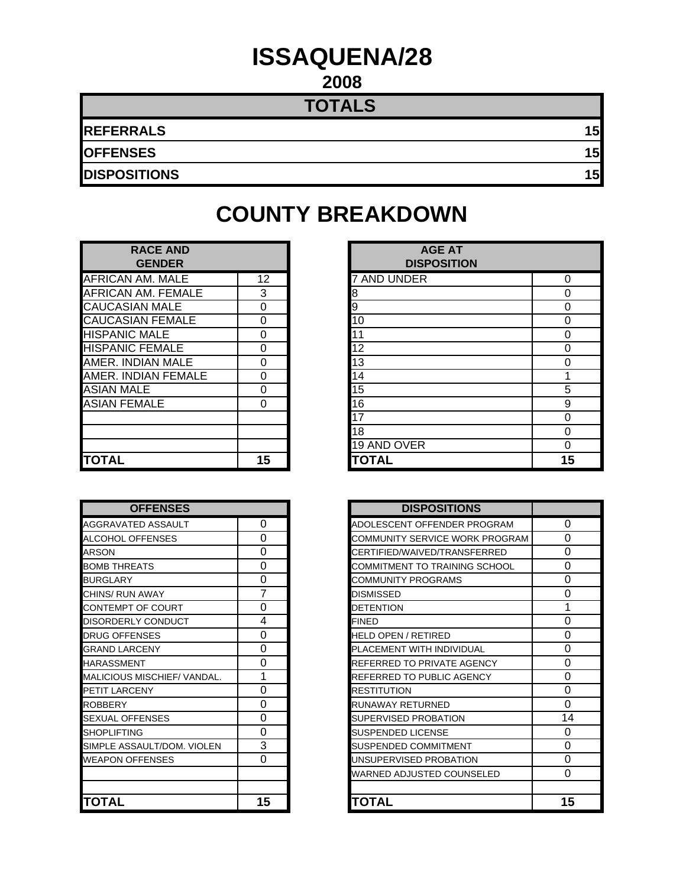# ISSAQUENA/28

## 2008

| TOTALS | |
|---|---|
| REFERRALS | 15 |
| OFFENSES | 15 |
| DISPOSITIONS | 15 |

## COUNTY BREAKDOWN

| RACE AND GENDER | |
|---|---|
| AFRICAN AM. MALE | 12 |
| AFRICAN AM. FEMALE | 3 |
| CAUCASIAN MALE | 0 |
| CAUCASIAN FEMALE | 0 |
| HISPANIC MALE | 0 |
| HISPANIC FEMALE | 0 |
| AMER. INDIAN MALE | 0 |
| AMER. INDIAN FEMALE | 0 |
| ASIAN MALE | 0 |
| ASIAN FEMALE | 0 |
| | |
| | |
| | |
| **TOTAL** | **15** |

| AGE AT DISPOSITION | |
|---|---|
| 7 AND UNDER | 0 |
| 8 | 0 |
| 9 | 0 |
| 10 | 0 |
| 11 | 0 |
| 12 | 0 |
| 13 | 0 |
| 14 | 1 |
| 15 | 5 |
| 16 | 9 |
| 17 | 0 |
| 18 | 0 |
| 19 AND OVER | 0 |
| **TOTAL** | **15** |

| OFFENSES | |
|---|---|
| AGGRAVATED ASSAULT | 0 |
| ALCOHOL OFFENSES | 0 |
| ARSON | 0 |
| BOMB THREATS | 0 |
| BURGLARY | 0 |
| CHINS/ RUN AWAY | 7 |
| CONTEMPT OF COURT | 0 |
| DISORDERLY CONDUCT | 4 |
| DRUG OFFENSES | 0 |
| GRAND LARCENY | 0 |
| HARASSMENT | 0 |
| MALICIOUS MISCHIEF/ VANDAL. | 1 |
| PETIT LARCENY | 0 |
| ROBBERY | 0 |
| SEXUAL OFFENSES | 0 |
| SHOPLIFTING | 0 |
| SIMPLE ASSAULT/DOM. VIOLEN | 3 |
| WEAPON OFFENSES | 0 |
| | |
| | |
| **TOTAL** | **15** |

| DISPOSITIONS | |
|---|---|
| ADOLESCENT OFFENDER PROGRAM | 0 |
| COMMUNITY SERVICE WORK PROGRAM | 0 |
| CERTIFIED/WAIVED/TRANSFERRED | 0 |
| COMMITMENT TO TRAINING SCHOOL | 0 |
| COMMUNITY PROGRAMS | 0 |
| DISMISSED | 0 |
| DETENTION | 1 |
| FINED | 0 |
| HELD OPEN / RETIRED | 0 |
| PLACEMENT WITH INDIVIDUAL | 0 |
| REFERRED TO PRIVATE AGENCY | 0 |
| REFERRED TO PUBLIC AGENCY | 0 |
| RESTITUTION | 0 |
| RUNAWAY RETURNED | 0 |
| SUPERVISED PROBATION | 14 |
| SUSPENDED LICENSE | 0 |
| SUSPENDED COMMITMENT | 0 |
| UNSUPERVISED PROBATION | 0 |
| WARNED ADJUSTED COUNSELED | 0 |
| | |
| **TOTAL** | **15** |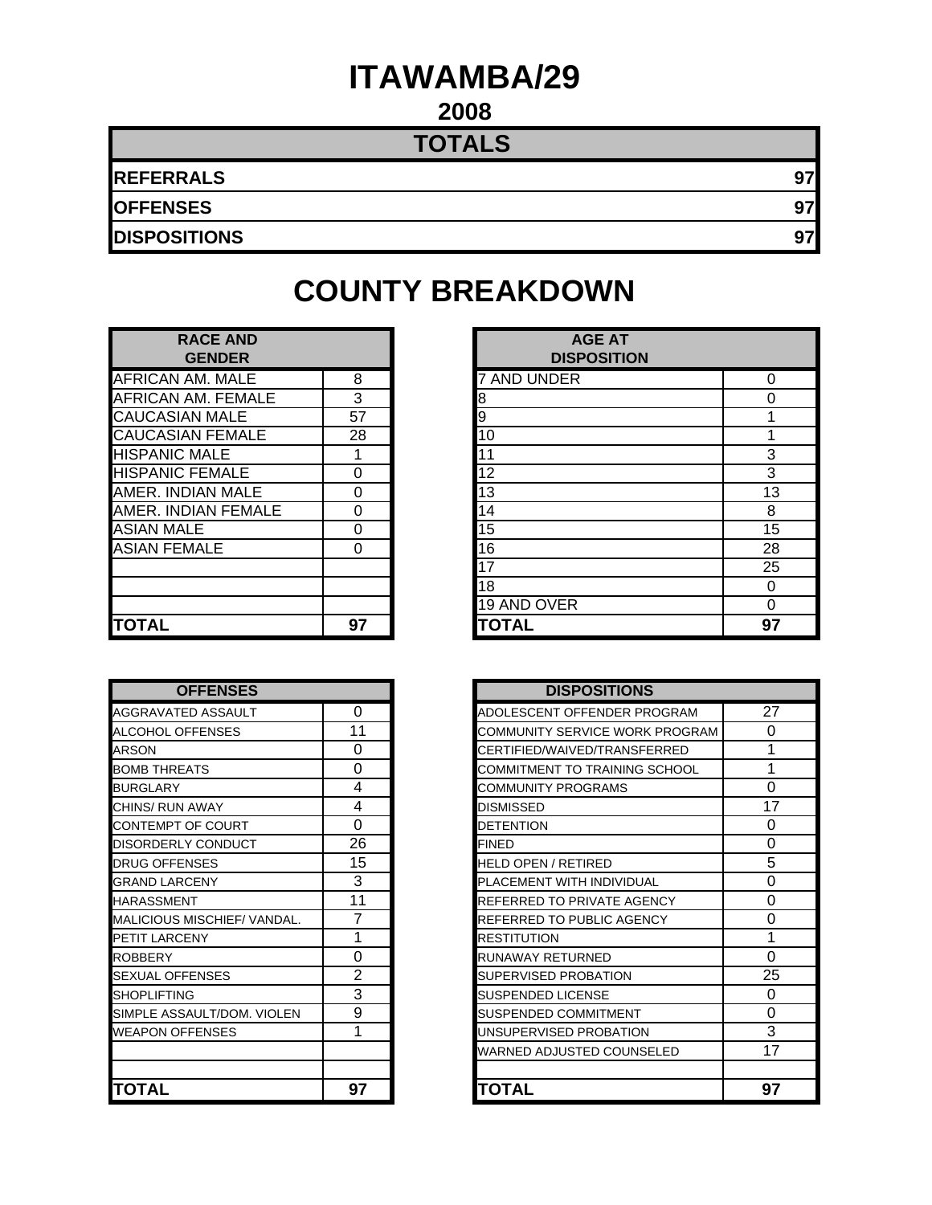# ITAWAMBA/29

## 2008

| TOTALS | |
|---|---|
| **REFERRALS** | **97** |
| **OFFENSES** | **97** |
| **DISPOSITIONS** | **97** |

# COUNTY BREAKDOWN

| RACE AND GENDER | |
|---|---|
| AFRICAN AM. MALE | 8 |
| AFRICAN AM. FEMALE | 3 |
| CAUCASIAN MALE | 57 |
| CAUCASIAN FEMALE | 28 |
| HISPANIC MALE | 1 |
| HISPANIC FEMALE | 0 |
| AMER. INDIAN MALE | 0 |
| AMER. INDIAN FEMALE | 0 |
| ASIAN MALE | 0 |
| ASIAN FEMALE | 0 |
| | |
| | |
| | |
| **TOTAL** | **97** |

| AGE AT DISPOSITION | |
|---|---|
| 7 AND UNDER | 0 |
| 8 | 0 |
| 9 | 1 |
| 10 | 1 |
| 11 | 3 |
| 12 | 3 |
| 13 | 13 |
| 14 | 8 |
| 15 | 15 |
| 16 | 28 |
| 17 | 25 |
| 18 | 0 |
| 19 AND OVER | 0 |
| **TOTAL** | **97** |

| OFFENSES | |
|---|---|
| AGGRAVATED ASSAULT | 0 |
| ALCOHOL OFFENSES | 11 |
| ARSON | 0 |
| BOMB THREATS | 0 |
| BURGLARY | 4 |
| CHINS/ RUN AWAY | 4 |
| CONTEMPT OF COURT | 0 |
| DISORDERLY CONDUCT | 26 |
| DRUG OFFENSES | 15 |
| GRAND LARCENY | 3 |
| HARASSMENT | 11 |
| MALICIOUS MISCHIEF/ VANDAL. | 7 |
| PETIT LARCENY | 1 |
| ROBBERY | 0 |
| SEXUAL OFFENSES | 2 |
| SHOPLIFTING | 3 |
| SIMPLE ASSAULT/DOM. VIOLEN | 9 |
| WEAPON OFFENSES | 1 |
| | |
| | |
| **TOTAL** | **97** |

| DISPOSITIONS | |
|---|---|
| ADOLESCENT OFFENDER PROGRAM | 27 |
| COMMUNITY SERVICE WORK PROGRAM | 0 |
| CERTIFIED/WAIVED/TRANSFERRED | 1 |
| COMMITMENT TO TRAINING SCHOOL | 1 |
| COMMUNITY PROGRAMS | 0 |
| DISMISSED | 17 |
| DETENTION | 0 |
| FINED | 0 |
| HELD OPEN / RETIRED | 5 |
| PLACEMENT WITH INDIVIDUAL | 0 |
| REFERRED TO PRIVATE AGENCY | 0 |
| REFERRED TO PUBLIC AGENCY | 0 |
| RESTITUTION | 1 |
| RUNAWAY RETURNED | 0 |
| SUPERVISED PROBATION | 25 |
| SUSPENDED LICENSE | 0 |
| SUSPENDED COMMITMENT | 0 |
| UNSUPERVISED PROBATION | 3 |
| WARNED ADJUSTED COUNSELED | 17 |
| | |
| **TOTAL** | **97** |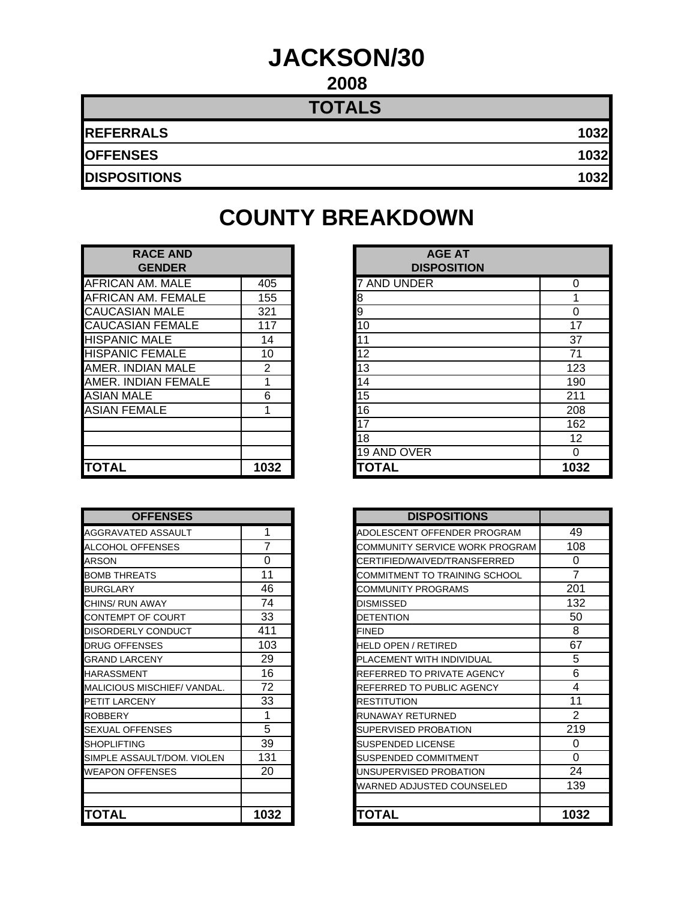# JACKSON/30

## 2008

| TOTALS | |
|---|---|
| **REFERRALS** | **1032** |
| **OFFENSES** | **1032** |
| **DISPOSITIONS** | **1032** |

# COUNTY BREAKDOWN

| RACE AND GENDER | |
|---|---|
| AFRICAN AM. MALE | 405 |
| AFRICAN AM. FEMALE | 155 |
| CAUCASIAN MALE | 321 |
| CAUCASIAN FEMALE | 117 |
| HISPANIC MALE | 14 |
| HISPANIC FEMALE | 10 |
| AMER. INDIAN MALE | 2 |
| AMER. INDIAN FEMALE | 1 |
| ASIAN MALE | 6 |
| ASIAN FEMALE | 1 |
| | |
| | |
| | |
| **TOTAL** | **1032** |

| AGE AT DISPOSITION | |
|---|---|
| 7 AND UNDER | 0 |
| 8 | 1 |
| 9 | 0 |
| 10 | 17 |
| 11 | 37 |
| 12 | 71 |
| 13 | 123 |
| 14 | 190 |
| 15 | 211 |
| 16 | 208 |
| 17 | 162 |
| 18 | 12 |
| 19 AND OVER | 0 |
| **TOTAL** | **1032** |

| OFFENSES | |
|---|---|
| AGGRAVATED ASSAULT | 1 |
| ALCOHOL OFFENSES | 7 |
| ARSON | 0 |
| BOMB THREATS | 11 |
| BURGLARY | 46 |
| CHINS/ RUN AWAY | 74 |
| CONTEMPT OF COURT | 33 |
| DISORDERLY CONDUCT | 411 |
| DRUG OFFENSES | 103 |
| GRAND LARCENY | 29 |
| HARASSMENT | 16 |
| MALICIOUS MISCHIEF/ VANDAL. | 72 |
| PETIT LARCENY | 33 |
| ROBBERY | 1 |
| SEXUAL OFFENSES | 5 |
| SHOPLIFTING | 39 |
| SIMPLE ASSAULT/DOM. VIOLEN | 131 |
| WEAPON OFFENSES | 20 |
| | |
| | |
| **TOTAL** | **1032** |

| DISPOSITIONS | |
|---|---|
| ADOLESCENT OFFENDER PROGRAM | 49 |
| COMMUNITY SERVICE WORK PROGRAM | 108 |
| CERTIFIED/WAIVED/TRANSFERRED | 0 |
| COMMITMENT TO TRAINING SCHOOL | 7 |
| COMMUNITY PROGRAMS | 201 |
| DISMISSED | 132 |
| DETENTION | 50 |
| FINED | 8 |
| HELD OPEN / RETIRED | 67 |
| PLACEMENT WITH INDIVIDUAL | 5 |
| REFERRED TO PRIVATE AGENCY | 6 |
| REFERRED TO PUBLIC AGENCY | 4 |
| RESTITUTION | 11 |
| RUNAWAY RETURNED | 2 |
| SUPERVISED PROBATION | 219 |
| SUSPENDED LICENSE | 0 |
| SUSPENDED COMMITMENT | 0 |
| UNSUPERVISED PROBATION | 24 |
| WARNED ADJUSTED COUNSELED | 139 |
| | |
| **TOTAL** | **1032** |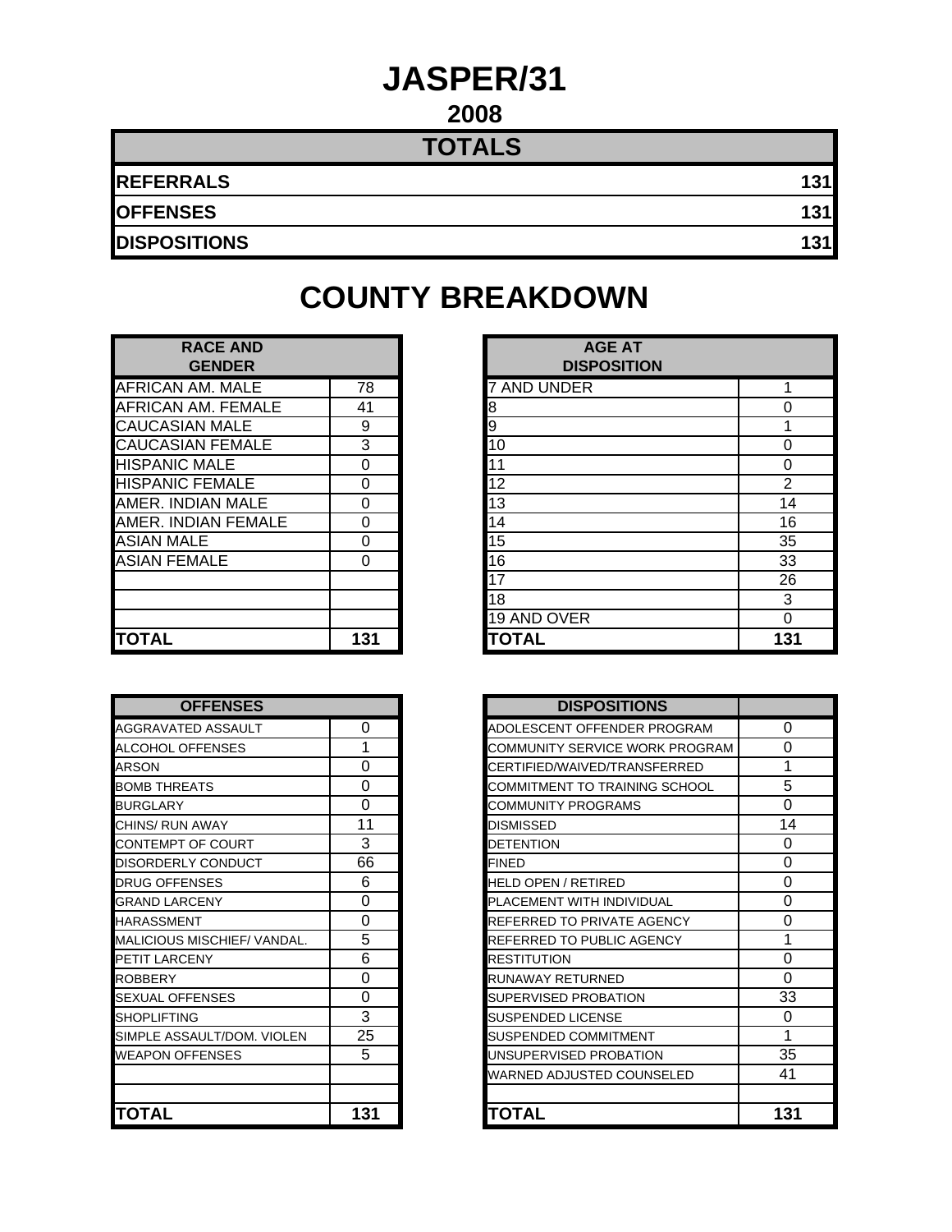# JASPER/31

## 2008

| TOTALS | |
|---|---|
| REFERRALS | 131 |
| OFFENSES | 131 |
| DISPOSITIONS | 131 |

# COUNTY BREAKDOWN

| RACE AND GENDER | |
|---|---|
| AFRICAN AM. MALE | 78 |
| AFRICAN AM. FEMALE | 41 |
| CAUCASIAN MALE | 9 |
| CAUCASIAN FEMALE | 3 |
| HISPANIC MALE | 0 |
| HISPANIC FEMALE | 0 |
| AMER. INDIAN MALE | 0 |
| AMER. INDIAN FEMALE | 0 |
| ASIAN MALE | 0 |
| ASIAN FEMALE | 0 |
| | |
| | |
| | |
| **TOTAL** | **131** |

| AGE AT DISPOSITION | |
|---|---|
| 7 AND UNDER | 1 |
| 8 | 0 |
| 9 | 1 |
| 10 | 0 |
| 11 | 0 |
| 12 | 2 |
| 13 | 14 |
| 14 | 16 |
| 15 | 35 |
| 16 | 33 |
| 17 | 26 |
| 18 | 3 |
| 19 AND OVER | 0 |
| **TOTAL** | **131** |

| OFFENSES | |
|---|---|
| AGGRAVATED ASSAULT | 0 |
| ALCOHOL OFFENSES | 1 |
| ARSON | 0 |
| BOMB THREATS | 0 |
| BURGLARY | 0 |
| CHINS/ RUN AWAY | 11 |
| CONTEMPT OF COURT | 3 |
| DISORDERLY CONDUCT | 66 |
| DRUG OFFENSES | 6 |
| GRAND LARCENY | 0 |
| HARASSMENT | 0 |
| MALICIOUS MISCHIEF/ VANDAL. | 5 |
| PETIT LARCENY | 6 |
| ROBBERY | 0 |
| SEXUAL OFFENSES | 0 |
| SHOPLIFTING | 3 |
| SIMPLE ASSAULT/DOM. VIOLEN | 25 |
| WEAPON OFFENSES | 5 |
| | |
| | |
| **TOTAL** | **131** |

| DISPOSITIONS | |
|---|---|
| ADOLESCENT OFFENDER PROGRAM | 0 |
| COMMUNITY SERVICE WORK PROGRAM | 0 |
| CERTIFIED/WAIVED/TRANSFERRED | 1 |
| COMMITMENT TO TRAINING SCHOOL | 5 |
| COMMUNITY PROGRAMS | 0 |
| DISMISSED | 14 |
| DETENTION | 0 |
| FINED | 0 |
| HELD OPEN / RETIRED | 0 |
| PLACEMENT WITH INDIVIDUAL | 0 |
| REFERRED TO PRIVATE AGENCY | 0 |
| REFERRED TO PUBLIC AGENCY | 1 |
| RESTITUTION | 0 |
| RUNAWAY RETURNED | 0 |
| SUPERVISED PROBATION | 33 |
| SUSPENDED LICENSE | 0 |
| SUSPENDED COMMITMENT | 1 |
| UNSUPERVISED PROBATION | 35 |
| WARNED ADJUSTED COUNSELED | 41 |
| | |
| **TOTAL** | **131** |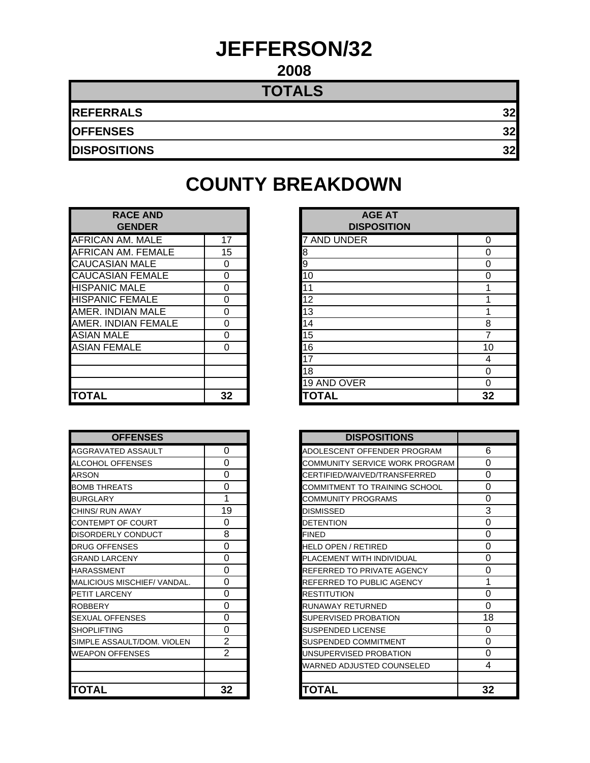# JEFFERSON/32

## 2008

| TOTALS | |
|---|---|
| **REFERRALS** | **32** |
| **OFFENSES** | **32** |
| **DISPOSITIONS** | **32** |

# COUNTY BREAKDOWN

| RACE AND GENDER | |
|---|---|
| AFRICAN AM. MALE | 17 |
| AFRICAN AM. FEMALE | 15 |
| CAUCASIAN MALE | 0 |
| CAUCASIAN FEMALE | 0 |
| HISPANIC MALE | 0 |
| HISPANIC FEMALE | 0 |
| AMER. INDIAN MALE | 0 |
| AMER. INDIAN FEMALE | 0 |
| ASIAN MALE | 0 |
| ASIAN FEMALE | 0 |
| | |
| | |
| | |
| **TOTAL** | **32** |

| AGE AT DISPOSITION | |
|---|---|
| 7 AND UNDER | 0 |
| 8 | 0 |
| 9 | 0 |
| 10 | 0 |
| 11 | 1 |
| 12 | 1 |
| 13 | 1 |
| 14 | 8 |
| 15 | 7 |
| 16 | 10 |
| 17 | 4 |
| 18 | 0 |
| 19 AND OVER | 0 |
| **TOTAL** | **32** |

| OFFENSES | |
|---|---|
| AGGRAVATED ASSAULT | 0 |
| ALCOHOL OFFENSES | 0 |
| ARSON | 0 |
| BOMB THREATS | 0 |
| BURGLARY | 1 |
| CHINS/ RUN AWAY | 19 |
| CONTEMPT OF COURT | 0 |
| DISORDERLY CONDUCT | 8 |
| DRUG OFFENSES | 0 |
| GRAND LARCENY | 0 |
| HARASSMENT | 0 |
| MALICIOUS MISCHIEF/ VANDAL. | 0 |
| PETIT LARCENY | 0 |
| ROBBERY | 0 |
| SEXUAL OFFENSES | 0 |
| SHOPLIFTING | 0 |
| SIMPLE ASSAULT/DOM. VIOLEN | 2 |
| WEAPON OFFENSES | 2 |
| | |
| | |
| **TOTAL** | **32** |

| DISPOSITIONS | |
|---|---|
| ADOLESCENT OFFENDER PROGRAM | 6 |
| COMMUNITY SERVICE WORK PROGRAM | 0 |
| CERTIFIED/WAIVED/TRANSFERRED | 0 |
| COMMITMENT TO TRAINING SCHOOL | 0 |
| COMMUNITY PROGRAMS | 0 |
| DISMISSED | 3 |
| DETENTION | 0 |
| FINED | 0 |
| HELD OPEN / RETIRED | 0 |
| PLACEMENT WITH INDIVIDUAL | 0 |
| REFERRED TO PRIVATE AGENCY | 0 |
| REFERRED TO PUBLIC AGENCY | 1 |
| RESTITUTION | 0 |
| RUNAWAY RETURNED | 0 |
| SUPERVISED PROBATION | 18 |
| SUSPENDED LICENSE | 0 |
| SUSPENDED COMMITMENT | 0 |
| UNSUPERVISED PROBATION | 0 |
| WARNED ADJUSTED COUNSELED | 4 |
| | |
| **TOTAL** | **32** |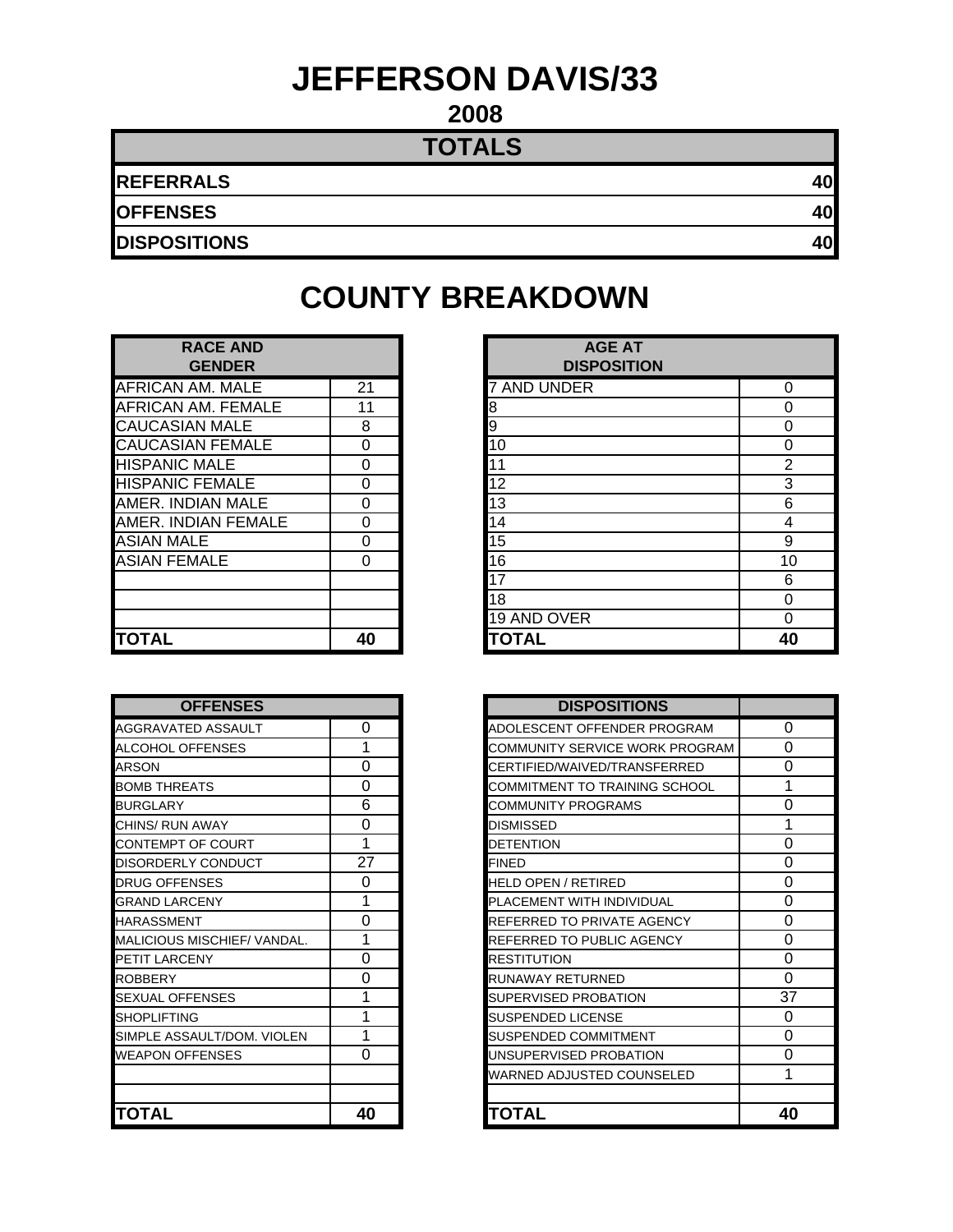# JEFFERSON DAVIS/33

## 2008

| TOTALS | |
|---|---|
| **REFERRALS** | **40** |
| **OFFENSES** | **40** |
| **DISPOSITIONS** | **40** |

## COUNTY BREAKDOWN

| RACE AND GENDER | |
|---|---|
| AFRICAN AM. MALE | 21 |
| AFRICAN AM. FEMALE | 11 |
| CAUCASIAN MALE | 8 |
| CAUCASIAN FEMALE | 0 |
| HISPANIC MALE | 0 |
| HISPANIC FEMALE | 0 |
| AMER. INDIAN MALE | 0 |
| AMER. INDIAN FEMALE | 0 |
| ASIAN MALE | 0 |
| ASIAN FEMALE | 0 |
| | |
| | |
| | |
| **TOTAL** | **40** |

| AGE AT DISPOSITION | |
|---|---|
| 7 AND UNDER | 0 |
| 8 | 0 |
| 9 | 0 |
| 10 | 0 |
| 11 | 2 |
| 12 | 3 |
| 13 | 6 |
| 14 | 4 |
| 15 | 9 |
| 16 | 10 |
| 17 | 6 |
| 18 | 0 |
| 19 AND OVER | 0 |
| **TOTAL** | **40** |

| OFFENSES | |
|---|---|
| AGGRAVATED ASSAULT | 0 |
| ALCOHOL OFFENSES | 1 |
| ARSON | 0 |
| BOMB THREATS | 0 |
| BURGLARY | 6 |
| CHINS/ RUN AWAY | 0 |
| CONTEMPT OF COURT | 1 |
| DISORDERLY CONDUCT | 27 |
| DRUG OFFENSES | 0 |
| GRAND LARCENY | 1 |
| HARASSMENT | 0 |
| MALICIOUS MISCHIEF/ VANDAL. | 1 |
| PETIT LARCENY | 0 |
| ROBBERY | 0 |
| SEXUAL OFFENSES | 1 |
| SHOPLIFTING | 1 |
| SIMPLE ASSAULT/DOM. VIOLEN | 1 |
| WEAPON OFFENSES | 0 |
| | |
| | |
| **TOTAL** | **40** |

| DISPOSITIONS | |
|---|---|
| ADOLESCENT OFFENDER PROGRAM | 0 |
| COMMUNITY SERVICE WORK PROGRAM | 0 |
| CERTIFIED/WAIVED/TRANSFERRED | 0 |
| COMMITMENT TO TRAINING SCHOOL | 1 |
| COMMUNITY PROGRAMS | 0 |
| DISMISSED | 1 |
| DETENTION | 0 |
| FINED | 0 |
| HELD OPEN / RETIRED | 0 |
| PLACEMENT WITH INDIVIDUAL | 0 |
| REFERRED TO PRIVATE AGENCY | 0 |
| REFERRED TO PUBLIC AGENCY | 0 |
| RESTITUTION | 0 |
| RUNAWAY RETURNED | 0 |
| SUPERVISED PROBATION | 37 |
| SUSPENDED LICENSE | 0 |
| SUSPENDED COMMITMENT | 0 |
| UNSUPERVISED PROBATION | 0 |
| WARNED ADJUSTED COUNSELED | 1 |
| | |
| **TOTAL** | **40** |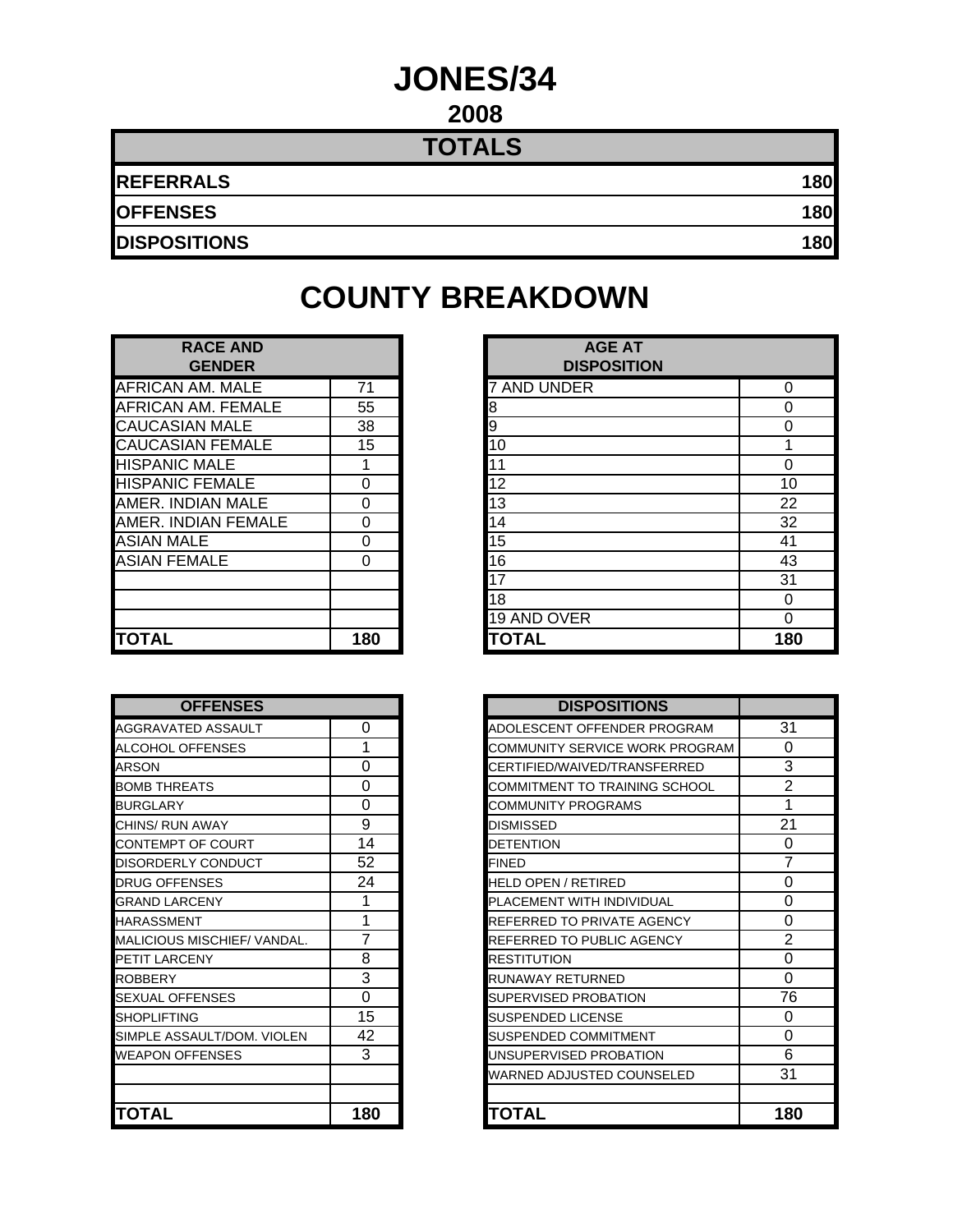# JONES/34

## 2008

| TOTALS | |
|---|---|
| **REFERRALS** | **180** |
| **OFFENSES** | **180** |
| **DISPOSITIONS** | **180** |

# COUNTY BREAKDOWN

| RACE AND GENDER | |
|---|---|
| AFRICAN AM. MALE | 71 |
| AFRICAN AM. FEMALE | 55 |
| CAUCASIAN MALE | 38 |
| CAUCASIAN FEMALE | 15 |
| HISPANIC MALE | 1 |
| HISPANIC FEMALE | 0 |
| AMER. INDIAN MALE | 0 |
| AMER. INDIAN FEMALE | 0 |
| ASIAN MALE | 0 |
| ASIAN FEMALE | 0 |
| | |
| | |
| | |
| **TOTAL** | **180** |

| AGE AT DISPOSITION | |
|---|---|
| 7 AND UNDER | 0 |
| 8 | 0 |
| 9 | 0 |
| 10 | 1 |
| 11 | 0 |
| 12 | 10 |
| 13 | 22 |
| 14 | 32 |
| 15 | 41 |
| 16 | 43 |
| 17 | 31 |
| 18 | 0 |
| 19 AND OVER | 0 |
| **TOTAL** | **180** |

| OFFENSES | |
|---|---|
| AGGRAVATED ASSAULT | 0 |
| ALCOHOL OFFENSES | 1 |
| ARSON | 0 |
| BOMB THREATS | 0 |
| BURGLARY | 0 |
| CHINS/ RUN AWAY | 9 |
| CONTEMPT OF COURT | 14 |
| DISORDERLY CONDUCT | 52 |
| DRUG OFFENSES | 24 |
| GRAND LARCENY | 1 |
| HARASSMENT | 1 |
| MALICIOUS MISCHIEF/ VANDAL. | 7 |
| PETIT LARCENY | 8 |
| ROBBERY | 3 |
| SEXUAL OFFENSES | 0 |
| SHOPLIFTING | 15 |
| SIMPLE ASSAULT/DOM. VIOLEN | 42 |
| WEAPON OFFENSES | 3 |
| | |
| | |
| **TOTAL** | **180** |

| DISPOSITIONS | |
|---|---|
| ADOLESCENT OFFENDER PROGRAM | 31 |
| COMMUNITY SERVICE WORK PROGRAM | 0 |
| CERTIFIED/WAIVED/TRANSFERRED | 3 |
| COMMITMENT TO TRAINING SCHOOL | 2 |
| COMMUNITY PROGRAMS | 1 |
| DISMISSED | 21 |
| DETENTION | 0 |
| FINED | 7 |
| HELD OPEN / RETIRED | 0 |
| PLACEMENT WITH INDIVIDUAL | 0 |
| REFERRED TO PRIVATE AGENCY | 0 |
| REFERRED TO PUBLIC AGENCY | 2 |
| RESTITUTION | 0 |
| RUNAWAY RETURNED | 0 |
| SUPERVISED PROBATION | 76 |
| SUSPENDED LICENSE | 0 |
| SUSPENDED COMMITMENT | 0 |
| UNSUPERVISED PROBATION | 6 |
| WARNED ADJUSTED COUNSELED | 31 |
| | |
| **TOTAL** | **180** |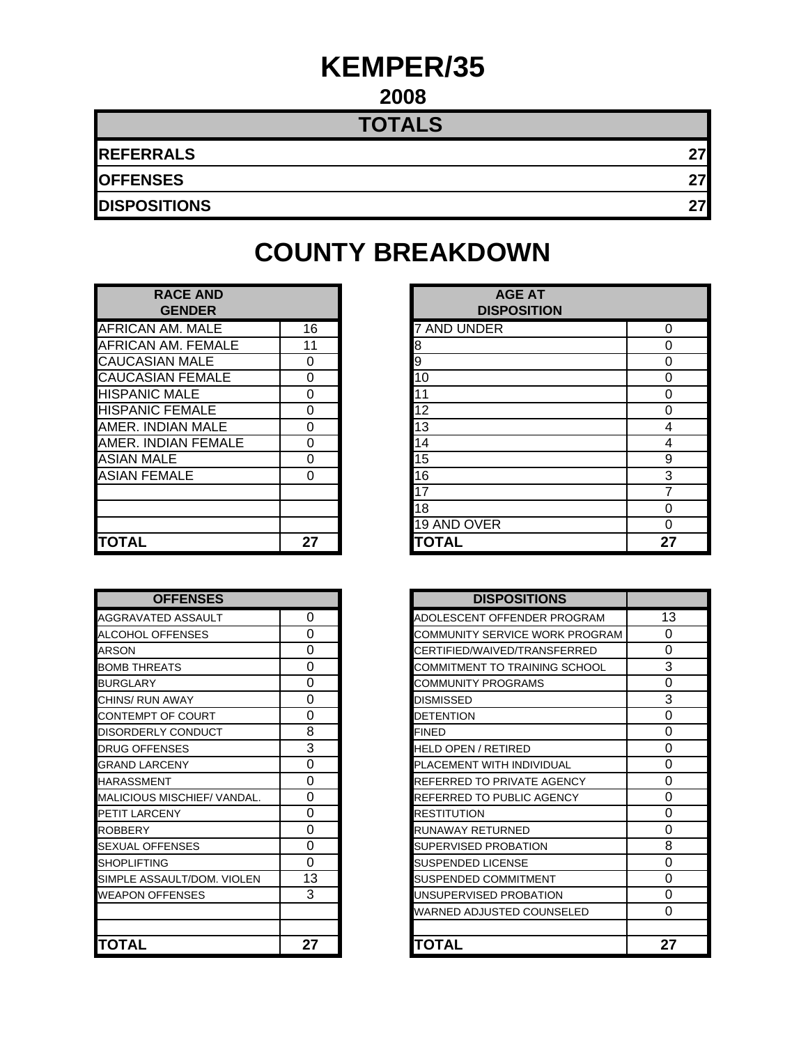# KEMPER/35

## 2008

| TOTALS | |
|---|---|
| REFERRALS | 27 |
| OFFENSES | 27 |
| DISPOSITIONS | 27 |

# COUNTY BREAKDOWN

| RACE AND GENDER | |
|---|---|
| AFRICAN AM. MALE | 16 |
| AFRICAN AM. FEMALE | 11 |
| CAUCASIAN MALE | 0 |
| CAUCASIAN FEMALE | 0 |
| HISPANIC MALE | 0 |
| HISPANIC FEMALE | 0 |
| AMER. INDIAN MALE | 0 |
| AMER. INDIAN FEMALE | 0 |
| ASIAN MALE | 0 |
| ASIAN FEMALE | 0 |
| | |
| | |
| | |
| **TOTAL** | **27** |

| AGE AT DISPOSITION | |
|---|---|
| 7 AND UNDER | 0 |
| 8 | 0 |
| 9 | 0 |
| 10 | 0 |
| 11 | 0 |
| 12 | 0 |
| 13 | 4 |
| 14 | 4 |
| 15 | 9 |
| 16 | 3 |
| 17 | 7 |
| 18 | 0 |
| 19 AND OVER | 0 |
| **TOTAL** | **27** |

| OFFENSES | |
|---|---|
| AGGRAVATED ASSAULT | 0 |
| ALCOHOL OFFENSES | 0 |
| ARSON | 0 |
| BOMB THREATS | 0 |
| BURGLARY | 0 |
| CHINS/ RUN AWAY | 0 |
| CONTEMPT OF COURT | 0 |
| DISORDERLY CONDUCT | 8 |
| DRUG OFFENSES | 3 |
| GRAND LARCENY | 0 |
| HARASSMENT | 0 |
| MALICIOUS MISCHIEF/ VANDAL. | 0 |
| PETIT LARCENY | 0 |
| ROBBERY | 0 |
| SEXUAL OFFENSES | 0 |
| SHOPLIFTING | 0 |
| SIMPLE ASSAULT/DOM. VIOLEN | 13 |
| WEAPON OFFENSES | 3 |
| | |
| | |
| **TOTAL** | **27** |

| DISPOSITIONS | |
|---|---|
| ADOLESCENT OFFENDER PROGRAM | 13 |
| COMMUNITY SERVICE WORK PROGRAM | 0 |
| CERTIFIED/WAIVED/TRANSFERRED | 0 |
| COMMITMENT TO TRAINING SCHOOL | 3 |
| COMMUNITY PROGRAMS | 0 |
| DISMISSED | 3 |
| DETENTION | 0 |
| FINED | 0 |
| HELD OPEN / RETIRED | 0 |
| PLACEMENT WITH INDIVIDUAL | 0 |
| REFERRED TO PRIVATE AGENCY | 0 |
| REFERRED TO PUBLIC AGENCY | 0 |
| RESTITUTION | 0 |
| RUNAWAY RETURNED | 0 |
| SUPERVISED PROBATION | 8 |
| SUSPENDED LICENSE | 0 |
| SUSPENDED COMMITMENT | 0 |
| UNSUPERVISED PROBATION | 0 |
| WARNED ADJUSTED COUNSELED | 0 |
| | |
| **TOTAL** | **27** |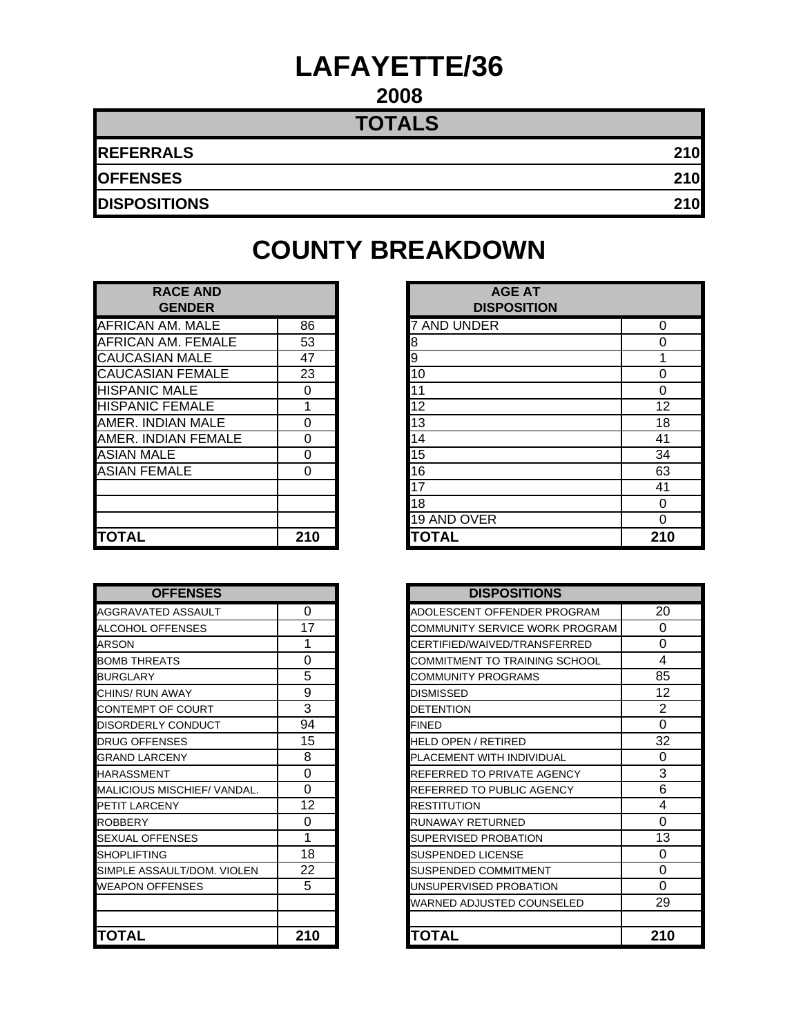# LAFAYETTE/36

## 2008

| TOTALS | |
|---|---|
| **REFERRALS** | **210** |
| **OFFENSES** | **210** |
| **DISPOSITIONS** | **210** |

# COUNTY BREAKDOWN

| RACE AND GENDER | |
|---|---|
| AFRICAN AM. MALE | 86 |
| AFRICAN AM. FEMALE | 53 |
| CAUCASIAN MALE | 47 |
| CAUCASIAN FEMALE | 23 |
| HISPANIC MALE | 0 |
| HISPANIC FEMALE | 1 |
| AMER. INDIAN MALE | 0 |
| AMER. INDIAN FEMALE | 0 |
| ASIAN MALE | 0 |
| ASIAN FEMALE | 0 |
| | |
| | |
| | |
| **TOTAL** | **210** |

| AGE AT DISPOSITION | |
|---|---|
| 7 AND UNDER | 0 |
| 8 | 0 |
| 9 | 1 |
| 10 | 0 |
| 11 | 0 |
| 12 | 12 |
| 13 | 18 |
| 14 | 41 |
| 15 | 34 |
| 16 | 63 |
| 17 | 41 |
| 18 | 0 |
| 19 AND OVER | 0 |
| **TOTAL** | **210** |

| OFFENSES | |
|---|---|
| AGGRAVATED ASSAULT | 0 |
| ALCOHOL OFFENSES | 17 |
| ARSON | 1 |
| BOMB THREATS | 0 |
| BURGLARY | 5 |
| CHINS/ RUN AWAY | 9 |
| CONTEMPT OF COURT | 3 |
| DISORDERLY CONDUCT | 94 |
| DRUG OFFENSES | 15 |
| GRAND LARCENY | 8 |
| HARASSMENT | 0 |
| MALICIOUS MISCHIEF/ VANDAL. | 0 |
| PETIT LARCENY | 12 |
| ROBBERY | 0 |
| SEXUAL OFFENSES | 1 |
| SHOPLIFTING | 18 |
| SIMPLE ASSAULT/DOM. VIOLEN | 22 |
| WEAPON OFFENSES | 5 |
| | |
| | |
| **TOTAL** | **210** |

| DISPOSITIONS | |
|---|---|
| ADOLESCENT OFFENDER PROGRAM | 20 |
| COMMUNITY SERVICE WORK PROGRAM | 0 |
| CERTIFIED/WAIVED/TRANSFERRED | 0 |
| COMMITMENT TO TRAINING SCHOOL | 4 |
| COMMUNITY PROGRAMS | 85 |
| DISMISSED | 12 |
| DETENTION | 2 |
| FINED | 0 |
| HELD OPEN / RETIRED | 32 |
| PLACEMENT WITH INDIVIDUAL | 0 |
| REFERRED TO PRIVATE AGENCY | 3 |
| REFERRED TO PUBLIC AGENCY | 6 |
| RESTITUTION | 4 |
| RUNAWAY RETURNED | 0 |
| SUPERVISED PROBATION | 13 |
| SUSPENDED LICENSE | 0 |
| SUSPENDED COMMITMENT | 0 |
| UNSUPERVISED PROBATION | 0 |
| WARNED ADJUSTED COUNSELED | 29 |
| | |
| **TOTAL** | **210** |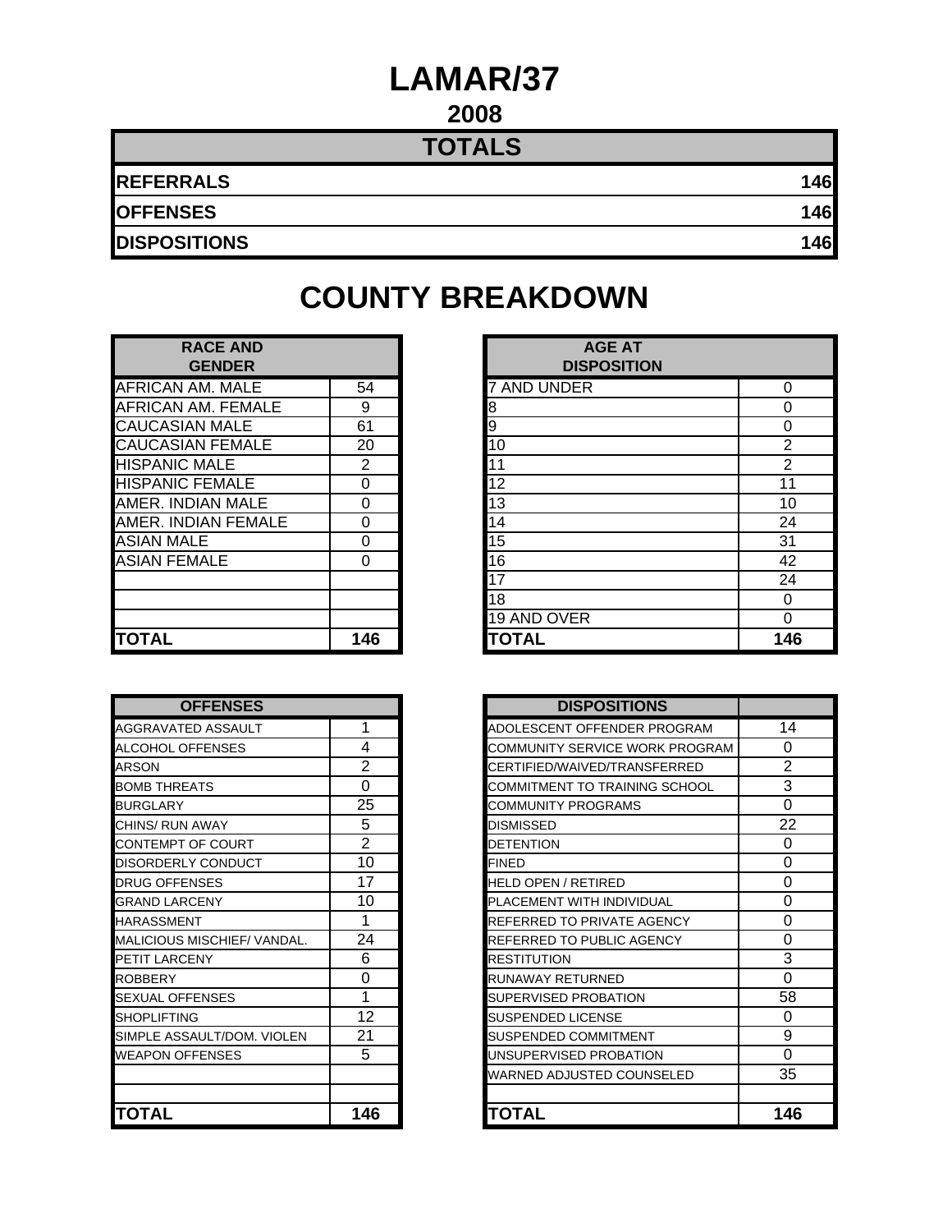# LAMAR/37

## 2008

| TOTALS | |
|---|---|
| **REFERRALS** | **146** |
| **OFFENSES** | **146** |
| **DISPOSITIONS** | **146** |

# COUNTY BREAKDOWN

| RACE AND GENDER | |
|---|---|
| AFRICAN AM. MALE | 54 |
| AFRICAN AM. FEMALE | 9 |
| CAUCASIAN MALE | 61 |
| CAUCASIAN FEMALE | 20 |
| HISPANIC MALE | 2 |
| HISPANIC FEMALE | 0 |
| AMER. INDIAN MALE | 0 |
| AMER. INDIAN FEMALE | 0 |
| ASIAN MALE | 0 |
| ASIAN FEMALE | 0 |
| | |
| | |
| | |
| **TOTAL** | **146** |

| AGE AT DISPOSITION | |
|---|---|
| 7 AND UNDER | 0 |
| 8 | 0 |
| 9 | 0 |
| 10 | 2 |
| 11 | 2 |
| 12 | 11 |
| 13 | 10 |
| 14 | 24 |
| 15 | 31 |
| 16 | 42 |
| 17 | 24 |
| 18 | 0 |
| 19 AND OVER | 0 |
| **TOTAL** | **146** |

| OFFENSES | |
|---|---|
| AGGRAVATED ASSAULT | 1 |
| ALCOHOL OFFENSES | 4 |
| ARSON | 2 |
| BOMB THREATS | 0 |
| BURGLARY | 25 |
| CHINS/ RUN AWAY | 5 |
| CONTEMPT OF COURT | 2 |
| DISORDERLY CONDUCT | 10 |
| DRUG OFFENSES | 17 |
| GRAND LARCENY | 10 |
| HARASSMENT | 1 |
| MALICIOUS MISCHIEF/ VANDAL. | 24 |
| PETIT LARCENY | 6 |
| ROBBERY | 0 |
| SEXUAL OFFENSES | 1 |
| SHOPLIFTING | 12 |
| SIMPLE ASSAULT/DOM. VIOLEN | 21 |
| WEAPON OFFENSES | 5 |
| | |
| | |
| **TOTAL** | **146** |

| DISPOSITIONS | |
|---|---|
| ADOLESCENT OFFENDER PROGRAM | 14 |
| COMMUNITY SERVICE WORK PROGRAM | 0 |
| CERTIFIED/WAIVED/TRANSFERRED | 2 |
| COMMITMENT TO TRAINING SCHOOL | 3 |
| COMMUNITY PROGRAMS | 0 |
| DISMISSED | 22 |
| DETENTION | 0 |
| FINED | 0 |
| HELD OPEN / RETIRED | 0 |
| PLACEMENT WITH INDIVIDUAL | 0 |
| REFERRED TO PRIVATE AGENCY | 0 |
| REFERRED TO PUBLIC AGENCY | 0 |
| RESTITUTION | 3 |
| RUNAWAY RETURNED | 0 |
| SUPERVISED PROBATION | 58 |
| SUSPENDED LICENSE | 0 |
| SUSPENDED COMMITMENT | 9 |
| UNSUPERVISED PROBATION | 0 |
| WARNED ADJUSTED COUNSELED | 35 |
| | |
| **TOTAL** | **146** |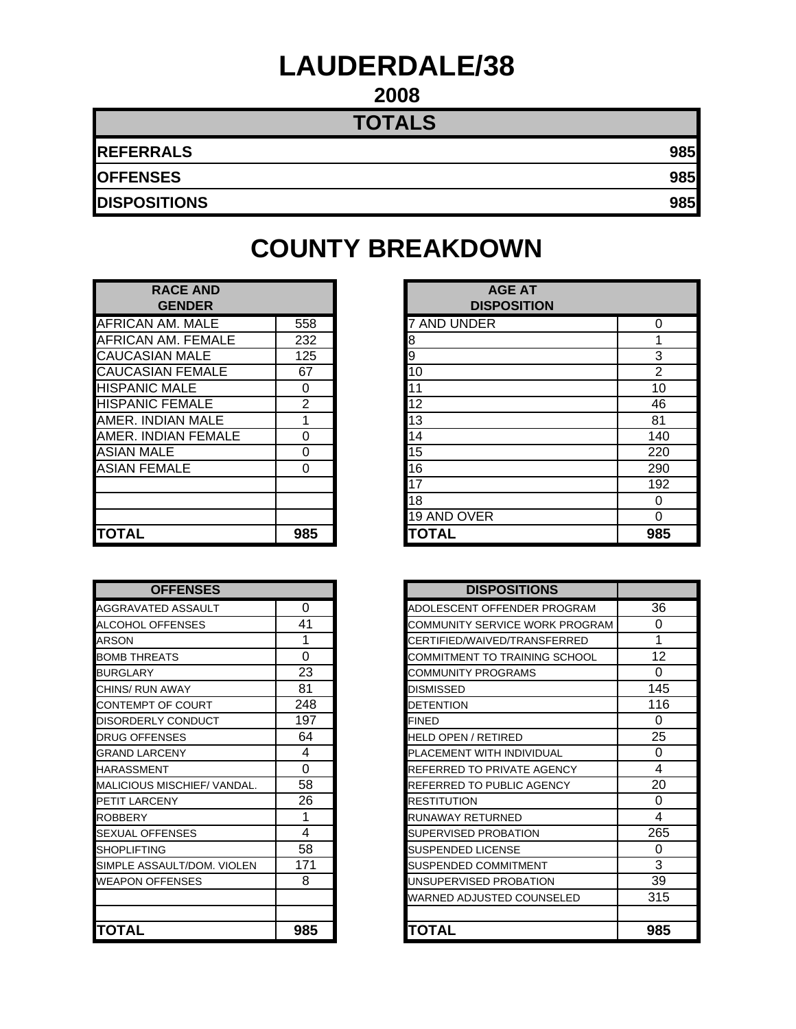# LAUDERDALE/38

## 2008

| TOTALS | |
|---|---|
| **REFERRALS** | **985** |
| **OFFENSES** | **985** |
| **DISPOSITIONS** | **985** |

# COUNTY BREAKDOWN

| RACE AND GENDER | |
|---|---|
| AFRICAN AM. MALE | 558 |
| AFRICAN AM. FEMALE | 232 |
| CAUCASIAN MALE | 125 |
| CAUCASIAN FEMALE | 67 |
| HISPANIC MALE | 0 |
| HISPANIC FEMALE | 2 |
| AMER. INDIAN MALE | 1 |
| AMER. INDIAN FEMALE | 0 |
| ASIAN MALE | 0 |
| ASIAN FEMALE | 0 |
| | |
| | |
| | |
| **TOTAL** | **985** |

| AGE AT DISPOSITION | |
|---|---|
| 7 AND UNDER | 0 |
| 8 | 1 |
| 9 | 3 |
| 10 | 2 |
| 11 | 10 |
| 12 | 46 |
| 13 | 81 |
| 14 | 140 |
| 15 | 220 |
| 16 | 290 |
| 17 | 192 |
| 18 | 0 |
| 19 AND OVER | 0 |
| **TOTAL** | **985** |

| OFFENSES | |
|---|---|
| AGGRAVATED ASSAULT | 0 |
| ALCOHOL OFFENSES | 41 |
| ARSON | 1 |
| BOMB THREATS | 0 |
| BURGLARY | 23 |
| CHINS/ RUN AWAY | 81 |
| CONTEMPT OF COURT | 248 |
| DISORDERLY CONDUCT | 197 |
| DRUG OFFENSES | 64 |
| GRAND LARCENY | 4 |
| HARASSMENT | 0 |
| MALICIOUS MISCHIEF/ VANDAL. | 58 |
| PETIT LARCENY | 26 |
| ROBBERY | 1 |
| SEXUAL OFFENSES | 4 |
| SHOPLIFTING | 58 |
| SIMPLE ASSAULT/DOM. VIOLEN | 171 |
| WEAPON OFFENSES | 8 |
| | |
| | |
| **TOTAL** | **985** |

| DISPOSITIONS | |
|---|---|
| ADOLESCENT OFFENDER PROGRAM | 36 |
| COMMUNITY SERVICE WORK PROGRAM | 0 |
| CERTIFIED/WAIVED/TRANSFERRED | 1 |
| COMMITMENT TO TRAINING SCHOOL | 12 |
| COMMUNITY PROGRAMS | 0 |
| DISMISSED | 145 |
| DETENTION | 116 |
| FINED | 0 |
| HELD OPEN / RETIRED | 25 |
| PLACEMENT WITH INDIVIDUAL | 0 |
| REFERRED TO PRIVATE AGENCY | 4 |
| REFERRED TO PUBLIC AGENCY | 20 |
| RESTITUTION | 0 |
| RUNAWAY RETURNED | 4 |
| SUPERVISED PROBATION | 265 |
| SUSPENDED LICENSE | 0 |
| SUSPENDED COMMITMENT | 3 |
| UNSUPERVISED PROBATION | 39 |
| WARNED ADJUSTED COUNSELED | 315 |
| | |
| **TOTAL** | **985** |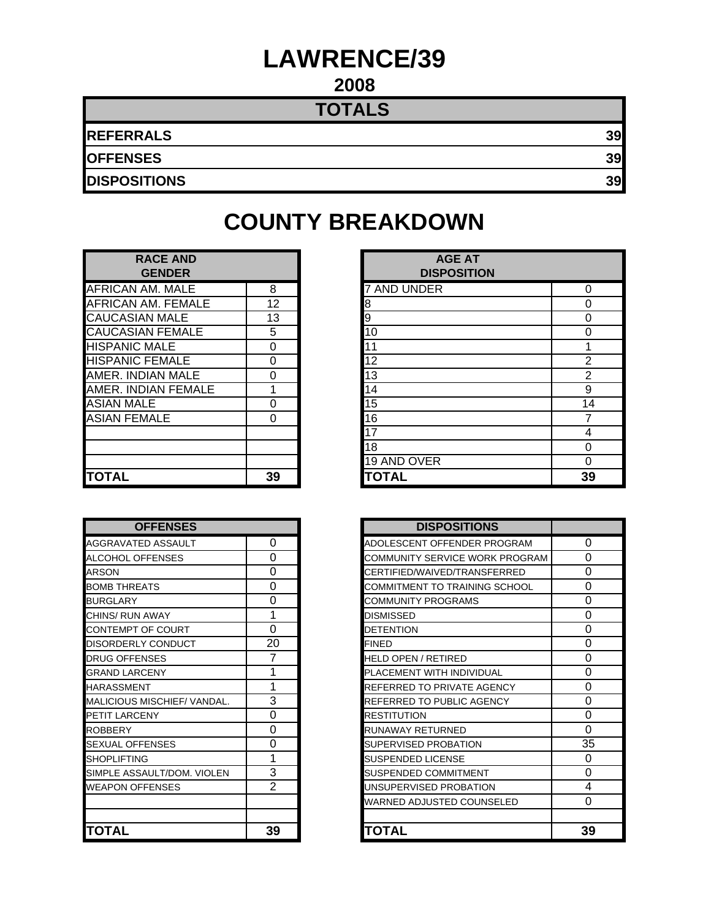# LAWRENCE/39

## 2008

| TOTALS | |
|---|---|
| **REFERRALS** | **39** |
| **OFFENSES** | **39** |
| **DISPOSITIONS** | **39** |

# COUNTY BREAKDOWN

| RACE AND GENDER | |
|---|---|
| AFRICAN AM. MALE | 8 |
| AFRICAN AM. FEMALE | 12 |
| CAUCASIAN MALE | 13 |
| CAUCASIAN FEMALE | 5 |
| HISPANIC MALE | 0 |
| HISPANIC FEMALE | 0 |
| AMER. INDIAN MALE | 0 |
| AMER. INDIAN FEMALE | 1 |
| ASIAN MALE | 0 |
| ASIAN FEMALE | 0 |
| | |
| | |
| | |
| **TOTAL** | **39** |

| AGE AT DISPOSITION | |
|---|---|
| 7 AND UNDER | 0 |
| 8 | 0 |
| 9 | 0 |
| 10 | 0 |
| 11 | 1 |
| 12 | 2 |
| 13 | 2 |
| 14 | 9 |
| 15 | 14 |
| 16 | 7 |
| 17 | 4 |
| 18 | 0 |
| 19 AND OVER | 0 |
| **TOTAL** | **39** |

| OFFENSES | |
|---|---|
| AGGRAVATED ASSAULT | 0 |
| ALCOHOL OFFENSES | 0 |
| ARSON | 0 |
| BOMB THREATS | 0 |
| BURGLARY | 0 |
| CHINS/ RUN AWAY | 1 |
| CONTEMPT OF COURT | 0 |
| DISORDERLY CONDUCT | 20 |
| DRUG OFFENSES | 7 |
| GRAND LARCENY | 1 |
| HARASSMENT | 1 |
| MALICIOUS MISCHIEF/ VANDAL. | 3 |
| PETIT LARCENY | 0 |
| ROBBERY | 0 |
| SEXUAL OFFENSES | 0 |
| SHOPLIFTING | 1 |
| SIMPLE ASSAULT/DOM. VIOLEN | 3 |
| WEAPON OFFENSES | 2 |
| | |
| | |
| **TOTAL** | **39** |

| DISPOSITIONS | |
|---|---|
| ADOLESCENT OFFENDER PROGRAM | 0 |
| COMMUNITY SERVICE WORK PROGRAM | 0 |
| CERTIFIED/WAIVED/TRANSFERRED | 0 |
| COMMITMENT TO TRAINING SCHOOL | 0 |
| COMMUNITY PROGRAMS | 0 |
| DISMISSED | 0 |
| DETENTION | 0 |
| FINED | 0 |
| HELD OPEN / RETIRED | 0 |
| PLACEMENT WITH INDIVIDUAL | 0 |
| REFERRED TO PRIVATE AGENCY | 0 |
| REFERRED TO PUBLIC AGENCY | 0 |
| RESTITUTION | 0 |
| RUNAWAY RETURNED | 0 |
| SUPERVISED PROBATION | 35 |
| SUSPENDED LICENSE | 0 |
| SUSPENDED COMMITMENT | 0 |
| UNSUPERVISED PROBATION | 4 |
| WARNED ADJUSTED COUNSELED | 0 |
| | |
| **TOTAL** | **39** |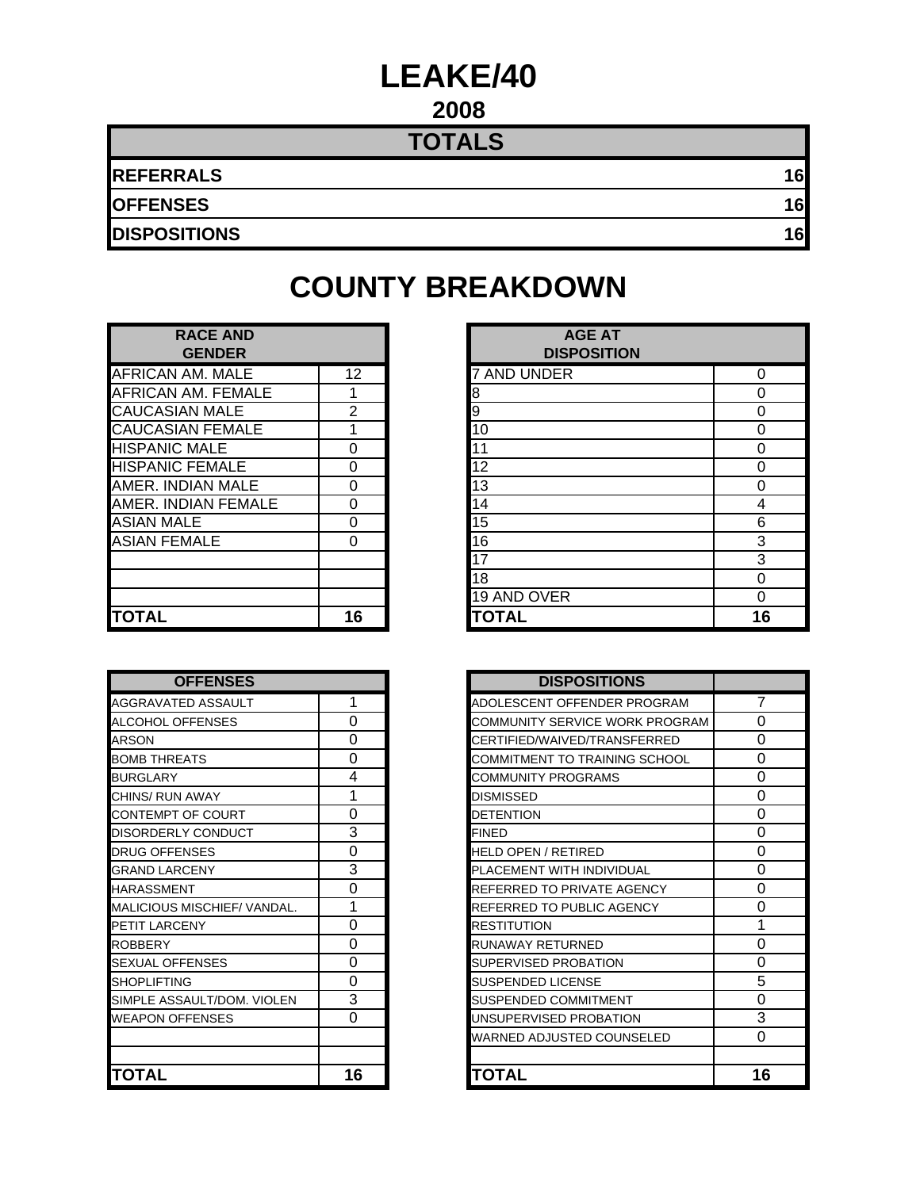# LEAKE/40

## 2008

| TOTALS | |
|---|---|
| REFERRALS | 16 |
| OFFENSES | 16 |
| DISPOSITIONS | 16 |

## COUNTY BREAKDOWN

| RACE AND GENDER | |
|---|---|
| AFRICAN AM. MALE | 12 |
| AFRICAN AM. FEMALE | 1 |
| CAUCASIAN MALE | 2 |
| CAUCASIAN FEMALE | 1 |
| HISPANIC MALE | 0 |
| HISPANIC FEMALE | 0 |
| AMER. INDIAN MALE | 0 |
| AMER. INDIAN FEMALE | 0 |
| ASIAN MALE | 0 |
| ASIAN FEMALE | 0 |
| | |
| | |
| | |
| **TOTAL** | **16** |

| AGE AT DISPOSITION | |
|---|---|
| 7 AND UNDER | 0 |
| 8 | 0 |
| 9 | 0 |
| 10 | 0 |
| 11 | 0 |
| 12 | 0 |
| 13 | 0 |
| 14 | 4 |
| 15 | 6 |
| 16 | 3 |
| 17 | 3 |
| 18 | 0 |
| 19 AND OVER | 0 |
| **TOTAL** | **16** |

| OFFENSES | |
|---|---|
| AGGRAVATED ASSAULT | 1 |
| ALCOHOL OFFENSES | 0 |
| ARSON | 0 |
| BOMB THREATS | 0 |
| BURGLARY | 4 |
| CHINS/ RUN AWAY | 1 |
| CONTEMPT OF COURT | 0 |
| DISORDERLY CONDUCT | 3 |
| DRUG OFFENSES | 0 |
| GRAND LARCENY | 3 |
| HARASSMENT | 0 |
| MALICIOUS MISCHIEF/ VANDAL. | 1 |
| PETIT LARCENY | 0 |
| ROBBERY | 0 |
| SEXUAL OFFENSES | 0 |
| SHOPLIFTING | 0 |
| SIMPLE ASSAULT/DOM. VIOLEN | 3 |
| WEAPON OFFENSES | 0 |
| | |
| | |
| **TOTAL** | **16** |

| DISPOSITIONS | |
|---|---|
| ADOLESCENT OFFENDER PROGRAM | 7 |
| COMMUNITY SERVICE WORK PROGRAM | 0 |
| CERTIFIED/WAIVED/TRANSFERRED | 0 |
| COMMITMENT TO TRAINING SCHOOL | 0 |
| COMMUNITY PROGRAMS | 0 |
| DISMISSED | 0 |
| DETENTION | 0 |
| FINED | 0 |
| HELD OPEN / RETIRED | 0 |
| PLACEMENT WITH INDIVIDUAL | 0 |
| REFERRED TO PRIVATE AGENCY | 0 |
| REFERRED TO PUBLIC AGENCY | 0 |
| RESTITUTION | 1 |
| RUNAWAY RETURNED | 0 |
| SUPERVISED PROBATION | 0 |
| SUSPENDED LICENSE | 5 |
| SUSPENDED COMMITMENT | 0 |
| UNSUPERVISED PROBATION | 3 |
| WARNED ADJUSTED COUNSELED | 0 |
| | |
| **TOTAL** | **16** |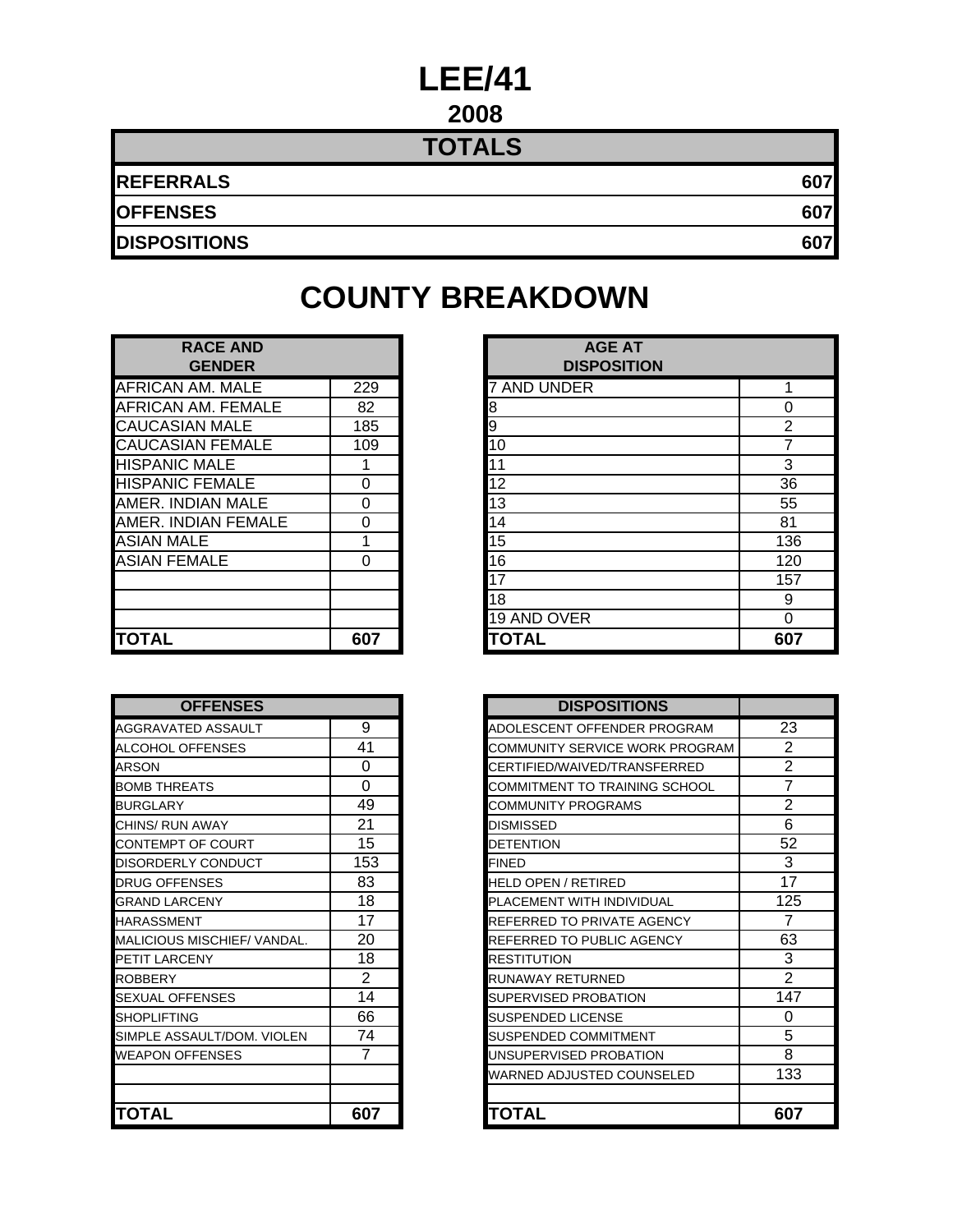# LEE/41

## 2008

| TOTALS | |
|---|---|
| REFERRALS | 607 |
| OFFENSES | 607 |
| DISPOSITIONS | 607 |

# COUNTY BREAKDOWN

| RACE AND GENDER | |
|---|---|
| AFRICAN AM. MALE | 229 |
| AFRICAN AM. FEMALE | 82 |
| CAUCASIAN MALE | 185 |
| CAUCASIAN FEMALE | 109 |
| HISPANIC MALE | 1 |
| HISPANIC FEMALE | 0 |
| AMER. INDIAN MALE | 0 |
| AMER. INDIAN FEMALE | 0 |
| ASIAN MALE | 1 |
| ASIAN FEMALE | 0 |
| | |
| | |
| | |
| **TOTAL** | **607** |

| AGE AT DISPOSITION | |
|---|---|
| 7 AND UNDER | 1 |
| 8 | 0 |
| 9 | 2 |
| 10 | 7 |
| 11 | 3 |
| 12 | 36 |
| 13 | 55 |
| 14 | 81 |
| 15 | 136 |
| 16 | 120 |
| 17 | 157 |
| 18 | 9 |
| 19 AND OVER | 0 |
| **TOTAL** | **607** |

| OFFENSES | |
|---|---|
| AGGRAVATED ASSAULT | 9 |
| ALCOHOL OFFENSES | 41 |
| ARSON | 0 |
| BOMB THREATS | 0 |
| BURGLARY | 49 |
| CHINS/ RUN AWAY | 21 |
| CONTEMPT OF COURT | 15 |
| DISORDERLY CONDUCT | 153 |
| DRUG OFFENSES | 83 |
| GRAND LARCENY | 18 |
| HARASSMENT | 17 |
| MALICIOUS MISCHIEF/ VANDAL. | 20 |
| PETIT LARCENY | 18 |
| ROBBERY | 2 |
| SEXUAL OFFENSES | 14 |
| SHOPLIFTING | 66 |
| SIMPLE ASSAULT/DOM. VIOLEN | 74 |
| WEAPON OFFENSES | 7 |
| | |
| | |
| **TOTAL** | **607** |

| DISPOSITIONS | |
|---|---|
| ADOLESCENT OFFENDER PROGRAM | 23 |
| COMMUNITY SERVICE WORK PROGRAM | 2 |
| CERTIFIED/WAIVED/TRANSFERRED | 2 |
| COMMITMENT TO TRAINING SCHOOL | 7 |
| COMMUNITY PROGRAMS | 2 |
| DISMISSED | 6 |
| DETENTION | 52 |
| FINED | 3 |
| HELD OPEN / RETIRED | 17 |
| PLACEMENT WITH INDIVIDUAL | 125 |
| REFERRED TO PRIVATE AGENCY | 7 |
| REFERRED TO PUBLIC AGENCY | 63 |
| RESTITUTION | 3 |
| RUNAWAY RETURNED | 2 |
| SUPERVISED PROBATION | 147 |
| SUSPENDED LICENSE | 0 |
| SUSPENDED COMMITMENT | 5 |
| UNSUPERVISED PROBATION | 8 |
| WARNED ADJUSTED COUNSELED | 133 |
| | |
| **TOTAL** | **607** |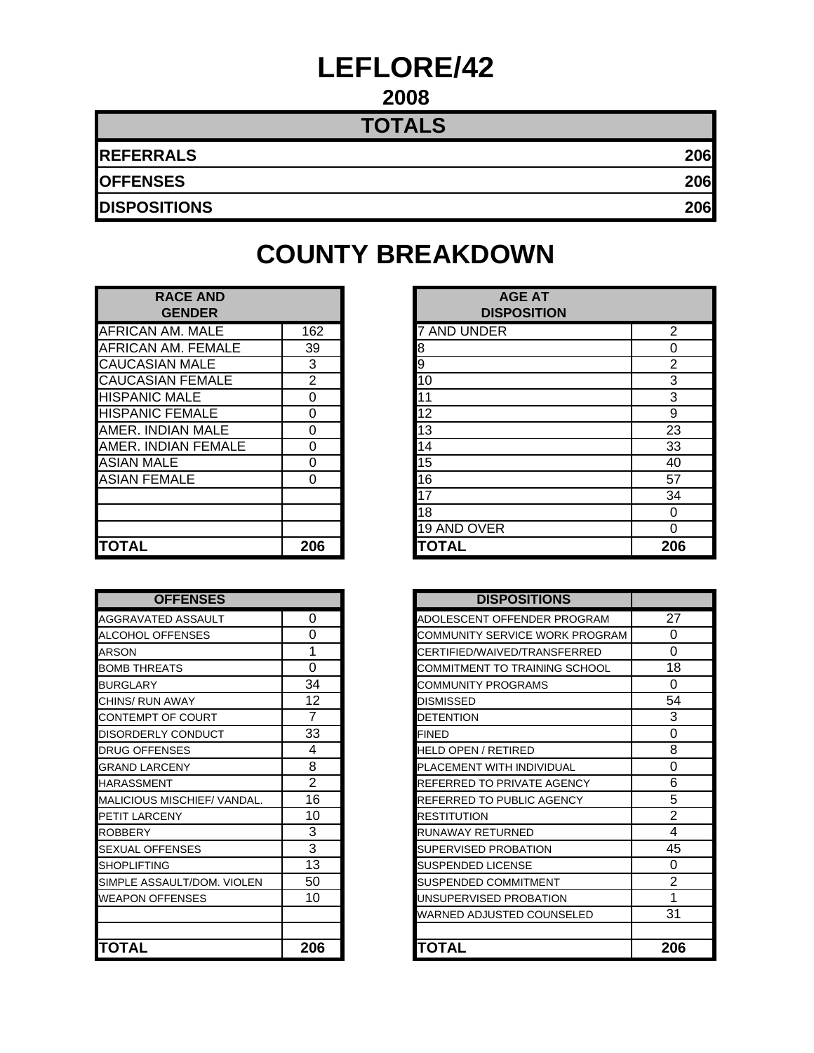# LEFLORE/42

## 2008

| TOTALS | |
|---|---|
| **REFERRALS** | **206** |
| **OFFENSES** | **206** |
| **DISPOSITIONS** | **206** |

## COUNTY BREAKDOWN

| RACE AND GENDER | |
|---|---|
| AFRICAN AM. MALE | 162 |
| AFRICAN AM. FEMALE | 39 |
| CAUCASIAN MALE | 3 |
| CAUCASIAN FEMALE | 2 |
| HISPANIC MALE | 0 |
| HISPANIC FEMALE | 0 |
| AMER. INDIAN MALE | 0 |
| AMER. INDIAN FEMALE | 0 |
| ASIAN MALE | 0 |
| ASIAN FEMALE | 0 |
| | |
| | |
| | |
| **TOTAL** | **206** |

| AGE AT DISPOSITION | |
|---|---|
| 7 AND UNDER | 2 |
| 8 | 0 |
| 9 | 2 |
| 10 | 3 |
| 11 | 3 |
| 12 | 9 |
| 13 | 23 |
| 14 | 33 |
| 15 | 40 |
| 16 | 57 |
| 17 | 34 |
| 18 | 0 |
| 19 AND OVER | 0 |
| **TOTAL** | **206** |

| OFFENSES | |
|---|---|
| AGGRAVATED ASSAULT | 0 |
| ALCOHOL OFFENSES | 0 |
| ARSON | 1 |
| BOMB THREATS | 0 |
| BURGLARY | 34 |
| CHINS/ RUN AWAY | 12 |
| CONTEMPT OF COURT | 7 |
| DISORDERLY CONDUCT | 33 |
| DRUG OFFENSES | 4 |
| GRAND LARCENY | 8 |
| HARASSMENT | 2 |
| MALICIOUS MISCHIEF/ VANDAL. | 16 |
| PETIT LARCENY | 10 |
| ROBBERY | 3 |
| SEXUAL OFFENSES | 3 |
| SHOPLIFTING | 13 |
| SIMPLE ASSAULT/DOM. VIOLEN | 50 |
| WEAPON OFFENSES | 10 |
| | |
| | |
| **TOTAL** | **206** |

| DISPOSITIONS | |
|---|---|
| ADOLESCENT OFFENDER PROGRAM | 27 |
| COMMUNITY SERVICE WORK PROGRAM | 0 |
| CERTIFIED/WAIVED/TRANSFERRED | 0 |
| COMMITMENT TO TRAINING SCHOOL | 18 |
| COMMUNITY PROGRAMS | 0 |
| DISMISSED | 54 |
| DETENTION | 3 |
| FINED | 0 |
| HELD OPEN / RETIRED | 8 |
| PLACEMENT WITH INDIVIDUAL | 0 |
| REFERRED TO PRIVATE AGENCY | 6 |
| REFERRED TO PUBLIC AGENCY | 5 |
| RESTITUTION | 2 |
| RUNAWAY RETURNED | 4 |
| SUPERVISED PROBATION | 45 |
| SUSPENDED LICENSE | 0 |
| SUSPENDED COMMITMENT | 2 |
| UNSUPERVISED PROBATION | 1 |
| WARNED ADJUSTED COUNSELED | 31 |
| | |
| **TOTAL** | **206** |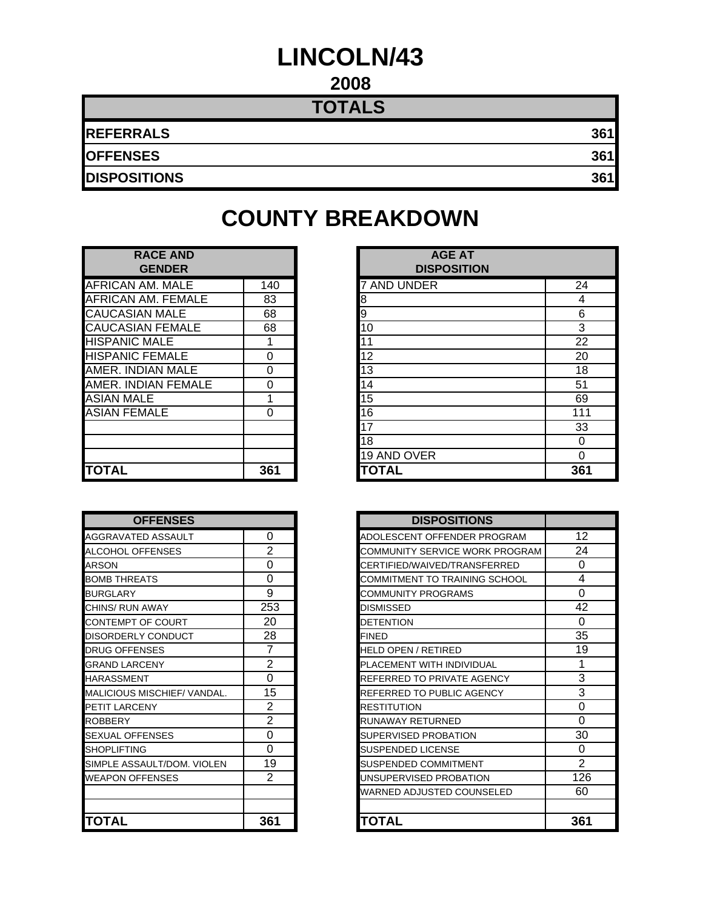# LINCOLN/43

## 2008

| TOTALS | |
|---|---|
| **REFERRALS** | **361** |
| **OFFENSES** | **361** |
| **DISPOSITIONS** | **361** |

## COUNTY BREAKDOWN

| RACE AND GENDER | |
|---|---|
| AFRICAN AM. MALE | 140 |
| AFRICAN AM. FEMALE | 83 |
| CAUCASIAN MALE | 68 |
| CAUCASIAN FEMALE | 68 |
| HISPANIC MALE | 1 |
| HISPANIC FEMALE | 0 |
| AMER. INDIAN MALE | 0 |
| AMER. INDIAN FEMALE | 0 |
| ASIAN MALE | 1 |
| ASIAN FEMALE | 0 |
| | |
| | |
| | |
| **TOTAL** | **361** |

| AGE AT DISPOSITION | |
|---|---|
| 7 AND UNDER | 24 |
| 8 | 4 |
| 9 | 6 |
| 10 | 3 |
| 11 | 22 |
| 12 | 20 |
| 13 | 18 |
| 14 | 51 |
| 15 | 69 |
| 16 | 111 |
| 17 | 33 |
| 18 | 0 |
| 19 AND OVER | 0 |
| **TOTAL** | **361** |

| OFFENSES | |
|---|---|
| AGGRAVATED ASSAULT | 0 |
| ALCOHOL OFFENSES | 2 |
| ARSON | 0 |
| BOMB THREATS | 0 |
| BURGLARY | 9 |
| CHINS/ RUN AWAY | 253 |
| CONTEMPT OF COURT | 20 |
| DISORDERLY CONDUCT | 28 |
| DRUG OFFENSES | 7 |
| GRAND LARCENY | 2 |
| HARASSMENT | 0 |
| MALICIOUS MISCHIEF/ VANDAL. | 15 |
| PETIT LARCENY | 2 |
| ROBBERY | 2 |
| SEXUAL OFFENSES | 0 |
| SHOPLIFTING | 0 |
| SIMPLE ASSAULT/DOM. VIOLEN | 19 |
| WEAPON OFFENSES | 2 |
| | |
| | |
| **TOTAL** | **361** |

| DISPOSITIONS | |
|---|---|
| ADOLESCENT OFFENDER PROGRAM | 12 |
| COMMUNITY SERVICE WORK PROGRAM | 24 |
| CERTIFIED/WAIVED/TRANSFERRED | 0 |
| COMMITMENT TO TRAINING SCHOOL | 4 |
| COMMUNITY PROGRAMS | 0 |
| DISMISSED | 42 |
| DETENTION | 0 |
| FINED | 35 |
| HELD OPEN / RETIRED | 19 |
| PLACEMENT WITH INDIVIDUAL | 1 |
| REFERRED TO PRIVATE AGENCY | 3 |
| REFERRED TO PUBLIC AGENCY | 3 |
| RESTITUTION | 0 |
| RUNAWAY RETURNED | 0 |
| SUPERVISED PROBATION | 30 |
| SUSPENDED LICENSE | 0 |
| SUSPENDED COMMITMENT | 2 |
| UNSUPERVISED PROBATION | 126 |
| WARNED ADJUSTED COUNSELED | 60 |
| | |
| **TOTAL** | **361** |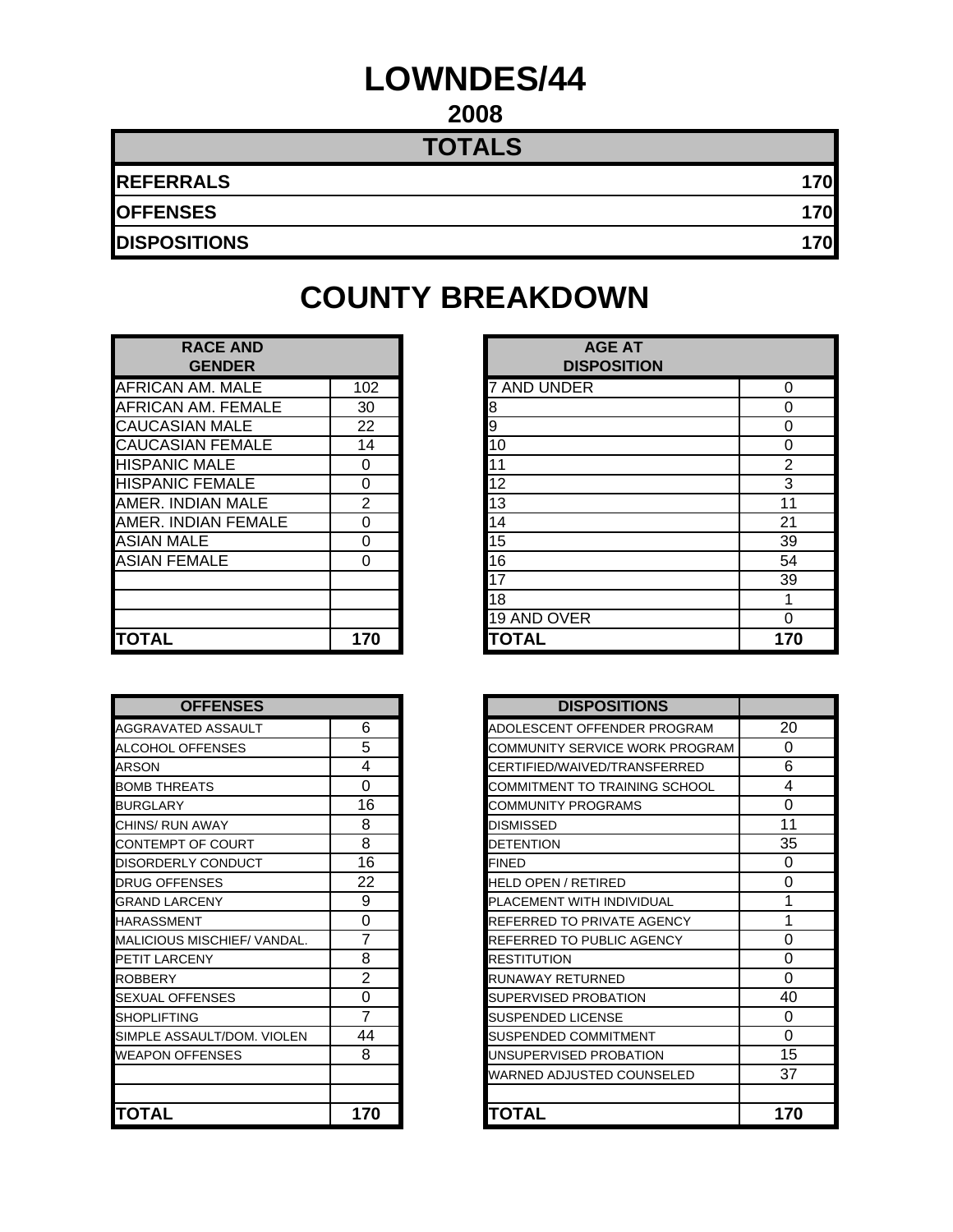# LOWNDES/44

## 2008

| TOTALS | |
|---|---|
| **REFERRALS** | **170** |
| **OFFENSES** | **170** |
| **DISPOSITIONS** | **170** |

## COUNTY BREAKDOWN

| RACE AND GENDER | |
|---|---|
| AFRICAN AM. MALE | 102 |
| AFRICAN AM. FEMALE | 30 |
| CAUCASIAN MALE | 22 |
| CAUCASIAN FEMALE | 14 |
| HISPANIC MALE | 0 |
| HISPANIC FEMALE | 0 |
| AMER. INDIAN MALE | 2 |
| AMER. INDIAN FEMALE | 0 |
| ASIAN MALE | 0 |
| ASIAN FEMALE | 0 |
| | |
| | |
| | |
| **TOTAL** | **170** |

| AGE AT DISPOSITION | |
|---|---|
| 7 AND UNDER | 0 |
| 8 | 0 |
| 9 | 0 |
| 10 | 0 |
| 11 | 2 |
| 12 | 3 |
| 13 | 11 |
| 14 | 21 |
| 15 | 39 |
| 16 | 54 |
| 17 | 39 |
| 18 | 1 |
| 19 AND OVER | 0 |
| **TOTAL** | **170** |

| OFFENSES | |
|---|---|
| AGGRAVATED ASSAULT | 6 |
| ALCOHOL OFFENSES | 5 |
| ARSON | 4 |
| BOMB THREATS | 0 |
| BURGLARY | 16 |
| CHINS/ RUN AWAY | 8 |
| CONTEMPT OF COURT | 8 |
| DISORDERLY CONDUCT | 16 |
| DRUG OFFENSES | 22 |
| GRAND LARCENY | 9 |
| HARASSMENT | 0 |
| MALICIOUS MISCHIEF/ VANDAL. | 7 |
| PETIT LARCENY | 8 |
| ROBBERY | 2 |
| SEXUAL OFFENSES | 0 |
| SHOPLIFTING | 7 |
| SIMPLE ASSAULT/DOM. VIOLEN | 44 |
| WEAPON OFFENSES | 8 |
| | |
| | |
| **TOTAL** | **170** |

| DISPOSITIONS | |
|---|---|
| ADOLESCENT OFFENDER PROGRAM | 20 |
| COMMUNITY SERVICE WORK PROGRAM | 0 |
| CERTIFIED/WAIVED/TRANSFERRED | 6 |
| COMMITMENT TO TRAINING SCHOOL | 4 |
| COMMUNITY PROGRAMS | 0 |
| DISMISSED | 11 |
| DETENTION | 35 |
| FINED | 0 |
| HELD OPEN / RETIRED | 0 |
| PLACEMENT WITH INDIVIDUAL | 1 |
| REFERRED TO PRIVATE AGENCY | 1 |
| REFERRED TO PUBLIC AGENCY | 0 |
| RESTITUTION | 0 |
| RUNAWAY RETURNED | 0 |
| SUPERVISED PROBATION | 40 |
| SUSPENDED LICENSE | 0 |
| SUSPENDED COMMITMENT | 0 |
| UNSUPERVISED PROBATION | 15 |
| WARNED ADJUSTED COUNSELED | 37 |
| | |
| **TOTAL** | **170** |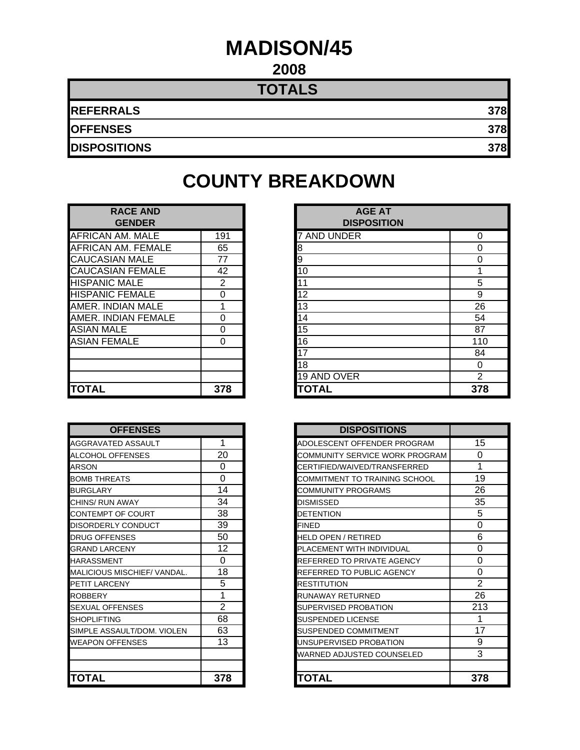# MADISON/45

## 2008

| TOTALS | |
|---|---|
| REFERRALS | 378 |
| OFFENSES | 378 |
| DISPOSITIONS | 378 |

## COUNTY BREAKDOWN

| RACE AND GENDER | |
|---|---|
| AFRICAN AM. MALE | 191 |
| AFRICAN AM. FEMALE | 65 |
| CAUCASIAN MALE | 77 |
| CAUCASIAN FEMALE | 42 |
| HISPANIC MALE | 2 |
| HISPANIC FEMALE | 0 |
| AMER. INDIAN MALE | 1 |
| AMER. INDIAN FEMALE | 0 |
| ASIAN MALE | 0 |
| ASIAN FEMALE | 0 |
| | |
| | |
| | |
| **TOTAL** | **378** |

| AGE AT DISPOSITION | |
|---|---|
| 7 AND UNDER | 0 |
| 8 | 0 |
| 9 | 0 |
| 10 | 1 |
| 11 | 5 |
| 12 | 9 |
| 13 | 26 |
| 14 | 54 |
| 15 | 87 |
| 16 | 110 |
| 17 | 84 |
| 18 | 0 |
| 19 AND OVER | 2 |
| **TOTAL** | **378** |

| OFFENSES | |
|---|---|
| AGGRAVATED ASSAULT | 1 |
| ALCOHOL OFFENSES | 20 |
| ARSON | 0 |
| BOMB THREATS | 0 |
| BURGLARY | 14 |
| CHINS/ RUN AWAY | 34 |
| CONTEMPT OF COURT | 38 |
| DISORDERLY CONDUCT | 39 |
| DRUG OFFENSES | 50 |
| GRAND LARCENY | 12 |
| HARASSMENT | 0 |
| MALICIOUS MISCHIEF/ VANDAL. | 18 |
| PETIT LARCENY | 5 |
| ROBBERY | 1 |
| SEXUAL OFFENSES | 2 |
| SHOPLIFTING | 68 |
| SIMPLE ASSAULT/DOM. VIOLEN | 63 |
| WEAPON OFFENSES | 13 |
| | |
| | |
| **TOTAL** | **378** |

| DISPOSITIONS | |
|---|---|
| ADOLESCENT OFFENDER PROGRAM | 15 |
| COMMUNITY SERVICE WORK PROGRAM | 0 |
| CERTIFIED/WAIVED/TRANSFERRED | 1 |
| COMMITMENT TO TRAINING SCHOOL | 19 |
| COMMUNITY PROGRAMS | 26 |
| DISMISSED | 35 |
| DETENTION | 5 |
| FINED | 0 |
| HELD OPEN / RETIRED | 6 |
| PLACEMENT WITH INDIVIDUAL | 0 |
| REFERRED TO PRIVATE AGENCY | 0 |
| REFERRED TO PUBLIC AGENCY | 0 |
| RESTITUTION | 2 |
| RUNAWAY RETURNED | 26 |
| SUPERVISED PROBATION | 213 |
| SUSPENDED LICENSE | 1 |
| SUSPENDED COMMITMENT | 17 |
| UNSUPERVISED PROBATION | 9 |
| WARNED ADJUSTED COUNSELED | 3 |
| | |
| **TOTAL** | **378** |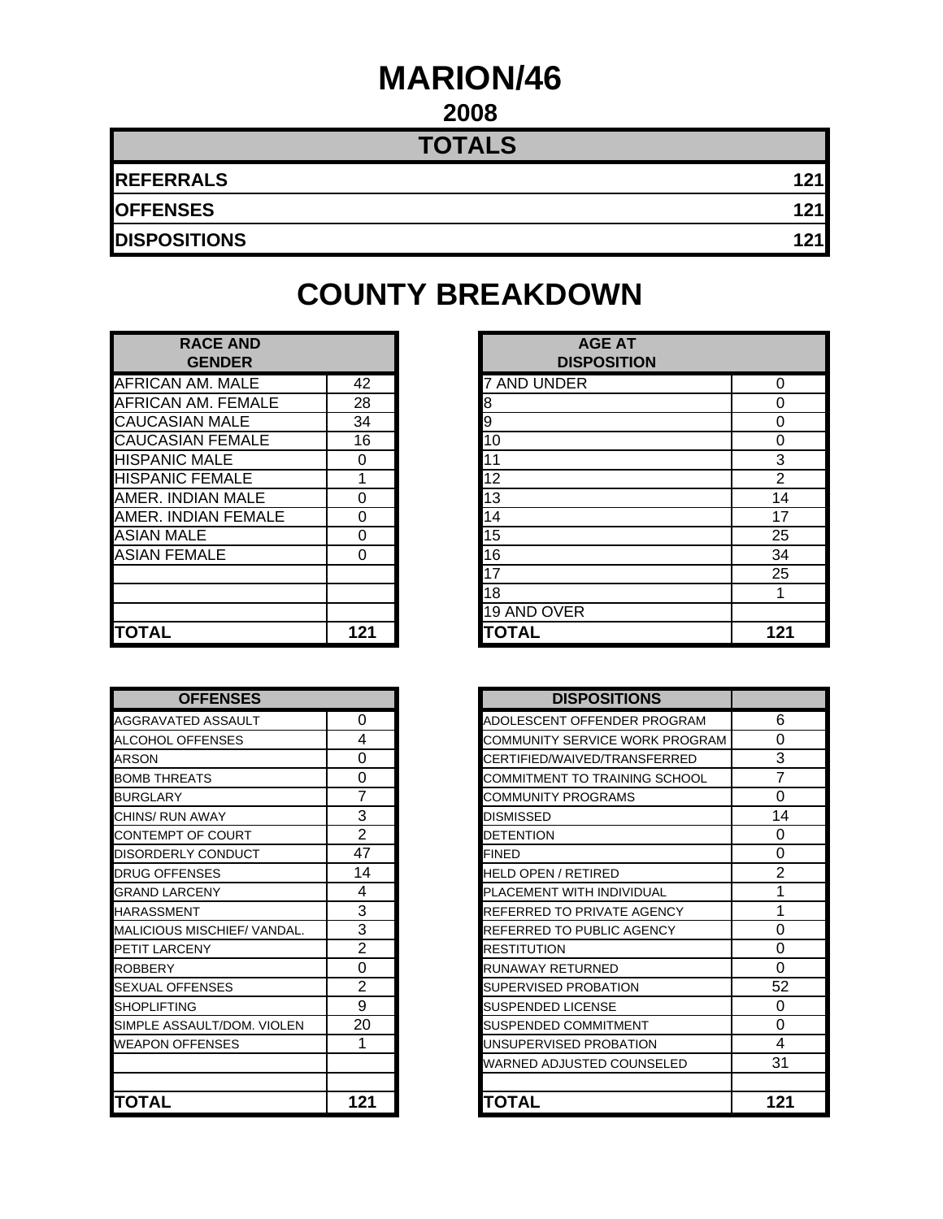# MARION/46

## 2008

| TOTALS | |
|---|---|
| **REFERRALS** | **121** |
| **OFFENSES** | **121** |
| **DISPOSITIONS** | **121** |

# COUNTY BREAKDOWN

| RACE AND GENDER | |
|---|---|
| AFRICAN AM. MALE | 42 |
| AFRICAN AM. FEMALE | 28 |
| CAUCASIAN MALE | 34 |
| CAUCASIAN FEMALE | 16 |
| HISPANIC MALE | 0 |
| HISPANIC FEMALE | 1 |
| AMER. INDIAN MALE | 0 |
| AMER. INDIAN FEMALE | 0 |
| ASIAN MALE | 0 |
| ASIAN FEMALE | 0 |
| | |
| | |
| | |
| **TOTAL** | **121** |

| AGE AT DISPOSITION | |
|---|---|
| 7 AND UNDER | 0 |
| 8 | 0 |
| 9 | 0 |
| 10 | 0 |
| 11 | 3 |
| 12 | 2 |
| 13 | 14 |
| 14 | 17 |
| 15 | 25 |
| 16 | 34 |
| 17 | 25 |
| 18 | 1 |
| 19 AND OVER | |
| **TOTAL** | **121** |

| OFFENSES | |
|---|---|
| AGGRAVATED ASSAULT | 0 |
| ALCOHOL OFFENSES | 4 |
| ARSON | 0 |
| BOMB THREATS | 0 |
| BURGLARY | 7 |
| CHINS/ RUN AWAY | 3 |
| CONTEMPT OF COURT | 2 |
| DISORDERLY CONDUCT | 47 |
| DRUG OFFENSES | 14 |
| GRAND LARCENY | 4 |
| HARASSMENT | 3 |
| MALICIOUS MISCHIEF/ VANDAL. | 3 |
| PETIT LARCENY | 2 |
| ROBBERY | 0 |
| SEXUAL OFFENSES | 2 |
| SHOPLIFTING | 9 |
| SIMPLE ASSAULT/DOM. VIOLEN | 20 |
| WEAPON OFFENSES | 1 |
| | |
| | |
| **TOTAL** | **121** |

| DISPOSITIONS | |
|---|---|
| ADOLESCENT OFFENDER PROGRAM | 6 |
| COMMUNITY SERVICE WORK PROGRAM | 0 |
| CERTIFIED/WAIVED/TRANSFERRED | 3 |
| COMMITMENT TO TRAINING SCHOOL | 7 |
| COMMUNITY PROGRAMS | 0 |
| DISMISSED | 14 |
| DETENTION | 0 |
| FINED | 0 |
| HELD OPEN / RETIRED | 2 |
| PLACEMENT WITH INDIVIDUAL | 1 |
| REFERRED TO PRIVATE AGENCY | 1 |
| REFERRED TO PUBLIC AGENCY | 0 |
| RESTITUTION | 0 |
| RUNAWAY RETURNED | 0 |
| SUPERVISED PROBATION | 52 |
| SUSPENDED LICENSE | 0 |
| SUSPENDED COMMITMENT | 0 |
| UNSUPERVISED PROBATION | 4 |
| WARNED ADJUSTED COUNSELED | 31 |
| | |
| **TOTAL** | **121** |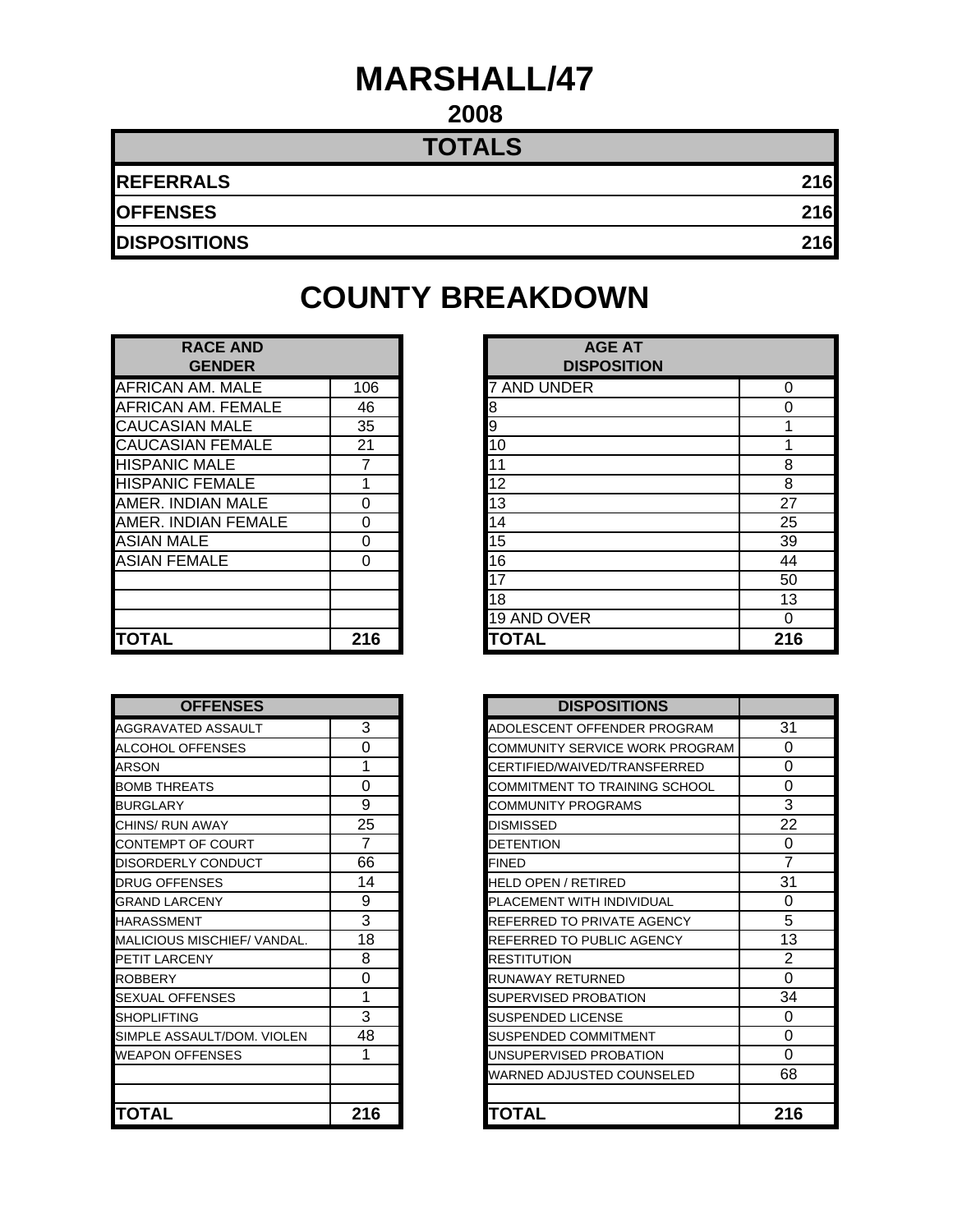# MARSHALL/47

## 2008

| TOTALS | |
|---|---|
| **REFERRALS** | **216** |
| **OFFENSES** | **216** |
| **DISPOSITIONS** | **216** |

# COUNTY BREAKDOWN

| RACE AND GENDER | |
|---|---|
| AFRICAN AM. MALE | 106 |
| AFRICAN AM. FEMALE | 46 |
| CAUCASIAN MALE | 35 |
| CAUCASIAN FEMALE | 21 |
| HISPANIC MALE | 7 |
| HISPANIC FEMALE | 1 |
| AMER. INDIAN MALE | 0 |
| AMER. INDIAN FEMALE | 0 |
| ASIAN MALE | 0 |
| ASIAN FEMALE | 0 |
| | |
| | |
| | |
| **TOTAL** | **216** |

| AGE AT DISPOSITION | |
|---|---|
| 7 AND UNDER | 0 |
| 8 | 0 |
| 9 | 1 |
| 10 | 1 |
| 11 | 8 |
| 12 | 8 |
| 13 | 27 |
| 14 | 25 |
| 15 | 39 |
| 16 | 44 |
| 17 | 50 |
| 18 | 13 |
| 19 AND OVER | 0 |
| **TOTAL** | **216** |

| OFFENSES | |
|---|---|
| AGGRAVATED ASSAULT | 3 |
| ALCOHOL OFFENSES | 0 |
| ARSON | 1 |
| BOMB THREATS | 0 |
| BURGLARY | 9 |
| CHINS/ RUN AWAY | 25 |
| CONTEMPT OF COURT | 7 |
| DISORDERLY CONDUCT | 66 |
| DRUG OFFENSES | 14 |
| GRAND LARCENY | 9 |
| HARASSMENT | 3 |
| MALICIOUS MISCHIEF/ VANDAL. | 18 |
| PETIT LARCENY | 8 |
| ROBBERY | 0 |
| SEXUAL OFFENSES | 1 |
| SHOPLIFTING | 3 |
| SIMPLE ASSAULT/DOM. VIOLEN | 48 |
| WEAPON OFFENSES | 1 |
| | |
| | |
| **TOTAL** | **216** |

| DISPOSITIONS | |
|---|---|
| ADOLESCENT OFFENDER PROGRAM | 31 |
| COMMUNITY SERVICE WORK PROGRAM | 0 |
| CERTIFIED/WAIVED/TRANSFERRED | 0 |
| COMMITMENT TO TRAINING SCHOOL | 0 |
| COMMUNITY PROGRAMS | 3 |
| DISMISSED | 22 |
| DETENTION | 0 |
| FINED | 7 |
| HELD OPEN / RETIRED | 31 |
| PLACEMENT WITH INDIVIDUAL | 0 |
| REFERRED TO PRIVATE AGENCY | 5 |
| REFERRED TO PUBLIC AGENCY | 13 |
| RESTITUTION | 2 |
| RUNAWAY RETURNED | 0 |
| SUPERVISED PROBATION | 34 |
| SUSPENDED LICENSE | 0 |
| SUSPENDED COMMITMENT | 0 |
| UNSUPERVISED PROBATION | 0 |
| WARNED ADJUSTED COUNSELED | 68 |
| | |
| **TOTAL** | **216** |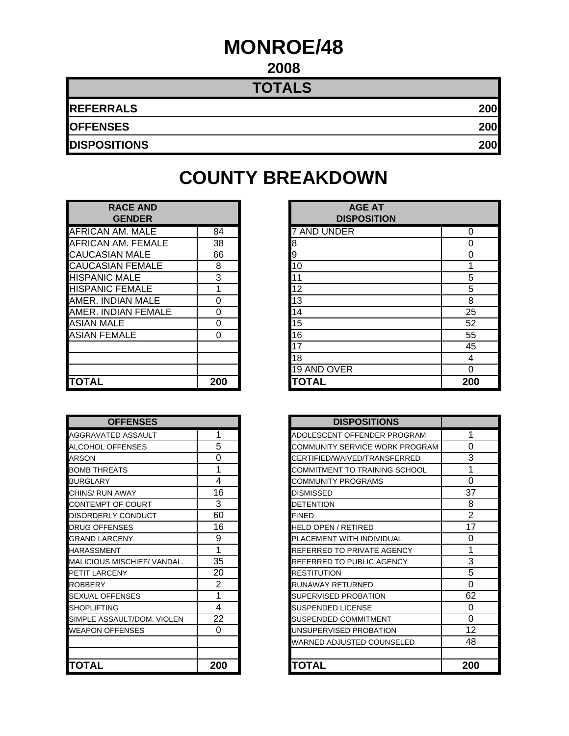# MONROE/48

## 2008

| TOTALS | |
|---|---|
| REFERRALS | 200 |
| OFFENSES | 200 |
| DISPOSITIONS | 200 |

## COUNTY BREAKDOWN

| RACE AND GENDER | |
|---|---|
| AFRICAN AM. MALE | 84 |
| AFRICAN AM. FEMALE | 38 |
| CAUCASIAN MALE | 66 |
| CAUCASIAN FEMALE | 8 |
| HISPANIC MALE | 3 |
| HISPANIC FEMALE | 1 |
| AMER. INDIAN MALE | 0 |
| AMER. INDIAN FEMALE | 0 |
| ASIAN MALE | 0 |
| ASIAN FEMALE | 0 |
| | |
| | |
| | |
| **TOTAL** | **200** |

| AGE AT DISPOSITION | |
|---|---|
| 7 AND UNDER | 0 |
| 8 | 0 |
| 9 | 0 |
| 10 | 1 |
| 11 | 5 |
| 12 | 5 |
| 13 | 8 |
| 14 | 25 |
| 15 | 52 |
| 16 | 55 |
| 17 | 45 |
| 18 | 4 |
| 19 AND OVER | 0 |
| **TOTAL** | **200** |

| OFFENSES | |
|---|---|
| AGGRAVATED ASSAULT | 1 |
| ALCOHOL OFFENSES | 5 |
| ARSON | 0 |
| BOMB THREATS | 1 |
| BURGLARY | 4 |
| CHINS/ RUN AWAY | 16 |
| CONTEMPT OF COURT | 3 |
| DISORDERLY CONDUCT | 60 |
| DRUG OFFENSES | 16 |
| GRAND LARCENY | 9 |
| HARASSMENT | 1 |
| MALICIOUS MISCHIEF/ VANDAL. | 35 |
| PETIT LARCENY | 20 |
| ROBBERY | 2 |
| SEXUAL OFFENSES | 1 |
| SHOPLIFTING | 4 |
| SIMPLE ASSAULT/DOM. VIOLEN | 22 |
| WEAPON OFFENSES | 0 |
| | |
| | |
| **TOTAL** | **200** |

| DISPOSITIONS | |
|---|---|
| ADOLESCENT OFFENDER PROGRAM | 1 |
| COMMUNITY SERVICE WORK PROGRAM | 0 |
| CERTIFIED/WAIVED/TRANSFERRED | 3 |
| COMMITMENT TO TRAINING SCHOOL | 1 |
| COMMUNITY PROGRAMS | 0 |
| DISMISSED | 37 |
| DETENTION | 8 |
| FINED | 2 |
| HELD OPEN / RETIRED | 17 |
| PLACEMENT WITH INDIVIDUAL | 0 |
| REFERRED TO PRIVATE AGENCY | 1 |
| REFERRED TO PUBLIC AGENCY | 3 |
| RESTITUTION | 5 |
| RUNAWAY RETURNED | 0 |
| SUPERVISED PROBATION | 62 |
| SUSPENDED LICENSE | 0 |
| SUSPENDED COMMITMENT | 0 |
| UNSUPERVISED PROBATION | 12 |
| WARNED ADJUSTED COUNSELED | 48 |
| | |
| **TOTAL** | **200** |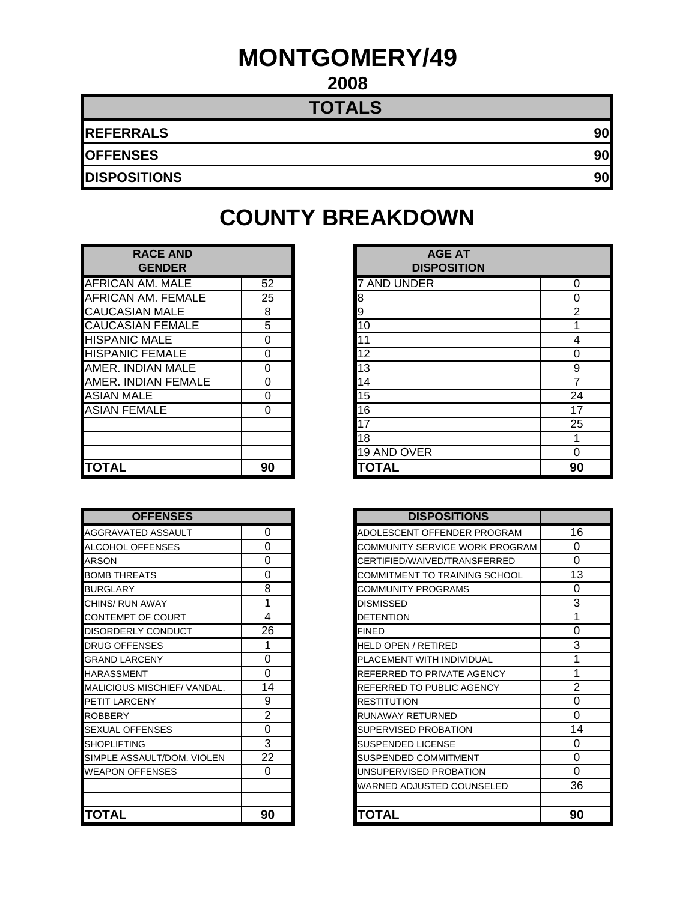# MONTGOMERY/49

## 2008

| TOTALS | |
|---|---|
| **REFERRALS** | **90** |
| **OFFENSES** | **90** |
| **DISPOSITIONS** | **90** |

# COUNTY BREAKDOWN

| RACE AND GENDER | |
|---|---|
| AFRICAN AM. MALE | 52 |
| AFRICAN AM. FEMALE | 25 |
| CAUCASIAN MALE | 8 |
| CAUCASIAN FEMALE | 5 |
| HISPANIC MALE | 0 |
| HISPANIC FEMALE | 0 |
| AMER. INDIAN MALE | 0 |
| AMER. INDIAN FEMALE | 0 |
| ASIAN MALE | 0 |
| ASIAN FEMALE | 0 |
| | |
| | |
| | |
| **TOTAL** | **90** |

| AGE AT DISPOSITION | |
|---|---|
| 7 AND UNDER | 0 |
| 8 | 0 |
| 9 | 2 |
| 10 | 1 |
| 11 | 4 |
| 12 | 0 |
| 13 | 9 |
| 14 | 7 |
| 15 | 24 |
| 16 | 17 |
| 17 | 25 |
| 18 | 1 |
| 19 AND OVER | 0 |
| **TOTAL** | **90** |

| OFFENSES | |
|---|---|
| AGGRAVATED ASSAULT | 0 |
| ALCOHOL OFFENSES | 0 |
| ARSON | 0 |
| BOMB THREATS | 0 |
| BURGLARY | 8 |
| CHINS/ RUN AWAY | 1 |
| CONTEMPT OF COURT | 4 |
| DISORDERLY CONDUCT | 26 |
| DRUG OFFENSES | 1 |
| GRAND LARCENY | 0 |
| HARASSMENT | 0 |
| MALICIOUS MISCHIEF/ VANDAL. | 14 |
| PETIT LARCENY | 9 |
| ROBBERY | 2 |
| SEXUAL OFFENSES | 0 |
| SHOPLIFTING | 3 |
| SIMPLE ASSAULT/DOM. VIOLEN | 22 |
| WEAPON OFFENSES | 0 |
| | |
| | |
| **TOTAL** | **90** |

| DISPOSITIONS | |
|---|---|
| ADOLESCENT OFFENDER PROGRAM | 16 |
| COMMUNITY SERVICE WORK PROGRAM | 0 |
| CERTIFIED/WAIVED/TRANSFERRED | 0 |
| COMMITMENT TO TRAINING SCHOOL | 13 |
| COMMUNITY PROGRAMS | 0 |
| DISMISSED | 3 |
| DETENTION | 1 |
| FINED | 0 |
| HELD OPEN / RETIRED | 3 |
| PLACEMENT WITH INDIVIDUAL | 1 |
| REFERRED TO PRIVATE AGENCY | 1 |
| REFERRED TO PUBLIC AGENCY | 2 |
| RESTITUTION | 0 |
| RUNAWAY RETURNED | 0 |
| SUPERVISED PROBATION | 14 |
| SUSPENDED LICENSE | 0 |
| SUSPENDED COMMITMENT | 0 |
| UNSUPERVISED PROBATION | 0 |
| WARNED ADJUSTED COUNSELED | 36 |
| | |
| **TOTAL** | **90** |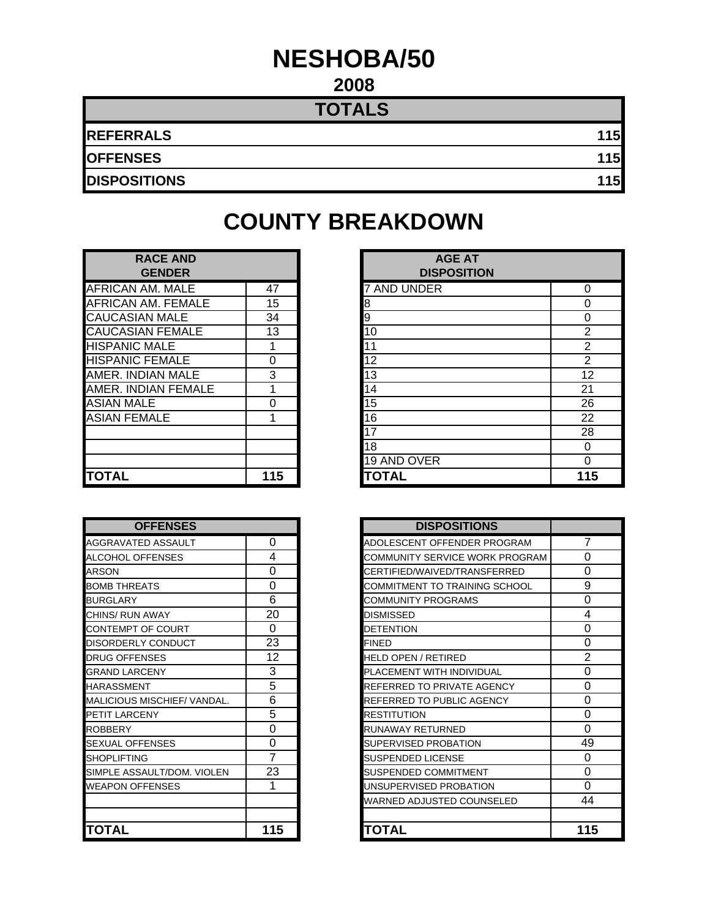# NESHOBA/50

## 2008

| TOTALS | |
|---|---|
| **REFERRALS** | **115** |
| **OFFENSES** | **115** |
| **DISPOSITIONS** | **115** |

# COUNTY BREAKDOWN

| RACE AND GENDER | |
|---|---|
| AFRICAN AM. MALE | 47 |
| AFRICAN AM. FEMALE | 15 |
| CAUCASIAN MALE | 34 |
| CAUCASIAN FEMALE | 13 |
| HISPANIC MALE | 1 |
| HISPANIC FEMALE | 0 |
| AMER. INDIAN MALE | 3 |
| AMER. INDIAN FEMALE | 1 |
| ASIAN MALE | 0 |
| ASIAN FEMALE | 1 |
| | |
| | |
| | |
| **TOTAL** | **115** |

| AGE AT DISPOSITION | |
|---|---|
| 7 AND UNDER | 0 |
| 8 | 0 |
| 9 | 0 |
| 10 | 2 |
| 11 | 2 |
| 12 | 2 |
| 13 | 12 |
| 14 | 21 |
| 15 | 26 |
| 16 | 22 |
| 17 | 28 |
| 18 | 0 |
| 19 AND OVER | 0 |
| **TOTAL** | **115** |

| OFFENSES | |
|---|---|
| AGGRAVATED ASSAULT | 0 |
| ALCOHOL OFFENSES | 4 |
| ARSON | 0 |
| BOMB THREATS | 0 |
| BURGLARY | 6 |
| CHINS/ RUN AWAY | 20 |
| CONTEMPT OF COURT | 0 |
| DISORDERLY CONDUCT | 23 |
| DRUG OFFENSES | 12 |
| GRAND LARCENY | 3 |
| HARASSMENT | 5 |
| MALICIOUS MISCHIEF/ VANDAL. | 6 |
| PETIT LARCENY | 5 |
| ROBBERY | 0 |
| SEXUAL OFFENSES | 0 |
| SHOPLIFTING | 7 |
| SIMPLE ASSAULT/DOM. VIOLEN | 23 |
| WEAPON OFFENSES | 1 |
| | |
| | |
| **TOTAL** | **115** |

| DISPOSITIONS | |
|---|---|
| ADOLESCENT OFFENDER PROGRAM | 7 |
| COMMUNITY SERVICE WORK PROGRAM | 0 |
| CERTIFIED/WAIVED/TRANSFERRED | 0 |
| COMMITMENT TO TRAINING SCHOOL | 9 |
| COMMUNITY PROGRAMS | 0 |
| DISMISSED | 4 |
| DETENTION | 0 |
| FINED | 0 |
| HELD OPEN / RETIRED | 2 |
| PLACEMENT WITH INDIVIDUAL | 0 |
| REFERRED TO PRIVATE AGENCY | 0 |
| REFERRED TO PUBLIC AGENCY | 0 |
| RESTITUTION | 0 |
| RUNAWAY RETURNED | 0 |
| SUPERVISED PROBATION | 49 |
| SUSPENDED LICENSE | 0 |
| SUSPENDED COMMITMENT | 0 |
| UNSUPERVISED PROBATION | 0 |
| WARNED ADJUSTED COUNSELED | 44 |
| | |
| **TOTAL** | **115** |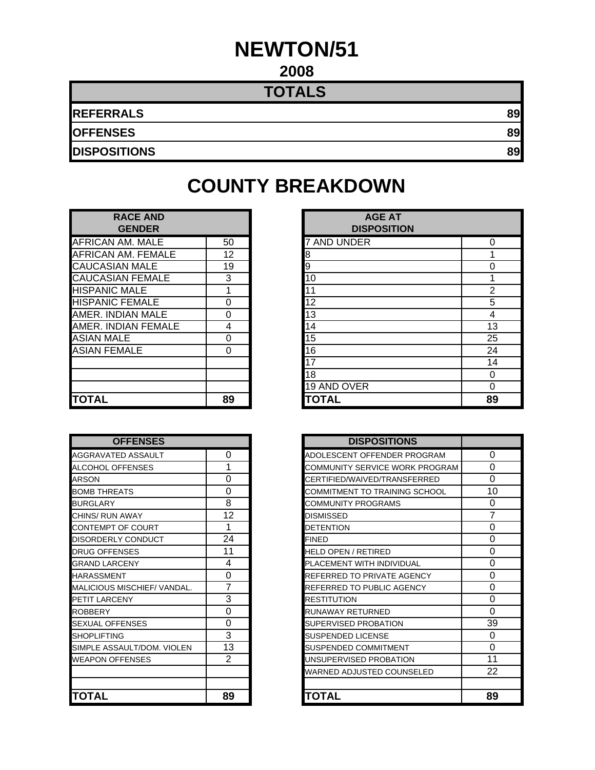# NEWTON/51

## 2008

| TOTALS | |
|---|---|
| REFERRALS | 89 |
| OFFENSES | 89 |
| DISPOSITIONS | 89 |

# COUNTY BREAKDOWN

| RACE AND GENDER | |
|---|---|
| AFRICAN AM. MALE | 50 |
| AFRICAN AM. FEMALE | 12 |
| CAUCASIAN MALE | 19 |
| CAUCASIAN FEMALE | 3 |
| HISPANIC MALE | 1 |
| HISPANIC FEMALE | 0 |
| AMER. INDIAN MALE | 0 |
| AMER. INDIAN FEMALE | 4 |
| ASIAN MALE | 0 |
| ASIAN FEMALE | 0 |
| | |
| | |
| | |
| **TOTAL** | **89** |

| AGE AT DISPOSITION | |
|---|---|
| 7 AND UNDER | 0 |
| 8 | 1 |
| 9 | 0 |
| 10 | 1 |
| 11 | 2 |
| 12 | 5 |
| 13 | 4 |
| 14 | 13 |
| 15 | 25 |
| 16 | 24 |
| 17 | 14 |
| 18 | 0 |
| 19 AND OVER | 0 |
| **TOTAL** | **89** |

| OFFENSES | |
|---|---|
| AGGRAVATED ASSAULT | 0 |
| ALCOHOL OFFENSES | 1 |
| ARSON | 0 |
| BOMB THREATS | 0 |
| BURGLARY | 8 |
| CHINS/ RUN AWAY | 12 |
| CONTEMPT OF COURT | 1 |
| DISORDERLY CONDUCT | 24 |
| DRUG OFFENSES | 11 |
| GRAND LARCENY | 4 |
| HARASSMENT | 0 |
| MALICIOUS MISCHIEF/ VANDAL. | 7 |
| PETIT LARCENY | 3 |
| ROBBERY | 0 |
| SEXUAL OFFENSES | 0 |
| SHOPLIFTING | 3 |
| SIMPLE ASSAULT/DOM. VIOLEN | 13 |
| WEAPON OFFENSES | 2 |
| | |
| | |
| **TOTAL** | **89** |

| DISPOSITIONS | |
|---|---|
| ADOLESCENT OFFENDER PROGRAM | 0 |
| COMMUNITY SERVICE WORK PROGRAM | 0 |
| CERTIFIED/WAIVED/TRANSFERRED | 0 |
| COMMITMENT TO TRAINING SCHOOL | 10 |
| COMMUNITY PROGRAMS | 0 |
| DISMISSED | 7 |
| DETENTION | 0 |
| FINED | 0 |
| HELD OPEN / RETIRED | 0 |
| PLACEMENT WITH INDIVIDUAL | 0 |
| REFERRED TO PRIVATE AGENCY | 0 |
| REFERRED TO PUBLIC AGENCY | 0 |
| RESTITUTION | 0 |
| RUNAWAY RETURNED | 0 |
| SUPERVISED PROBATION | 39 |
| SUSPENDED LICENSE | 0 |
| SUSPENDED COMMITMENT | 0 |
| UNSUPERVISED PROBATION | 11 |
| WARNED ADJUSTED COUNSELED | 22 |
| | |
| **TOTAL** | **89** |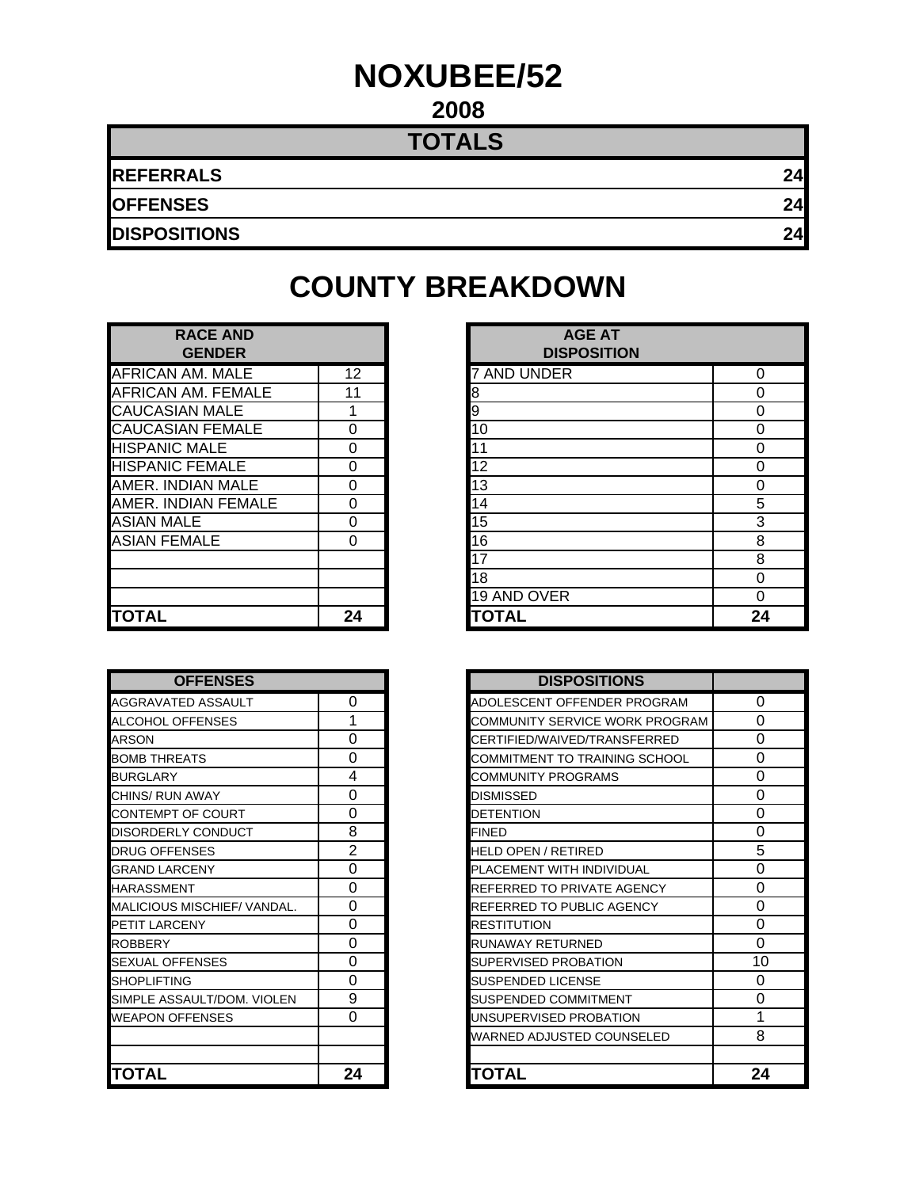# NOXUBEE/52

## 2008

| TOTALS | |
|---|---|
| **REFERRALS** | **24** |
| **OFFENSES** | **24** |
| **DISPOSITIONS** | **24** |

# COUNTY BREAKDOWN

| RACE AND GENDER | |
|---|---|
| AFRICAN AM. MALE | 12 |
| AFRICAN AM. FEMALE | 11 |
| CAUCASIAN MALE | 1 |
| CAUCASIAN FEMALE | 0 |
| HISPANIC MALE | 0 |
| HISPANIC FEMALE | 0 |
| AMER. INDIAN MALE | 0 |
| AMER. INDIAN FEMALE | 0 |
| ASIAN MALE | 0 |
| ASIAN FEMALE | 0 |
| | |
| | |
| | |
| **TOTAL** | **24** |

| AGE AT DISPOSITION | |
|---|---|
| 7 AND UNDER | 0 |
| 8 | 0 |
| 9 | 0 |
| 10 | 0 |
| 11 | 0 |
| 12 | 0 |
| 13 | 0 |
| 14 | 5 |
| 15 | 3 |
| 16 | 8 |
| 17 | 8 |
| 18 | 0 |
| 19 AND OVER | 0 |
| **TOTAL** | **24** |

| OFFENSES | |
|---|---|
| AGGRAVATED ASSAULT | 0 |
| ALCOHOL OFFENSES | 1 |
| ARSON | 0 |
| BOMB THREATS | 0 |
| BURGLARY | 4 |
| CHINS/ RUN AWAY | 0 |
| CONTEMPT OF COURT | 0 |
| DISORDERLY CONDUCT | 8 |
| DRUG OFFENSES | 2 |
| GRAND LARCENY | 0 |
| HARASSMENT | 0 |
| MALICIOUS MISCHIEF/ VANDAL. | 0 |
| PETIT LARCENY | 0 |
| ROBBERY | 0 |
| SEXUAL OFFENSES | 0 |
| SHOPLIFTING | 0 |
| SIMPLE ASSAULT/DOM. VIOLEN | 9 |
| WEAPON OFFENSES | 0 |
| | |
| | |
| **TOTAL** | **24** |

| DISPOSITIONS | |
|---|---|
| ADOLESCENT OFFENDER PROGRAM | 0 |
| COMMUNITY SERVICE WORK PROGRAM | 0 |
| CERTIFIED/WAIVED/TRANSFERRED | 0 |
| COMMITMENT TO TRAINING SCHOOL | 0 |
| COMMUNITY PROGRAMS | 0 |
| DISMISSED | 0 |
| DETENTION | 0 |
| FINED | 0 |
| HELD OPEN / RETIRED | 5 |
| PLACEMENT WITH INDIVIDUAL | 0 |
| REFERRED TO PRIVATE AGENCY | 0 |
| REFERRED TO PUBLIC AGENCY | 0 |
| RESTITUTION | 0 |
| RUNAWAY RETURNED | 0 |
| SUPERVISED PROBATION | 10 |
| SUSPENDED LICENSE | 0 |
| SUSPENDED COMMITMENT | 0 |
| UNSUPERVISED PROBATION | 1 |
| WARNED ADJUSTED COUNSELED | 8 |
| | |
| **TOTAL** | **24** |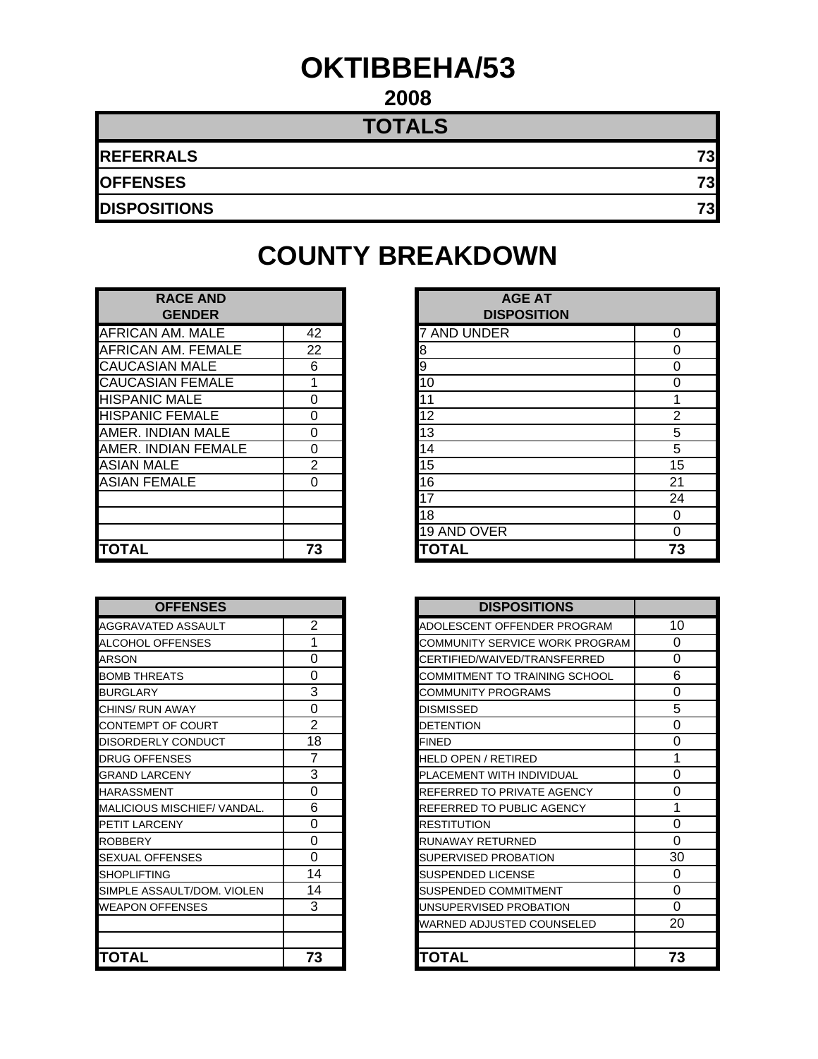# OKTIBBEHA/53

## 2008

| TOTALS | |
|---|---|
| **REFERRALS** | **73** |
| **OFFENSES** | **73** |
| **DISPOSITIONS** | **73** |

# COUNTY BREAKDOWN

| RACE AND GENDER | |
|---|---|
| AFRICAN AM. MALE | 42 |
| AFRICAN AM. FEMALE | 22 |
| CAUCASIAN MALE | 6 |
| CAUCASIAN FEMALE | 1 |
| HISPANIC MALE | 0 |
| HISPANIC FEMALE | 0 |
| AMER. INDIAN MALE | 0 |
| AMER. INDIAN FEMALE | 0 |
| ASIAN MALE | 2 |
| ASIAN FEMALE | 0 |
| | |
| | |
| | |
| **TOTAL** | **73** |

| AGE AT DISPOSITION | |
|---|---|
| 7 AND UNDER | 0 |
| 8 | 0 |
| 9 | 0 |
| 10 | 0 |
| 11 | 1 |
| 12 | 2 |
| 13 | 5 |
| 14 | 5 |
| 15 | 15 |
| 16 | 21 |
| 17 | 24 |
| 18 | 0 |
| 19 AND OVER | 0 |
| **TOTAL** | **73** |

| OFFENSES | |
|---|---|
| AGGRAVATED ASSAULT | 2 |
| ALCOHOL OFFENSES | 1 |
| ARSON | 0 |
| BOMB THREATS | 0 |
| BURGLARY | 3 |
| CHINS/ RUN AWAY | 0 |
| CONTEMPT OF COURT | 2 |
| DISORDERLY CONDUCT | 18 |
| DRUG OFFENSES | 7 |
| GRAND LARCENY | 3 |
| HARASSMENT | 0 |
| MALICIOUS MISCHIEF/ VANDAL. | 6 |
| PETIT LARCENY | 0 |
| ROBBERY | 0 |
| SEXUAL OFFENSES | 0 |
| SHOPLIFTING | 14 |
| SIMPLE ASSAULT/DOM. VIOLEN | 14 |
| WEAPON OFFENSES | 3 |
| | |
| | |
| **TOTAL** | **73** |

| DISPOSITIONS | |
|---|---|
| ADOLESCENT OFFENDER PROGRAM | 10 |
| COMMUNITY SERVICE WORK PROGRAM | 0 |
| CERTIFIED/WAIVED/TRANSFERRED | 0 |
| COMMITMENT TO TRAINING SCHOOL | 6 |
| COMMUNITY PROGRAMS | 0 |
| DISMISSED | 5 |
| DETENTION | 0 |
| FINED | 0 |
| HELD OPEN / RETIRED | 1 |
| PLACEMENT WITH INDIVIDUAL | 0 |
| REFERRED TO PRIVATE AGENCY | 0 |
| REFERRED TO PUBLIC AGENCY | 1 |
| RESTITUTION | 0 |
| RUNAWAY RETURNED | 0 |
| SUPERVISED PROBATION | 30 |
| SUSPENDED LICENSE | 0 |
| SUSPENDED COMMITMENT | 0 |
| UNSUPERVISED PROBATION | 0 |
| WARNED ADJUSTED COUNSELED | 20 |
| | |
| **TOTAL** | **73** |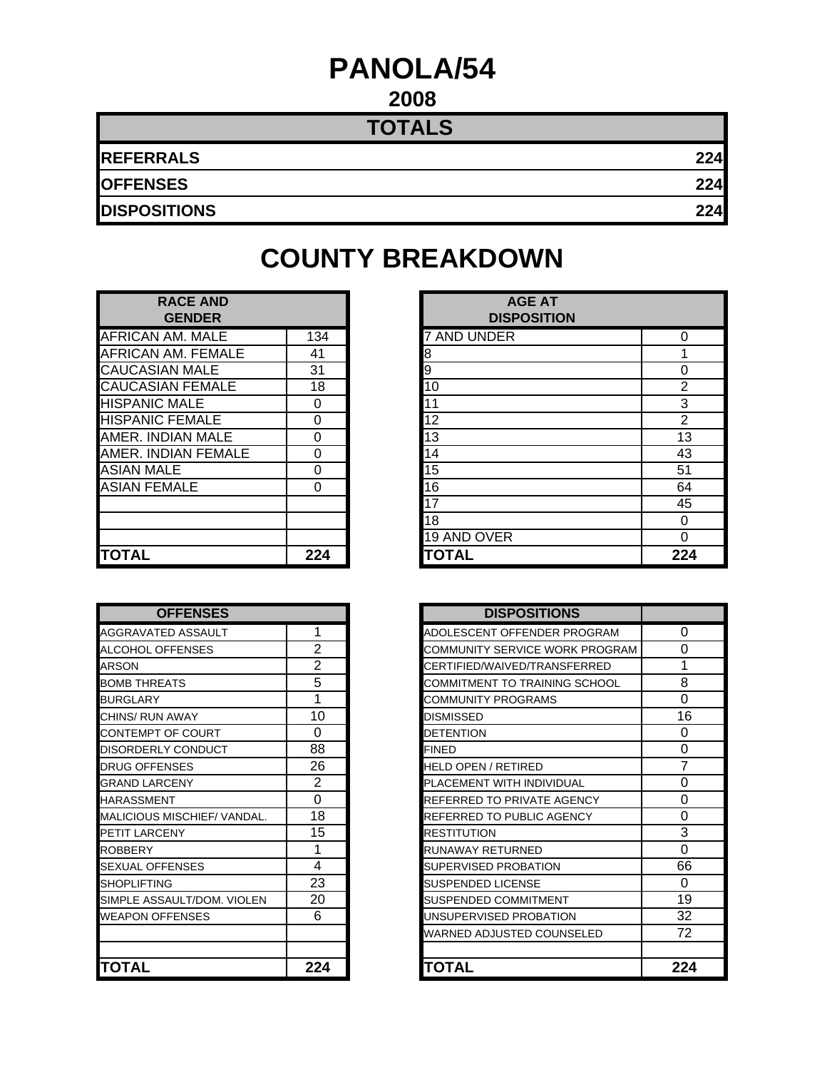# PANOLA/54

## 2008

| TOTALS | |
|---|---|
| **REFERRALS** | **224** |
| **OFFENSES** | **224** |
| **DISPOSITIONS** | **224** |

# COUNTY BREAKDOWN

| RACE AND GENDER | |
|---|---|
| AFRICAN AM. MALE | 134 |
| AFRICAN AM. FEMALE | 41 |
| CAUCASIAN MALE | 31 |
| CAUCASIAN FEMALE | 18 |
| HISPANIC MALE | 0 |
| HISPANIC FEMALE | 0 |
| AMER. INDIAN MALE | 0 |
| AMER. INDIAN FEMALE | 0 |
| ASIAN MALE | 0 |
| ASIAN FEMALE | 0 |
| | |
| | |
| | |
| **TOTAL** | **224** |

| AGE AT DISPOSITION | |
|---|---|
| 7 AND UNDER | 0 |
| 8 | 1 |
| 9 | 0 |
| 10 | 2 |
| 11 | 3 |
| 12 | 2 |
| 13 | 13 |
| 14 | 43 |
| 15 | 51 |
| 16 | 64 |
| 17 | 45 |
| 18 | 0 |
| 19 AND OVER | 0 |
| **TOTAL** | **224** |

| OFFENSES | |
|---|---|
| AGGRAVATED ASSAULT | 1 |
| ALCOHOL OFFENSES | 2 |
| ARSON | 2 |
| BOMB THREATS | 5 |
| BURGLARY | 1 |
| CHINS/ RUN AWAY | 10 |
| CONTEMPT OF COURT | 0 |
| DISORDERLY CONDUCT | 88 |
| DRUG OFFENSES | 26 |
| GRAND LARCENY | 2 |
| HARASSMENT | 0 |
| MALICIOUS MISCHIEF/ VANDAL. | 18 |
| PETIT LARCENY | 15 |
| ROBBERY | 1 |
| SEXUAL OFFENSES | 4 |
| SHOPLIFTING | 23 |
| SIMPLE ASSAULT/DOM. VIOLEN | 20 |
| WEAPON OFFENSES | 6 |
| | |
| | |
| **TOTAL** | **224** |

| DISPOSITIONS | |
|---|---|
| ADOLESCENT OFFENDER PROGRAM | 0 |
| COMMUNITY SERVICE WORK PROGRAM | 0 |
| CERTIFIED/WAIVED/TRANSFERRED | 1 |
| COMMITMENT TO TRAINING SCHOOL | 8 |
| COMMUNITY PROGRAMS | 0 |
| DISMISSED | 16 |
| DETENTION | 0 |
| FINED | 0 |
| HELD OPEN / RETIRED | 7 |
| PLACEMENT WITH INDIVIDUAL | 0 |
| REFERRED TO PRIVATE AGENCY | 0 |
| REFERRED TO PUBLIC AGENCY | 0 |
| RESTITUTION | 3 |
| RUNAWAY RETURNED | 0 |
| SUPERVISED PROBATION | 66 |
| SUSPENDED LICENSE | 0 |
| SUSPENDED COMMITMENT | 19 |
| UNSUPERVISED PROBATION | 32 |
| WARNED ADJUSTED COUNSELED | 72 |
| | |
| **TOTAL** | **224** |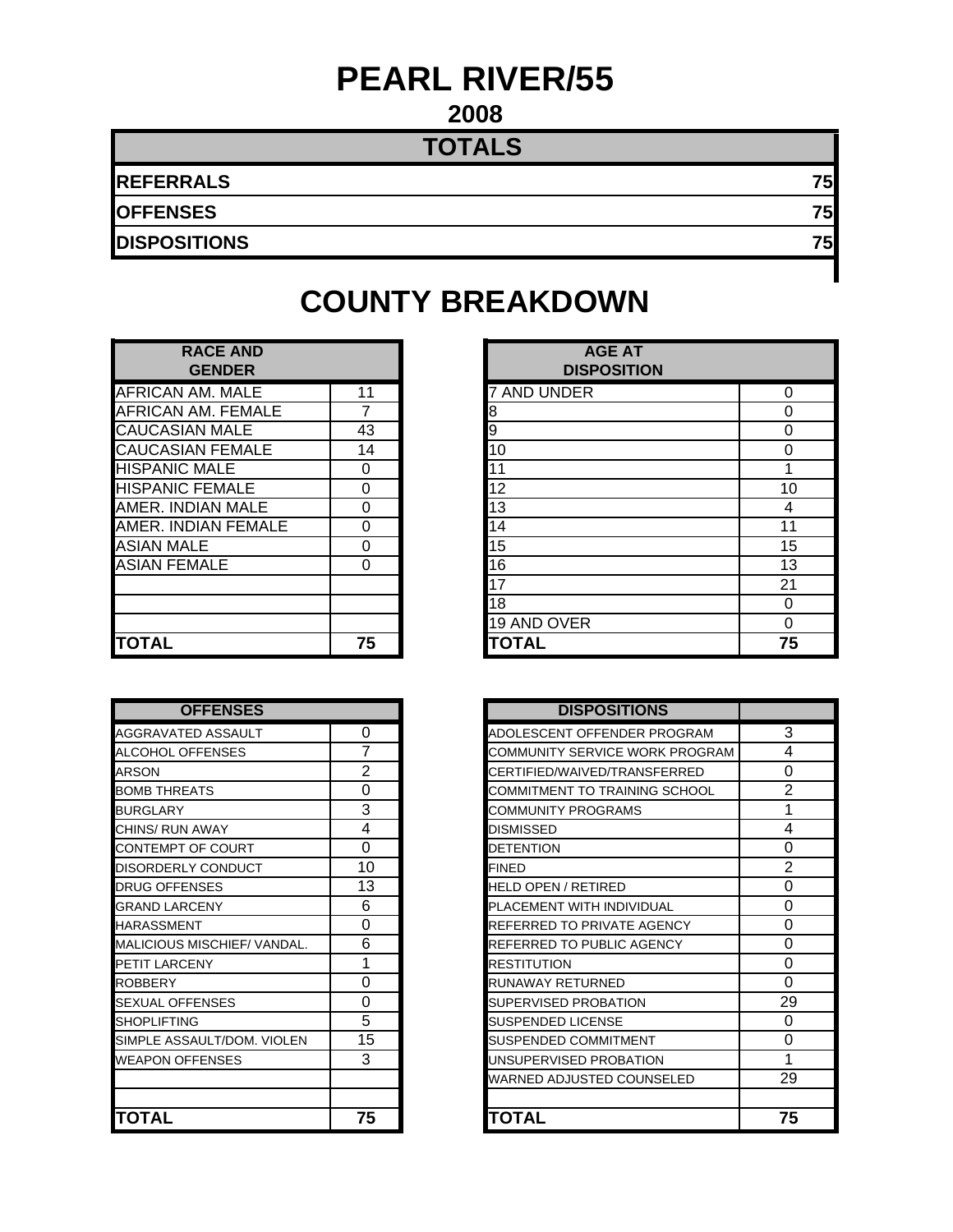# PEARL RIVER/55

## 2008

| TOTALS | |
|---|---|
| REFERRALS | 75 |
| OFFENSES | 75 |
| DISPOSITIONS | 75 |

# COUNTY BREAKDOWN

| RACE AND GENDER | |
|---|---|
| AFRICAN AM. MALE | 11 |
| AFRICAN AM. FEMALE | 7 |
| CAUCASIAN MALE | 43 |
| CAUCASIAN FEMALE | 14 |
| HISPANIC MALE | 0 |
| HISPANIC FEMALE | 0 |
| AMER. INDIAN MALE | 0 |
| AMER. INDIAN FEMALE | 0 |
| ASIAN MALE | 0 |
| ASIAN FEMALE | 0 |
| | |
| | |
| | |
| **TOTAL** | **75** |

| AGE AT DISPOSITION | |
|---|---|
| 7 AND UNDER | 0 |
| 8 | 0 |
| 9 | 0 |
| 10 | 0 |
| 11 | 1 |
| 12 | 10 |
| 13 | 4 |
| 14 | 11 |
| 15 | 15 |
| 16 | 13 |
| 17 | 21 |
| 18 | 0 |
| 19 AND OVER | 0 |
| **TOTAL** | **75** |

| OFFENSES | |
|---|---|
| AGGRAVATED ASSAULT | 0 |
| ALCOHOL OFFENSES | 7 |
| ARSON | 2 |
| BOMB THREATS | 0 |
| BURGLARY | 3 |
| CHINS/ RUN AWAY | 4 |
| CONTEMPT OF COURT | 0 |
| DISORDERLY CONDUCT | 10 |
| DRUG OFFENSES | 13 |
| GRAND LARCENY | 6 |
| HARASSMENT | 0 |
| MALICIOUS MISCHIEF/ VANDAL. | 6 |
| PETIT LARCENY | 1 |
| ROBBERY | 0 |
| SEXUAL OFFENSES | 0 |
| SHOPLIFTING | 5 |
| SIMPLE ASSAULT/DOM. VIOLEN | 15 |
| WEAPON OFFENSES | 3 |
| | |
| | |
| **TOTAL** | **75** |

| DISPOSITIONS | |
|---|---|
| ADOLESCENT OFFENDER PROGRAM | 3 |
| COMMUNITY SERVICE WORK PROGRAM | 4 |
| CERTIFIED/WAIVED/TRANSFERRED | 0 |
| COMMITMENT TO TRAINING SCHOOL | 2 |
| COMMUNITY PROGRAMS | 1 |
| DISMISSED | 4 |
| DETENTION | 0 |
| FINED | 2 |
| HELD OPEN / RETIRED | 0 |
| PLACEMENT WITH INDIVIDUAL | 0 |
| REFERRED TO PRIVATE AGENCY | 0 |
| REFERRED TO PUBLIC AGENCY | 0 |
| RESTITUTION | 0 |
| RUNAWAY RETURNED | 0 |
| SUPERVISED PROBATION | 29 |
| SUSPENDED LICENSE | 0 |
| SUSPENDED COMMITMENT | 0 |
| UNSUPERVISED PROBATION | 1 |
| WARNED ADJUSTED COUNSELED | 29 |
| | |
| **TOTAL** | **75** |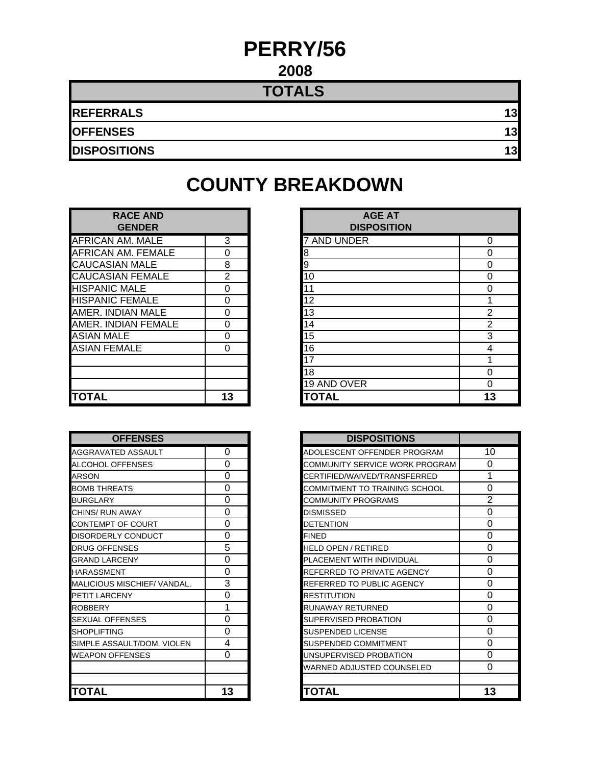# PERRY/56

## 2008

| TOTALS | |
|---|---|
| REFERRALS | 13 |
| OFFENSES | 13 |
| DISPOSITIONS | 13 |

# COUNTY BREAKDOWN

| RACE AND GENDER | |
|---|---|
| AFRICAN AM. MALE | 3 |
| AFRICAN AM. FEMALE | 0 |
| CAUCASIAN MALE | 8 |
| CAUCASIAN FEMALE | 2 |
| HISPANIC MALE | 0 |
| HISPANIC FEMALE | 0 |
| AMER. INDIAN MALE | 0 |
| AMER. INDIAN FEMALE | 0 |
| ASIAN MALE | 0 |
| ASIAN FEMALE | 0 |
| | |
| | |
| | |
| **TOTAL** | **13** |

| AGE AT DISPOSITION | |
|---|---|
| 7 AND UNDER | 0 |
| 8 | 0 |
| 9 | 0 |
| 10 | 0 |
| 11 | 0 |
| 12 | 1 |
| 13 | 2 |
| 14 | 2 |
| 15 | 3 |
| 16 | 4 |
| 17 | 1 |
| 18 | 0 |
| 19 AND OVER | 0 |
| **TOTAL** | **13** |

| OFFENSES | |
|---|---|
| AGGRAVATED ASSAULT | 0 |
| ALCOHOL OFFENSES | 0 |
| ARSON | 0 |
| BOMB THREATS | 0 |
| BURGLARY | 0 |
| CHINS/ RUN AWAY | 0 |
| CONTEMPT OF COURT | 0 |
| DISORDERLY CONDUCT | 0 |
| DRUG OFFENSES | 5 |
| GRAND LARCENY | 0 |
| HARASSMENT | 0 |
| MALICIOUS MISCHIEF/ VANDAL. | 3 |
| PETIT LARCENY | 0 |
| ROBBERY | 1 |
| SEXUAL OFFENSES | 0 |
| SHOPLIFTING | 0 |
| SIMPLE ASSAULT/DOM. VIOLEN | 4 |
| WEAPON OFFENSES | 0 |
| | |
| | |
| **TOTAL** | **13** |

| DISPOSITIONS | |
|---|---|
| ADOLESCENT OFFENDER PROGRAM | 10 |
| COMMUNITY SERVICE WORK PROGRAM | 0 |
| CERTIFIED/WAIVED/TRANSFERRED | 1 |
| COMMITMENT TO TRAINING SCHOOL | 0 |
| COMMUNITY PROGRAMS | 2 |
| DISMISSED | 0 |
| DETENTION | 0 |
| FINED | 0 |
| HELD OPEN / RETIRED | 0 |
| PLACEMENT WITH INDIVIDUAL | 0 |
| REFERRED TO PRIVATE AGENCY | 0 |
| REFERRED TO PUBLIC AGENCY | 0 |
| RESTITUTION | 0 |
| RUNAWAY RETURNED | 0 |
| SUPERVISED PROBATION | 0 |
| SUSPENDED LICENSE | 0 |
| SUSPENDED COMMITMENT | 0 |
| UNSUPERVISED PROBATION | 0 |
| WARNED ADJUSTED COUNSELED | 0 |
| | |
| **TOTAL** | **13** |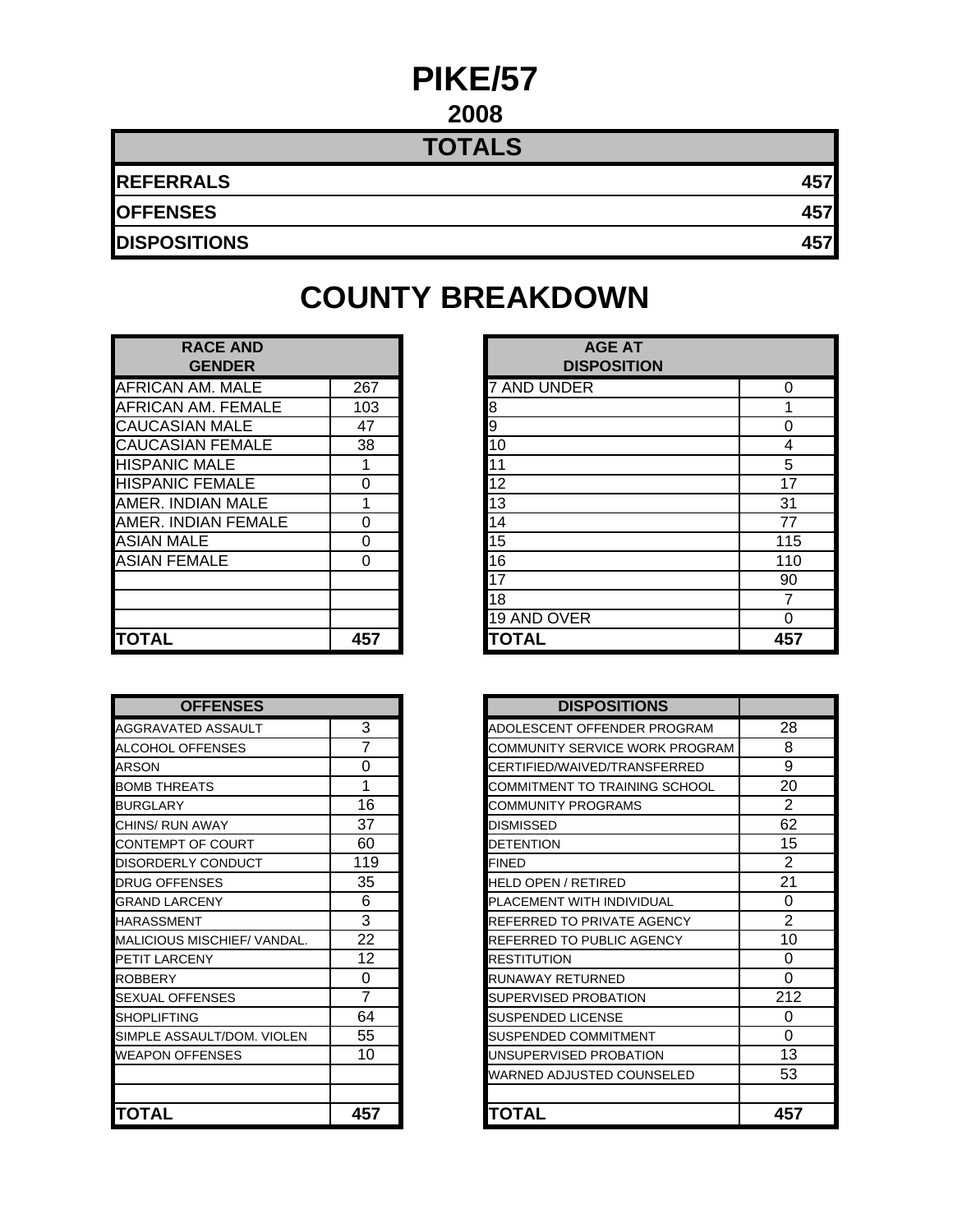# PIKE/57

## 2008

| TOTALS | |
|---|---|
| REFERRALS | 457 |
| OFFENSES | 457 |
| DISPOSITIONS | 457 |

# COUNTY BREAKDOWN

| RACE AND GENDER | |
|---|---|
| AFRICAN AM. MALE | 267 |
| AFRICAN AM. FEMALE | 103 |
| CAUCASIAN MALE | 47 |
| CAUCASIAN FEMALE | 38 |
| HISPANIC MALE | 1 |
| HISPANIC FEMALE | 0 |
| AMER. INDIAN MALE | 1 |
| AMER. INDIAN FEMALE | 0 |
| ASIAN MALE | 0 |
| ASIAN FEMALE | 0 |
| | |
| | |
| | |
| TOTAL | 457 |

| AGE AT DISPOSITION | |
|---|---|
| 7 AND UNDER | 0 |
| 8 | 1 |
| 9 | 0 |
| 10 | 4 |
| 11 | 5 |
| 12 | 17 |
| 13 | 31 |
| 14 | 77 |
| 15 | 115 |
| 16 | 110 |
| 17 | 90 |
| 18 | 7 |
| 19 AND OVER | 0 |
| TOTAL | 457 |

| OFFENSES | |
|---|---|
| AGGRAVATED ASSAULT | 3 |
| ALCOHOL OFFENSES | 7 |
| ARSON | 0 |
| BOMB THREATS | 1 |
| BURGLARY | 16 |
| CHINS/ RUN AWAY | 37 |
| CONTEMPT OF COURT | 60 |
| DISORDERLY CONDUCT | 119 |
| DRUG OFFENSES | 35 |
| GRAND LARCENY | 6 |
| HARASSMENT | 3 |
| MALICIOUS MISCHIEF/ VANDAL. | 22 |
| PETIT LARCENY | 12 |
| ROBBERY | 0 |
| SEXUAL OFFENSES | 7 |
| SHOPLIFTING | 64 |
| SIMPLE ASSAULT/DOM. VIOLEN | 55 |
| WEAPON OFFENSES | 10 |
| | |
| | |
| TOTAL | 457 |

| DISPOSITIONS | |
|---|---|
| ADOLESCENT OFFENDER PROGRAM | 28 |
| COMMUNITY SERVICE WORK PROGRAM | 8 |
| CERTIFIED/WAIVED/TRANSFERRED | 9 |
| COMMITMENT TO TRAINING SCHOOL | 20 |
| COMMUNITY PROGRAMS | 2 |
| DISMISSED | 62 |
| DETENTION | 15 |
| FINED | 2 |
| HELD OPEN / RETIRED | 21 |
| PLACEMENT WITH INDIVIDUAL | 0 |
| REFERRED TO PRIVATE AGENCY | 2 |
| REFERRED TO PUBLIC AGENCY | 10 |
| RESTITUTION | 0 |
| RUNAWAY RETURNED | 0 |
| SUPERVISED PROBATION | 212 |
| SUSPENDED LICENSE | 0 |
| SUSPENDED COMMITMENT | 0 |
| UNSUPERVISED PROBATION | 13 |
| WARNED ADJUSTED COUNSELED | 53 |
| | |
| TOTAL | 457 |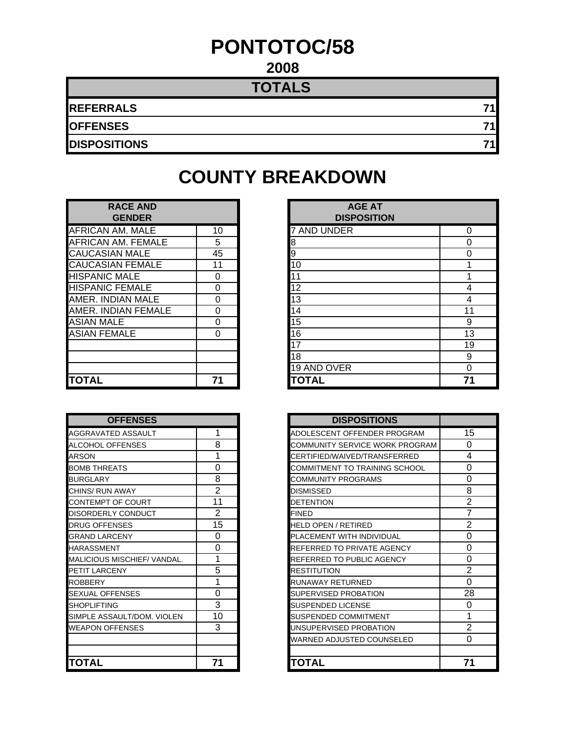# PONTOTOC/58

## 2008

| TOTALS | |
|---|---|
| **REFERRALS** | **71** |
| **OFFENSES** | **71** |
| **DISPOSITIONS** | **71** |

## COUNTY BREAKDOWN

| RACE AND GENDER | |
|---|---|
| AFRICAN AM. MALE | 10 |
| AFRICAN AM. FEMALE | 5 |
| CAUCASIAN MALE | 45 |
| CAUCASIAN FEMALE | 11 |
| HISPANIC MALE | 0 |
| HISPANIC FEMALE | 0 |
| AMER. INDIAN MALE | 0 |
| AMER. INDIAN FEMALE | 0 |
| ASIAN MALE | 0 |
| ASIAN FEMALE | 0 |
| | |
| | |
| | |
| **TOTAL** | **71** |

| AGE AT DISPOSITION | |
|---|---|
| 7 AND UNDER | 0 |
| 8 | 0 |
| 9 | 0 |
| 10 | 1 |
| 11 | 1 |
| 12 | 4 |
| 13 | 4 |
| 14 | 11 |
| 15 | 9 |
| 16 | 13 |
| 17 | 19 |
| 18 | 9 |
| 19 AND OVER | 0 |
| **TOTAL** | **71** |

| OFFENSES | |
|---|---|
| AGGRAVATED ASSAULT | 1 |
| ALCOHOL OFFENSES | 8 |
| ARSON | 1 |
| BOMB THREATS | 0 |
| BURGLARY | 8 |
| CHINS/ RUN AWAY | 2 |
| CONTEMPT OF COURT | 11 |
| DISORDERLY CONDUCT | 2 |
| DRUG OFFENSES | 15 |
| GRAND LARCENY | 0 |
| HARASSMENT | 0 |
| MALICIOUS MISCHIEF/ VANDAL. | 1 |
| PETIT LARCENY | 5 |
| ROBBERY | 1 |
| SEXUAL OFFENSES | 0 |
| SHOPLIFTING | 3 |
| SIMPLE ASSAULT/DOM. VIOLEN | 10 |
| WEAPON OFFENSES | 3 |
| | |
| | |
| **TOTAL** | **71** |

| DISPOSITIONS | |
|---|---|
| ADOLESCENT OFFENDER PROGRAM | 15 |
| COMMUNITY SERVICE WORK PROGRAM | 0 |
| CERTIFIED/WAIVED/TRANSFERRED | 4 |
| COMMITMENT TO TRAINING SCHOOL | 0 |
| COMMUNITY PROGRAMS | 0 |
| DISMISSED | 8 |
| DETENTION | 2 |
| FINED | 7 |
| HELD OPEN / RETIRED | 2 |
| PLACEMENT WITH INDIVIDUAL | 0 |
| REFERRED TO PRIVATE AGENCY | 0 |
| REFERRED TO PUBLIC AGENCY | 0 |
| RESTITUTION | 2 |
| RUNAWAY RETURNED | 0 |
| SUPERVISED PROBATION | 28 |
| SUSPENDED LICENSE | 0 |
| SUSPENDED COMMITMENT | 1 |
| UNSUPERVISED PROBATION | 2 |
| WARNED ADJUSTED COUNSELED | 0 |
| | |
| **TOTAL** | **71** |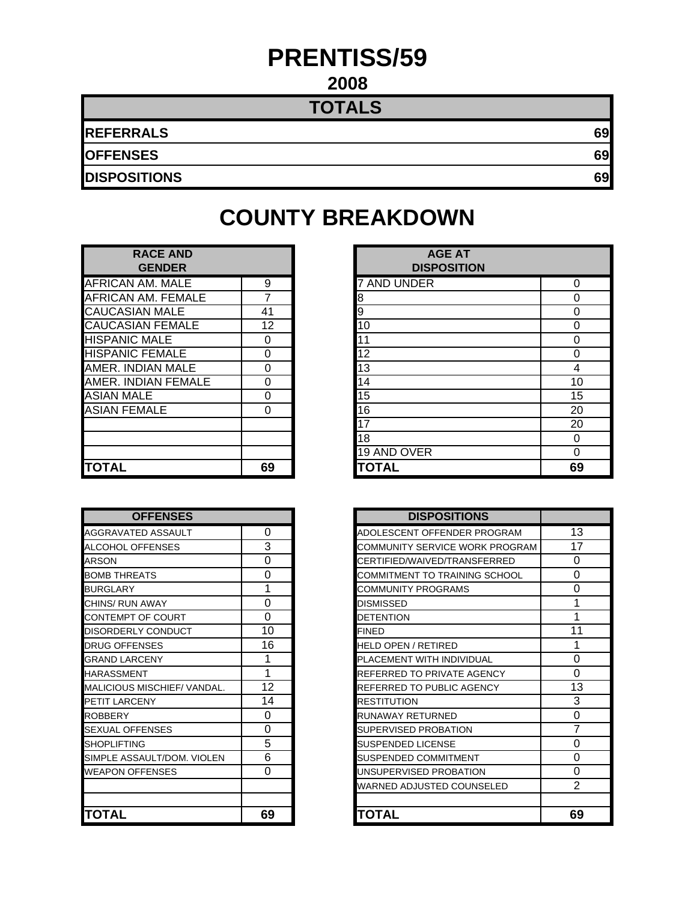# PRENTISS/59

## 2008

| TOTALS | |
|---|---|
| **REFERRALS** | **69** |
| **OFFENSES** | **69** |
| **DISPOSITIONS** | **69** |

## COUNTY BREAKDOWN

| RACE AND GENDER | |
|---|---|
| AFRICAN AM. MALE | 9 |
| AFRICAN AM. FEMALE | 7 |
| CAUCASIAN MALE | 41 |
| CAUCASIAN FEMALE | 12 |
| HISPANIC MALE | 0 |
| HISPANIC FEMALE | 0 |
| AMER. INDIAN MALE | 0 |
| AMER. INDIAN FEMALE | 0 |
| ASIAN MALE | 0 |
| ASIAN FEMALE | 0 |
| | |
| | |
| | |
| **TOTAL** | **69** |

| AGE AT DISPOSITION | |
|---|---|
| 7 AND UNDER | 0 |
| 8 | 0 |
| 9 | 0 |
| 10 | 0 |
| 11 | 0 |
| 12 | 0 |
| 13 | 4 |
| 14 | 10 |
| 15 | 15 |
| 16 | 20 |
| 17 | 20 |
| 18 | 0 |
| 19 AND OVER | 0 |
| **TOTAL** | **69** |

| OFFENSES | |
|---|---|
| AGGRAVATED ASSAULT | 0 |
| ALCOHOL OFFENSES | 3 |
| ARSON | 0 |
| BOMB THREATS | 0 |
| BURGLARY | 1 |
| CHINS/ RUN AWAY | 0 |
| CONTEMPT OF COURT | 0 |
| DISORDERLY CONDUCT | 10 |
| DRUG OFFENSES | 16 |
| GRAND LARCENY | 1 |
| HARASSMENT | 1 |
| MALICIOUS MISCHIEF/ VANDAL. | 12 |
| PETIT LARCENY | 14 |
| ROBBERY | 0 |
| SEXUAL OFFENSES | 0 |
| SHOPLIFTING | 5 |
| SIMPLE ASSAULT/DOM. VIOLEN | 6 |
| WEAPON OFFENSES | 0 |
| | |
| | |
| **TOTAL** | **69** |

| DISPOSITIONS | |
|---|---|
| ADOLESCENT OFFENDER PROGRAM | 13 |
| COMMUNITY SERVICE WORK PROGRAM | 17 |
| CERTIFIED/WAIVED/TRANSFERRED | 0 |
| COMMITMENT TO TRAINING SCHOOL | 0 |
| COMMUNITY PROGRAMS | 0 |
| DISMISSED | 1 |
| DETENTION | 1 |
| FINED | 11 |
| HELD OPEN / RETIRED | 1 |
| PLACEMENT WITH INDIVIDUAL | 0 |
| REFERRED TO PRIVATE AGENCY | 0 |
| REFERRED TO PUBLIC AGENCY | 13 |
| RESTITUTION | 3 |
| RUNAWAY RETURNED | 0 |
| SUPERVISED PROBATION | 7 |
| SUSPENDED LICENSE | 0 |
| SUSPENDED COMMITMENT | 0 |
| UNSUPERVISED PROBATION | 0 |
| WARNED ADJUSTED COUNSELED | 2 |
| | |
| **TOTAL** | **69** |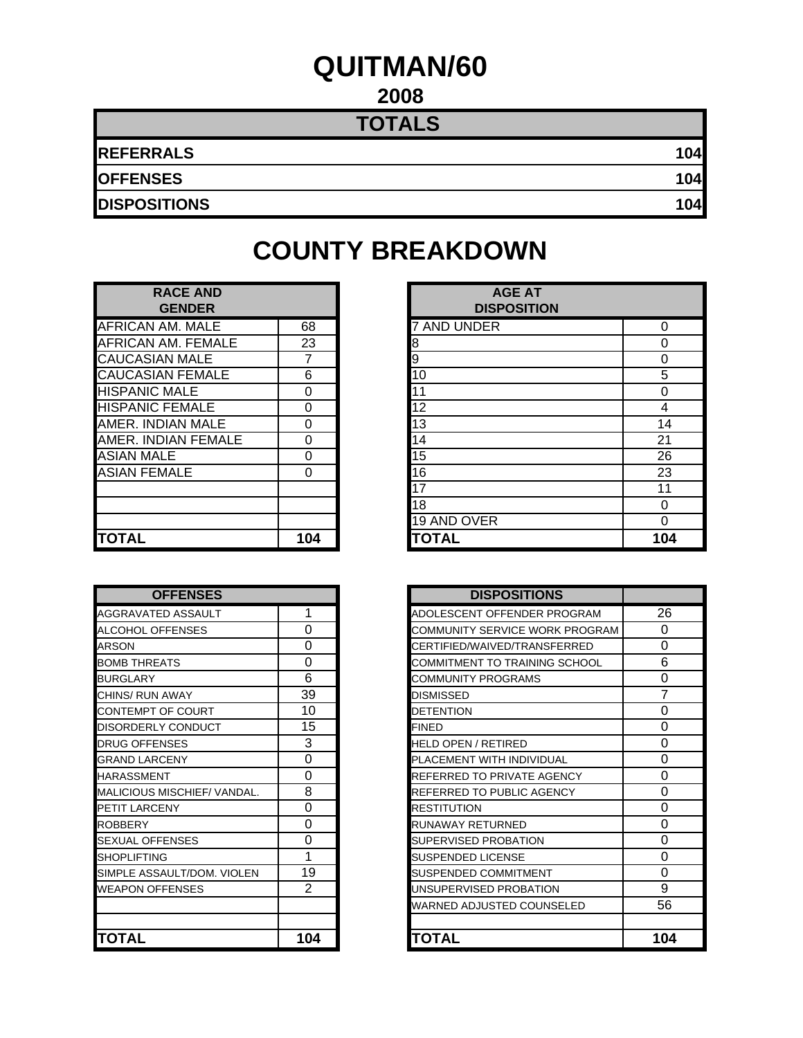# QUITMAN/60

## 2008

| TOTALS | |
|---|---|
| **REFERRALS** | **104** |
| **OFFENSES** | **104** |
| **DISPOSITIONS** | **104** |

# COUNTY BREAKDOWN

| RACE AND GENDER | |
|---|---|
| AFRICAN AM. MALE | 68 |
| AFRICAN AM. FEMALE | 23 |
| CAUCASIAN MALE | 7 |
| CAUCASIAN FEMALE | 6 |
| HISPANIC MALE | 0 |
| HISPANIC FEMALE | 0 |
| AMER. INDIAN MALE | 0 |
| AMER. INDIAN FEMALE | 0 |
| ASIAN MALE | 0 |
| ASIAN FEMALE | 0 |
| | |
| | |
| | |
| **TOTAL** | **104** |

| AGE AT DISPOSITION | |
|---|---|
| 7 AND UNDER | 0 |
| 8 | 0 |
| 9 | 0 |
| 10 | 5 |
| 11 | 0 |
| 12 | 4 |
| 13 | 14 |
| 14 | 21 |
| 15 | 26 |
| 16 | 23 |
| 17 | 11 |
| 18 | 0 |
| 19 AND OVER | 0 |
| **TOTAL** | **104** |

| OFFENSES | |
|---|---|
| AGGRAVATED ASSAULT | 1 |
| ALCOHOL OFFENSES | 0 |
| ARSON | 0 |
| BOMB THREATS | 0 |
| BURGLARY | 6 |
| CHINS/ RUN AWAY | 39 |
| CONTEMPT OF COURT | 10 |
| DISORDERLY CONDUCT | 15 |
| DRUG OFFENSES | 3 |
| GRAND LARCENY | 0 |
| HARASSMENT | 0 |
| MALICIOUS MISCHIEF/ VANDAL. | 8 |
| PETIT LARCENY | 0 |
| ROBBERY | 0 |
| SEXUAL OFFENSES | 0 |
| SHOPLIFTING | 1 |
| SIMPLE ASSAULT/DOM. VIOLEN | 19 |
| WEAPON OFFENSES | 2 |
| | |
| | |
| **TOTAL** | **104** |

| DISPOSITIONS | |
|---|---|
| ADOLESCENT OFFENDER PROGRAM | 26 |
| COMMUNITY SERVICE WORK PROGRAM | 0 |
| CERTIFIED/WAIVED/TRANSFERRED | 0 |
| COMMITMENT TO TRAINING SCHOOL | 6 |
| COMMUNITY PROGRAMS | 0 |
| DISMISSED | 7 |
| DETENTION | 0 |
| FINED | 0 |
| HELD OPEN / RETIRED | 0 |
| PLACEMENT WITH INDIVIDUAL | 0 |
| REFERRED TO PRIVATE AGENCY | 0 |
| REFERRED TO PUBLIC AGENCY | 0 |
| RESTITUTION | 0 |
| RUNAWAY RETURNED | 0 |
| SUPERVISED PROBATION | 0 |
| SUSPENDED LICENSE | 0 |
| SUSPENDED COMMITMENT | 0 |
| UNSUPERVISED PROBATION | 9 |
| WARNED ADJUSTED COUNSELED | 56 |
| | |
| **TOTAL** | **104** |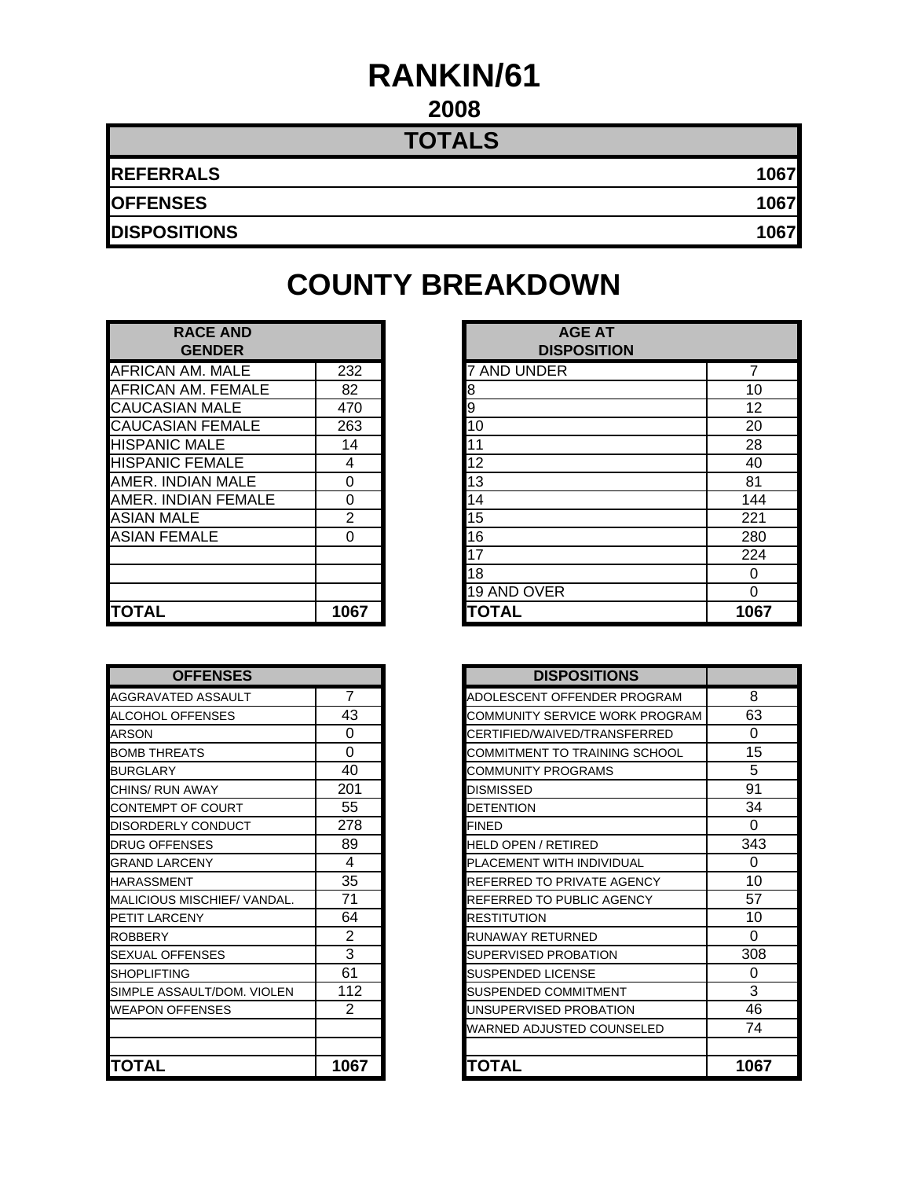# RANKIN/61

## 2008

| TOTALS | |
|---|---|
| **REFERRALS** | **1067** |
| **OFFENSES** | **1067** |
| **DISPOSITIONS** | **1067** |

# COUNTY BREAKDOWN

| RACE AND GENDER | |
|---|---|
| AFRICAN AM. MALE | 232 |
| AFRICAN AM. FEMALE | 82 |
| CAUCASIAN MALE | 470 |
| CAUCASIAN FEMALE | 263 |
| HISPANIC MALE | 14 |
| HISPANIC FEMALE | 4 |
| AMER. INDIAN MALE | 0 |
| AMER. INDIAN FEMALE | 0 |
| ASIAN MALE | 2 |
| ASIAN FEMALE | 0 |
| | |
| | |
| | |
| **TOTAL** | **1067** |

| AGE AT DISPOSITION | |
|---|---|
| 7 AND UNDER | 7 |
| 8 | 10 |
| 9 | 12 |
| 10 | 20 |
| 11 | 28 |
| 12 | 40 |
| 13 | 81 |
| 14 | 144 |
| 15 | 221 |
| 16 | 280 |
| 17 | 224 |
| 18 | 0 |
| 19 AND OVER | 0 |
| **TOTAL** | **1067** |

| OFFENSES | |
|---|---|
| AGGRAVATED ASSAULT | 7 |
| ALCOHOL OFFENSES | 43 |
| ARSON | 0 |
| BOMB THREATS | 0 |
| BURGLARY | 40 |
| CHINS/ RUN AWAY | 201 |
| CONTEMPT OF COURT | 55 |
| DISORDERLY CONDUCT | 278 |
| DRUG OFFENSES | 89 |
| GRAND LARCENY | 4 |
| HARASSMENT | 35 |
| MALICIOUS MISCHIEF/ VANDAL. | 71 |
| PETIT LARCENY | 64 |
| ROBBERY | 2 |
| SEXUAL OFFENSES | 3 |
| SHOPLIFTING | 61 |
| SIMPLE ASSAULT/DOM. VIOLEN | 112 |
| WEAPON OFFENSES | 2 |
| | |
| | |
| **TOTAL** | **1067** |

| DISPOSITIONS | |
|---|---|
| ADOLESCENT OFFENDER PROGRAM | 8 |
| COMMUNITY SERVICE WORK PROGRAM | 63 |
| CERTIFIED/WAIVED/TRANSFERRED | 0 |
| COMMITMENT TO TRAINING SCHOOL | 15 |
| COMMUNITY PROGRAMS | 5 |
| DISMISSED | 91 |
| DETENTION | 34 |
| FINED | 0 |
| HELD OPEN / RETIRED | 343 |
| PLACEMENT WITH INDIVIDUAL | 0 |
| REFERRED TO PRIVATE AGENCY | 10 |
| REFERRED TO PUBLIC AGENCY | 57 |
| RESTITUTION | 10 |
| RUNAWAY RETURNED | 0 |
| SUPERVISED PROBATION | 308 |
| SUSPENDED LICENSE | 0 |
| SUSPENDED COMMITMENT | 3 |
| UNSUPERVISED PROBATION | 46 |
| WARNED ADJUSTED COUNSELED | 74 |
| | |
| **TOTAL** | **1067** |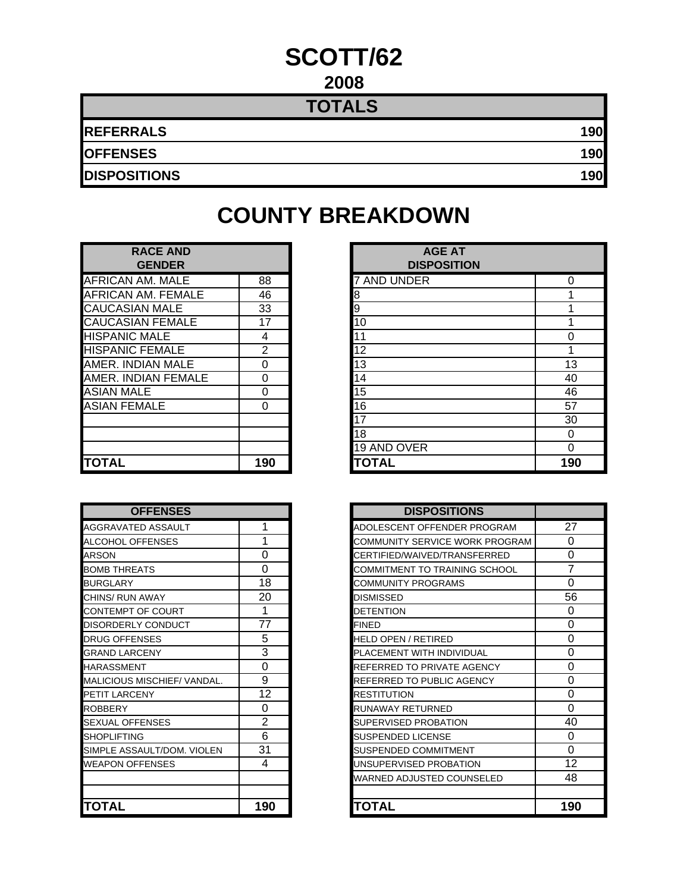# SCOTT/62

## 2008

| TOTALS | |
|---|---|
| **REFERRALS** | **190** |
| **OFFENSES** | **190** |
| **DISPOSITIONS** | **190** |

# COUNTY BREAKDOWN

| RACE AND GENDER | |
|---|---|
| AFRICAN AM. MALE | 88 |
| AFRICAN AM. FEMALE | 46 |
| CAUCASIAN MALE | 33 |
| CAUCASIAN FEMALE | 17 |
| HISPANIC MALE | 4 |
| HISPANIC FEMALE | 2 |
| AMER. INDIAN MALE | 0 |
| AMER. INDIAN FEMALE | 0 |
| ASIAN MALE | 0 |
| ASIAN FEMALE | 0 |
| | |
| | |
| | |
| **TOTAL** | **190** |

| AGE AT DISPOSITION | |
|---|---|
| 7 AND UNDER | 0 |
| 8 | 1 |
| 9 | 1 |
| 10 | 1 |
| 11 | 0 |
| 12 | 1 |
| 13 | 13 |
| 14 | 40 |
| 15 | 46 |
| 16 | 57 |
| 17 | 30 |
| 18 | 0 |
| 19 AND OVER | 0 |
| **TOTAL** | **190** |

| OFFENSES | |
|---|---|
| AGGRAVATED ASSAULT | 1 |
| ALCOHOL OFFENSES | 1 |
| ARSON | 0 |
| BOMB THREATS | 0 |
| BURGLARY | 18 |
| CHINS/ RUN AWAY | 20 |
| CONTEMPT OF COURT | 1 |
| DISORDERLY CONDUCT | 77 |
| DRUG OFFENSES | 5 |
| GRAND LARCENY | 3 |
| HARASSMENT | 0 |
| MALICIOUS MISCHIEF/ VANDAL. | 9 |
| PETIT LARCENY | 12 |
| ROBBERY | 0 |
| SEXUAL OFFENSES | 2 |
| SHOPLIFTING | 6 |
| SIMPLE ASSAULT/DOM. VIOLEN | 31 |
| WEAPON OFFENSES | 4 |
| | |
| | |
| **TOTAL** | **190** |

| DISPOSITIONS | |
|---|---|
| ADOLESCENT OFFENDER PROGRAM | 27 |
| COMMUNITY SERVICE WORK PROGRAM | 0 |
| CERTIFIED/WAIVED/TRANSFERRED | 0 |
| COMMITMENT TO TRAINING SCHOOL | 7 |
| COMMUNITY PROGRAMS | 0 |
| DISMISSED | 56 |
| DETENTION | 0 |
| FINED | 0 |
| HELD OPEN / RETIRED | 0 |
| PLACEMENT WITH INDIVIDUAL | 0 |
| REFERRED TO PRIVATE AGENCY | 0 |
| REFERRED TO PUBLIC AGENCY | 0 |
| RESTITUTION | 0 |
| RUNAWAY RETURNED | 0 |
| SUPERVISED PROBATION | 40 |
| SUSPENDED LICENSE | 0 |
| SUSPENDED COMMITMENT | 0 |
| UNSUPERVISED PROBATION | 12 |
| WARNED ADJUSTED COUNSELED | 48 |
| | |
| **TOTAL** | **190** |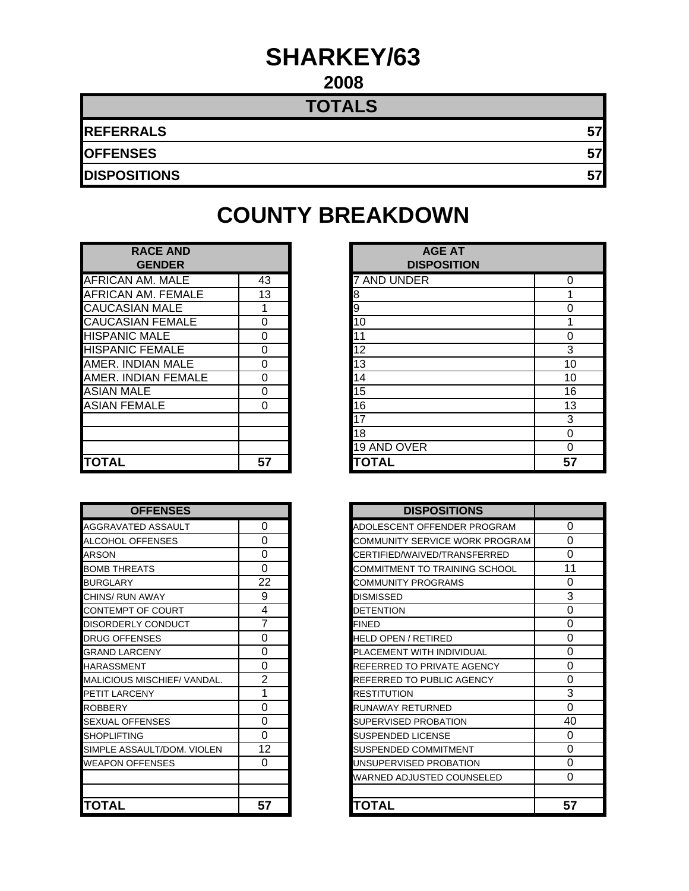# SHARKEY/63

## 2008

| TOTALS | |
|---|---|
| REFERRALS | 57 |
| OFFENSES | 57 |
| DISPOSITIONS | 57 |

# COUNTY BREAKDOWN

| RACE AND GENDER | |
|---|---|
| AFRICAN AM. MALE | 43 |
| AFRICAN AM. FEMALE | 13 |
| CAUCASIAN MALE | 1 |
| CAUCASIAN FEMALE | 0 |
| HISPANIC MALE | 0 |
| HISPANIC FEMALE | 0 |
| AMER. INDIAN MALE | 0 |
| AMER. INDIAN FEMALE | 0 |
| ASIAN MALE | 0 |
| ASIAN FEMALE | 0 |
| | |
| | |
| | |
| **TOTAL** | **57** |

| AGE AT DISPOSITION | |
|---|---|
| 7 AND UNDER | 0 |
| 8 | 1 |
| 9 | 0 |
| 10 | 1 |
| 11 | 0 |
| 12 | 3 |
| 13 | 10 |
| 14 | 10 |
| 15 | 16 |
| 16 | 13 |
| 17 | 3 |
| 18 | 0 |
| 19 AND OVER | 0 |
| **TOTAL** | **57** |

| OFFENSES | |
|---|---|
| AGGRAVATED ASSAULT | 0 |
| ALCOHOL OFFENSES | 0 |
| ARSON | 0 |
| BOMB THREATS | 0 |
| BURGLARY | 22 |
| CHINS/ RUN AWAY | 9 |
| CONTEMPT OF COURT | 4 |
| DISORDERLY CONDUCT | 7 |
| DRUG OFFENSES | 0 |
| GRAND LARCENY | 0 |
| HARASSMENT | 0 |
| MALICIOUS MISCHIEF/ VANDAL. | 2 |
| PETIT LARCENY | 1 |
| ROBBERY | 0 |
| SEXUAL OFFENSES | 0 |
| SHOPLIFTING | 0 |
| SIMPLE ASSAULT/DOM. VIOLEN | 12 |
| WEAPON OFFENSES | 0 |
| | |
| | |
| **TOTAL** | **57** |

| DISPOSITIONS | |
|---|---|
| ADOLESCENT OFFENDER PROGRAM | 0 |
| COMMUNITY SERVICE WORK PROGRAM | 0 |
| CERTIFIED/WAIVED/TRANSFERRED | 0 |
| COMMITMENT TO TRAINING SCHOOL | 11 |
| COMMUNITY PROGRAMS | 0 |
| DISMISSED | 3 |
| DETENTION | 0 |
| FINED | 0 |
| HELD OPEN / RETIRED | 0 |
| PLACEMENT WITH INDIVIDUAL | 0 |
| REFERRED TO PRIVATE AGENCY | 0 |
| REFERRED TO PUBLIC AGENCY | 0 |
| RESTITUTION | 3 |
| RUNAWAY RETURNED | 0 |
| SUPERVISED PROBATION | 40 |
| SUSPENDED LICENSE | 0 |
| SUSPENDED COMMITMENT | 0 |
| UNSUPERVISED PROBATION | 0 |
| WARNED ADJUSTED COUNSELED | 0 |
| | |
| **TOTAL** | **57** |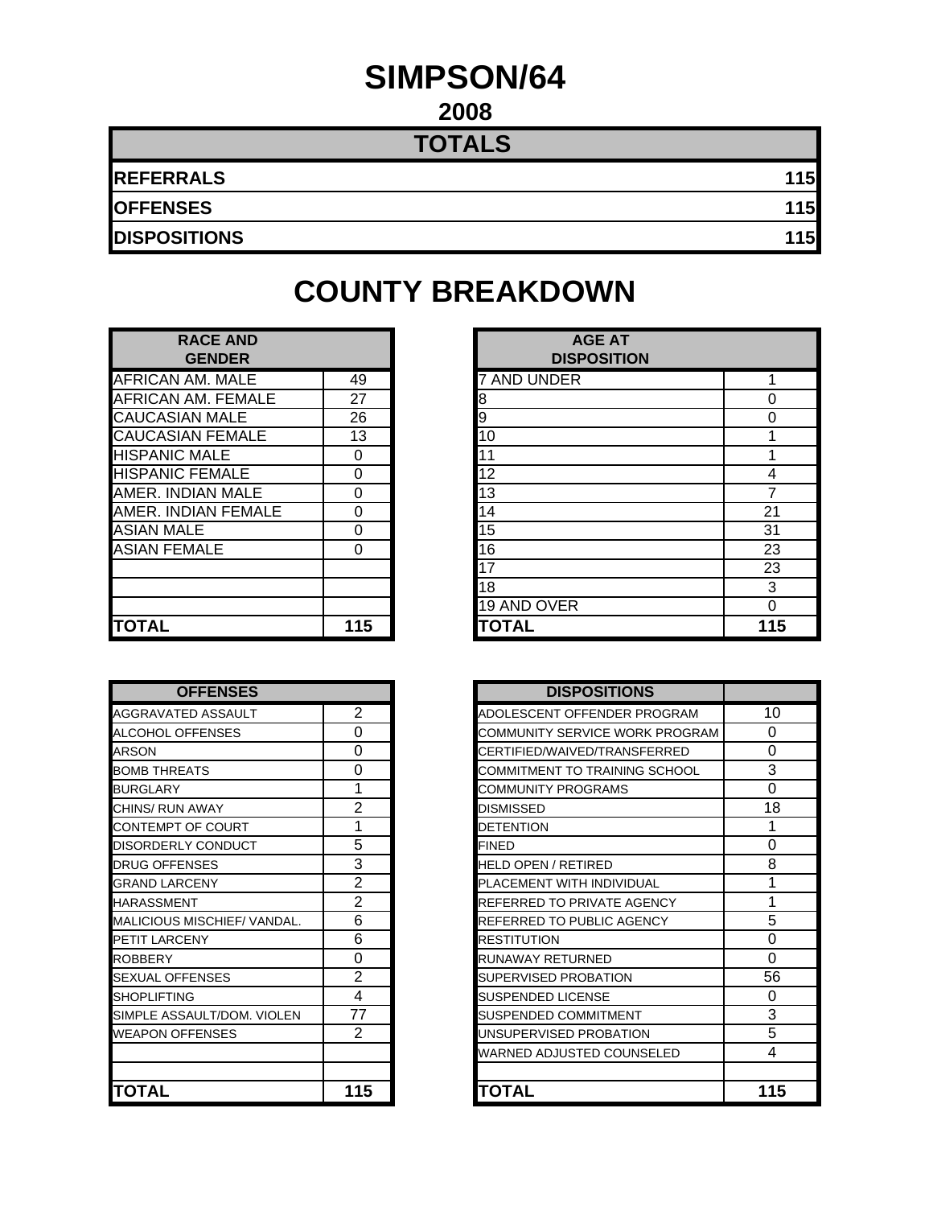# SIMPSON/64

## 2008

| TOTALS | |
|---|---|
| REFERRALS | 115 |
| OFFENSES | 115 |
| DISPOSITIONS | 115 |

# COUNTY BREAKDOWN

| RACE AND GENDER | |
|---|---|
| AFRICAN AM. MALE | 49 |
| AFRICAN AM. FEMALE | 27 |
| CAUCASIAN MALE | 26 |
| CAUCASIAN FEMALE | 13 |
| HISPANIC MALE | 0 |
| HISPANIC FEMALE | 0 |
| AMER. INDIAN MALE | 0 |
| AMER. INDIAN FEMALE | 0 |
| ASIAN MALE | 0 |
| ASIAN FEMALE | 0 |
| | |
| | |
| | |
| **TOTAL** | **115** |

| AGE AT DISPOSITION | |
|---|---|
| 7 AND UNDER | 1 |
| 8 | 0 |
| 9 | 0 |
| 10 | 1 |
| 11 | 1 |
| 12 | 4 |
| 13 | 7 |
| 14 | 21 |
| 15 | 31 |
| 16 | 23 |
| 17 | 23 |
| 18 | 3 |
| 19 AND OVER | 0 |
| **TOTAL** | **115** |

| OFFENSES | |
|---|---|
| AGGRAVATED ASSAULT | 2 |
| ALCOHOL OFFENSES | 0 |
| ARSON | 0 |
| BOMB THREATS | 0 |
| BURGLARY | 1 |
| CHINS/ RUN AWAY | 2 |
| CONTEMPT OF COURT | 1 |
| DISORDERLY CONDUCT | 5 |
| DRUG OFFENSES | 3 |
| GRAND LARCENY | 2 |
| HARASSMENT | 2 |
| MALICIOUS MISCHIEF/ VANDAL. | 6 |
| PETIT LARCENY | 6 |
| ROBBERY | 0 |
| SEXUAL OFFENSES | 2 |
| SHOPLIFTING | 4 |
| SIMPLE ASSAULT/DOM. VIOLEN | 77 |
| WEAPON OFFENSES | 2 |
| | |
| | |
| **TOTAL** | **115** |

| DISPOSITIONS | |
|---|---|
| ADOLESCENT OFFENDER PROGRAM | 10 |
| COMMUNITY SERVICE WORK PROGRAM | 0 |
| CERTIFIED/WAIVED/TRANSFERRED | 0 |
| COMMITMENT TO TRAINING SCHOOL | 3 |
| COMMUNITY PROGRAMS | 0 |
| DISMISSED | 18 |
| DETENTION | 1 |
| FINED | 0 |
| HELD OPEN / RETIRED | 8 |
| PLACEMENT WITH INDIVIDUAL | 1 |
| REFERRED TO PRIVATE AGENCY | 1 |
| REFERRED TO PUBLIC AGENCY | 5 |
| RESTITUTION | 0 |
| RUNAWAY RETURNED | 0 |
| SUPERVISED PROBATION | 56 |
| SUSPENDED LICENSE | 0 |
| SUSPENDED COMMITMENT | 3 |
| UNSUPERVISED PROBATION | 5 |
| WARNED ADJUSTED COUNSELED | 4 |
| | |
| **TOTAL** | **115** |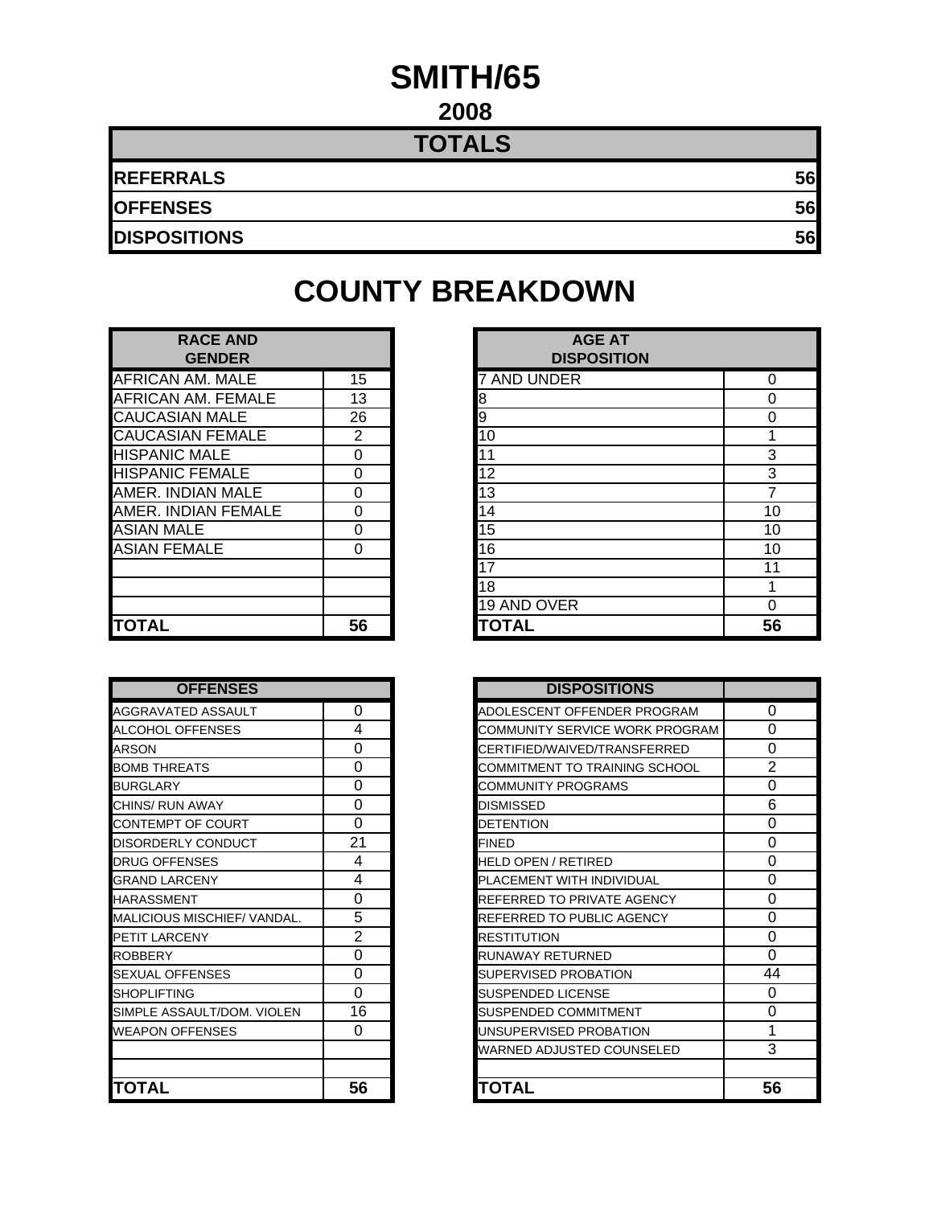# SMITH/65

## 2008

| TOTALS | |
|---|---|
| REFERRALS | 56 |
| OFFENSES | 56 |
| DISPOSITIONS | 56 |

# COUNTY BREAKDOWN

| RACE AND GENDER | |
|---|---|
| AFRICAN AM. MALE | 15 |
| AFRICAN AM. FEMALE | 13 |
| CAUCASIAN MALE | 26 |
| CAUCASIAN FEMALE | 2 |
| HISPANIC MALE | 0 |
| HISPANIC FEMALE | 0 |
| AMER. INDIAN MALE | 0 |
| AMER. INDIAN FEMALE | 0 |
| ASIAN MALE | 0 |
| ASIAN FEMALE | 0 |
| | |
| | |
| | |
| **TOTAL** | **56** |

| AGE AT DISPOSITION | |
|---|---|
| 7 AND UNDER | 0 |
| 8 | 0 |
| 9 | 0 |
| 10 | 1 |
| 11 | 3 |
| 12 | 3 |
| 13 | 7 |
| 14 | 10 |
| 15 | 10 |
| 16 | 10 |
| 17 | 11 |
| 18 | 1 |
| 19 AND OVER | 0 |
| **TOTAL** | **56** |

| OFFENSES | |
|---|---|
| AGGRAVATED ASSAULT | 0 |
| ALCOHOL OFFENSES | 4 |
| ARSON | 0 |
| BOMB THREATS | 0 |
| BURGLARY | 0 |
| CHINS/ RUN AWAY | 0 |
| CONTEMPT OF COURT | 0 |
| DISORDERLY CONDUCT | 21 |
| DRUG OFFENSES | 4 |
| GRAND LARCENY | 4 |
| HARASSMENT | 0 |
| MALICIOUS MISCHIEF/ VANDAL. | 5 |
| PETIT LARCENY | 2 |
| ROBBERY | 0 |
| SEXUAL OFFENSES | 0 |
| SHOPLIFTING | 0 |
| SIMPLE ASSAULT/DOM. VIOLEN | 16 |
| WEAPON OFFENSES | 0 |
| | |
| | |
| **TOTAL** | **56** |

| DISPOSITIONS | |
|---|---|
| ADOLESCENT OFFENDER PROGRAM | 0 |
| COMMUNITY SERVICE WORK PROGRAM | 0 |
| CERTIFIED/WAIVED/TRANSFERRED | 0 |
| COMMITMENT TO TRAINING SCHOOL | 2 |
| COMMUNITY PROGRAMS | 0 |
| DISMISSED | 6 |
| DETENTION | 0 |
| FINED | 0 |
| HELD OPEN / RETIRED | 0 |
| PLACEMENT WITH INDIVIDUAL | 0 |
| REFERRED TO PRIVATE AGENCY | 0 |
| REFERRED TO PUBLIC AGENCY | 0 |
| RESTITUTION | 0 |
| RUNAWAY RETURNED | 0 |
| SUPERVISED PROBATION | 44 |
| SUSPENDED LICENSE | 0 |
| SUSPENDED COMMITMENT | 0 |
| UNSUPERVISED PROBATION | 1 |
| WARNED ADJUSTED COUNSELED | 3 |
| | |
| **TOTAL** | **56** |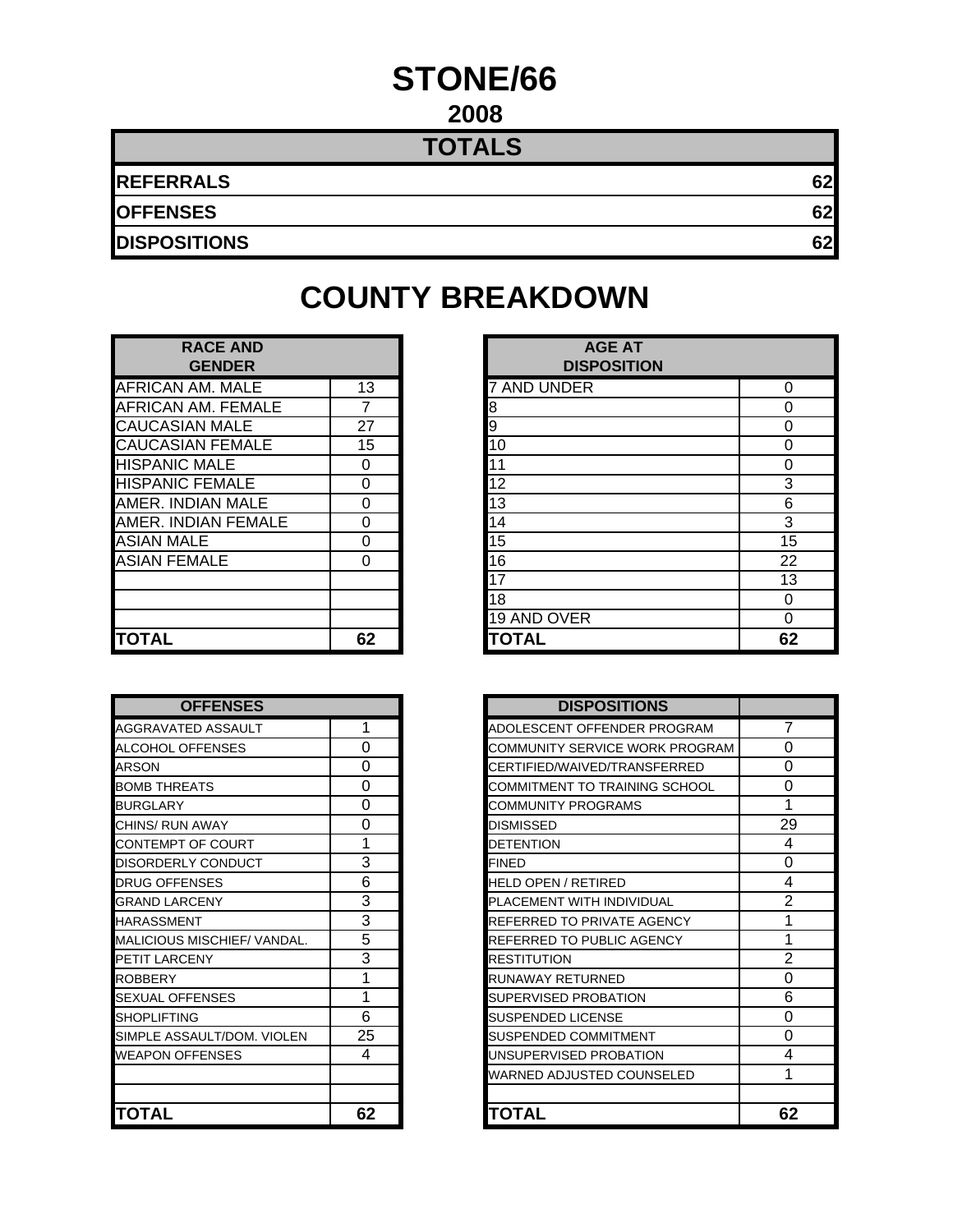# STONE/66

## 2008

| TOTALS | |
|---|---|
| REFERRALS | 62 |
| OFFENSES | 62 |
| DISPOSITIONS | 62 |

# COUNTY BREAKDOWN

| RACE AND GENDER | |
|---|---|
| AFRICAN AM. MALE | 13 |
| AFRICAN AM. FEMALE | 7 |
| CAUCASIAN MALE | 27 |
| CAUCASIAN FEMALE | 15 |
| HISPANIC MALE | 0 |
| HISPANIC FEMALE | 0 |
| AMER. INDIAN MALE | 0 |
| AMER. INDIAN FEMALE | 0 |
| ASIAN MALE | 0 |
| ASIAN FEMALE | 0 |
| | |
| | |
| | |
| **TOTAL** | **62** |

| AGE AT DISPOSITION | |
|---|---|
| 7 AND UNDER | 0 |
| 8 | 0 |
| 9 | 0 |
| 10 | 0 |
| 11 | 0 |
| 12 | 3 |
| 13 | 6 |
| 14 | 3 |
| 15 | 15 |
| 16 | 22 |
| 17 | 13 |
| 18 | 0 |
| 19 AND OVER | 0 |
| **TOTAL** | **62** |

| OFFENSES | |
|---|---|
| AGGRAVATED ASSAULT | 1 |
| ALCOHOL OFFENSES | 0 |
| ARSON | 0 |
| BOMB THREATS | 0 |
| BURGLARY | 0 |
| CHINS/ RUN AWAY | 0 |
| CONTEMPT OF COURT | 1 |
| DISORDERLY CONDUCT | 3 |
| DRUG OFFENSES | 6 |
| GRAND LARCENY | 3 |
| HARASSMENT | 3 |
| MALICIOUS MISCHIEF/ VANDAL. | 5 |
| PETIT LARCENY | 3 |
| ROBBERY | 1 |
| SEXUAL OFFENSES | 1 |
| SHOPLIFTING | 6 |
| SIMPLE ASSAULT/DOM. VIOLEN | 25 |
| WEAPON OFFENSES | 4 |
| | |
| | |
| **TOTAL** | **62** |

| DISPOSITIONS | |
|---|---|
| ADOLESCENT OFFENDER PROGRAM | 7 |
| COMMUNITY SERVICE WORK PROGRAM | 0 |
| CERTIFIED/WAIVED/TRANSFERRED | 0 |
| COMMITMENT TO TRAINING SCHOOL | 0 |
| COMMUNITY PROGRAMS | 1 |
| DISMISSED | 29 |
| DETENTION | 4 |
| FINED | 0 |
| HELD OPEN / RETIRED | 4 |
| PLACEMENT WITH INDIVIDUAL | 2 |
| REFERRED TO PRIVATE AGENCY | 1 |
| REFERRED TO PUBLIC AGENCY | 1 |
| RESTITUTION | 2 |
| RUNAWAY RETURNED | 0 |
| SUPERVISED PROBATION | 6 |
| SUSPENDED LICENSE | 0 |
| SUSPENDED COMMITMENT | 0 |
| UNSUPERVISED PROBATION | 4 |
| WARNED ADJUSTED COUNSELED | 1 |
| | |
| **TOTAL** | **62** |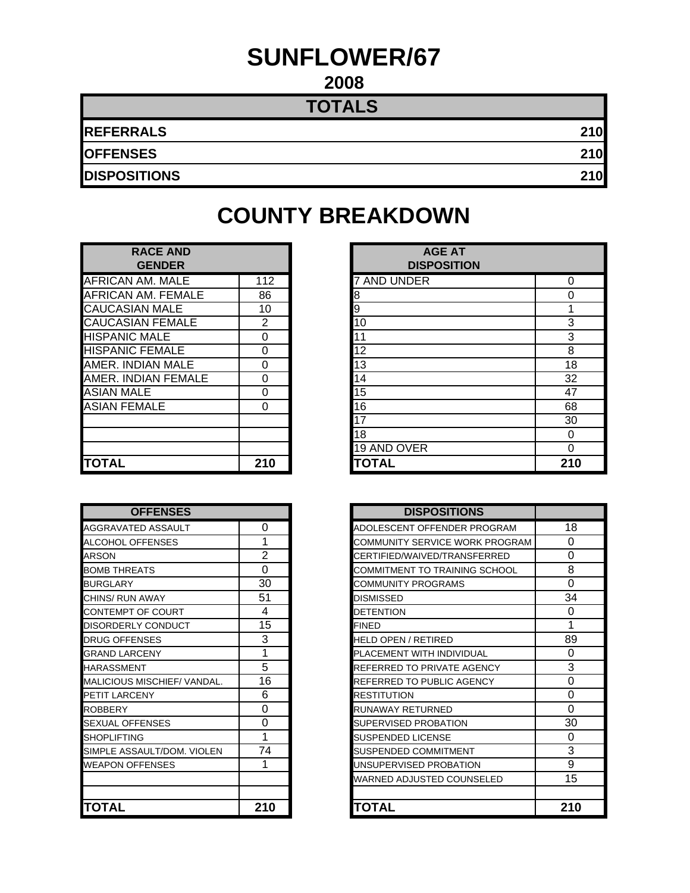# SUNFLOWER/67

## 2008

| TOTALS | |
|---|---|
| REFERRALS | 210 |
| OFFENSES | 210 |
| DISPOSITIONS | 210 |

# COUNTY BREAKDOWN

| RACE AND GENDER | |
|---|---|
| AFRICAN AM. MALE | 112 |
| AFRICAN AM. FEMALE | 86 |
| CAUCASIAN MALE | 10 |
| CAUCASIAN FEMALE | 2 |
| HISPANIC MALE | 0 |
| HISPANIC FEMALE | 0 |
| AMER. INDIAN MALE | 0 |
| AMER. INDIAN FEMALE | 0 |
| ASIAN MALE | 0 |
| ASIAN FEMALE | 0 |
| | |
| | |
| | |
| **TOTAL** | **210** |

| AGE AT DISPOSITION | |
|---|---|
| 7 AND UNDER | 0 |
| 8 | 0 |
| 9 | 1 |
| 10 | 3 |
| 11 | 3 |
| 12 | 8 |
| 13 | 18 |
| 14 | 32 |
| 15 | 47 |
| 16 | 68 |
| 17 | 30 |
| 18 | 0 |
| 19 AND OVER | 0 |
| **TOTAL** | **210** |

| OFFENSES | |
|---|---|
| AGGRAVATED ASSAULT | 0 |
| ALCOHOL OFFENSES | 1 |
| ARSON | 2 |
| BOMB THREATS | 0 |
| BURGLARY | 30 |
| CHINS/ RUN AWAY | 51 |
| CONTEMPT OF COURT | 4 |
| DISORDERLY CONDUCT | 15 |
| DRUG OFFENSES | 3 |
| GRAND LARCENY | 1 |
| HARASSMENT | 5 |
| MALICIOUS MISCHIEF/ VANDAL. | 16 |
| PETIT LARCENY | 6 |
| ROBBERY | 0 |
| SEXUAL OFFENSES | 0 |
| SHOPLIFTING | 1 |
| SIMPLE ASSAULT/DOM. VIOLEN | 74 |
| WEAPON OFFENSES | 1 |
| | |
| | |
| **TOTAL** | **210** |

| DISPOSITIONS | |
|---|---|
| ADOLESCENT OFFENDER PROGRAM | 18 |
| COMMUNITY SERVICE WORK PROGRAM | 0 |
| CERTIFIED/WAIVED/TRANSFERRED | 0 |
| COMMITMENT TO TRAINING SCHOOL | 8 |
| COMMUNITY PROGRAMS | 0 |
| DISMISSED | 34 |
| DETENTION | 0 |
| FINED | 1 |
| HELD OPEN / RETIRED | 89 |
| PLACEMENT WITH INDIVIDUAL | 0 |
| REFERRED TO PRIVATE AGENCY | 3 |
| REFERRED TO PUBLIC AGENCY | 0 |
| RESTITUTION | 0 |
| RUNAWAY RETURNED | 0 |
| SUPERVISED PROBATION | 30 |
| SUSPENDED LICENSE | 0 |
| SUSPENDED COMMITMENT | 3 |
| UNSUPERVISED PROBATION | 9 |
| WARNED ADJUSTED COUNSELED | 15 |
| | |
| **TOTAL** | **210** |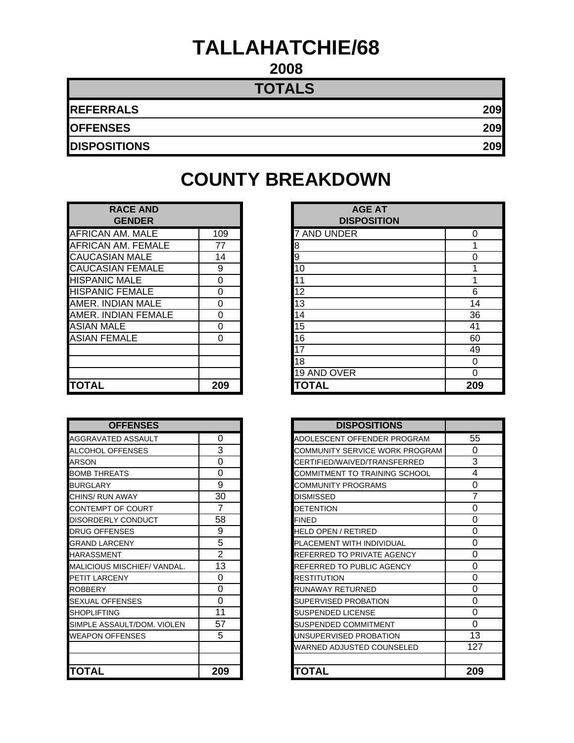# TALLAHATCHIE/68

## 2008

| TOTALS | |
|---|---|
| **REFERRALS** | **209** |
| **OFFENSES** | **209** |
| **DISPOSITIONS** | **209** |

# COUNTY BREAKDOWN

| RACE AND GENDER | |
|---|---|
| AFRICAN AM. MALE | 109 |
| AFRICAN AM. FEMALE | 77 |
| CAUCASIAN MALE | 14 |
| CAUCASIAN FEMALE | 9 |
| HISPANIC MALE | 0 |
| HISPANIC FEMALE | 0 |
| AMER. INDIAN MALE | 0 |
| AMER. INDIAN FEMALE | 0 |
| ASIAN MALE | 0 |
| ASIAN FEMALE | 0 |
| | |
| | |
| | |
| **TOTAL** | **209** |

| AGE AT DISPOSITION | |
|---|---|
| 7 AND UNDER | 0 |
| 8 | 1 |
| 9 | 0 |
| 10 | 1 |
| 11 | 1 |
| 12 | 6 |
| 13 | 14 |
| 14 | 36 |
| 15 | 41 |
| 16 | 60 |
| 17 | 49 |
| 18 | 0 |
| 19 AND OVER | 0 |
| **TOTAL** | **209** |

| OFFENSES | |
|---|---|
| AGGRAVATED ASSAULT | 0 |
| ALCOHOL OFFENSES | 3 |
| ARSON | 0 |
| BOMB THREATS | 0 |
| BURGLARY | 9 |
| CHINS/ RUN AWAY | 30 |
| CONTEMPT OF COURT | 7 |
| DISORDERLY CONDUCT | 58 |
| DRUG OFFENSES | 9 |
| GRAND LARCENY | 5 |
| HARASSMENT | 2 |
| MALICIOUS MISCHIEF/ VANDAL. | 13 |
| PETIT LARCENY | 0 |
| ROBBERY | 0 |
| SEXUAL OFFENSES | 0 |
| SHOPLIFTING | 11 |
| SIMPLE ASSAULT/DOM. VIOLEN | 57 |
| WEAPON OFFENSES | 5 |
| | |
| | |
| **TOTAL** | **209** |

| DISPOSITIONS | |
|---|---|
| ADOLESCENT OFFENDER PROGRAM | 55 |
| COMMUNITY SERVICE WORK PROGRAM | 0 |
| CERTIFIED/WAIVED/TRANSFERRED | 3 |
| COMMITMENT TO TRAINING SCHOOL | 4 |
| COMMUNITY PROGRAMS | 0 |
| DISMISSED | 7 |
| DETENTION | 0 |
| FINED | 0 |
| HELD OPEN / RETIRED | 0 |
| PLACEMENT WITH INDIVIDUAL | 0 |
| REFERRED TO PRIVATE AGENCY | 0 |
| REFERRED TO PUBLIC AGENCY | 0 |
| RESTITUTION | 0 |
| RUNAWAY RETURNED | 0 |
| SUPERVISED PROBATION | 0 |
| SUSPENDED LICENSE | 0 |
| SUSPENDED COMMITMENT | 0 |
| UNSUPERVISED PROBATION | 13 |
| WARNED ADJUSTED COUNSELED | 127 |
| | |
| **TOTAL** | **209** |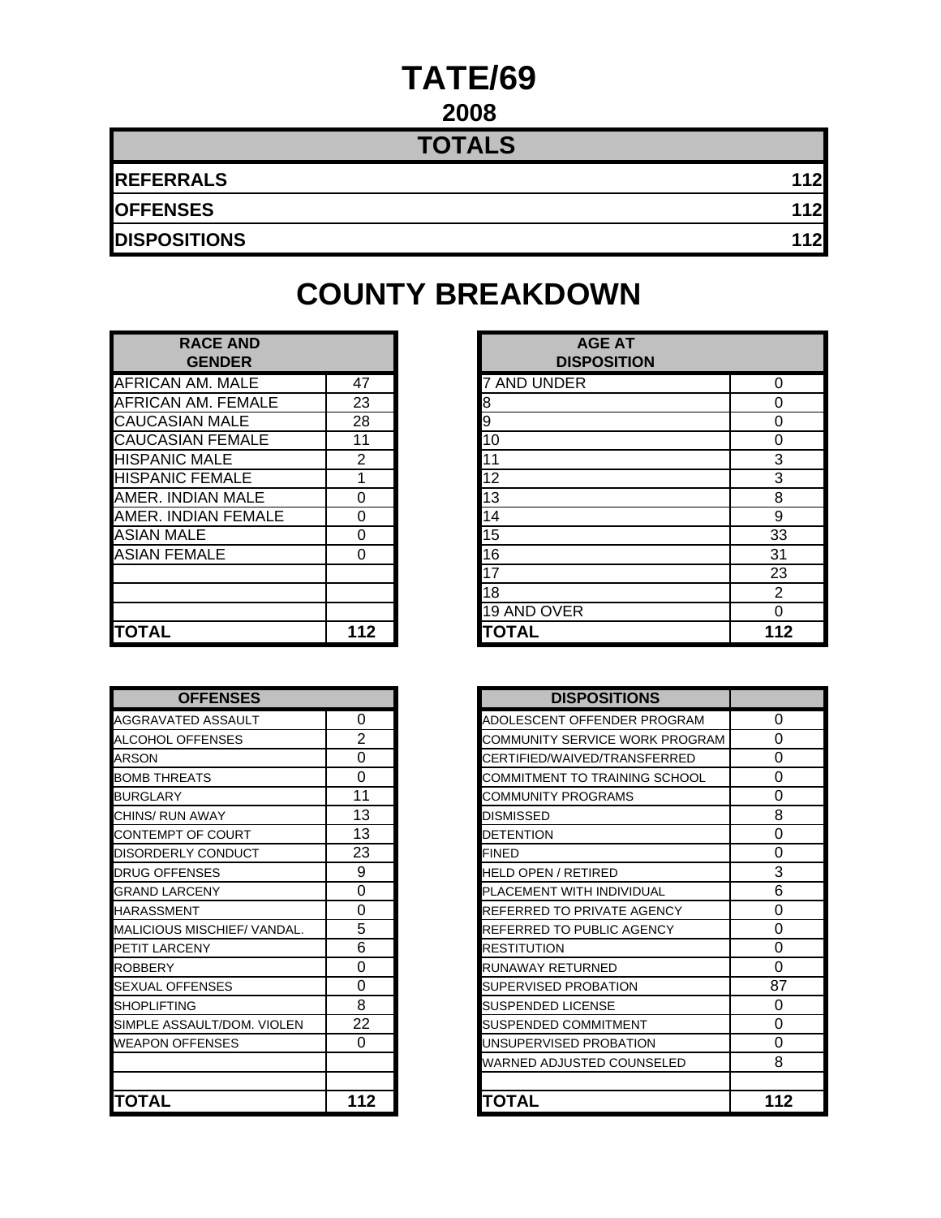# TATE/69

## 2008

| TOTALS | |
|---|---|
| REFERRALS | 112 |
| OFFENSES | 112 |
| DISPOSITIONS | 112 |

# COUNTY BREAKDOWN

| RACE AND GENDER | |
|---|---|
| AFRICAN AM. MALE | 47 |
| AFRICAN AM. FEMALE | 23 |
| CAUCASIAN MALE | 28 |
| CAUCASIAN FEMALE | 11 |
| HISPANIC MALE | 2 |
| HISPANIC FEMALE | 1 |
| AMER. INDIAN MALE | 0 |
| AMER. INDIAN FEMALE | 0 |
| ASIAN MALE | 0 |
| ASIAN FEMALE | 0 |
| | |
| | |
| | |
| TOTAL | 112 |

| AGE AT DISPOSITION | |
|---|---|
| 7 AND UNDER | 0 |
| 8 | 0 |
| 9 | 0 |
| 10 | 0 |
| 11 | 3 |
| 12 | 3 |
| 13 | 8 |
| 14 | 9 |
| 15 | 33 |
| 16 | 31 |
| 17 | 23 |
| 18 | 2 |
| 19 AND OVER | 0 |
| TOTAL | 112 |

| OFFENSES | |
|---|---|
| AGGRAVATED ASSAULT | 0 |
| ALCOHOL OFFENSES | 2 |
| ARSON | 0 |
| BOMB THREATS | 0 |
| BURGLARY | 11 |
| CHINS/ RUN AWAY | 13 |
| CONTEMPT OF COURT | 13 |
| DISORDERLY CONDUCT | 23 |
| DRUG OFFENSES | 9 |
| GRAND LARCENY | 0 |
| HARASSMENT | 0 |
| MALICIOUS MISCHIEF/ VANDAL. | 5 |
| PETIT LARCENY | 6 |
| ROBBERY | 0 |
| SEXUAL OFFENSES | 0 |
| SHOPLIFTING | 8 |
| SIMPLE ASSAULT/DOM. VIOLEN | 22 |
| WEAPON OFFENSES | 0 |
| | |
| | |
| TOTAL | 112 |

| DISPOSITIONS | |
|---|---|
| ADOLESCENT OFFENDER PROGRAM | 0 |
| COMMUNITY SERVICE WORK PROGRAM | 0 |
| CERTIFIED/WAIVED/TRANSFERRED | 0 |
| COMMITMENT TO TRAINING SCHOOL | 0 |
| COMMUNITY PROGRAMS | 0 |
| DISMISSED | 8 |
| DETENTION | 0 |
| FINED | 0 |
| HELD OPEN / RETIRED | 3 |
| PLACEMENT WITH INDIVIDUAL | 6 |
| REFERRED TO PRIVATE AGENCY | 0 |
| REFERRED TO PUBLIC AGENCY | 0 |
| RESTITUTION | 0 |
| RUNAWAY RETURNED | 0 |
| SUPERVISED PROBATION | 87 |
| SUSPENDED LICENSE | 0 |
| SUSPENDED COMMITMENT | 0 |
| UNSUPERVISED PROBATION | 0 |
| WARNED ADJUSTED COUNSELED | 8 |
| | |
| TOTAL | 112 |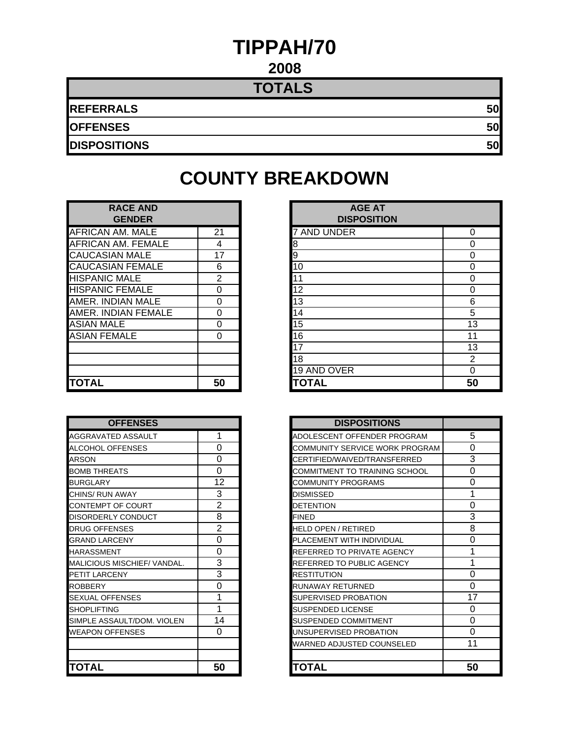# TIPPAH/70

## 2008

| TOTALS | |
|---|---|
| **REFERRALS** | **50** |
| **OFFENSES** | **50** |
| **DISPOSITIONS** | **50** |

# COUNTY BREAKDOWN

| RACE AND GENDER | |
|---|---|
| AFRICAN AM. MALE | 21 |
| AFRICAN AM. FEMALE | 4 |
| CAUCASIAN MALE | 17 |
| CAUCASIAN FEMALE | 6 |
| HISPANIC MALE | 2 |
| HISPANIC FEMALE | 0 |
| AMER. INDIAN MALE | 0 |
| AMER. INDIAN FEMALE | 0 |
| ASIAN MALE | 0 |
| ASIAN FEMALE | 0 |
| | |
| | |
| | |
| **TOTAL** | **50** |

| AGE AT DISPOSITION | |
|---|---|
| 7 AND UNDER | 0 |
| 8 | 0 |
| 9 | 0 |
| 10 | 0 |
| 11 | 0 |
| 12 | 0 |
| 13 | 6 |
| 14 | 5 |
| 15 | 13 |
| 16 | 11 |
| 17 | 13 |
| 18 | 2 |
| 19 AND OVER | 0 |
| **TOTAL** | **50** |

| OFFENSES | |
|---|---|
| AGGRAVATED ASSAULT | 1 |
| ALCOHOL OFFENSES | 0 |
| ARSON | 0 |
| BOMB THREATS | 0 |
| BURGLARY | 12 |
| CHINS/ RUN AWAY | 3 |
| CONTEMPT OF COURT | 2 |
| DISORDERLY CONDUCT | 8 |
| DRUG OFFENSES | 2 |
| GRAND LARCENY | 0 |
| HARASSMENT | 0 |
| MALICIOUS MISCHIEF/ VANDAL. | 3 |
| PETIT LARCENY | 3 |
| ROBBERY | 0 |
| SEXUAL OFFENSES | 1 |
| SHOPLIFTING | 1 |
| SIMPLE ASSAULT/DOM. VIOLEN | 14 |
| WEAPON OFFENSES | 0 |
| | |
| | |
| **TOTAL** | **50** |

| DISPOSITIONS | |
|---|---|
| ADOLESCENT OFFENDER PROGRAM | 5 |
| COMMUNITY SERVICE WORK PROGRAM | 0 |
| CERTIFIED/WAIVED/TRANSFERRED | 3 |
| COMMITMENT TO TRAINING SCHOOL | 0 |
| COMMUNITY PROGRAMS | 0 |
| DISMISSED | 1 |
| DETENTION | 0 |
| FINED | 3 |
| HELD OPEN / RETIRED | 8 |
| PLACEMENT WITH INDIVIDUAL | 0 |
| REFERRED TO PRIVATE AGENCY | 1 |
| REFERRED TO PUBLIC AGENCY | 1 |
| RESTITUTION | 0 |
| RUNAWAY RETURNED | 0 |
| SUPERVISED PROBATION | 17 |
| SUSPENDED LICENSE | 0 |
| SUSPENDED COMMITMENT | 0 |
| UNSUPERVISED PROBATION | 0 |
| WARNED ADJUSTED COUNSELED | 11 |
| | |
| **TOTAL** | **50** |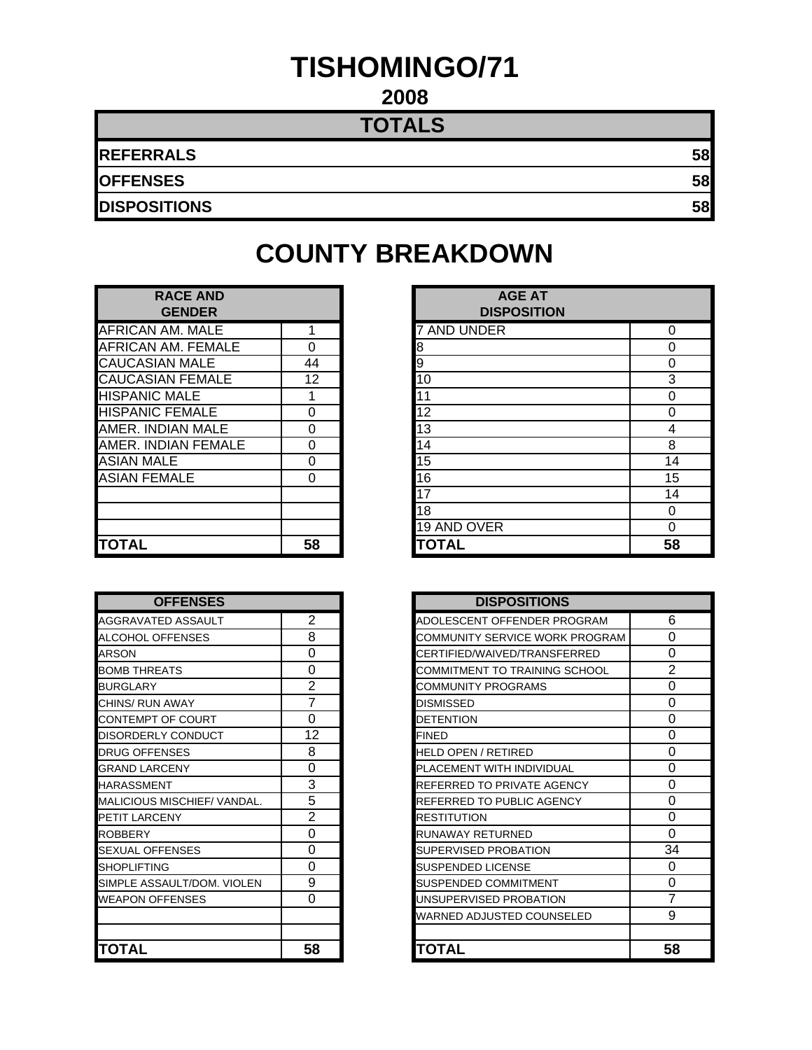# TISHOMINGO/71

## 2008

| TOTALS | |
|---|---|
| **REFERRALS** | **58** |
| **OFFENSES** | **58** |
| **DISPOSITIONS** | **58** |

## COUNTY BREAKDOWN

| RACE AND GENDER | |
|---|---|
| AFRICAN AM. MALE | 1 |
| AFRICAN AM. FEMALE | 0 |
| CAUCASIAN MALE | 44 |
| CAUCASIAN FEMALE | 12 |
| HISPANIC MALE | 1 |
| HISPANIC FEMALE | 0 |
| AMER. INDIAN MALE | 0 |
| AMER. INDIAN FEMALE | 0 |
| ASIAN MALE | 0 |
| ASIAN FEMALE | 0 |
| | |
| | |
| | |
| **TOTAL** | **58** |

| AGE AT DISPOSITION | |
|---|---|
| 7 AND UNDER | 0 |
| 8 | 0 |
| 9 | 0 |
| 10 | 3 |
| 11 | 0 |
| 12 | 0 |
| 13 | 4 |
| 14 | 8 |
| 15 | 14 |
| 16 | 15 |
| 17 | 14 |
| 18 | 0 |
| 19 AND OVER | 0 |
| **TOTAL** | **58** |

| OFFENSES | |
|---|---|
| AGGRAVATED ASSAULT | 2 |
| ALCOHOL OFFENSES | 8 |
| ARSON | 0 |
| BOMB THREATS | 0 |
| BURGLARY | 2 |
| CHINS/ RUN AWAY | 7 |
| CONTEMPT OF COURT | 0 |
| DISORDERLY CONDUCT | 12 |
| DRUG OFFENSES | 8 |
| GRAND LARCENY | 0 |
| HARASSMENT | 3 |
| MALICIOUS MISCHIEF/ VANDAL. | 5 |
| PETIT LARCENY | 2 |
| ROBBERY | 0 |
| SEXUAL OFFENSES | 0 |
| SHOPLIFTING | 0 |
| SIMPLE ASSAULT/DOM. VIOLEN | 9 |
| WEAPON OFFENSES | 0 |
| | |
| | |
| **TOTAL** | **58** |

| DISPOSITIONS | |
|---|---|
| ADOLESCENT OFFENDER PROGRAM | 6 |
| COMMUNITY SERVICE WORK PROGRAM | 0 |
| CERTIFIED/WAIVED/TRANSFERRED | 0 |
| COMMITMENT TO TRAINING SCHOOL | 2 |
| COMMUNITY PROGRAMS | 0 |
| DISMISSED | 0 |
| DETENTION | 0 |
| FINED | 0 |
| HELD OPEN / RETIRED | 0 |
| PLACEMENT WITH INDIVIDUAL | 0 |
| REFERRED TO PRIVATE AGENCY | 0 |
| REFERRED TO PUBLIC AGENCY | 0 |
| RESTITUTION | 0 |
| RUNAWAY RETURNED | 0 |
| SUPERVISED PROBATION | 34 |
| SUSPENDED LICENSE | 0 |
| SUSPENDED COMMITMENT | 0 |
| UNSUPERVISED PROBATION | 7 |
| WARNED ADJUSTED COUNSELED | 9 |
| | |
| **TOTAL** | **58** |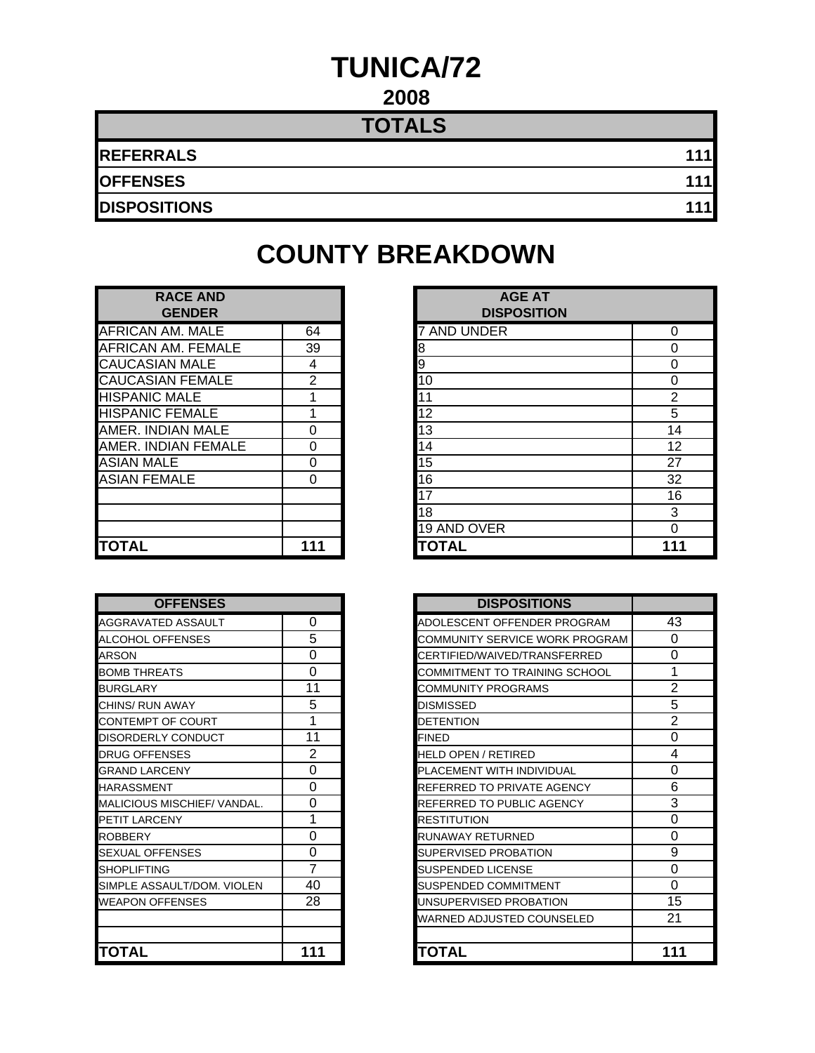# TUNICA/72

## 2008

| TOTALS | |
|---|---|
| REFERRALS | 111 |
| OFFENSES | 111 |
| DISPOSITIONS | 111 |

# COUNTY BREAKDOWN

| RACE AND GENDER | |
|---|---|
| AFRICAN AM. MALE | 64 |
| AFRICAN AM. FEMALE | 39 |
| CAUCASIAN MALE | 4 |
| CAUCASIAN FEMALE | 2 |
| HISPANIC MALE | 1 |
| HISPANIC FEMALE | 1 |
| AMER. INDIAN MALE | 0 |
| AMER. INDIAN FEMALE | 0 |
| ASIAN MALE | 0 |
| ASIAN FEMALE | 0 |
| | |
| | |
| | |
| **TOTAL** | **111** |

| AGE AT DISPOSITION | |
|---|---|
| 7 AND UNDER | 0 |
| 8 | 0 |
| 9 | 0 |
| 10 | 0 |
| 11 | 2 |
| 12 | 5 |
| 13 | 14 |
| 14 | 12 |
| 15 | 27 |
| 16 | 32 |
| 17 | 16 |
| 18 | 3 |
| 19 AND OVER | 0 |
| **TOTAL** | **111** |

| OFFENSES | |
|---|---|
| AGGRAVATED ASSAULT | 0 |
| ALCOHOL OFFENSES | 5 |
| ARSON | 0 |
| BOMB THREATS | 0 |
| BURGLARY | 11 |
| CHINS/ RUN AWAY | 5 |
| CONTEMPT OF COURT | 1 |
| DISORDERLY CONDUCT | 11 |
| DRUG OFFENSES | 2 |
| GRAND LARCENY | 0 |
| HARASSMENT | 0 |
| MALICIOUS MISCHIEF/ VANDAL. | 0 |
| PETIT LARCENY | 1 |
| ROBBERY | 0 |
| SEXUAL OFFENSES | 0 |
| SHOPLIFTING | 7 |
| SIMPLE ASSAULT/DOM. VIOLEN | 40 |
| WEAPON OFFENSES | 28 |
| | |
| | |
| **TOTAL** | **111** |

| DISPOSITIONS | |
|---|---|
| ADOLESCENT OFFENDER PROGRAM | 43 |
| COMMUNITY SERVICE WORK PROGRAM | 0 |
| CERTIFIED/WAIVED/TRANSFERRED | 0 |
| COMMITMENT TO TRAINING SCHOOL | 1 |
| COMMUNITY PROGRAMS | 2 |
| DISMISSED | 5 |
| DETENTION | 2 |
| FINED | 0 |
| HELD OPEN / RETIRED | 4 |
| PLACEMENT WITH INDIVIDUAL | 0 |
| REFERRED TO PRIVATE AGENCY | 6 |
| REFERRED TO PUBLIC AGENCY | 3 |
| RESTITUTION | 0 |
| RUNAWAY RETURNED | 0 |
| SUPERVISED PROBATION | 9 |
| SUSPENDED LICENSE | 0 |
| SUSPENDED COMMITMENT | 0 |
| UNSUPERVISED PROBATION | 15 |
| WARNED ADJUSTED COUNSELED | 21 |
| | |
| **TOTAL** | **111** |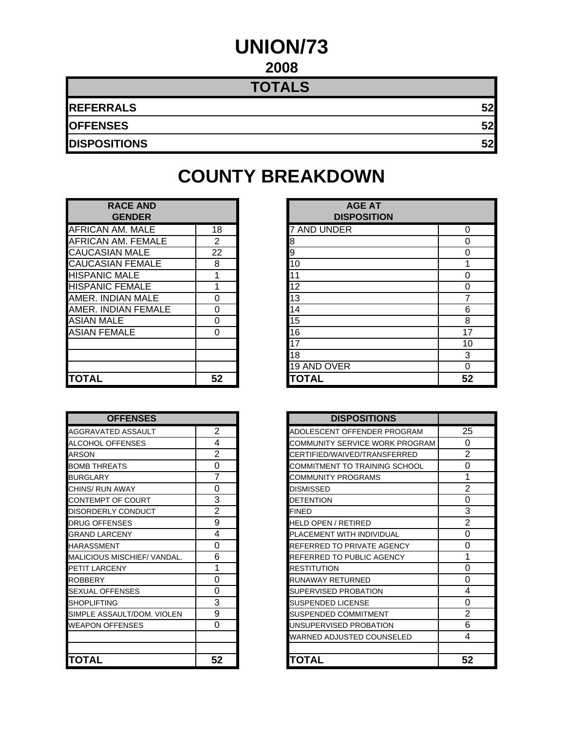# UNION/73

## 2008

| TOTALS | |
|---|---|
| **REFERRALS** | **52** |
| **OFFENSES** | **52** |
| **DISPOSITIONS** | **52** |

## COUNTY BREAKDOWN

| RACE AND GENDER | |
|---|---|
| AFRICAN AM. MALE | 18 |
| AFRICAN AM. FEMALE | 2 |
| CAUCASIAN MALE | 22 |
| CAUCASIAN FEMALE | 8 |
| HISPANIC MALE | 1 |
| HISPANIC FEMALE | 1 |
| AMER. INDIAN MALE | 0 |
| AMER. INDIAN FEMALE | 0 |
| ASIAN MALE | 0 |
| ASIAN FEMALE | 0 |
| | |
| | |
| | |
| **TOTAL** | **52** |

| AGE AT DISPOSITION | |
|---|---|
| 7 AND UNDER | 0 |
| 8 | 0 |
| 9 | 0 |
| 10 | 1 |
| 11 | 0 |
| 12 | 0 |
| 13 | 7 |
| 14 | 6 |
| 15 | 8 |
| 16 | 17 |
| 17 | 10 |
| 18 | 3 |
| 19 AND OVER | 0 |
| **TOTAL** | **52** |

| OFFENSES | |
|---|---|
| AGGRAVATED ASSAULT | 2 |
| ALCOHOL OFFENSES | 4 |
| ARSON | 2 |
| BOMB THREATS | 0 |
| BURGLARY | 7 |
| CHINS/ RUN AWAY | 0 |
| CONTEMPT OF COURT | 3 |
| DISORDERLY CONDUCT | 2 |
| DRUG OFFENSES | 9 |
| GRAND LARCENY | 4 |
| HARASSMENT | 0 |
| MALICIOUS MISCHIEF/ VANDAL. | 6 |
| PETIT LARCENY | 1 |
| ROBBERY | 0 |
| SEXUAL OFFENSES | 0 |
| SHOPLIFTING | 3 |
| SIMPLE ASSAULT/DOM. VIOLEN | 9 |
| WEAPON OFFENSES | 0 |
| | |
| | |
| **TOTAL** | **52** |

| DISPOSITIONS | |
|---|---|
| ADOLESCENT OFFENDER PROGRAM | 25 |
| COMMUNITY SERVICE WORK PROGRAM | 0 |
| CERTIFIED/WAIVED/TRANSFERRED | 2 |
| COMMITMENT TO TRAINING SCHOOL | 0 |
| COMMUNITY PROGRAMS | 1 |
| DISMISSED | 2 |
| DETENTION | 0 |
| FINED | 3 |
| HELD OPEN / RETIRED | 2 |
| PLACEMENT WITH INDIVIDUAL | 0 |
| REFERRED TO PRIVATE AGENCY | 0 |
| REFERRED TO PUBLIC AGENCY | 1 |
| RESTITUTION | 0 |
| RUNAWAY RETURNED | 0 |
| SUPERVISED PROBATION | 4 |
| SUSPENDED LICENSE | 0 |
| SUSPENDED COMMITMENT | 2 |
| UNSUPERVISED PROBATION | 6 |
| WARNED ADJUSTED COUNSELED | 4 |
| | |
| **TOTAL** | **52** |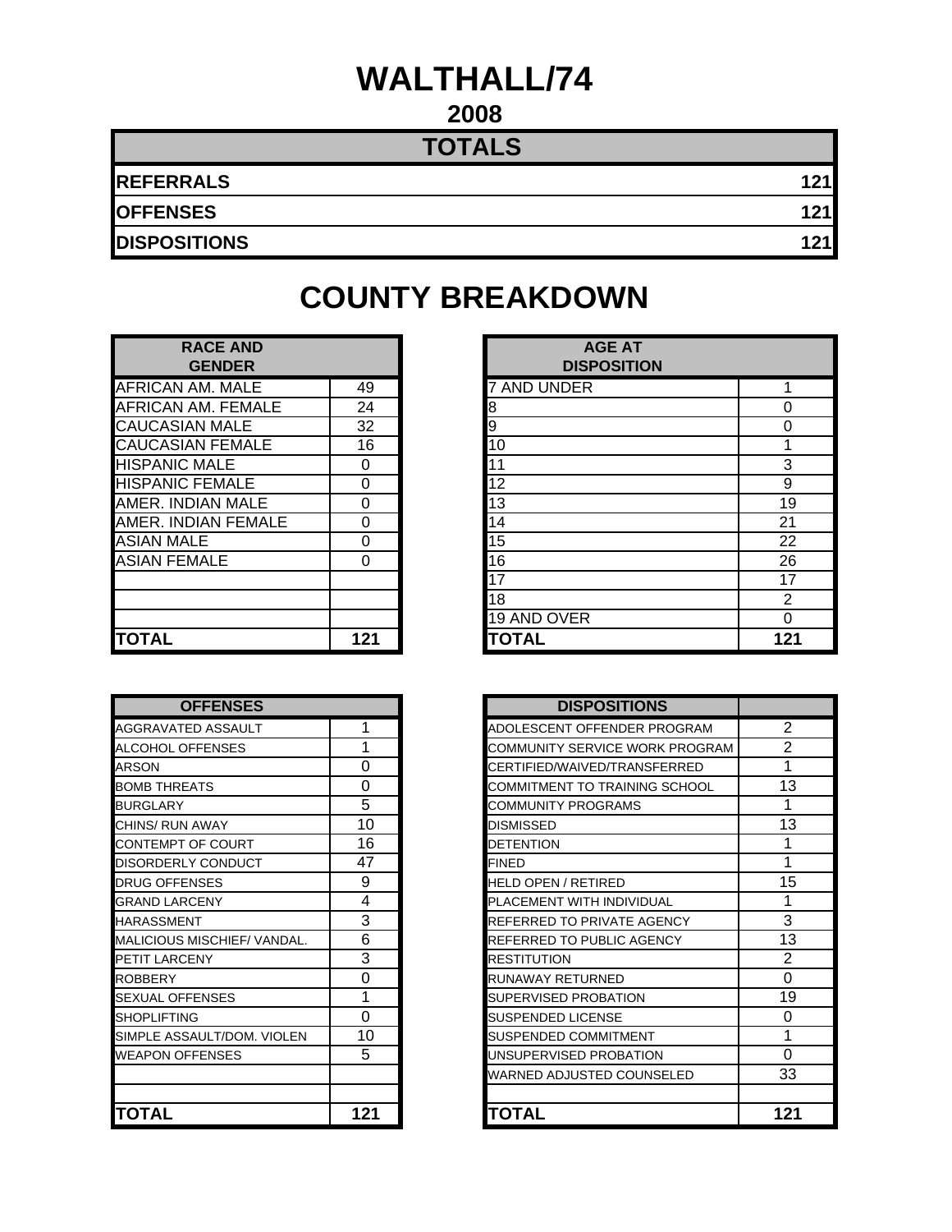# WALTHALL/74

## 2008

| TOTALS | |
|---|---|
| **REFERRALS** | **121** |
| **OFFENSES** | **121** |
| **DISPOSITIONS** | **121** |

## COUNTY BREAKDOWN

| RACE AND GENDER | |
|---|---|
| AFRICAN AM. MALE | 49 |
| AFRICAN AM. FEMALE | 24 |
| CAUCASIAN MALE | 32 |
| CAUCASIAN FEMALE | 16 |
| HISPANIC MALE | 0 |
| HISPANIC FEMALE | 0 |
| AMER. INDIAN MALE | 0 |
| AMER. INDIAN FEMALE | 0 |
| ASIAN MALE | 0 |
| ASIAN FEMALE | 0 |
| | |
| | |
| | |
| **TOTAL** | **121** |

| AGE AT DISPOSITION | |
|---|---|
| 7 AND UNDER | 1 |
| 8 | 0 |
| 9 | 0 |
| 10 | 1 |
| 11 | 3 |
| 12 | 9 |
| 13 | 19 |
| 14 | 21 |
| 15 | 22 |
| 16 | 26 |
| 17 | 17 |
| 18 | 2 |
| 19 AND OVER | 0 |
| **TOTAL** | **121** |

| OFFENSES | |
|---|---|
| AGGRAVATED ASSAULT | 1 |
| ALCOHOL OFFENSES | 1 |
| ARSON | 0 |
| BOMB THREATS | 0 |
| BURGLARY | 5 |
| CHINS/ RUN AWAY | 10 |
| CONTEMPT OF COURT | 16 |
| DISORDERLY CONDUCT | 47 |
| DRUG OFFENSES | 9 |
| GRAND LARCENY | 4 |
| HARASSMENT | 3 |
| MALICIOUS MISCHIEF/ VANDAL. | 6 |
| PETIT LARCENY | 3 |
| ROBBERY | 0 |
| SEXUAL OFFENSES | 1 |
| SHOPLIFTING | 0 |
| SIMPLE ASSAULT/DOM. VIOLEN | 10 |
| WEAPON OFFENSES | 5 |
| | |
| | |
| **TOTAL** | **121** |

| DISPOSITIONS | |
|---|---|
| ADOLESCENT OFFENDER PROGRAM | 2 |
| COMMUNITY SERVICE WORK PROGRAM | 2 |
| CERTIFIED/WAIVED/TRANSFERRED | 1 |
| COMMITMENT TO TRAINING SCHOOL | 13 |
| COMMUNITY PROGRAMS | 1 |
| DISMISSED | 13 |
| DETENTION | 1 |
| FINED | 1 |
| HELD OPEN / RETIRED | 15 |
| PLACEMENT WITH INDIVIDUAL | 1 |
| REFERRED TO PRIVATE AGENCY | 3 |
| REFERRED TO PUBLIC AGENCY | 13 |
| RESTITUTION | 2 |
| RUNAWAY RETURNED | 0 |
| SUPERVISED PROBATION | 19 |
| SUSPENDED LICENSE | 0 |
| SUSPENDED COMMITMENT | 1 |
| UNSUPERVISED PROBATION | 0 |
| WARNED ADJUSTED COUNSELED | 33 |
| | |
| **TOTAL** | **121** |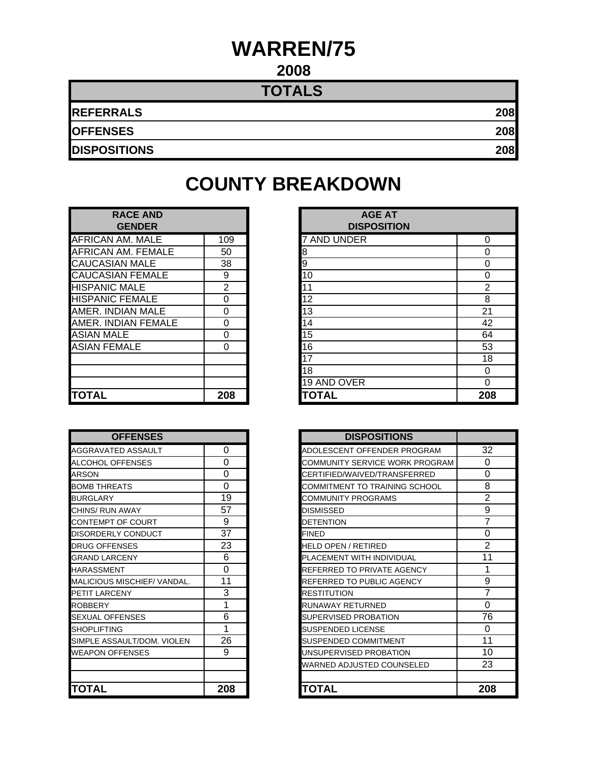# WARREN/75

## 2008

| TOTALS | |
|---|---|
| REFERRALS | 208 |
| OFFENSES | 208 |
| DISPOSITIONS | 208 |

# COUNTY BREAKDOWN

| RACE AND GENDER | |
|---|---|
| AFRICAN AM. MALE | 109 |
| AFRICAN AM. FEMALE | 50 |
| CAUCASIAN MALE | 38 |
| CAUCASIAN FEMALE | 9 |
| HISPANIC MALE | 2 |
| HISPANIC FEMALE | 0 |
| AMER. INDIAN MALE | 0 |
| AMER. INDIAN FEMALE | 0 |
| ASIAN MALE | 0 |
| ASIAN FEMALE | 0 |
| | |
| | |
| | |
| **TOTAL** | **208** |

| AGE AT DISPOSITION | |
|---|---|
| 7 AND UNDER | 0 |
| 8 | 0 |
| 9 | 0 |
| 10 | 0 |
| 11 | 2 |
| 12 | 8 |
| 13 | 21 |
| 14 | 42 |
| 15 | 64 |
| 16 | 53 |
| 17 | 18 |
| 18 | 0 |
| 19 AND OVER | 0 |
| **TOTAL** | **208** |

| OFFENSES | |
|---|---|
| AGGRAVATED ASSAULT | 0 |
| ALCOHOL OFFENSES | 0 |
| ARSON | 0 |
| BOMB THREATS | 0 |
| BURGLARY | 19 |
| CHINS/ RUN AWAY | 57 |
| CONTEMPT OF COURT | 9 |
| DISORDERLY CONDUCT | 37 |
| DRUG OFFENSES | 23 |
| GRAND LARCENY | 6 |
| HARASSMENT | 0 |
| MALICIOUS MISCHIEF/ VANDAL. | 11 |
| PETIT LARCENY | 3 |
| ROBBERY | 1 |
| SEXUAL OFFENSES | 6 |
| SHOPLIFTING | 1 |
| SIMPLE ASSAULT/DOM. VIOLEN | 26 |
| WEAPON OFFENSES | 9 |
| | |
| | |
| **TOTAL** | **208** |

| DISPOSITIONS | |
|---|---|
| ADOLESCENT OFFENDER PROGRAM | 32 |
| COMMUNITY SERVICE WORK PROGRAM | 0 |
| CERTIFIED/WAIVED/TRANSFERRED | 0 |
| COMMITMENT TO TRAINING SCHOOL | 8 |
| COMMUNITY PROGRAMS | 2 |
| DISMISSED | 9 |
| DETENTION | 7 |
| FINED | 0 |
| HELD OPEN / RETIRED | 2 |
| PLACEMENT WITH INDIVIDUAL | 11 |
| REFERRED TO PRIVATE AGENCY | 1 |
| REFERRED TO PUBLIC AGENCY | 9 |
| RESTITUTION | 7 |
| RUNAWAY RETURNED | 0 |
| SUPERVISED PROBATION | 76 |
| SUSPENDED LICENSE | 0 |
| SUSPENDED COMMITMENT | 11 |
| UNSUPERVISED PROBATION | 10 |
| WARNED ADJUSTED COUNSELED | 23 |
| | |
| **TOTAL** | **208** |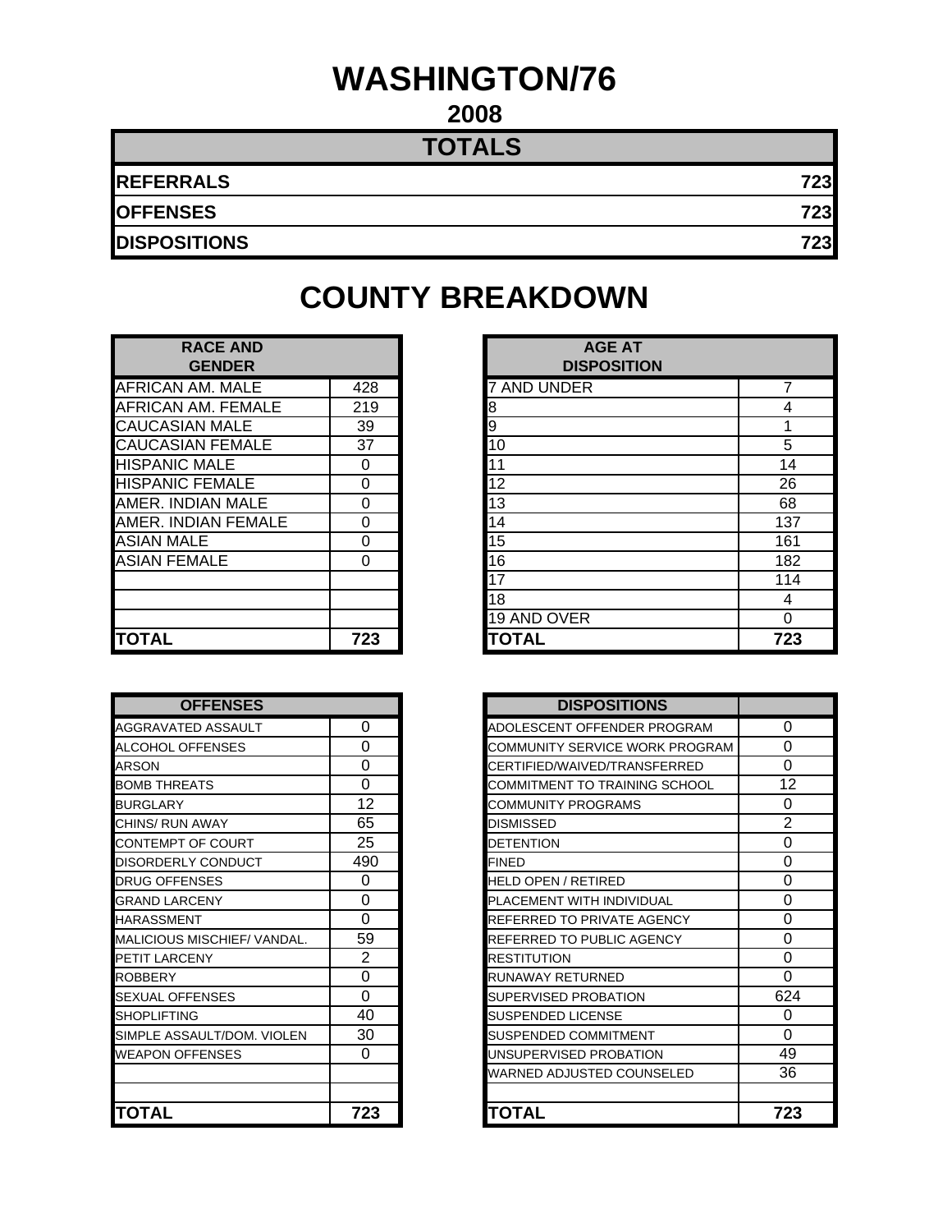# WASHINGTON/76

## 2008

| TOTALS | |
|---|---|
| REFERRALS | 723 |
| OFFENSES | 723 |
| DISPOSITIONS | 723 |

# COUNTY BREAKDOWN

| RACE AND GENDER | |
|---|---|
| AFRICAN AM. MALE | 428 |
| AFRICAN AM. FEMALE | 219 |
| CAUCASIAN MALE | 39 |
| CAUCASIAN FEMALE | 37 |
| HISPANIC MALE | 0 |
| HISPANIC FEMALE | 0 |
| AMER. INDIAN MALE | 0 |
| AMER. INDIAN FEMALE | 0 |
| ASIAN MALE | 0 |
| ASIAN FEMALE | 0 |
| | |
| | |
| | |
| **TOTAL** | **723** |

| AGE AT DISPOSITION | |
|---|---|
| 7 AND UNDER | 7 |
| 8 | 4 |
| 9 | 1 |
| 10 | 5 |
| 11 | 14 |
| 12 | 26 |
| 13 | 68 |
| 14 | 137 |
| 15 | 161 |
| 16 | 182 |
| 17 | 114 |
| 18 | 4 |
| 19 AND OVER | 0 |
| **TOTAL** | **723** |

| OFFENSES | |
|---|---|
| AGGRAVATED ASSAULT | 0 |
| ALCOHOL OFFENSES | 0 |
| ARSON | 0 |
| BOMB THREATS | 0 |
| BURGLARY | 12 |
| CHINS/ RUN AWAY | 65 |
| CONTEMPT OF COURT | 25 |
| DISORDERLY CONDUCT | 490 |
| DRUG OFFENSES | 0 |
| GRAND LARCENY | 0 |
| HARASSMENT | 0 |
| MALICIOUS MISCHIEF/ VANDAL. | 59 |
| PETIT LARCENY | 2 |
| ROBBERY | 0 |
| SEXUAL OFFENSES | 0 |
| SHOPLIFTING | 40 |
| SIMPLE ASSAULT/DOM. VIOLEN | 30 |
| WEAPON OFFENSES | 0 |
| | |
| | |
| **TOTAL** | **723** |

| DISPOSITIONS | |
|---|---|
| ADOLESCENT OFFENDER PROGRAM | 0 |
| COMMUNITY SERVICE WORK PROGRAM | 0 |
| CERTIFIED/WAIVED/TRANSFERRED | 0 |
| COMMITMENT TO TRAINING SCHOOL | 12 |
| COMMUNITY PROGRAMS | 0 |
| DISMISSED | 2 |
| DETENTION | 0 |
| FINED | 0 |
| HELD OPEN / RETIRED | 0 |
| PLACEMENT WITH INDIVIDUAL | 0 |
| REFERRED TO PRIVATE AGENCY | 0 |
| REFERRED TO PUBLIC AGENCY | 0 |
| RESTITUTION | 0 |
| RUNAWAY RETURNED | 0 |
| SUPERVISED PROBATION | 624 |
| SUSPENDED LICENSE | 0 |
| SUSPENDED COMMITMENT | 0 |
| UNSUPERVISED PROBATION | 49 |
| WARNED ADJUSTED COUNSELED | 36 |
| | |
| **TOTAL** | **723** |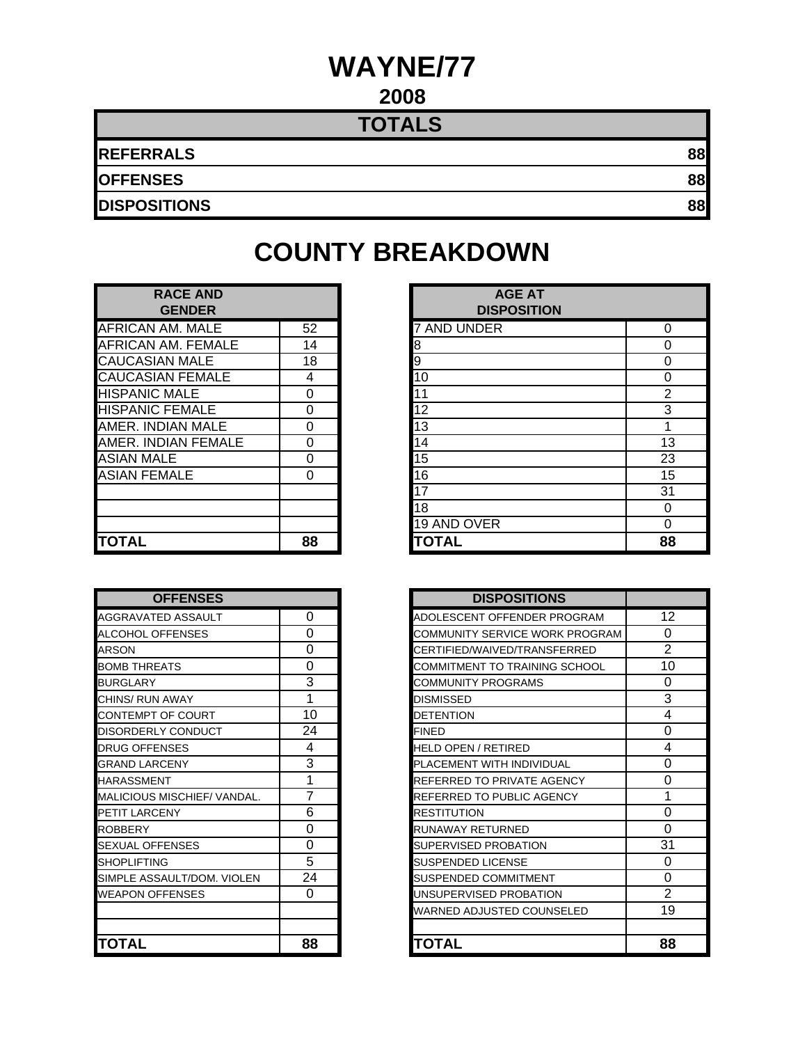# WAYNE/77

## 2008

| TOTALS | |
|---|---|
| **REFERRALS** | **88** |
| **OFFENSES** | **88** |
| **DISPOSITIONS** | **88** |

# COUNTY BREAKDOWN

| RACE AND GENDER | |
|---|---|
| AFRICAN AM. MALE | 52 |
| AFRICAN AM. FEMALE | 14 |
| CAUCASIAN MALE | 18 |
| CAUCASIAN FEMALE | 4 |
| HISPANIC MALE | 0 |
| HISPANIC FEMALE | 0 |
| AMER. INDIAN MALE | 0 |
| AMER. INDIAN FEMALE | 0 |
| ASIAN MALE | 0 |
| ASIAN FEMALE | 0 |
| | |
| | |
| | |
| **TOTAL** | **88** |

| AGE AT DISPOSITION | |
|---|---|
| 7 AND UNDER | 0 |
| 8 | 0 |
| 9 | 0 |
| 10 | 0 |
| 11 | 2 |
| 12 | 3 |
| 13 | 1 |
| 14 | 13 |
| 15 | 23 |
| 16 | 15 |
| 17 | 31 |
| 18 | 0 |
| 19 AND OVER | 0 |
| **TOTAL** | **88** |

| OFFENSES | |
|---|---|
| AGGRAVATED ASSAULT | 0 |
| ALCOHOL OFFENSES | 0 |
| ARSON | 0 |
| BOMB THREATS | 0 |
| BURGLARY | 3 |
| CHINS/ RUN AWAY | 1 |
| CONTEMPT OF COURT | 10 |
| DISORDERLY CONDUCT | 24 |
| DRUG OFFENSES | 4 |
| GRAND LARCENY | 3 |
| HARASSMENT | 1 |
| MALICIOUS MISCHIEF/ VANDAL. | 7 |
| PETIT LARCENY | 6 |
| ROBBERY | 0 |
| SEXUAL OFFENSES | 0 |
| SHOPLIFTING | 5 |
| SIMPLE ASSAULT/DOM. VIOLEN | 24 |
| WEAPON OFFENSES | 0 |
| | |
| | |
| **TOTAL** | **88** |

| DISPOSITIONS | |
|---|---|
| ADOLESCENT OFFENDER PROGRAM | 12 |
| COMMUNITY SERVICE WORK PROGRAM | 0 |
| CERTIFIED/WAIVED/TRANSFERRED | 2 |
| COMMITMENT TO TRAINING SCHOOL | 10 |
| COMMUNITY PROGRAMS | 0 |
| DISMISSED | 3 |
| DETENTION | 4 |
| FINED | 0 |
| HELD OPEN / RETIRED | 4 |
| PLACEMENT WITH INDIVIDUAL | 0 |
| REFERRED TO PRIVATE AGENCY | 0 |
| REFERRED TO PUBLIC AGENCY | 1 |
| RESTITUTION | 0 |
| RUNAWAY RETURNED | 0 |
| SUPERVISED PROBATION | 31 |
| SUSPENDED LICENSE | 0 |
| SUSPENDED COMMITMENT | 0 |
| UNSUPERVISED PROBATION | 2 |
| WARNED ADJUSTED COUNSELED | 19 |
| | |
| **TOTAL** | **88** |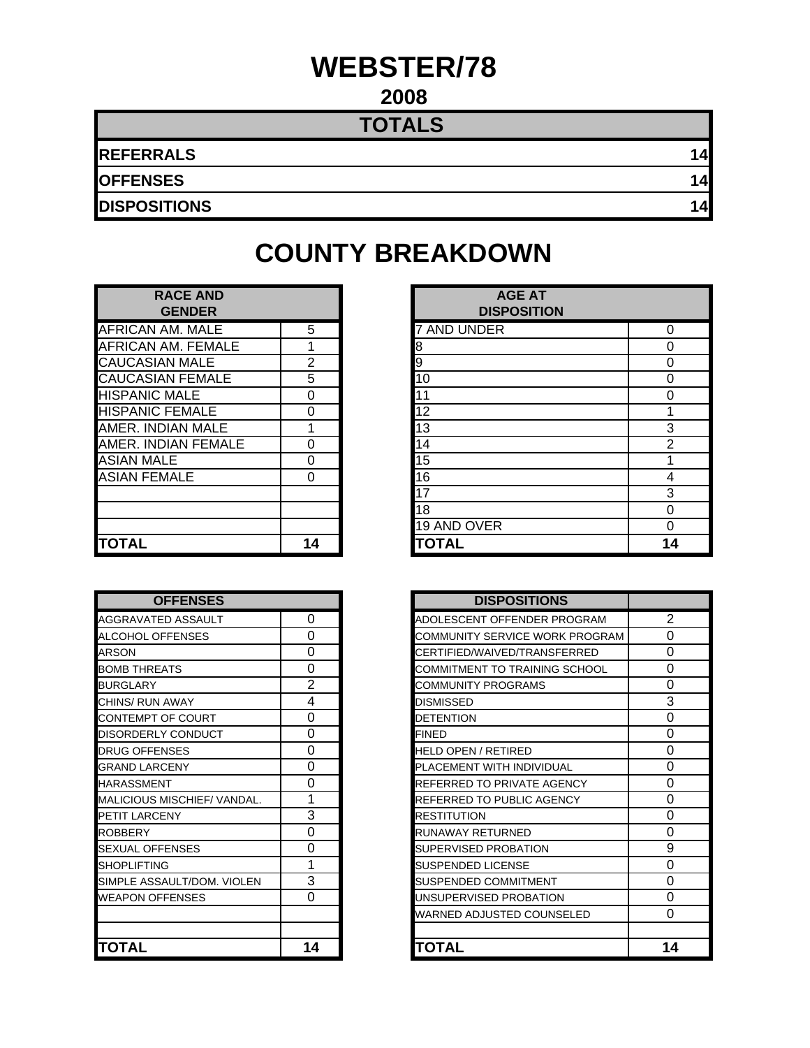# WEBSTER/78

## 2008

| TOTALS | |
|---|---|
| **REFERRALS** | **14** |
| **OFFENSES** | **14** |
| **DISPOSITIONS** | **14** |

# COUNTY BREAKDOWN

| RACE AND GENDER | |
|---|---|
| AFRICAN AM. MALE | 5 |
| AFRICAN AM. FEMALE | 1 |
| CAUCASIAN MALE | 2 |
| CAUCASIAN FEMALE | 5 |
| HISPANIC MALE | 0 |
| HISPANIC FEMALE | 0 |
| AMER. INDIAN MALE | 1 |
| AMER. INDIAN FEMALE | 0 |
| ASIAN MALE | 0 |
| ASIAN FEMALE | 0 |
| | |
| | |
| | |
| **TOTAL** | **14** |

| AGE AT DISPOSITION | |
|---|---|
| 7 AND UNDER | 0 |
| 8 | 0 |
| 9 | 0 |
| 10 | 0 |
| 11 | 0 |
| 12 | 1 |
| 13 | 3 |
| 14 | 2 |
| 15 | 1 |
| 16 | 4 |
| 17 | 3 |
| 18 | 0 |
| 19 AND OVER | 0 |
| **TOTAL** | **14** |

| OFFENSES | |
|---|---|
| AGGRAVATED ASSAULT | 0 |
| ALCOHOL OFFENSES | 0 |
| ARSON | 0 |
| BOMB THREATS | 0 |
| BURGLARY | 2 |
| CHINS/ RUN AWAY | 4 |
| CONTEMPT OF COURT | 0 |
| DISORDERLY CONDUCT | 0 |
| DRUG OFFENSES | 0 |
| GRAND LARCENY | 0 |
| HARASSMENT | 0 |
| MALICIOUS MISCHIEF/ VANDAL. | 1 |
| PETIT LARCENY | 3 |
| ROBBERY | 0 |
| SEXUAL OFFENSES | 0 |
| SHOPLIFTING | 1 |
| SIMPLE ASSAULT/DOM. VIOLEN | 3 |
| WEAPON OFFENSES | 0 |
| | |
| | |
| **TOTAL** | **14** |

| DISPOSITIONS | |
|---|---|
| ADOLESCENT OFFENDER PROGRAM | 2 |
| COMMUNITY SERVICE WORK PROGRAM | 0 |
| CERTIFIED/WAIVED/TRANSFERRED | 0 |
| COMMITMENT TO TRAINING SCHOOL | 0 |
| COMMUNITY PROGRAMS | 0 |
| DISMISSED | 3 |
| DETENTION | 0 |
| FINED | 0 |
| HELD OPEN / RETIRED | 0 |
| PLACEMENT WITH INDIVIDUAL | 0 |
| REFERRED TO PRIVATE AGENCY | 0 |
| REFERRED TO PUBLIC AGENCY | 0 |
| RESTITUTION | 0 |
| RUNAWAY RETURNED | 0 |
| SUPERVISED PROBATION | 9 |
| SUSPENDED LICENSE | 0 |
| SUSPENDED COMMITMENT | 0 |
| UNSUPERVISED PROBATION | 0 |
| WARNED ADJUSTED COUNSELED | 0 |
| | |
| **TOTAL** | **14** |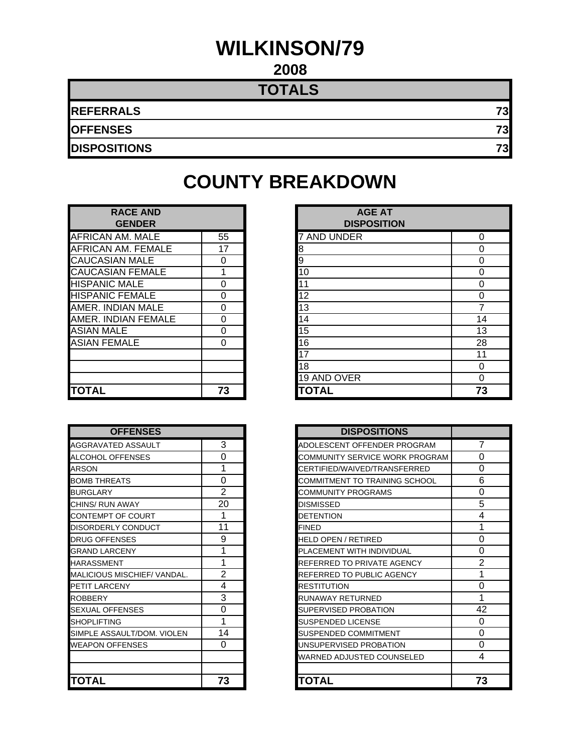# WILKINSON/79

## 2008

| TOTALS | |
|---|---|
| **REFERRALS** | **73** |
| **OFFENSES** | **73** |
| **DISPOSITIONS** | **73** |

# COUNTY BREAKDOWN

| RACE AND GENDER | |
|---|---|
| AFRICAN AM. MALE | 55 |
| AFRICAN AM. FEMALE | 17 |
| CAUCASIAN MALE | 0 |
| CAUCASIAN FEMALE | 1 |
| HISPANIC MALE | 0 |
| HISPANIC FEMALE | 0 |
| AMER. INDIAN MALE | 0 |
| AMER. INDIAN FEMALE | 0 |
| ASIAN MALE | 0 |
| ASIAN FEMALE | 0 |
| | |
| | |
| | |
| **TOTAL** | **73** |

| AGE AT DISPOSITION | |
|---|---|
| 7 AND UNDER | 0 |
| 8 | 0 |
| 9 | 0 |
| 10 | 0 |
| 11 | 0 |
| 12 | 0 |
| 13 | 7 |
| 14 | 14 |
| 15 | 13 |
| 16 | 28 |
| 17 | 11 |
| 18 | 0 |
| 19 AND OVER | 0 |
| **TOTAL** | **73** |

| OFFENSES | |
|---|---|
| AGGRAVATED ASSAULT | 3 |
| ALCOHOL OFFENSES | 0 |
| ARSON | 1 |
| BOMB THREATS | 0 |
| BURGLARY | 2 |
| CHINS/ RUN AWAY | 20 |
| CONTEMPT OF COURT | 1 |
| DISORDERLY CONDUCT | 11 |
| DRUG OFFENSES | 9 |
| GRAND LARCENY | 1 |
| HARASSMENT | 1 |
| MALICIOUS MISCHIEF/ VANDAL. | 2 |
| PETIT LARCENY | 4 |
| ROBBERY | 3 |
| SEXUAL OFFENSES | 0 |
| SHOPLIFTING | 1 |
| SIMPLE ASSAULT/DOM. VIOLEN | 14 |
| WEAPON OFFENSES | 0 |
| | |
| | |
| **TOTAL** | **73** |

| DISPOSITIONS | |
|---|---|
| ADOLESCENT OFFENDER PROGRAM | 7 |
| COMMUNITY SERVICE WORK PROGRAM | 0 |
| CERTIFIED/WAIVED/TRANSFERRED | 0 |
| COMMITMENT TO TRAINING SCHOOL | 6 |
| COMMUNITY PROGRAMS | 0 |
| DISMISSED | 5 |
| DETENTION | 4 |
| FINED | 1 |
| HELD OPEN / RETIRED | 0 |
| PLACEMENT WITH INDIVIDUAL | 0 |
| REFERRED TO PRIVATE AGENCY | 2 |
| REFERRED TO PUBLIC AGENCY | 1 |
| RESTITUTION | 0 |
| RUNAWAY RETURNED | 1 |
| SUPERVISED PROBATION | 42 |
| SUSPENDED LICENSE | 0 |
| SUSPENDED COMMITMENT | 0 |
| UNSUPERVISED PROBATION | 0 |
| WARNED ADJUSTED COUNSELED | 4 |
| | |
| **TOTAL** | **73** |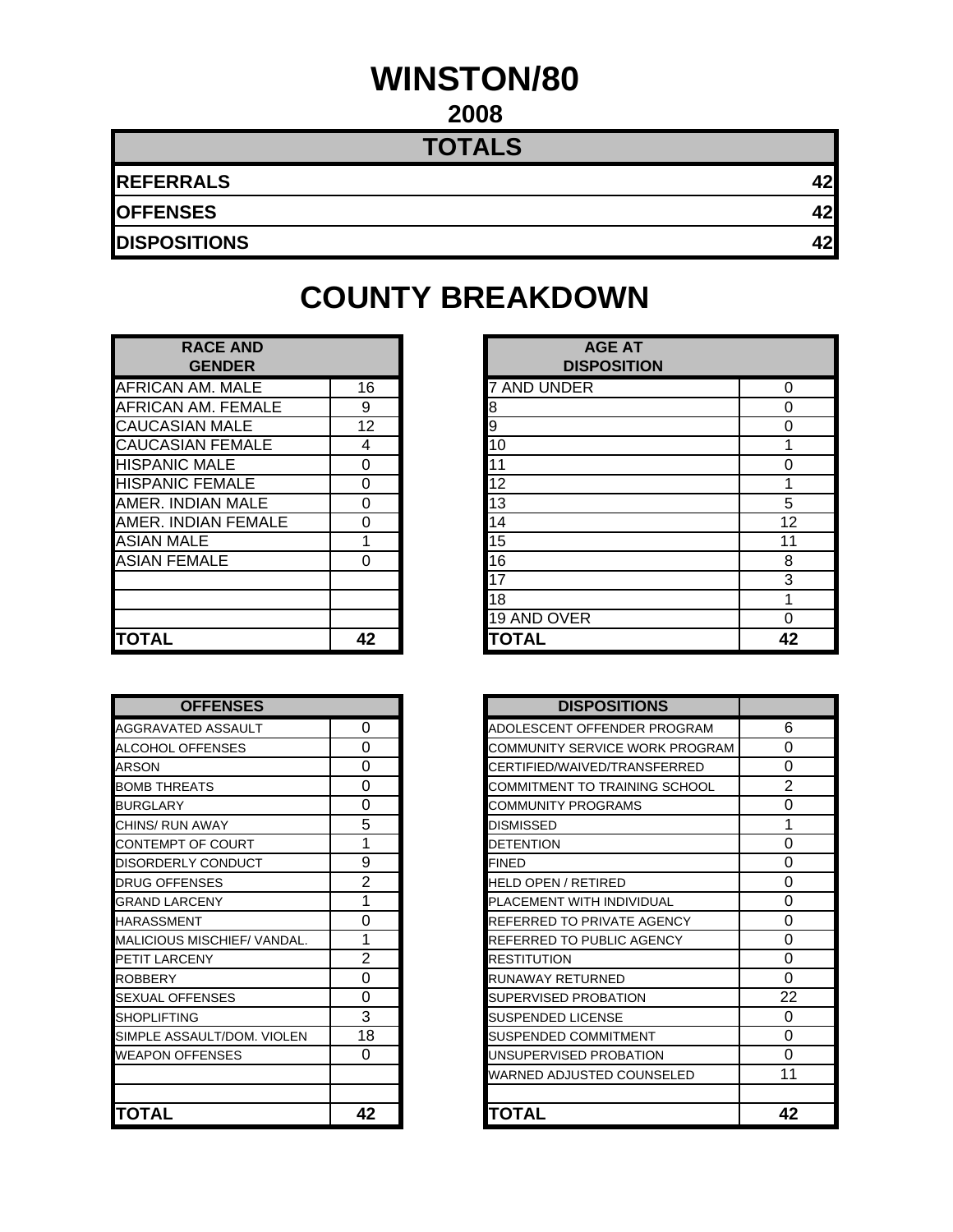# WINSTON/80

## 2008

| TOTALS | |
|---|---|
| **REFERRALS** | **42** |
| **OFFENSES** | **42** |
| **DISPOSITIONS** | **42** |

# COUNTY BREAKDOWN

| RACE AND GENDER | |
|---|---|
| AFRICAN AM. MALE | 16 |
| AFRICAN AM. FEMALE | 9 |
| CAUCASIAN MALE | 12 |
| CAUCASIAN FEMALE | 4 |
| HISPANIC MALE | 0 |
| HISPANIC FEMALE | 0 |
| AMER. INDIAN MALE | 0 |
| AMER. INDIAN FEMALE | 0 |
| ASIAN MALE | 1 |
| ASIAN FEMALE | 0 |
| | |
| | |
| | |
| **TOTAL** | **42** |

| AGE AT DISPOSITION | |
|---|---|
| 7 AND UNDER | 0 |
| 8 | 0 |
| 9 | 0 |
| 10 | 1 |
| 11 | 0 |
| 12 | 1 |
| 13 | 5 |
| 14 | 12 |
| 15 | 11 |
| 16 | 8 |
| 17 | 3 |
| 18 | 1 |
| 19 AND OVER | 0 |
| **TOTAL** | **42** |

| OFFENSES | |
|---|---|
| AGGRAVATED ASSAULT | 0 |
| ALCOHOL OFFENSES | 0 |
| ARSON | 0 |
| BOMB THREATS | 0 |
| BURGLARY | 0 |
| CHINS/ RUN AWAY | 5 |
| CONTEMPT OF COURT | 1 |
| DISORDERLY CONDUCT | 9 |
| DRUG OFFENSES | 2 |
| GRAND LARCENY | 1 |
| HARASSMENT | 0 |
| MALICIOUS MISCHIEF/ VANDAL. | 1 |
| PETIT LARCENY | 2 |
| ROBBERY | 0 |
| SEXUAL OFFENSES | 0 |
| SHOPLIFTING | 3 |
| SIMPLE ASSAULT/DOM. VIOLEN | 18 |
| WEAPON OFFENSES | 0 |
| | |
| | |
| **TOTAL** | **42** |

| DISPOSITIONS | |
|---|---|
| ADOLESCENT OFFENDER PROGRAM | 6 |
| COMMUNITY SERVICE WORK PROGRAM | 0 |
| CERTIFIED/WAIVED/TRANSFERRED | 0 |
| COMMITMENT TO TRAINING SCHOOL | 2 |
| COMMUNITY PROGRAMS | 0 |
| DISMISSED | 1 |
| DETENTION | 0 |
| FINED | 0 |
| HELD OPEN / RETIRED | 0 |
| PLACEMENT WITH INDIVIDUAL | 0 |
| REFERRED TO PRIVATE AGENCY | 0 |
| REFERRED TO PUBLIC AGENCY | 0 |
| RESTITUTION | 0 |
| RUNAWAY RETURNED | 0 |
| SUPERVISED PROBATION | 22 |
| SUSPENDED LICENSE | 0 |
| SUSPENDED COMMITMENT | 0 |
| UNSUPERVISED PROBATION | 0 |
| WARNED ADJUSTED COUNSELED | 11 |
| | |
| **TOTAL** | **42** |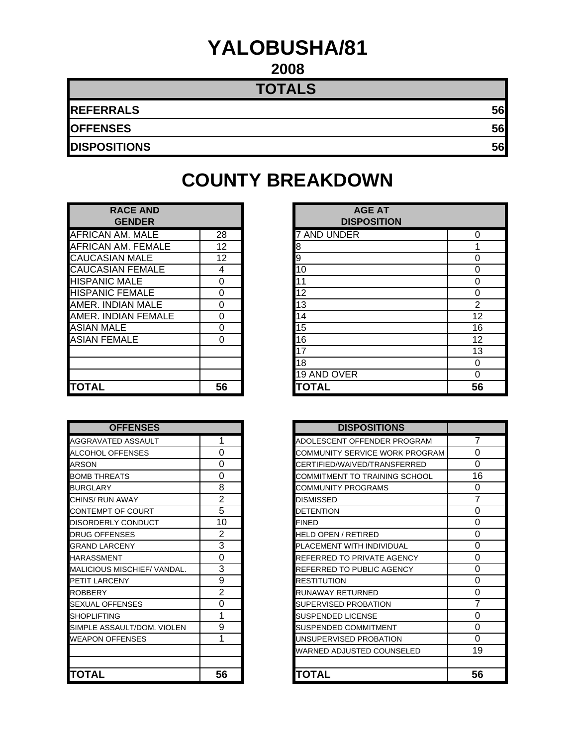# YALOBUSHA/81

## 2008

| TOTALS | |
|---|---|
| **REFERRALS** | **56** |
| **OFFENSES** | **56** |
| **DISPOSITIONS** | **56** |

# COUNTY BREAKDOWN

| RACE AND GENDER | |
|---|---|
| AFRICAN AM. MALE | 28 |
| AFRICAN AM. FEMALE | 12 |
| CAUCASIAN MALE | 12 |
| CAUCASIAN FEMALE | 4 |
| HISPANIC MALE | 0 |
| HISPANIC FEMALE | 0 |
| AMER. INDIAN MALE | 0 |
| AMER. INDIAN FEMALE | 0 |
| ASIAN MALE | 0 |
| ASIAN FEMALE | 0 |
| | |
| | |
| | |
| **TOTAL** | **56** |

| AGE AT DISPOSITION | |
|---|---|
| 7 AND UNDER | 0 |
| 8 | 1 |
| 9 | 0 |
| 10 | 0 |
| 11 | 0 |
| 12 | 0 |
| 13 | 2 |
| 14 | 12 |
| 15 | 16 |
| 16 | 12 |
| 17 | 13 |
| 18 | 0 |
| 19 AND OVER | 0 |
| **TOTAL** | **56** |

| OFFENSES | |
|---|---|
| AGGRAVATED ASSAULT | 1 |
| ALCOHOL OFFENSES | 0 |
| ARSON | 0 |
| BOMB THREATS | 0 |
| BURGLARY | 8 |
| CHINS/ RUN AWAY | 2 |
| CONTEMPT OF COURT | 5 |
| DISORDERLY CONDUCT | 10 |
| DRUG OFFENSES | 2 |
| GRAND LARCENY | 3 |
| HARASSMENT | 0 |
| MALICIOUS MISCHIEF/ VANDAL. | 3 |
| PETIT LARCENY | 9 |
| ROBBERY | 2 |
| SEXUAL OFFENSES | 0 |
| SHOPLIFTING | 1 |
| SIMPLE ASSAULT/DOM. VIOLEN | 9 |
| WEAPON OFFENSES | 1 |
| | |
| | |
| **TOTAL** | **56** |

| DISPOSITIONS | |
|---|---|
| ADOLESCENT OFFENDER PROGRAM | 7 |
| COMMUNITY SERVICE WORK PROGRAM | 0 |
| CERTIFIED/WAIVED/TRANSFERRED | 0 |
| COMMITMENT TO TRAINING SCHOOL | 16 |
| COMMUNITY PROGRAMS | 0 |
| DISMISSED | 7 |
| DETENTION | 0 |
| FINED | 0 |
| HELD OPEN / RETIRED | 0 |
| PLACEMENT WITH INDIVIDUAL | 0 |
| REFERRED TO PRIVATE AGENCY | 0 |
| REFERRED TO PUBLIC AGENCY | 0 |
| RESTITUTION | 0 |
| RUNAWAY RETURNED | 0 |
| SUPERVISED PROBATION | 7 |
| SUSPENDED LICENSE | 0 |
| SUSPENDED COMMITMENT | 0 |
| UNSUPERVISED PROBATION | 0 |
| WARNED ADJUSTED COUNSELED | 19 |
| | |
| **TOTAL** | **56** |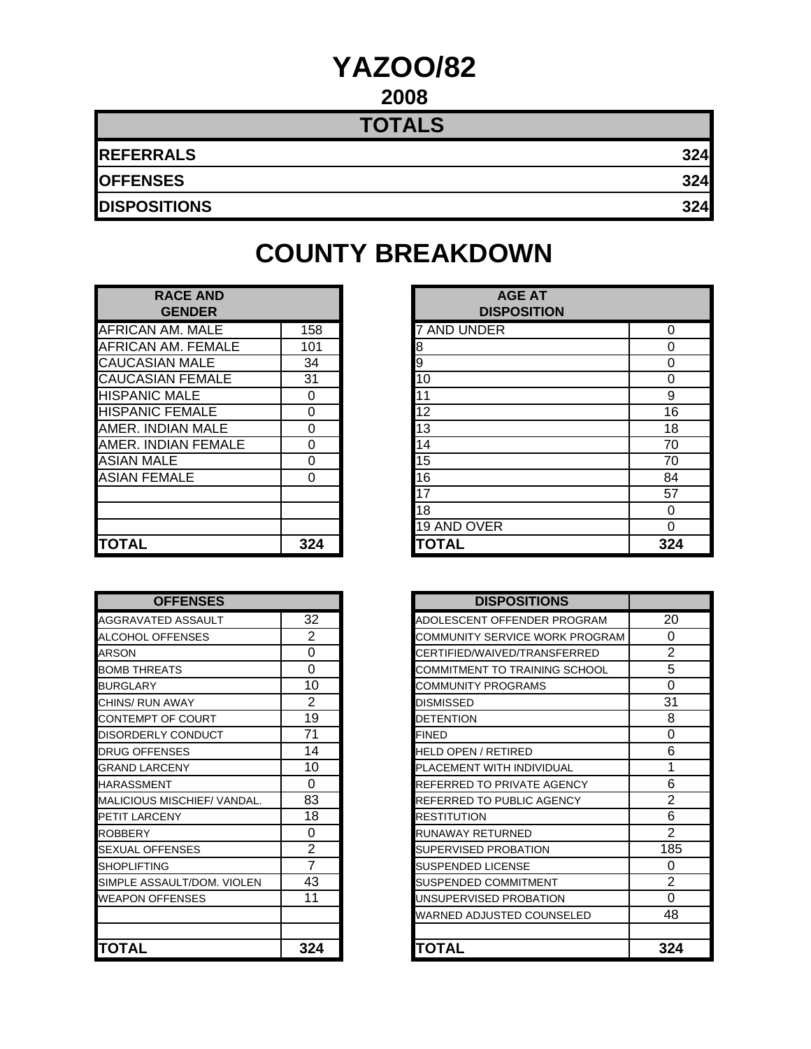# YAZOO/82

## 2008

| TOTALS | |
|---|---|
| **REFERRALS** | **324** |
| **OFFENSES** | **324** |
| **DISPOSITIONS** | **324** |

## COUNTY BREAKDOWN

| RACE AND GENDER | |
|---|---|
| AFRICAN AM. MALE | 158 |
| AFRICAN AM. FEMALE | 101 |
| CAUCASIAN MALE | 34 |
| CAUCASIAN FEMALE | 31 |
| HISPANIC MALE | 0 |
| HISPANIC FEMALE | 0 |
| AMER. INDIAN MALE | 0 |
| AMER. INDIAN FEMALE | 0 |
| ASIAN MALE | 0 |
| ASIAN FEMALE | 0 |
| | |
| | |
| | |
| **TOTAL** | **324** |

| AGE AT DISPOSITION | |
|---|---|
| 7 AND UNDER | 0 |
| 8 | 0 |
| 9 | 0 |
| 10 | 0 |
| 11 | 9 |
| 12 | 16 |
| 13 | 18 |
| 14 | 70 |
| 15 | 70 |
| 16 | 84 |
| 17 | 57 |
| 18 | 0 |
| 19 AND OVER | 0 |
| **TOTAL** | **324** |

| OFFENSES | |
|---|---|
| AGGRAVATED ASSAULT | 32 |
| ALCOHOL OFFENSES | 2 |
| ARSON | 0 |
| BOMB THREATS | 0 |
| BURGLARY | 10 |
| CHINS/ RUN AWAY | 2 |
| CONTEMPT OF COURT | 19 |
| DISORDERLY CONDUCT | 71 |
| DRUG OFFENSES | 14 |
| GRAND LARCENY | 10 |
| HARASSMENT | 0 |
| MALICIOUS MISCHIEF/ VANDAL. | 83 |
| PETIT LARCENY | 18 |
| ROBBERY | 0 |
| SEXUAL OFFENSES | 2 |
| SHOPLIFTING | 7 |
| SIMPLE ASSAULT/DOM. VIOLEN | 43 |
| WEAPON OFFENSES | 11 |
| | |
| | |
| **TOTAL** | **324** |

| DISPOSITIONS | |
|---|---|
| ADOLESCENT OFFENDER PROGRAM | 20 |
| COMMUNITY SERVICE WORK PROGRAM | 0 |
| CERTIFIED/WAIVED/TRANSFERRED | 2 |
| COMMITMENT TO TRAINING SCHOOL | 5 |
| COMMUNITY PROGRAMS | 0 |
| DISMISSED | 31 |
| DETENTION | 8 |
| FINED | 0 |
| HELD OPEN / RETIRED | 6 |
| PLACEMENT WITH INDIVIDUAL | 1 |
| REFERRED TO PRIVATE AGENCY | 6 |
| REFERRED TO PUBLIC AGENCY | 2 |
| RESTITUTION | 6 |
| RUNAWAY RETURNED | 2 |
| SUPERVISED PROBATION | 185 |
| SUSPENDED LICENSE | 0 |
| SUSPENDED COMMITMENT | 2 |
| UNSUPERVISED PROBATION | 0 |
| WARNED ADJUSTED COUNSELED | 48 |
| | |
| **TOTAL** | **324** |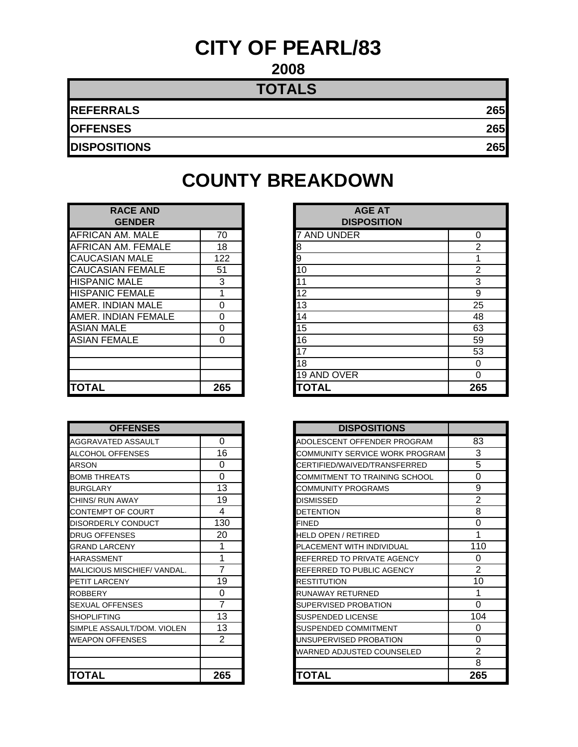# CITY OF PEARL/83

## 2008

| TOTALS | |
|---|---|
| REFERRALS | 265 |
| OFFENSES | 265 |
| DISPOSITIONS | 265 |

# COUNTY BREAKDOWN

| RACE AND GENDER | |
|---|---|
| AFRICAN AM. MALE | 70 |
| AFRICAN AM. FEMALE | 18 |
| CAUCASIAN MALE | 122 |
| CAUCASIAN FEMALE | 51 |
| HISPANIC MALE | 3 |
| HISPANIC FEMALE | 1 |
| AMER. INDIAN MALE | 0 |
| AMER. INDIAN FEMALE | 0 |
| ASIAN MALE | 0 |
| ASIAN FEMALE | 0 |
| | |
| | |
| | |
| **TOTAL** | **265** |

| AGE AT DISPOSITION | |
|---|---|
| 7 AND UNDER | 0 |
| 8 | 2 |
| 9 | 1 |
| 10 | 2 |
| 11 | 3 |
| 12 | 9 |
| 13 | 25 |
| 14 | 48 |
| 15 | 63 |
| 16 | 59 |
| 17 | 53 |
| 18 | 0 |
| 19 AND OVER | 0 |
| **TOTAL** | **265** |

| OFFENSES | |
|---|---|
| AGGRAVATED ASSAULT | 0 |
| ALCOHOL OFFENSES | 16 |
| ARSON | 0 |
| BOMB THREATS | 0 |
| BURGLARY | 13 |
| CHINS/ RUN AWAY | 19 |
| CONTEMPT OF COURT | 4 |
| DISORDERLY CONDUCT | 130 |
| DRUG OFFENSES | 20 |
| GRAND LARCENY | 1 |
| HARASSMENT | 1 |
| MALICIOUS MISCHIEF/ VANDAL. | 7 |
| PETIT LARCENY | 19 |
| ROBBERY | 0 |
| SEXUAL OFFENSES | 7 |
| SHOPLIFTING | 13 |
| SIMPLE ASSAULT/DOM. VIOLEN | 13 |
| WEAPON OFFENSES | 2 |
| | |
| | |
| **TOTAL** | **265** |

| DISPOSITIONS | |
|---|---|
| ADOLESCENT OFFENDER PROGRAM | 83 |
| COMMUNITY SERVICE WORK PROGRAM | 3 |
| CERTIFIED/WAIVED/TRANSFERRED | 5 |
| COMMITMENT TO TRAINING SCHOOL | 0 |
| COMMUNITY PROGRAMS | 9 |
| DISMISSED | 2 |
| DETENTION | 8 |
| FINED | 0 |
| HELD OPEN / RETIRED | 1 |
| PLACEMENT WITH INDIVIDUAL | 110 |
| REFERRED TO PRIVATE AGENCY | 0 |
| REFERRED TO PUBLIC AGENCY | 2 |
| RESTITUTION | 10 |
| RUNAWAY RETURNED | 1 |
| SUPERVISED PROBATION | 0 |
| SUSPENDED LICENSE | 104 |
| SUSPENDED COMMITMENT | 0 |
| UNSUPERVISED PROBATION | 0 |
| WARNED ADJUSTED COUNSELED | 2 |
| | 8 |
| **TOTAL** | **265** |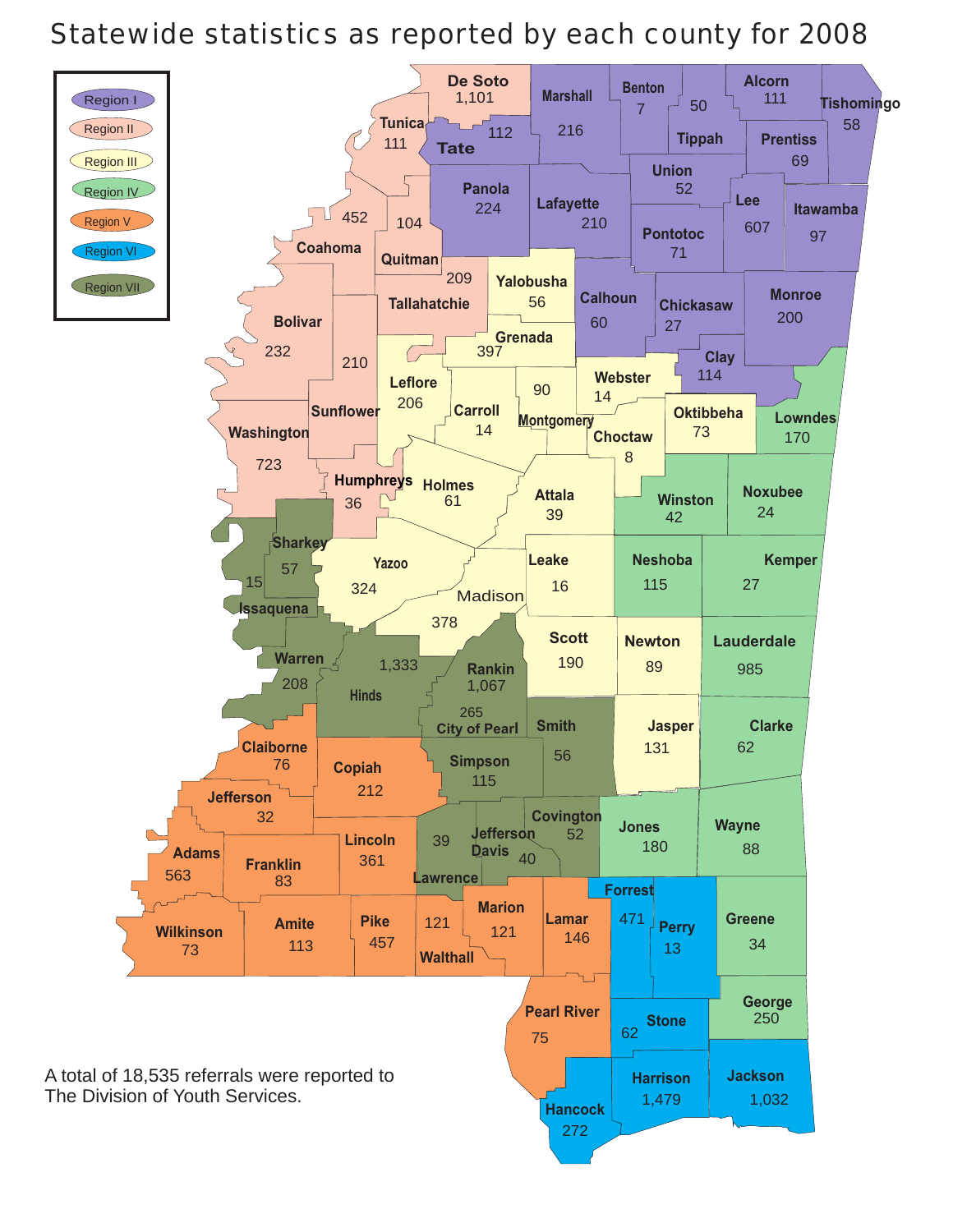# Statewide statistics as reported by each county for 2008

Region I
Region II
Region III
Region IV
Region V
Region VI
Region VII

De Soto 1,101
Tunica 111
Tate 112
Marshall 216
Benton 7
Tippah 50
Alcorn 111
Tishomingo 58
Prentiss 69
Union 52
Panola 224
Lafayette 210
Lee 607
Itawamba 97
Pontotoc 71
Coahoma 452
Quitman 104
Tallahatchie 209
Yalobusha 56
Calhoun 60
Chickasaw 27
Monroe 200
Bolivar 232
Sunflower 210
Grenada 397
Clay 114
Leflore 206
Carroll 14
Montgomery 90
Webster 14
Oktibbeha 73
Lowndes 170
Washington 723
Choctaw 8
Humphreys 36
Holmes 61
Attala 39
Winston 42
Noxubee 24
Sharkey 57
Issaquena 15
Yazoo 324
Leake 16
Neshoba 115
Kemper 27
Madison 378
Warren 208
Hinds 1,333
Rankin 1,067
City of Pearl 265
Scott 190
Newton 89
Lauderdale 985
Claiborne 76
Copiah 212
Simpson 115
Smith 56
Jasper 131
Clarke 62
Jefferson 32
Covington 52
Jefferson Davis 40
Lawrence 39
Jones 180
Wayne 88
Adams 563
Franklin 83
Lincoln 361
Wilkinson 73
Amite 113
Pike 457
Walthall 121
Marion 121
Lamar 146
Forrest 471
Perry 13
Greene 34
Pearl River 75
Stone 62
George 250
Hancock 272
Harrison 1,479
Jackson 1,032

A total of 18,535 referrals were reported to The Division of Youth Services.